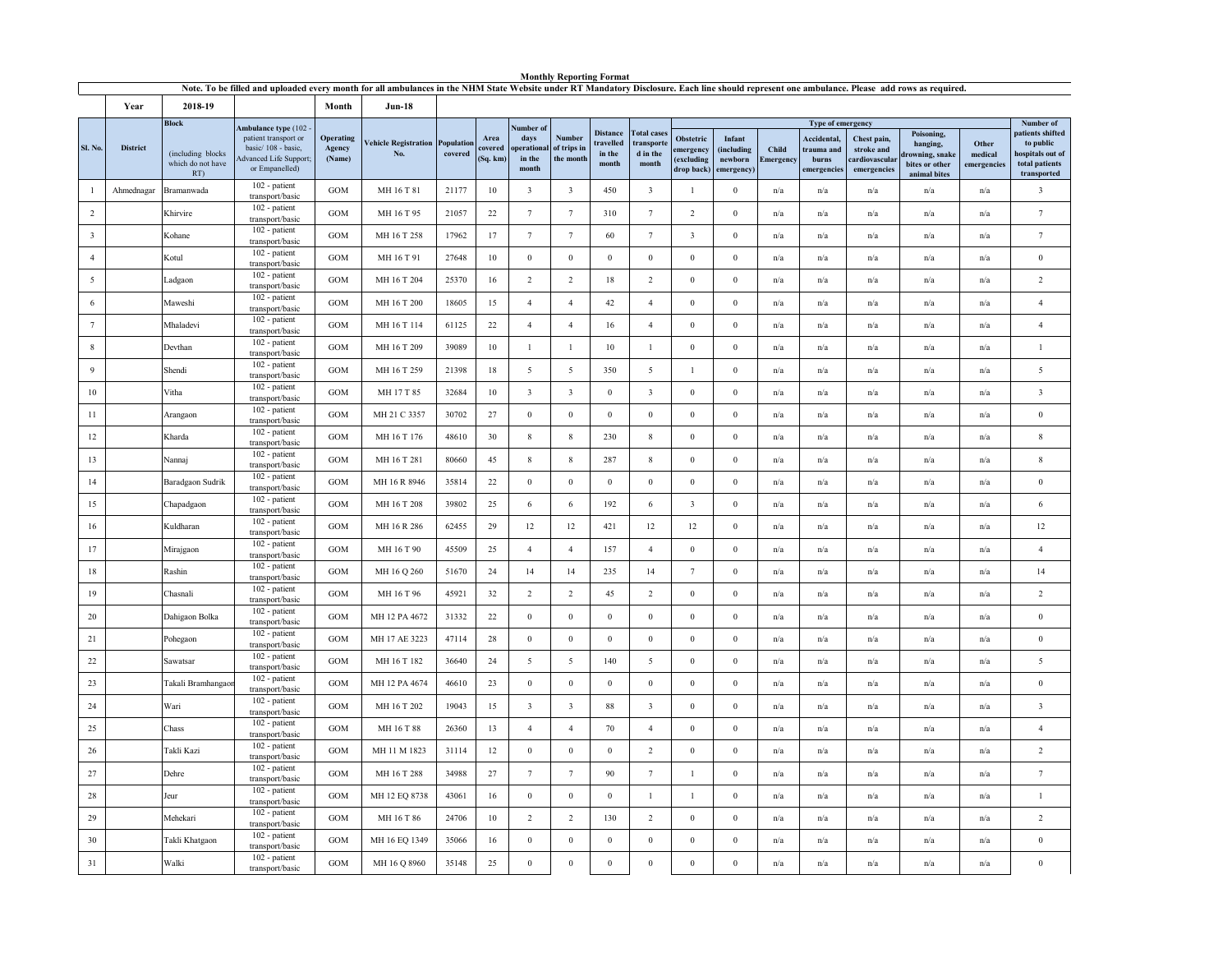# Monthly Reporting Format

Note. To be filled and uploaded every month for all ambulances in the NHM State Website under RT Mandatory Disclosure. Each line should represent one ambulance. Please add rows as required.

| | Year | 2018-19 | | Month | Jun-18 | | | | | | | | | | | | | | | | |
|---|---|---|---|---|---|---|---|---|---|---|---|---|---|---|---|---|---|---|---|---|---|
| Sl. No. | District | Block (including blocks which do not have RT) | Ambulance type (102 - patient transport or basic/ 108 - basic, Advanced Life Support; or Empanelled) | Operating Agency (Name) | Vehicle Registration No. | Population covered | Area covered (Sq. km) | Number of days operational in the month | Number of trips in the month | Distance travelled in the month | Total cases transported in the month | Type of emergency | | | | | | | | Number of patients shifted to public hospitals out of total patients transported |
| | | | | | | | | | | | | Obstetric emergency (excluding drop back) | Infant (including newborn emergency) | Child Emergency | Accidental, trauma and burns emergencies | Chest pain, stroke and cardiovascular emergencies | Poisoning, hanging, drowning, snake bites or other animal bites | Other medical emergencies | |
| 1 | Ahmednagar | Bramanwada | 102 - patient transport/basic | GOM | MH 16 T 81 | 21177 | 10 | 3 | 3 | 450 | 3 | 1 | 0 | n/a | n/a | n/a | n/a | n/a | 3 |
| 2 | | Khirvire | 102 - patient transport/basic | GOM | MH 16 T 95 | 21057 | 22 | 7 | 7 | 310 | 7 | 2 | 0 | n/a | n/a | n/a | n/a | n/a | 7 |
| 3 | | Kohane | 102 - patient transport/basic | GOM | MH 16 T 258 | 17962 | 17 | 7 | 7 | 60 | 7 | 3 | 0 | n/a | n/a | n/a | n/a | n/a | 7 |
| 4 | | Kotul | 102 - patient transport/basic | GOM | MH 16 T 91 | 27648 | 10 | 0 | 0 | 0 | 0 | 0 | 0 | n/a | n/a | n/a | n/a | n/a | 0 |
| 5 | | Ladgaon | 102 - patient transport/basic | GOM | MH 16 T 204 | 25370 | 16 | 2 | 2 | 18 | 2 | 0 | 0 | n/a | n/a | n/a | n/a | n/a | 2 |
| 6 | | Maweshi | 102 - patient transport/basic | GOM | MH 16 T 200 | 18605 | 15 | 4 | 4 | 42 | 4 | 0 | 0 | n/a | n/a | n/a | n/a | n/a | 4 |
| 7 | | Mhaladevi | 102 - patient transport/basic | GOM | MH 16 T 114 | 61125 | 22 | 4 | 4 | 16 | 4 | 0 | 0 | n/a | n/a | n/a | n/a | n/a | 4 |
| 8 | | Devthan | 102 - patient transport/basic | GOM | MH 16 T 209 | 39089 | 10 | 1 | 1 | 10 | 1 | 0 | 0 | n/a | n/a | n/a | n/a | n/a | 1 |
| 9 | | Shendi | 102 - patient transport/basic | GOM | MH 16 T 259 | 21398 | 18 | 5 | 5 | 350 | 5 | 1 | 0 | n/a | n/a | n/a | n/a | n/a | 5 |
| 10 | | Vitha | 102 - patient transport/basic | GOM | MH 17 T 85 | 32684 | 10 | 3 | 3 | 0 | 3 | 0 | 0 | n/a | n/a | n/a | n/a | n/a | 3 |
| 11 | | Arangaon | 102 - patient transport/basic | GOM | MH 21 C 3357 | 30702 | 27 | 0 | 0 | 0 | 0 | 0 | 0 | n/a | n/a | n/a | n/a | n/a | 0 |
| 12 | | Kharda | 102 - patient transport/basic | GOM | MH 16 T 176 | 48610 | 30 | 8 | 8 | 230 | 8 | 0 | 0 | n/a | n/a | n/a | n/a | n/a | 8 |
| 13 | | Nannaj | 102 - patient transport/basic | GOM | MH 16 T 281 | 80660 | 45 | 8 | 8 | 287 | 8 | 0 | 0 | n/a | n/a | n/a | n/a | n/a | 8 |
| 14 | | Baradgaon Sudrik | 102 - patient transport/basic | GOM | MH 16 R 8946 | 35814 | 22 | 0 | 0 | 0 | 0 | 0 | 0 | n/a | n/a | n/a | n/a | n/a | 0 |
| 15 | | Chapadgaon | 102 - patient transport/basic | GOM | MH 16 T 208 | 39802 | 25 | 6 | 6 | 192 | 6 | 3 | 0 | n/a | n/a | n/a | n/a | n/a | 6 |
| 16 | | Kuldharan | 102 - patient transport/basic | GOM | MH 16 R 286 | 62455 | 29 | 12 | 12 | 421 | 12 | 12 | 0 | n/a | n/a | n/a | n/a | n/a | 12 |
| 17 | | Mirajgaon | 102 - patient transport/basic | GOM | MH 16 T 90 | 45509 | 25 | 4 | 4 | 157 | 4 | 0 | 0 | n/a | n/a | n/a | n/a | n/a | 4 |
| 18 | | Rashin | 102 - patient transport/basic | GOM | MH 16 Q 260 | 51670 | 24 | 14 | 14 | 235 | 14 | 7 | 0 | n/a | n/a | n/a | n/a | n/a | 14 |
| 19 | | Chasnali | 102 - patient transport/basic | GOM | MH 16 T 96 | 45921 | 32 | 2 | 2 | 45 | 2 | 0 | 0 | n/a | n/a | n/a | n/a | n/a | 2 |
| 20 | | Dahigaon Bolka | 102 - patient transport/basic | GOM | MH 12 PA 4672 | 31332 | 22 | 0 | 0 | 0 | 0 | 0 | 0 | n/a | n/a | n/a | n/a | n/a | 0 |
| 21 | | Pohegaon | 102 - patient transport/basic | GOM | MH 17 AE 3223 | 47114 | 28 | 0 | 0 | 0 | 0 | 0 | 0 | n/a | n/a | n/a | n/a | n/a | 0 |
| 22 | | Sawatsar | 102 - patient transport/basic | GOM | MH 16 T 182 | 36640 | 24 | 5 | 5 | 140 | 5 | 0 | 0 | n/a | n/a | n/a | n/a | n/a | 5 |
| 23 | | Takali Bramhangaon | 102 - patient transport/basic | GOM | MH 12 PA 4674 | 46610 | 23 | 0 | 0 | 0 | 0 | 0 | 0 | n/a | n/a | n/a | n/a | n/a | 0 |
| 24 | | Wari | 102 - patient transport/basic | GOM | MH 16 T 202 | 19043 | 15 | 3 | 3 | 88 | 3 | 0 | 0 | n/a | n/a | n/a | n/a | n/a | 3 |
| 25 | | Chass | 102 - patient transport/basic | GOM | MH 16 T 88 | 26360 | 13 | 4 | 4 | 70 | 4 | 0 | 0 | n/a | n/a | n/a | n/a | n/a | 4 |
| 26 | | Takli Kazi | 102 - patient transport/basic | GOM | MH 11 M 1823 | 31114 | 12 | 0 | 0 | 0 | 2 | 0 | 0 | n/a | n/a | n/a | n/a | n/a | 2 |
| 27 | | Dehre | 102 - patient transport/basic | GOM | MH 16 T 288 | 34988 | 27 | 7 | 7 | 90 | 7 | 1 | 0 | n/a | n/a | n/a | n/a | n/a | 7 |
| 28 | | Jeur | 102 - patient transport/basic | GOM | MH 12 EQ 8738 | 43061 | 16 | 0 | 0 | 0 | 1 | 1 | 0 | n/a | n/a | n/a | n/a | n/a | 1 |
| 29 | | Mehekari | 102 - patient transport/basic | GOM | MH 16 T 86 | 24706 | 10 | 2 | 2 | 130 | 2 | 0 | 0 | n/a | n/a | n/a | n/a | n/a | 2 |
| 30 | | Takli Khatgaon | 102 - patient transport/basic | GOM | MH 16 EQ 1349 | 35066 | 16 | 0 | 0 | 0 | 0 | 0 | 0 | n/a | n/a | n/a | n/a | n/a | 0 |
| 31 | | Walki | 102 - patient transport/basic | GOM | MH 16 Q 8960 | 35148 | 25 | 0 | 0 | 0 | 0 | 0 | 0 | n/a | n/a | n/a | n/a | n/a | 0 |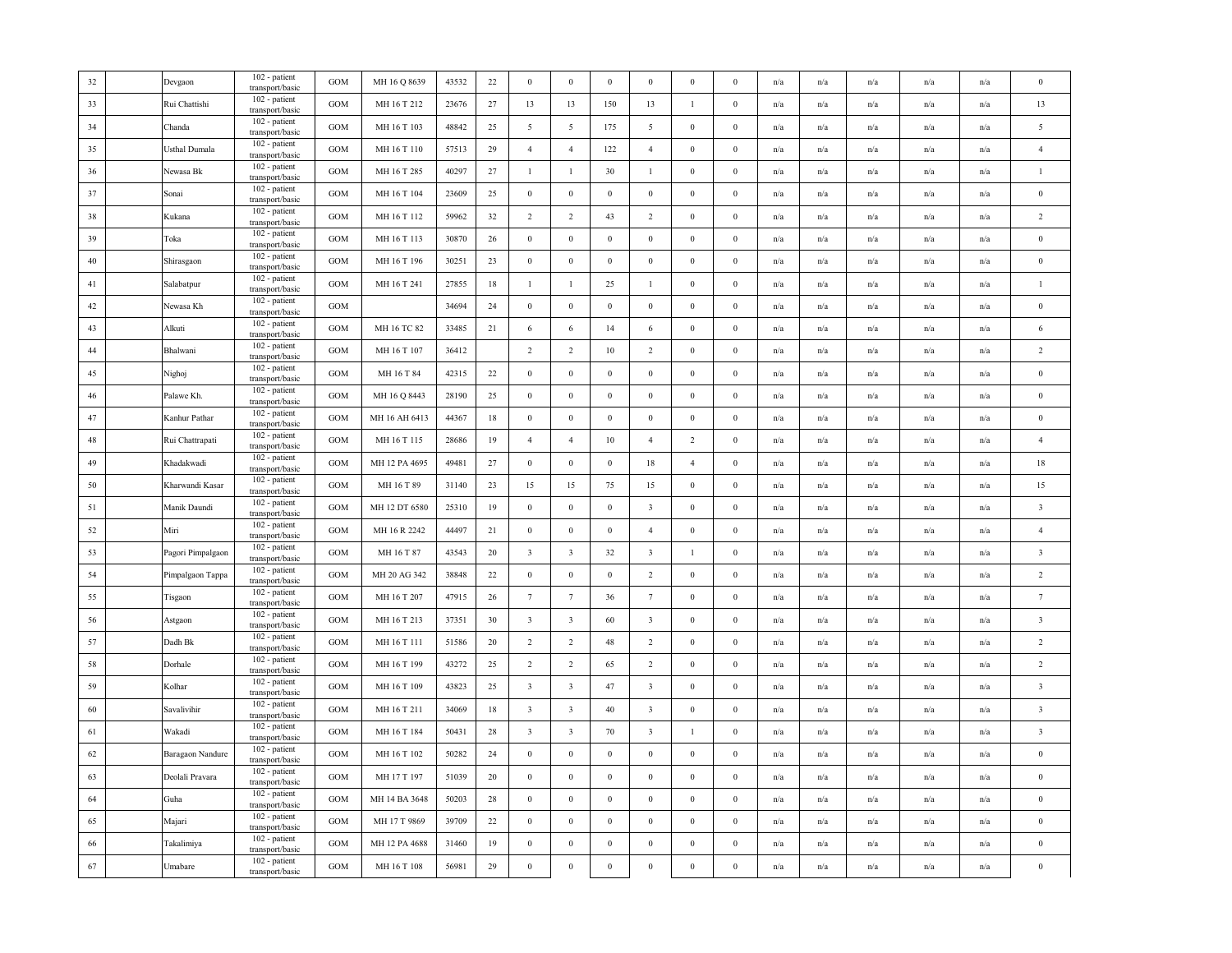| 32 | | Devgaon | 102 - patient transport/basic | GOM | MH 16 Q 8639 | 43532 | 22 | 0 | 0 | 0 | 0 | 0 | 0 | n/a | n/a | n/a | n/a | n/a | 0 |
|---|---|---|---|---|---|---|---|---|---|---|---|---|---|---|---|---|---|---|---|
| 33 | | Rui Chattishi | 102 - patient transport/basic | GOM | MH 16 T 212 | 23676 | 27 | 13 | 13 | 150 | 13 | 1 | 0 | n/a | n/a | n/a | n/a | n/a | 13 |
| 34 | | Chanda | 102 - patient transport/basic | GOM | MH 16 T 103 | 48842 | 25 | 5 | 5 | 175 | 5 | 0 | 0 | n/a | n/a | n/a | n/a | n/a | 5 |
| 35 | | Usthal Dumala | 102 - patient transport/basic | GOM | MH 16 T 110 | 57513 | 29 | 4 | 4 | 122 | 4 | 0 | 0 | n/a | n/a | n/a | n/a | n/a | 4 |
| 36 | | Newasa Bk | 102 - patient transport/basic | GOM | MH 16 T 285 | 40297 | 27 | 1 | 1 | 30 | 1 | 0 | 0 | n/a | n/a | n/a | n/a | n/a | 1 |
| 37 | | Sonai | 102 - patient transport/basic | GOM | MH 16 T 104 | 23609 | 25 | 0 | 0 | 0 | 0 | 0 | 0 | n/a | n/a | n/a | n/a | n/a | 0 |
| 38 | | Kukana | 102 - patient transport/basic | GOM | MH 16 T 112 | 59962 | 32 | 2 | 2 | 43 | 2 | 0 | 0 | n/a | n/a | n/a | n/a | n/a | 2 |
| 39 | | Toka | 102 - patient transport/basic | GOM | MH 16 T 113 | 30870 | 26 | 0 | 0 | 0 | 0 | 0 | 0 | n/a | n/a | n/a | n/a | n/a | 0 |
| 40 | | Shirasgaon | 102 - patient transport/basic | GOM | MH 16 T 196 | 30251 | 23 | 0 | 0 | 0 | 0 | 0 | 0 | n/a | n/a | n/a | n/a | n/a | 0 |
| 41 | | Salabatpur | 102 - patient transport/basic | GOM | MH 16 T 241 | 27855 | 18 | 1 | 1 | 25 | 1 | 0 | 0 | n/a | n/a | n/a | n/a | n/a | 1 |
| 42 | | Newasa Kh | 102 - patient transport/basic | GOM | | 34694 | 24 | 0 | 0 | 0 | 0 | 0 | 0 | n/a | n/a | n/a | n/a | n/a | 0 |
| 43 | | Alkuti | 102 - patient transport/basic | GOM | MH 16 TC 82 | 33485 | 21 | 6 | 6 | 14 | 6 | 0 | 0 | n/a | n/a | n/a | n/a | n/a | 6 |
| 44 | | Bhalwani | 102 - patient transport/basic | GOM | MH 16 T 107 | 36412 | | 2 | 2 | 10 | 2 | 0 | 0 | n/a | n/a | n/a | n/a | n/a | 2 |
| 45 | | Nighoj | 102 - patient transport/basic | GOM | MH 16 T 84 | 42315 | 22 | 0 | 0 | 0 | 0 | 0 | 0 | n/a | n/a | n/a | n/a | n/a | 0 |
| 46 | | Palawe Kh. | 102 - patient transport/basic | GOM | MH 16 Q 8443 | 28190 | 25 | 0 | 0 | 0 | 0 | 0 | 0 | n/a | n/a | n/a | n/a | n/a | 0 |
| 47 | | Kanhur Pathar | 102 - patient transport/basic | GOM | MH 16 AH 6413 | 44367 | 18 | 0 | 0 | 0 | 0 | 0 | 0 | n/a | n/a | n/a | n/a | n/a | 0 |
| 48 | | Rui Chattrapati | 102 - patient transport/basic | GOM | MH 16 T 115 | 28686 | 19 | 4 | 4 | 10 | 4 | 2 | 0 | n/a | n/a | n/a | n/a | n/a | 4 |
| 49 | | Khadakwadi | 102 - patient transport/basic | GOM | MH 12 PA 4695 | 49481 | 27 | 0 | 0 | 0 | 18 | 4 | 0 | n/a | n/a | n/a | n/a | n/a | 18 |
| 50 | | Kharwandi Kasar | 102 - patient transport/basic | GOM | MH 16 T 89 | 31140 | 23 | 15 | 15 | 75 | 15 | 0 | 0 | n/a | n/a | n/a | n/a | n/a | 15 |
| 51 | | Manik Daundi | 102 - patient transport/basic | GOM | MH 12 DT 6580 | 25310 | 19 | 0 | 0 | 0 | 3 | 0 | 0 | n/a | n/a | n/a | n/a | n/a | 3 |
| 52 | | Miri | 102 - patient transport/basic | GOM | MH 16 R 2242 | 44497 | 21 | 0 | 0 | 0 | 4 | 0 | 0 | n/a | n/a | n/a | n/a | n/a | 4 |
| 53 | | Pagori Pimpalgaon | 102 - patient transport/basic | GOM | MH 16 T 87 | 43543 | 20 | 3 | 3 | 32 | 3 | 1 | 0 | n/a | n/a | n/a | n/a | n/a | 3 |
| 54 | | Pimpalgaon Tappa | 102 - patient transport/basic | GOM | MH 20 AG 342 | 38848 | 22 | 0 | 0 | 0 | 2 | 0 | 0 | n/a | n/a | n/a | n/a | n/a | 2 |
| 55 | | Tisgaon | 102 - patient transport/basic | GOM | MH 16 T 207 | 47915 | 26 | 7 | 7 | 36 | 7 | 0 | 0 | n/a | n/a | n/a | n/a | n/a | 7 |
| 56 | | Astgaon | 102 - patient transport/basic | GOM | MH 16 T 213 | 37351 | 30 | 3 | 3 | 60 | 3 | 0 | 0 | n/a | n/a | n/a | n/a | n/a | 3 |
| 57 | | Dadh Bk | 102 - patient transport/basic | GOM | MH 16 T 111 | 51586 | 20 | 2 | 2 | 48 | 2 | 0 | 0 | n/a | n/a | n/a | n/a | n/a | 2 |
| 58 | | Dorhale | 102 - patient transport/basic | GOM | MH 16 T 199 | 43272 | 25 | 2 | 2 | 65 | 2 | 0 | 0 | n/a | n/a | n/a | n/a | n/a | 2 |
| 59 | | Kolhar | 102 - patient transport/basic | GOM | MH 16 T 109 | 43823 | 25 | 3 | 3 | 47 | 3 | 0 | 0 | n/a | n/a | n/a | n/a | n/a | 3 |
| 60 | | Savalivihir | 102 - patient transport/basic | GOM | MH 16 T 211 | 34069 | 18 | 3 | 3 | 40 | 3 | 0 | 0 | n/a | n/a | n/a | n/a | n/a | 3 |
| 61 | | Wakadi | 102 - patient transport/basic | GOM | MH 16 T 184 | 50431 | 28 | 3 | 3 | 70 | 3 | 1 | 0 | n/a | n/a | n/a | n/a | n/a | 3 |
| 62 | | Baragaon Nandure | 102 - patient transport/basic | GOM | MH 16 T 102 | 50282 | 24 | 0 | 0 | 0 | 0 | 0 | 0 | n/a | n/a | n/a | n/a | n/a | 0 |
| 63 | | Deolali Pravara | 102 - patient transport/basic | GOM | MH 17 T 197 | 51039 | 20 | 0 | 0 | 0 | 0 | 0 | 0 | n/a | n/a | n/a | n/a | n/a | 0 |
| 64 | | Guha | 102 - patient transport/basic | GOM | MH 14 BA 3648 | 50203 | 28 | 0 | 0 | 0 | 0 | 0 | 0 | n/a | n/a | n/a | n/a | n/a | 0 |
| 65 | | Majari | 102 - patient transport/basic | GOM | MH 17 T 9869 | 39709 | 22 | 0 | 0 | 0 | 0 | 0 | 0 | n/a | n/a | n/a | n/a | n/a | 0 |
| 66 | | Takalimiya | 102 - patient transport/basic | GOM | MH 12 PA 4688 | 31460 | 19 | 0 | 0 | 0 | 0 | 0 | 0 | n/a | n/a | n/a | n/a | n/a | 0 |
| 67 | | Umabare | 102 - patient transport/basic | GOM | MH 16 T 108 | 56981 | 29 | 0 | 0 | 0 | 0 | 0 | 0 | n/a | n/a | n/a | n/a | n/a | 0 |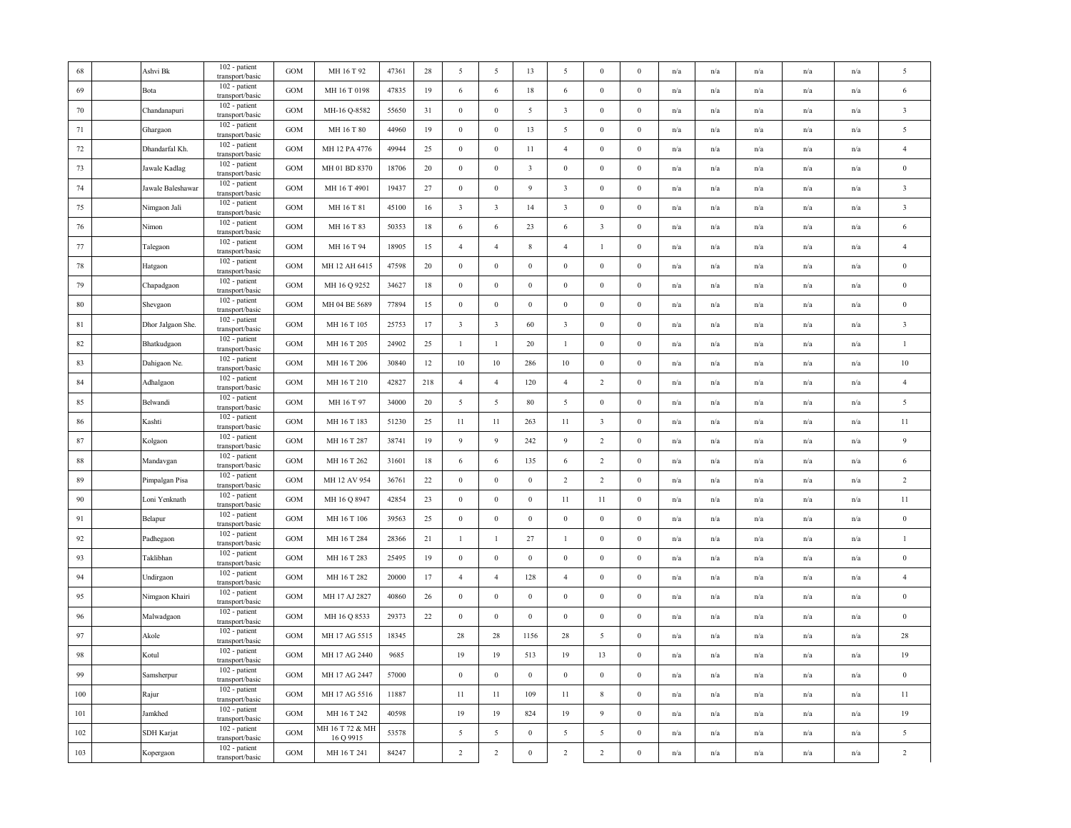| 68 | | Ashvi Bk | 102 - patient transport/basic | GOM | MH 16 T 92 | 47361 | 28 | 5 | 5 | 13 | 5 | 0 | 0 | n/a | n/a | n/a | n/a | n/a | 5 |
|---|---|---|---|---|---|---|---|---|---|---|---|---|---|---|---|---|---|---|---|
| 69 | | Bota | 102 - patient transport/basic | GOM | MH 16 T 0198 | 47835 | 19 | 6 | 6 | 18 | 6 | 0 | 0 | n/a | n/a | n/a | n/a | n/a | 6 |
| 70 | | Chandanapuri | 102 - patient transport/basic | GOM | MH-16 Q-8582 | 55650 | 31 | 0 | 0 | 5 | 3 | 0 | 0 | n/a | n/a | n/a | n/a | n/a | 3 |
| 71 | | Ghargaon | 102 - patient transport/basic | GOM | MH 16 T 80 | 44960 | 19 | 0 | 0 | 13 | 5 | 0 | 0 | n/a | n/a | n/a | n/a | n/a | 5 |
| 72 | | Dhandarfal Kh. | 102 - patient transport/basic | GOM | MH 12 PA 4776 | 49944 | 25 | 0 | 0 | 11 | 4 | 0 | 0 | n/a | n/a | n/a | n/a | n/a | 4 |
| 73 | | Jawale Kadlag | 102 - patient transport/basic | GOM | MH 01 BD 8370 | 18706 | 20 | 0 | 0 | 3 | 0 | 0 | 0 | n/a | n/a | n/a | n/a | n/a | 0 |
| 74 | | Jawale Baleshawar | 102 - patient transport/basic | GOM | MH 16 T 4901 | 19437 | 27 | 0 | 0 | 9 | 3 | 0 | 0 | n/a | n/a | n/a | n/a | n/a | 3 |
| 75 | | Nimgaon Jali | 102 - patient transport/basic | GOM | MH 16 T 81 | 45100 | 16 | 3 | 3 | 14 | 3 | 0 | 0 | n/a | n/a | n/a | n/a | n/a | 3 |
| 76 | | Nimon | 102 - patient transport/basic | GOM | MH 16 T 83 | 50353 | 18 | 6 | 6 | 23 | 6 | 3 | 0 | n/a | n/a | n/a | n/a | n/a | 6 |
| 77 | | Talegaon | 102 - patient transport/basic | GOM | MH 16 T 94 | 18905 | 15 | 4 | 4 | 8 | 4 | 1 | 0 | n/a | n/a | n/a | n/a | n/a | 4 |
| 78 | | Hatgaon | 102 - patient transport/basic | GOM | MH 12 AH 6415 | 47598 | 20 | 0 | 0 | 0 | 0 | 0 | 0 | n/a | n/a | n/a | n/a | n/a | 0 |
| 79 | | Chapadgaon | 102 - patient transport/basic | GOM | MH 16 Q 9252 | 34627 | 18 | 0 | 0 | 0 | 0 | 0 | 0 | n/a | n/a | n/a | n/a | n/a | 0 |
| 80 | | Shevgaon | 102 - patient transport/basic | GOM | MH 04 BE 5689 | 77894 | 15 | 0 | 0 | 0 | 0 | 0 | 0 | n/a | n/a | n/a | n/a | n/a | 0 |
| 81 | | Dhor Jalgaon She. | 102 - patient transport/basic | GOM | MH 16 T 105 | 25753 | 17 | 3 | 3 | 60 | 3 | 0 | 0 | n/a | n/a | n/a | n/a | n/a | 3 |
| 82 | | Bhatkudgaon | 102 - patient transport/basic | GOM | MH 16 T 205 | 24902 | 25 | 1 | 1 | 20 | 1 | 0 | 0 | n/a | n/a | n/a | n/a | n/a | 1 |
| 83 | | Dahigaon Ne. | 102 - patient transport/basic | GOM | MH 16 T 206 | 30840 | 12 | 10 | 10 | 286 | 10 | 0 | 0 | n/a | n/a | n/a | n/a | n/a | 10 |
| 84 | | Adhalgaon | 102 - patient transport/basic | GOM | MH 16 T 210 | 42827 | 218 | 4 | 4 | 120 | 4 | 2 | 0 | n/a | n/a | n/a | n/a | n/a | 4 |
| 85 | | Belwandi | 102 - patient transport/basic | GOM | MH 16 T 97 | 34000 | 20 | 5 | 5 | 80 | 5 | 0 | 0 | n/a | n/a | n/a | n/a | n/a | 5 |
| 86 | | Kashti | 102 - patient transport/basic | GOM | MH 16 T 183 | 51230 | 25 | 11 | 11 | 263 | 11 | 3 | 0 | n/a | n/a | n/a | n/a | n/a | 11 |
| 87 | | Kolgaon | 102 - patient transport/basic | GOM | MH 16 T 287 | 38741 | 19 | 9 | 9 | 242 | 9 | 2 | 0 | n/a | n/a | n/a | n/a | n/a | 9 |
| 88 | | Mandavgan | 102 - patient transport/basic | GOM | MH 16 T 262 | 31601 | 18 | 6 | 6 | 135 | 6 | 2 | 0 | n/a | n/a | n/a | n/a | n/a | 6 |
| 89 | | Pimpalgan Pisa | 102 - patient transport/basic | GOM | MH 12 AV 954 | 36761 | 22 | 0 | 0 | 0 | 2 | 2 | 0 | n/a | n/a | n/a | n/a | n/a | 2 |
| 90 | | Loni Yenknath | 102 - patient transport/basic | GOM | MH 16 Q 8947 | 42854 | 23 | 0 | 0 | 0 | 11 | 11 | 0 | n/a | n/a | n/a | n/a | n/a | 11 |
| 91 | | Belapur | 102 - patient transport/basic | GOM | MH 16 T 106 | 39563 | 25 | 0 | 0 | 0 | 0 | 0 | 0 | n/a | n/a | n/a | n/a | n/a | 0 |
| 92 | | Padhegaon | 102 - patient transport/basic | GOM | MH 16 T 284 | 28366 | 21 | 1 | 1 | 27 | 1 | 0 | 0 | n/a | n/a | n/a | n/a | n/a | 1 |
| 93 | | Taklibhan | 102 - patient transport/basic | GOM | MH 16 T 283 | 25495 | 19 | 0 | 0 | 0 | 0 | 0 | 0 | n/a | n/a | n/a | n/a | n/a | 0 |
| 94 | | Undirgaon | 102 - patient transport/basic | GOM | MH 16 T 282 | 20000 | 17 | 4 | 4 | 128 | 4 | 0 | 0 | n/a | n/a | n/a | n/a | n/a | 4 |
| 95 | | Nimgaon Khairi | 102 - patient transport/basic | GOM | MH 17 AJ 2827 | 40860 | 26 | 0 | 0 | 0 | 0 | 0 | 0 | n/a | n/a | n/a | n/a | n/a | 0 |
| 96 | | Malwadgaon | 102 - patient transport/basic | GOM | MH 16 Q 8533 | 29373 | 22 | 0 | 0 | 0 | 0 | 0 | 0 | n/a | n/a | n/a | n/a | n/a | 0 |
| 97 | | Akole | 102 - patient transport/basic | GOM | MH 17 AG 5515 | 18345 | | 28 | 28 | 1156 | 28 | 5 | 0 | n/a | n/a | n/a | n/a | n/a | 28 |
| 98 | | Kotul | 102 - patient transport/basic | GOM | MH 17 AG 2440 | 9685 | | 19 | 19 | 513 | 19 | 13 | 0 | n/a | n/a | n/a | n/a | n/a | 19 |
| 99 | | Samsherpur | 102 - patient transport/basic | GOM | MH 17 AG 2447 | 57000 | | 0 | 0 | 0 | 0 | 0 | 0 | n/a | n/a | n/a | n/a | n/a | 0 |
| 100 | | Rajur | 102 - patient transport/basic | GOM | MH 17 AG 5516 | 11887 | | 11 | 11 | 109 | 11 | 8 | 0 | n/a | n/a | n/a | n/a | n/a | 11 |
| 101 | | Jamkhed | 102 - patient transport/basic | GOM | MH 16 T 242 | 40598 | | 19 | 19 | 824 | 19 | 9 | 0 | n/a | n/a | n/a | n/a | n/a | 19 |
| 102 | | SDH Karjat | 102 - patient transport/basic | GOM | MH 16 T 72 & MH 16 Q 9915 | 53578 | | 5 | 5 | 0 | 5 | 5 | 0 | n/a | n/a | n/a | n/a | n/a | 5 |
| 103 | | Kopergaon | 102 - patient transport/basic | GOM | MH 16 T 241 | 84247 | | 2 | 2 | 0 | 2 | 2 | 0 | n/a | n/a | n/a | n/a | n/a | 2 |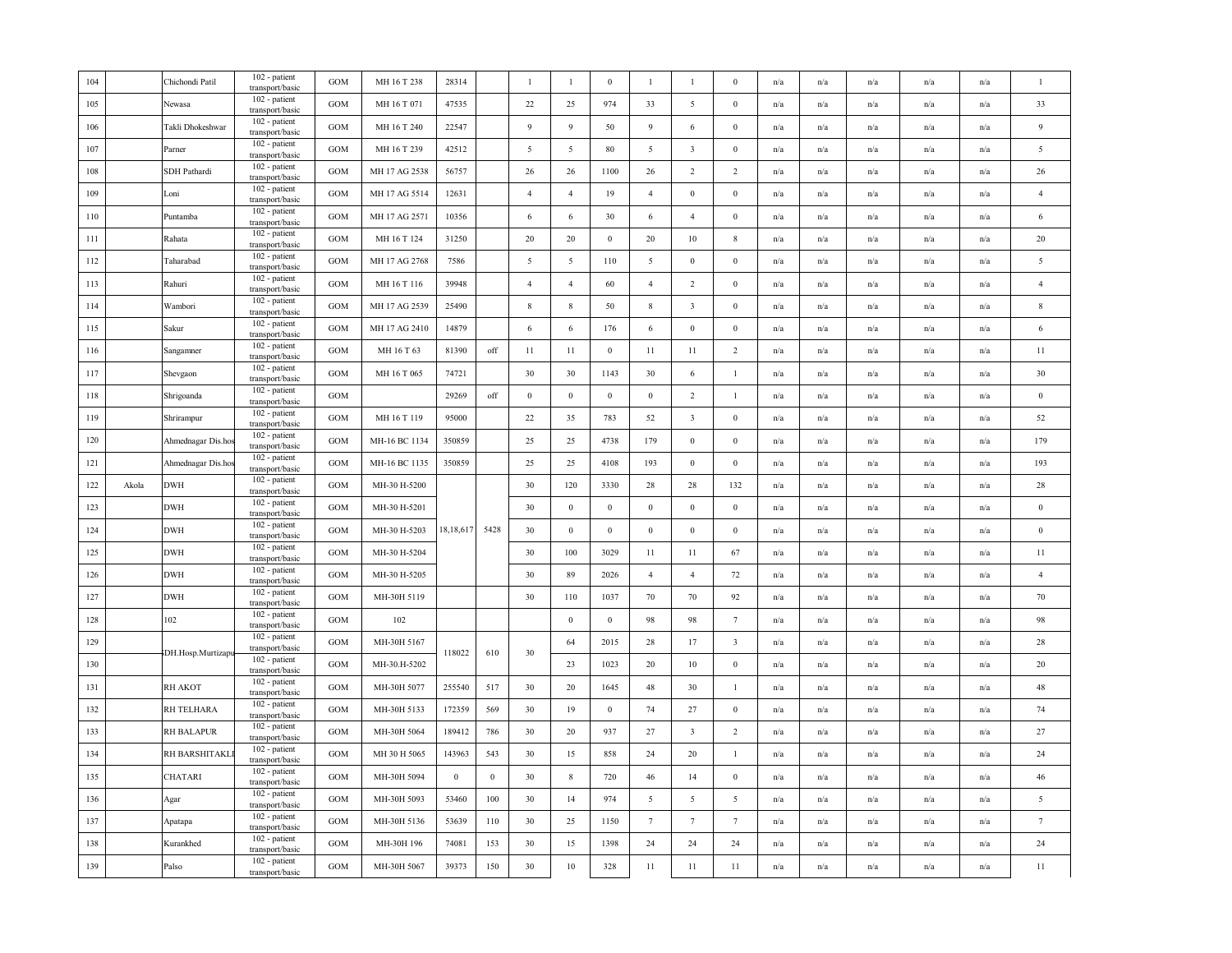| | | | | | | | | | | | | | | | | | | | |
|---|---|---|---|---|---|---|---|---|---|---|---|---|---|---|---|---|---|---|---|
| 104 | | Chichondi Patil | 102 - patient transport/basic | GOM | MH 16 T 238 | 28314 | | 1 | 1 | 0 | 1 | 1 | 0 | n/a | n/a | n/a | n/a | n/a | 1 |
| 105 | | Newasa | 102 - patient transport/basic | GOM | MH 16 T 071 | 47535 | | 22 | 25 | 974 | 33 | 5 | 0 | n/a | n/a | n/a | n/a | n/a | 33 |
| 106 | | Takli Dhokeshwar | 102 - patient transport/basic | GOM | MH 16 T 240 | 22547 | | 9 | 9 | 50 | 9 | 6 | 0 | n/a | n/a | n/a | n/a | n/a | 9 |
| 107 | | Parner | 102 - patient transport/basic | GOM | MH 16 T 239 | 42512 | | 5 | 5 | 80 | 5 | 3 | 0 | n/a | n/a | n/a | n/a | n/a | 5 |
| 108 | | SDH Pathardi | 102 - patient transport/basic | GOM | MH 17 AG 2538 | 56757 | | 26 | 26 | 1100 | 26 | 2 | 2 | n/a | n/a | n/a | n/a | n/a | 26 |
| 109 | | Loni | 102 - patient transport/basic | GOM | MH 17 AG 5514 | 12631 | | 4 | 4 | 19 | 4 | 0 | 0 | n/a | n/a | n/a | n/a | n/a | 4 |
| 110 | | Puntamba | 102 - patient transport/basic | GOM | MH 17 AG 2571 | 10356 | | 6 | 6 | 30 | 6 | 4 | 0 | n/a | n/a | n/a | n/a | n/a | 6 |
| 111 | | Rahata | 102 - patient transport/basic | GOM | MH 16 T 124 | 31250 | | 20 | 20 | 0 | 20 | 10 | 8 | n/a | n/a | n/a | n/a | n/a | 20 |
| 112 | | Taharabad | 102 - patient transport/basic | GOM | MH 17 AG 2768 | 7586 | | 5 | 5 | 110 | 5 | 0 | 0 | n/a | n/a | n/a | n/a | n/a | 5 |
| 113 | | Rahuri | 102 - patient transport/basic | GOM | MH 16 T 116 | 39948 | | 4 | 4 | 60 | 4 | 2 | 0 | n/a | n/a | n/a | n/a | n/a | 4 |
| 114 | | Wambori | 102 - patient transport/basic | GOM | MH 17 AG 2539 | 25490 | | 8 | 8 | 50 | 8 | 3 | 0 | n/a | n/a | n/a | n/a | n/a | 8 |
| 115 | | Sakur | 102 - patient transport/basic | GOM | MH 17 AG 2410 | 14879 | | 6 | 6 | 176 | 6 | 0 | 0 | n/a | n/a | n/a | n/a | n/a | 6 |
| 116 | | Sangamner | 102 - patient transport/basic | GOM | MH 16 T 63 | 81390 | off | 11 | 11 | 0 | 11 | 11 | 2 | n/a | n/a | n/a | n/a | n/a | 11 |
| 117 | | Shevgaon | 102 - patient transport/basic | GOM | MH 16 T 065 | 74721 | | 30 | 30 | 1143 | 30 | 6 | 1 | n/a | n/a | n/a | n/a | n/a | 30 |
| 118 | | Shrigoanda | 102 - patient transport/basic | GOM | | 29269 | off | 0 | 0 | 0 | 0 | 2 | 1 | n/a | n/a | n/a | n/a | n/a | 0 |
| 119 | | Shrirampur | 102 - patient transport/basic | GOM | MH 16 T 119 | 95000 | | 22 | 35 | 783 | 52 | 3 | 0 | n/a | n/a | n/a | n/a | n/a | 52 |
| 120 | | Ahmednagar Dis.hos | 102 - patient transport/basic | GOM | MH-16 BC 1134 | 350859 | | 25 | 25 | 4738 | 179 | 0 | 0 | n/a | n/a | n/a | n/a | n/a | 179 |
| 121 | | Ahmednagar Dis.hos | 102 - patient transport/basic | GOM | MH-16 BC 1135 | 350859 | | 25 | 25 | 4108 | 193 | 0 | 0 | n/a | n/a | n/a | n/a | n/a | 193 |
| 122 | Akola | DWH | 102 - patient transport/basic | GOM | MH-30 H-5200 | | | 30 | 120 | 3330 | 28 | 28 | 132 | n/a | n/a | n/a | n/a | n/a | 28 |
| 123 | | DWH | 102 - patient transport/basic | GOM | MH-30 H-5201 | | | 30 | 0 | 0 | 0 | 0 | 0 | n/a | n/a | n/a | n/a | n/a | 0 |
| 124 | | DWH | 102 - patient transport/basic | GOM | MH-30 H-5203 | 18,18,617 | 5428 | 30 | 0 | 0 | 0 | 0 | 0 | n/a | n/a | n/a | n/a | n/a | 0 |
| 125 | | DWH | 102 - patient transport/basic | GOM | MH-30 H-5204 | | | 30 | 100 | 3029 | 11 | 11 | 67 | n/a | n/a | n/a | n/a | n/a | 11 |
| 126 | | DWH | 102 - patient transport/basic | GOM | MH-30 H-5205 | | | 30 | 89 | 2026 | 4 | 4 | 72 | n/a | n/a | n/a | n/a | n/a | 4 |
| 127 | | DWH | 102 - patient transport/basic | GOM | MH-30H 5119 | | | 30 | 110 | 1037 | 70 | 70 | 92 | n/a | n/a | n/a | n/a | n/a | 70 |
| 128 | | 102 | 102 - patient transport/basic | GOM | 102 | | | | 0 | 0 | 98 | 98 | 7 | n/a | n/a | n/a | n/a | n/a | 98 |
| 129 | | DH.Hosp.Murtizapur | 102 - patient transport/basic | GOM | MH-30H 5167 | 118022 | 610 | 30 | 64 | 2015 | 28 | 17 | 3 | n/a | n/a | n/a | n/a | n/a | 28 |
| 130 | | | 102 - patient transport/basic | GOM | MH-30.H-5202 | | | | 23 | 1023 | 20 | 10 | 0 | n/a | n/a | n/a | n/a | n/a | 20 |
| 131 | | RH AKOT | 102 - patient transport/basic | GOM | MH-30H 5077 | 255540 | 517 | 30 | 20 | 1645 | 48 | 30 | 1 | n/a | n/a | n/a | n/a | n/a | 48 |
| 132 | | RH TELHARA | 102 - patient transport/basic | GOM | MH-30H 5133 | 172359 | 569 | 30 | 19 | 0 | 74 | 27 | 0 | n/a | n/a | n/a | n/a | n/a | 74 |
| 133 | | RH BALAPUR | 102 - patient transport/basic | GOM | MH-30H 5064 | 189412 | 786 | 30 | 20 | 937 | 27 | 3 | 2 | n/a | n/a | n/a | n/a | n/a | 27 |
| 134 | | RH BARSHITAKLI | 102 - patient transport/basic | GOM | MH 30 H 5065 | 143963 | 543 | 30 | 15 | 858 | 24 | 20 | 1 | n/a | n/a | n/a | n/a | n/a | 24 |
| 135 | | CHATARI | 102 - patient transport/basic | GOM | MH-30H 5094 | 0 | 0 | 30 | 8 | 720 | 46 | 14 | 0 | n/a | n/a | n/a | n/a | n/a | 46 |
| 136 | | Agar | 102 - patient transport/basic | GOM | MH-30H 5093 | 53460 | 100 | 30 | 14 | 974 | 5 | 5 | 5 | n/a | n/a | n/a | n/a | n/a | 5 |
| 137 | | Apatapa | 102 - patient transport/basic | GOM | MH-30H 5136 | 53639 | 110 | 30 | 25 | 1150 | 7 | 7 | 7 | n/a | n/a | n/a | n/a | n/a | 7 |
| 138 | | Kurankhed | 102 - patient transport/basic | GOM | MH-30H 196 | 74081 | 153 | 30 | 15 | 1398 | 24 | 24 | 24 | n/a | n/a | n/a | n/a | n/a | 24 |
| 139 | | Palso | 102 - patient transport/basic | GOM | MH-30H 5067 | 39373 | 150 | 30 | 10 | 328 | 11 | 11 | 11 | n/a | n/a | n/a | n/a | n/a | 11 |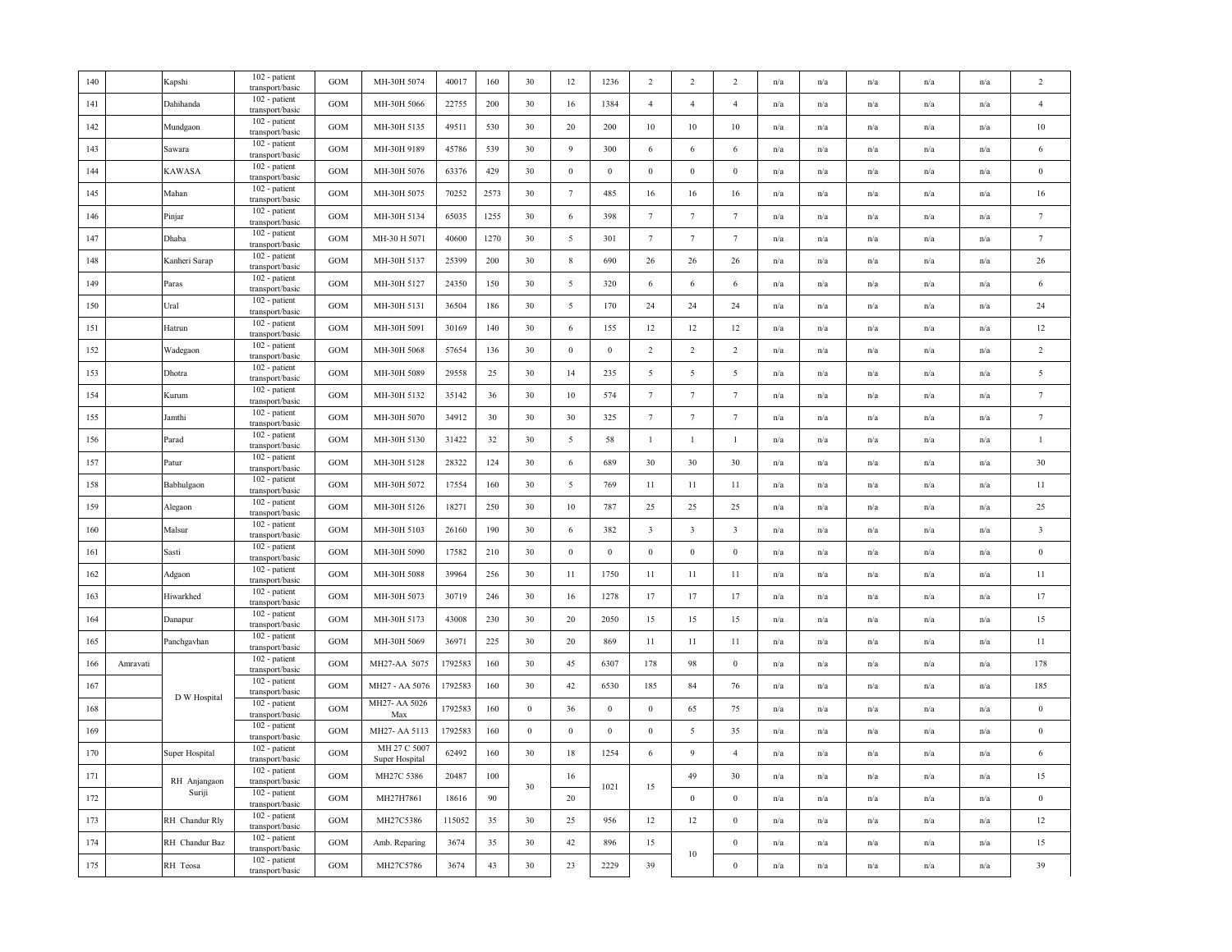| 140 | | Kapshi | 102 - patient transport/basic | GOM | MH-30H 5074 | 40017 | 160 | 30 | 12 | 1236 | 2 | 2 | 2 | n/a | n/a | n/a | n/a | n/a | n/a | 2 |
|---|---|---|---|---|---|---|---|---|---|---|---|---|---|---|---|---|---|---|---|---|
| 141 | | Dahihanda | 102 - patient transport/basic | GOM | MH-30H 5066 | 22755 | 200 | 30 | 16 | 1384 | 4 | 4 | 4 | n/a | n/a | n/a | n/a | n/a | n/a | 4 |
| 142 | | Mundgaon | 102 - patient transport/basic | GOM | MH-30H 5135 | 49511 | 530 | 30 | 20 | 200 | 10 | 10 | 10 | n/a | n/a | n/a | n/a | n/a | n/a | 10 |
| 143 | | Sawara | 102 - patient transport/basic | GOM | MH-30H 9189 | 45786 | 539 | 30 | 9 | 300 | 6 | 6 | 6 | n/a | n/a | n/a | n/a | n/a | n/a | 6 |
| 144 | | KAWASA | 102 - patient transport/basic | GOM | MH-30H 5076 | 63376 | 429 | 30 | 0 | 0 | 0 | 0 | 0 | n/a | n/a | n/a | n/a | n/a | n/a | 0 |
| 145 | | Mahan | 102 - patient transport/basic | GOM | MH-30H 5075 | 70252 | 2573 | 30 | 7 | 485 | 16 | 16 | 16 | n/a | n/a | n/a | n/a | n/a | n/a | 16 |
| 146 | | Pinjar | 102 - patient transport/basic | GOM | MH-30H 5134 | 65035 | 1255 | 30 | 6 | 398 | 7 | 7 | 7 | n/a | n/a | n/a | n/a | n/a | n/a | 7 |
| 147 | | Dhaba | 102 - patient transport/basic | GOM | MH-30 H 5071 | 40600 | 1270 | 30 | 5 | 301 | 7 | 7 | 7 | n/a | n/a | n/a | n/a | n/a | n/a | 7 |
| 148 | | Kanheri Sarap | 102 - patient transport/basic | GOM | MH-30H 5137 | 25399 | 200 | 30 | 8 | 690 | 26 | 26 | 26 | n/a | n/a | n/a | n/a | n/a | n/a | 26 |
| 149 | | Paras | 102 - patient transport/basic | GOM | MH-30H 5127 | 24350 | 150 | 30 | 5 | 320 | 6 | 6 | 6 | n/a | n/a | n/a | n/a | n/a | n/a | 6 |
| 150 | | Ural | 102 - patient transport/basic | GOM | MH-30H 5131 | 36504 | 186 | 30 | 5 | 170 | 24 | 24 | 24 | n/a | n/a | n/a | n/a | n/a | n/a | 24 |
| 151 | | Hatrun | 102 - patient transport/basic | GOM | MH-30H 5091 | 30169 | 140 | 30 | 6 | 155 | 12 | 12 | 12 | n/a | n/a | n/a | n/a | n/a | n/a | 12 |
| 152 | | Wadegaon | 102 - patient transport/basic | GOM | MH-30H 5068 | 57654 | 136 | 30 | 0 | 0 | 2 | 2 | 2 | n/a | n/a | n/a | n/a | n/a | n/a | 2 |
| 153 | | Dhotra | 102 - patient transport/basic | GOM | MH-30H 5089 | 29558 | 25 | 30 | 14 | 235 | 5 | 5 | 5 | n/a | n/a | n/a | n/a | n/a | n/a | 5 |
| 154 | | Kurum | 102 - patient transport/basic | GOM | MH-30H 5132 | 35142 | 36 | 30 | 10 | 574 | 7 | 7 | 7 | n/a | n/a | n/a | n/a | n/a | n/a | 7 |
| 155 | | Jamthi | 102 - patient transport/basic | GOM | MH-30H 5070 | 34912 | 30 | 30 | 30 | 325 | 7 | 7 | 7 | n/a | n/a | n/a | n/a | n/a | n/a | 7 |
| 156 | | Parad | 102 - patient transport/basic | GOM | MH-30H 5130 | 31422 | 32 | 30 | 5 | 58 | 1 | 1 | 1 | n/a | n/a | n/a | n/a | n/a | n/a | 1 |
| 157 | | Patur | 102 - patient transport/basic | GOM | MH-30H 5128 | 28322 | 124 | 30 | 6 | 689 | 30 | 30 | 30 | n/a | n/a | n/a | n/a | n/a | n/a | 30 |
| 158 | | Babhulgaon | 102 - patient transport/basic | GOM | MH-30H 5072 | 17554 | 160 | 30 | 5 | 769 | 11 | 11 | 11 | n/a | n/a | n/a | n/a | n/a | n/a | 11 |
| 159 | | Alegaon | 102 - patient transport/basic | GOM | MH-30H 5126 | 18271 | 250 | 30 | 10 | 787 | 25 | 25 | 25 | n/a | n/a | n/a | n/a | n/a | n/a | 25 |
| 160 | | Malsur | 102 - patient transport/basic | GOM | MH-30H 5103 | 26160 | 190 | 30 | 6 | 382 | 3 | 3 | 3 | n/a | n/a | n/a | n/a | n/a | n/a | 3 |
| 161 | | Sasti | 102 - patient transport/basic | GOM | MH-30H 5090 | 17582 | 210 | 30 | 0 | 0 | 0 | 0 | 0 | n/a | n/a | n/a | n/a | n/a | n/a | 0 |
| 162 | | Adgaon | 102 - patient transport/basic | GOM | MH-30H 5088 | 39964 | 256 | 30 | 11 | 1750 | 11 | 11 | 11 | n/a | n/a | n/a | n/a | n/a | n/a | 11 |
| 163 | | Hiwarkhed | 102 - patient transport/basic | GOM | MH-30H 5073 | 30719 | 246 | 30 | 16 | 1278 | 17 | 17 | 17 | n/a | n/a | n/a | n/a | n/a | n/a | 17 |
| 164 | | Danapur | 102 - patient transport/basic | GOM | MH-30H 5173 | 43008 | 230 | 30 | 20 | 2050 | 15 | 15 | 15 | n/a | n/a | n/a | n/a | n/a | n/a | 15 |
| 165 | | Panchgavhan | 102 - patient transport/basic | GOM | MH-30H 5069 | 36971 | 225 | 30 | 20 | 869 | 11 | 11 | 11 | n/a | n/a | n/a | n/a | n/a | n/a | 11 |
| 166 | Amravati | D W Hospital | 102 - patient transport/basic | GOM | MH27-AA 5075 | 1792583 | 160 | 30 | 45 | 6307 | 178 | 98 | 0 | n/a | n/a | n/a | n/a | n/a | n/a | 178 |
| 167 | | | 102 - patient transport/basic | GOM | MH27 - AA 5076 | 1792583 | 160 | 30 | 42 | 6530 | 185 | 84 | 76 | n/a | n/a | n/a | n/a | n/a | n/a | 185 |
| 168 | | | 102 - patient transport/basic | GOM | MH27- AA 5026 Max | 1792583 | 160 | 0 | 36 | 0 | 0 | 65 | 75 | n/a | n/a | n/a | n/a | n/a | n/a | 0 |
| 169 | | | 102 - patient transport/basic | GOM | MH27- AA 5113 | 1792583 | 160 | 0 | 0 | 0 | 0 | 5 | 35 | n/a | n/a | n/a | n/a | n/a | n/a | 0 |
| 170 | | Super Hospital | 102 - patient transport/basic | GOM | MH 27 C 5007 Super Hospital | 62492 | 160 | 30 | 18 | 1254 | 6 | 9 | 4 | n/a | n/a | n/a | n/a | n/a | n/a | 6 |
| 171 | | RH Anjangaon Suriji | 102 - patient transport/basic | GOM | MH27C 5386 | 20487 | 100 | 30 | 16 | 1021 | 15 | 49 | 30 | n/a | n/a | n/a | n/a | n/a | n/a | 15 |
| 172 | | | 102 - patient transport/basic | GOM | MH27H7861 | 18616 | 90 | | 20 | | | 0 | 0 | n/a | n/a | n/a | n/a | n/a | n/a | 0 |
| 173 | | RH Chandur Rly | 102 - patient transport/basic | GOM | MH27C5386 | 115052 | 35 | 30 | 25 | 956 | 12 | 12 | 0 | n/a | n/a | n/a | n/a | n/a | n/a | 12 |
| 174 | | RH Chandur Baz | 102 - patient transport/basic | GOM | Amb. Reparing | 3674 | 35 | 30 | 42 | 896 | 15 | 10 | 0 | n/a | n/a | n/a | n/a | n/a | n/a | 15 |
| 175 | | RH Teosa | 102 - patient transport/basic | GOM | MH27C5786 | 3674 | 43 | 30 | 23 | 2229 | 39 | | 0 | n/a | n/a | n/a | n/a | n/a | n/a | 39 |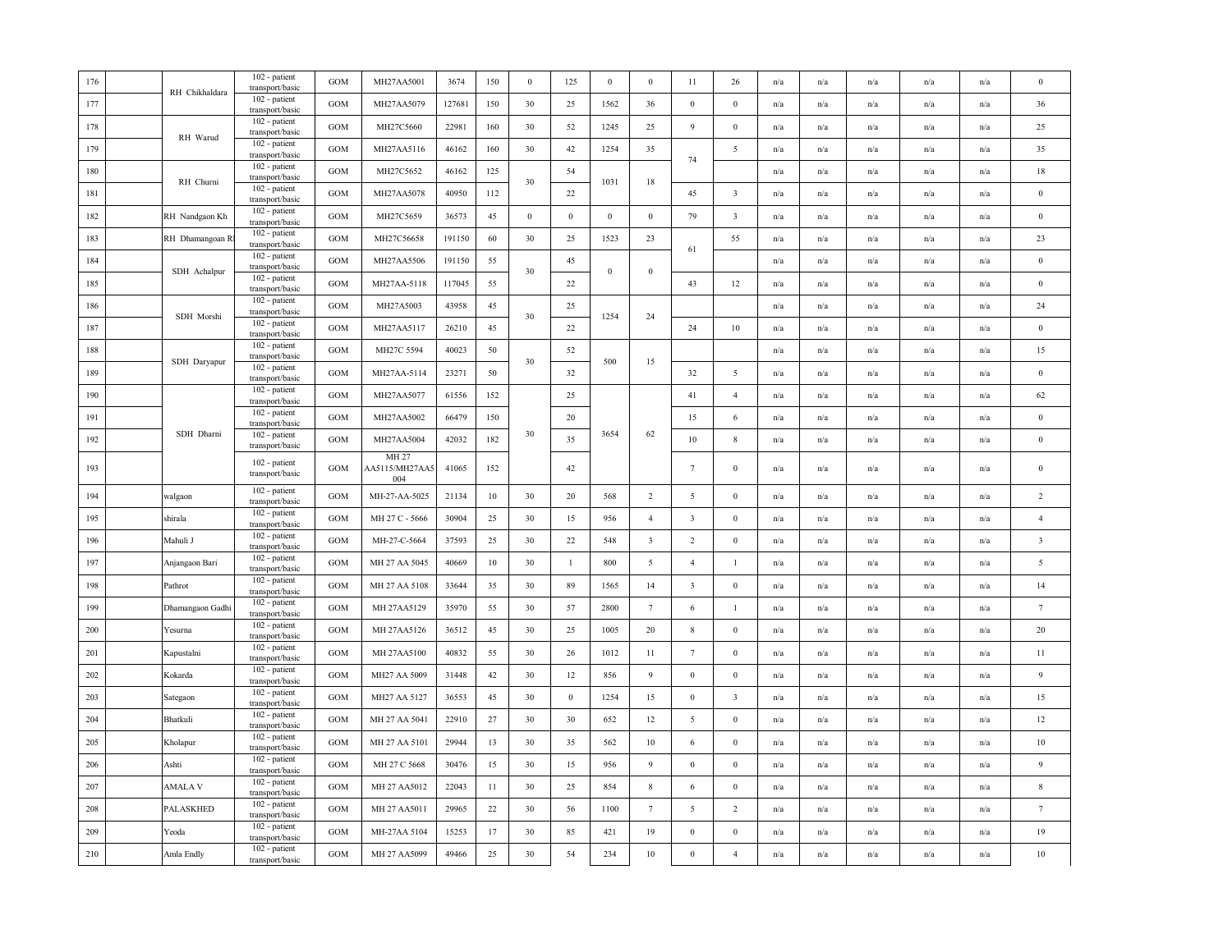| 176 | | RH Chikhaldara | 102 - patient transport/basic | GOM | MH27AA5001 | 3674 | 150 | 0 | 125 | 0 | 0 | 11 | 26 | n/a | n/a | n/a | n/a | n/a | 0 |
|---|---|---|---|---|---|---|---|---|---|---|---|---|---|---|---|---|---|---|---|
| 177 | | | 102 - patient transport/basic | GOM | MH27AA5079 | 127681 | 150 | 30 | 25 | 1562 | 36 | 0 | 0 | n/a | n/a | n/a | n/a | n/a | 36 |
| 178 | | RH Warud | 102 - patient transport/basic | GOM | MH27C5660 | 22981 | 160 | 30 | 52 | 1245 | 25 | 9 | 0 | n/a | n/a | n/a | n/a | n/a | 25 |
| 179 | | | 102 - patient transport/basic | GOM | MH27AA5116 | 46162 | 160 | 30 | 42 | 1254 | 35 | 74 | 5 | n/a | n/a | n/a | n/a | n/a | 35 |
| 180 | | RH Churni | 102 - patient transport/basic | GOM | MH27C5652 | 46162 | 125 | 30 | 54 | 1031 | 18 | | | n/a | n/a | n/a | n/a | n/a | 18 |
| 181 | | | 102 - patient transport/basic | GOM | MH27AA5078 | 40950 | 112 | | 22 | | | 45 | 3 | n/a | n/a | n/a | n/a | n/a | 0 |
| 182 | | RH Nandgaon Kh | 102 - patient transport/basic | GOM | MH27C5659 | 36573 | 45 | 0 | 0 | 0 | 0 | 79 | 3 | n/a | n/a | n/a | n/a | n/a | 0 |
| 183 | | RH Dhamangoan R | 102 - patient transport/basic | GOM | MH27C56658 | 191150 | 60 | 30 | 25 | 1523 | 23 | 61 | 55 | n/a | n/a | n/a | n/a | n/a | 23 |
| 184 | | SDH Achalpur | 102 - patient transport/basic | GOM | MH27AA5506 | 191150 | 55 | 30 | 45 | 0 | 0 | | | n/a | n/a | n/a | n/a | n/a | 0 |
| 185 | | | 102 - patient transport/basic | GOM | MH27AA-5118 | 117045 | 55 | | 22 | | | 43 | 12 | n/a | n/a | n/a | n/a | n/a | 0 |
| 186 | | SDH Morshi | 102 - patient transport/basic | GOM | MH27A5003 | 43958 | 45 | 30 | 25 | 1254 | 24 | | | n/a | n/a | n/a | n/a | n/a | 24 |
| 187 | | | 102 - patient transport/basic | GOM | MH27AA5117 | 26210 | 45 | | 22 | | | 24 | 10 | n/a | n/a | n/a | n/a | n/a | 0 |
| 188 | | SDH Daryapur | 102 - patient transport/basic | GOM | MH27C 5594 | 40023 | 50 | 30 | 52 | 500 | 15 | | | n/a | n/a | n/a | n/a | n/a | 15 |
| 189 | | | 102 - patient transport/basic | GOM | MH27AA-5114 | 23271 | 50 | | 32 | | | 32 | 5 | n/a | n/a | n/a | n/a | n/a | 0 |
| 190 | | SDH Dharni | 102 - patient transport/basic | GOM | MH27AA5077 | 61556 | 152 | 30 | 25 | 3654 | 62 | 41 | 4 | n/a | n/a | n/a | n/a | n/a | 62 |
| 191 | | | 102 - patient transport/basic | GOM | MH27AA5002 | 66479 | 150 | | 20 | | | 15 | 6 | n/a | n/a | n/a | n/a | n/a | 0 |
| 192 | | | 102 - patient transport/basic | GOM | MH27AA5004 | 42032 | 182 | | 35 | | | 10 | 8 | n/a | n/a | n/a | n/a | n/a | 0 |
| 193 | | | 102 - patient transport/basic | GOM | MH 27 AA5115/MH27AA5004 | 41065 | 152 | | 42 | | | 7 | 0 | n/a | n/a | n/a | n/a | n/a | 0 |
| 194 | | walgaon | 102 - patient transport/basic | GOM | MH-27-AA-5025 | 21134 | 10 | 30 | 20 | 568 | 2 | 5 | 0 | n/a | n/a | n/a | n/a | n/a | 2 |
| 195 | | shirala | 102 - patient transport/basic | GOM | MH 27 C - 5666 | 30904 | 25 | 30 | 15 | 956 | 4 | 3 | 0 | n/a | n/a | n/a | n/a | n/a | 4 |
| 196 | | Mahuli J | 102 - patient transport/basic | GOM | MH-27-C-5664 | 37593 | 25 | 30 | 22 | 548 | 3 | 2 | 0 | n/a | n/a | n/a | n/a | n/a | 3 |
| 197 | | Anjangaon Bari | 102 - patient transport/basic | GOM | MH 27 AA 5045 | 40669 | 10 | 30 | 1 | 800 | 5 | 4 | 1 | n/a | n/a | n/a | n/a | n/a | 5 |
| 198 | | Pathrot | 102 - patient transport/basic | GOM | MH 27 AA 5108 | 33644 | 35 | 30 | 89 | 1565 | 14 | 3 | 0 | n/a | n/a | n/a | n/a | n/a | 14 |
| 199 | | Dhamangaon Gadhi | 102 - patient transport/basic | GOM | MH 27AA5129 | 35970 | 55 | 30 | 57 | 2800 | 7 | 6 | 1 | n/a | n/a | n/a | n/a | n/a | 7 |
| 200 | | Yesurna | 102 - patient transport/basic | GOM | MH 27AA5126 | 36512 | 45 | 30 | 25 | 1005 | 20 | 8 | 0 | n/a | n/a | n/a | n/a | n/a | 20 |
| 201 | | Kapustalni | 102 - patient transport/basic | GOM | MH 27AA5100 | 40832 | 55 | 30 | 26 | 1012 | 11 | 7 | 0 | n/a | n/a | n/a | n/a | n/a | 11 |
| 202 | | Kokarda | 102 - patient transport/basic | GOM | MH27 AA 5009 | 31448 | 42 | 30 | 12 | 856 | 9 | 0 | 0 | n/a | n/a | n/a | n/a | n/a | 9 |
| 203 | | Sategaon | 102 - patient transport/basic | GOM | MH27 AA 5127 | 36553 | 45 | 30 | 0 | 1254 | 15 | 0 | 3 | n/a | n/a | n/a | n/a | n/a | 15 |
| 204 | | Bhatkuli | 102 - patient transport/basic | GOM | MH 27 AA 5041 | 22910 | 27 | 30 | 30 | 652 | 12 | 5 | 0 | n/a | n/a | n/a | n/a | n/a | 12 |
| 205 | | Kholapur | 102 - patient transport/basic | GOM | MH 27 AA 5101 | 29944 | 13 | 30 | 35 | 562 | 10 | 6 | 0 | n/a | n/a | n/a | n/a | n/a | 10 |
| 206 | | Ashti | 102 - patient transport/basic | GOM | MH 27 C 5668 | 30476 | 15 | 30 | 15 | 956 | 9 | 0 | 0 | n/a | n/a | n/a | n/a | n/a | 9 |
| 207 | | AMALA V | 102 - patient transport/basic | GOM | MH 27 AA5012 | 22043 | 11 | 30 | 25 | 854 | 8 | 6 | 0 | n/a | n/a | n/a | n/a | n/a | 8 |
| 208 | | PALASKHED | 102 - patient transport/basic | GOM | MH 27 AA5011 | 29965 | 22 | 30 | 56 | 1100 | 7 | 5 | 2 | n/a | n/a | n/a | n/a | n/a | 7 |
| 209 | | Yeoda | 102 - patient transport/basic | GOM | MH-27AA 5104 | 15253 | 17 | 30 | 85 | 421 | 19 | 0 | 0 | n/a | n/a | n/a | n/a | n/a | 19 |
| 210 | | Amla Endly | 102 - patient transport/basic | GOM | MH 27 AA5099 | 49466 | 25 | 30 | 54 | 234 | 10 | 0 | 4 | n/a | n/a | n/a | n/a | n/a | 10 |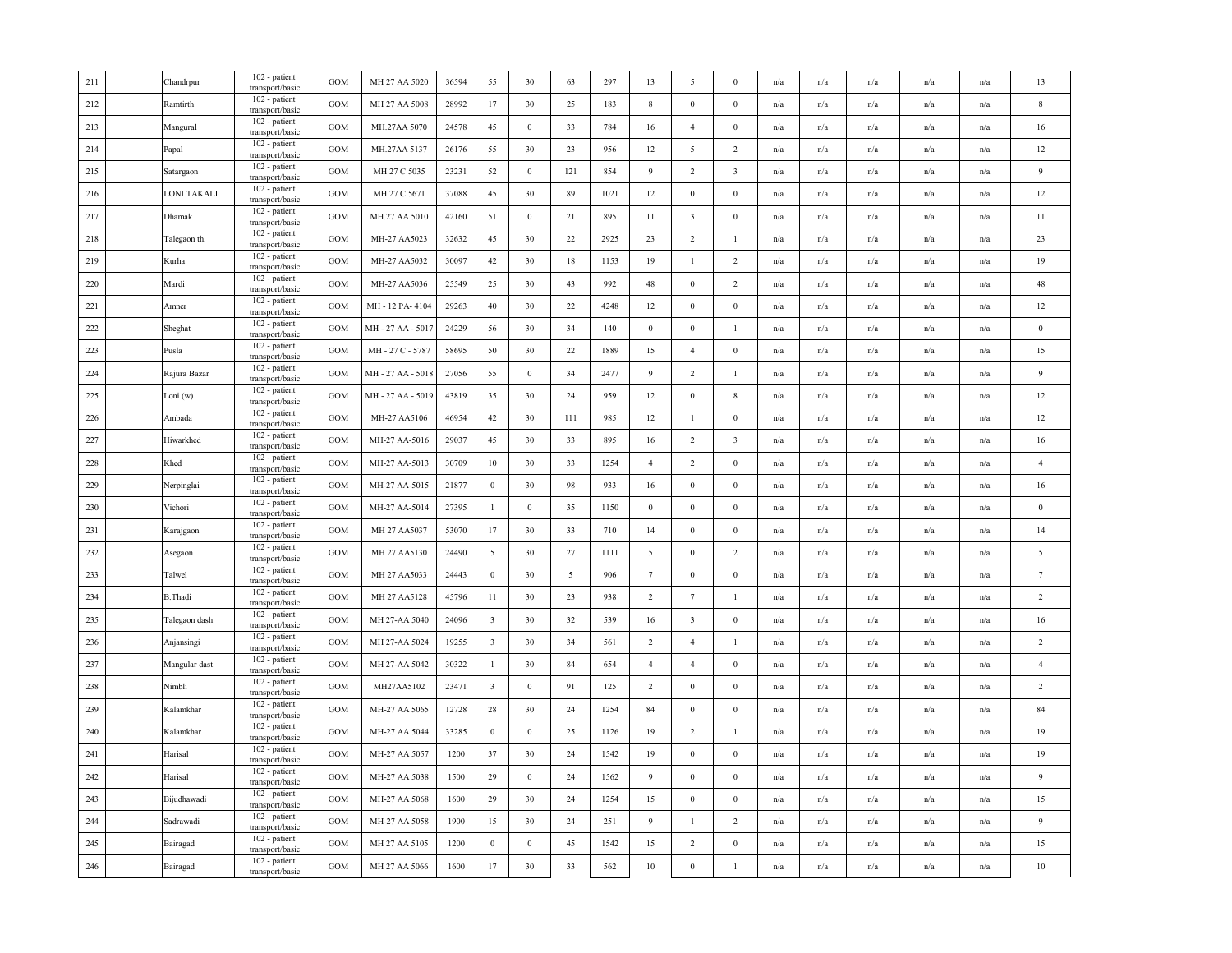| | | | | | | | | | | | | | | | | | | | |
|---|---|---|---|---|---|---|---|---|---|---|---|---|---|---|---|---|---|---|---|
| 211 | | Chandrpur | 102 - patient transport/basic | GOM | MH 27 AA 5020 | 36594 | 55 | 30 | 63 | 297 | 13 | 5 | 0 | n/a | n/a | n/a | n/a | n/a | 13 |
| 212 | | Ramtirth | 102 - patient transport/basic | GOM | MH 27 AA 5008 | 28992 | 17 | 30 | 25 | 183 | 8 | 0 | 0 | n/a | n/a | n/a | n/a | n/a | 8 |
| 213 | | Mangural | 102 - patient transport/basic | GOM | MH.27AA 5070 | 24578 | 45 | 0 | 33 | 784 | 16 | 4 | 0 | n/a | n/a | n/a | n/a | n/a | 16 |
| 214 | | Papal | 102 - patient transport/basic | GOM | MH.27AA 5137 | 26176 | 55 | 30 | 23 | 956 | 12 | 5 | 2 | n/a | n/a | n/a | n/a | n/a | 12 |
| 215 | | Satargaon | 102 - patient transport/basic | GOM | MH.27 C 5035 | 23231 | 52 | 0 | 121 | 854 | 9 | 2 | 3 | n/a | n/a | n/a | n/a | n/a | 9 |
| 216 | | LONI TAKALI | 102 - patient transport/basic | GOM | MH.27 C 5671 | 37088 | 45 | 30 | 89 | 1021 | 12 | 0 | 0 | n/a | n/a | n/a | n/a | n/a | 12 |
| 217 | | Dhamak | 102 - patient transport/basic | GOM | MH.27 AA 5010 | 42160 | 51 | 0 | 21 | 895 | 11 | 3 | 0 | n/a | n/a | n/a | n/a | n/a | 11 |
| 218 | | Talegaon th. | 102 - patient transport/basic | GOM | MH-27 AA5023 | 32632 | 45 | 30 | 22 | 2925 | 23 | 2 | 1 | n/a | n/a | n/a | n/a | n/a | 23 |
| 219 | | Kurha | 102 - patient transport/basic | GOM | MH-27 AA5032 | 30097 | 42 | 30 | 18 | 1153 | 19 | 1 | 2 | n/a | n/a | n/a | n/a | n/a | 19 |
| 220 | | Mardi | 102 - patient transport/basic | GOM | MH-27 AA5036 | 25549 | 25 | 30 | 43 | 992 | 48 | 0 | 2 | n/a | n/a | n/a | n/a | n/a | 48 |
| 221 | | Amner | 102 - patient transport/basic | GOM | MH - 12 PA- 4104 | 29263 | 40 | 30 | 22 | 4248 | 12 | 0 | 0 | n/a | n/a | n/a | n/a | n/a | 12 |
| 222 | | Sheghat | 102 - patient transport/basic | GOM | MH - 27 AA - 5017 | 24229 | 56 | 30 | 34 | 140 | 0 | 0 | 1 | n/a | n/a | n/a | n/a | n/a | 0 |
| 223 | | Pusla | 102 - patient transport/basic | GOM | MH - 27 C - 5787 | 58695 | 50 | 30 | 22 | 1889 | 15 | 4 | 0 | n/a | n/a | n/a | n/a | n/a | 15 |
| 224 | | Rajura Bazar | 102 - patient transport/basic | GOM | MH - 27 AA - 5018 | 27056 | 55 | 0 | 34 | 2477 | 9 | 2 | 1 | n/a | n/a | n/a | n/a | n/a | 9 |
| 225 | | Loni (w) | 102 - patient transport/basic | GOM | MH - 27 AA - 5019 | 43819 | 35 | 30 | 24 | 959 | 12 | 0 | 8 | n/a | n/a | n/a | n/a | n/a | 12 |
| 226 | | Ambada | 102 - patient transport/basic | GOM | MH-27 AA5106 | 46954 | 42 | 30 | 111 | 985 | 12 | 1 | 0 | n/a | n/a | n/a | n/a | n/a | 12 |
| 227 | | Hiwarkhed | 102 - patient transport/basic | GOM | MH-27 AA-5016 | 29037 | 45 | 30 | 33 | 895 | 16 | 2 | 3 | n/a | n/a | n/a | n/a | n/a | 16 |
| 228 | | Khed | 102 - patient transport/basic | GOM | MH-27 AA-5013 | 30709 | 10 | 30 | 33 | 1254 | 4 | 2 | 0 | n/a | n/a | n/a | n/a | n/a | 4 |
| 229 | | Nerpinglai | 102 - patient transport/basic | GOM | MH-27 AA-5015 | 21877 | 0 | 30 | 98 | 933 | 16 | 0 | 0 | n/a | n/a | n/a | n/a | n/a | 16 |
| 230 | | Vichori | 102 - patient transport/basic | GOM | MH-27 AA-5014 | 27395 | 1 | 0 | 35 | 1150 | 0 | 0 | 0 | n/a | n/a | n/a | n/a | n/a | 0 |
| 231 | | Karajgaon | 102 - patient transport/basic | GOM | MH 27 AA5037 | 53070 | 17 | 30 | 33 | 710 | 14 | 0 | 0 | n/a | n/a | n/a | n/a | n/a | 14 |
| 232 | | Asegaon | 102 - patient transport/basic | GOM | MH 27 AA5130 | 24490 | 5 | 30 | 27 | 1111 | 5 | 0 | 2 | n/a | n/a | n/a | n/a | n/a | 5 |
| 233 | | Talwel | 102 - patient transport/basic | GOM | MH 27 AA5033 | 24443 | 0 | 30 | 5 | 906 | 7 | 0 | 0 | n/a | n/a | n/a | n/a | n/a | 7 |
| 234 | | B.Thadi | 102 - patient transport/basic | GOM | MH 27 AA5128 | 45796 | 11 | 30 | 23 | 938 | 2 | 7 | 1 | n/a | n/a | n/a | n/a | n/a | 2 |
| 235 | | Talegaon dash | 102 - patient transport/basic | GOM | MH 27-AA 5040 | 24096 | 3 | 30 | 32 | 539 | 16 | 3 | 0 | n/a | n/a | n/a | n/a | n/a | 16 |
| 236 | | Anjansingi | 102 - patient transport/basic | GOM | MH 27-AA 5024 | 19255 | 3 | 30 | 34 | 561 | 2 | 4 | 1 | n/a | n/a | n/a | n/a | n/a | 2 |
| 237 | | Mangular dast | 102 - patient transport/basic | GOM | MH 27-AA 5042 | 30322 | 1 | 30 | 84 | 654 | 4 | 4 | 0 | n/a | n/a | n/a | n/a | n/a | 4 |
| 238 | | Nimbli | 102 - patient transport/basic | GOM | MH27AA5102 | 23471 | 3 | 0 | 91 | 125 | 2 | 0 | 0 | n/a | n/a | n/a | n/a | n/a | 2 |
| 239 | | Kalamkhar | 102 - patient transport/basic | GOM | MH-27 AA 5065 | 12728 | 28 | 30 | 24 | 1254 | 84 | 0 | 0 | n/a | n/a | n/a | n/a | n/a | 84 |
| 240 | | Kalamkhar | 102 - patient transport/basic | GOM | MH-27 AA 5044 | 33285 | 0 | 0 | 25 | 1126 | 19 | 2 | 1 | n/a | n/a | n/a | n/a | n/a | 19 |
| 241 | | Harisal | 102 - patient transport/basic | GOM | MH-27 AA 5057 | 1200 | 37 | 30 | 24 | 1542 | 19 | 0 | 0 | n/a | n/a | n/a | n/a | n/a | 19 |
| 242 | | Harisal | 102 - patient transport/basic | GOM | MH-27 AA 5038 | 1500 | 29 | 0 | 24 | 1562 | 9 | 0 | 0 | n/a | n/a | n/a | n/a | n/a | 9 |
| 243 | | Bijudhawadi | 102 - patient transport/basic | GOM | MH-27 AA 5068 | 1600 | 29 | 30 | 24 | 1254 | 15 | 0 | 0 | n/a | n/a | n/a | n/a | n/a | 15 |
| 244 | | Sadrawadi | 102 - patient transport/basic | GOM | MH-27 AA 5058 | 1900 | 15 | 30 | 24 | 251 | 9 | 1 | 2 | n/a | n/a | n/a | n/a | n/a | 9 |
| 245 | | Bairagad | 102 - patient transport/basic | GOM | MH 27 AA 5105 | 1200 | 0 | 0 | 45 | 1542 | 15 | 2 | 0 | n/a | n/a | n/a | n/a | n/a | 15 |
| 246 | | Bairagad | 102 - patient transport/basic | GOM | MH 27 AA 5066 | 1600 | 17 | 30 | 33 | 562 | 10 | 0 | 1 | n/a | n/a | n/a | n/a | n/a | 10 |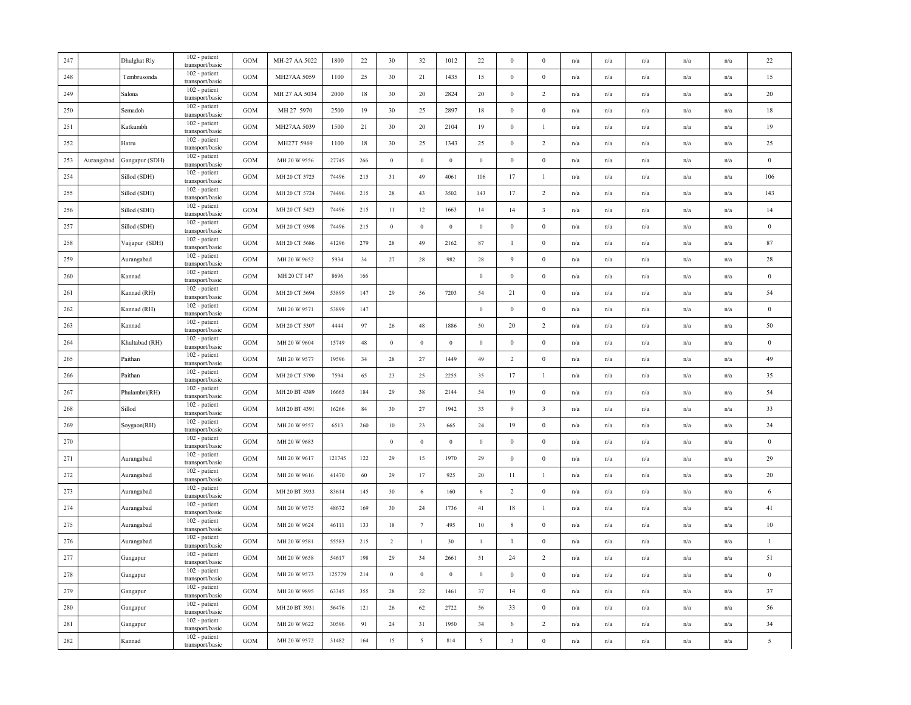| 247 | | Dhulghat Rly | 102 - patient transport/basic | GOM | MH-27 AA 5022 | 1800 | 22 | 30 | 32 | 1012 | 22 | 0 | 0 | n/a | n/a | n/a | n/a | n/a | 22 |
|---|---|---|---|---|---|---|---|---|---|---|---|---|---|---|---|---|---|---|---|
| 248 | | Tembrusonda | 102 - patient transport/basic | GOM | MH27AA 5059 | 1100 | 25 | 30 | 21 | 1435 | 15 | 0 | 0 | n/a | n/a | n/a | n/a | n/a | 15 |
| 249 | | Salona | 102 - patient transport/basic | GOM | MH 27 AA 5034 | 2000 | 18 | 30 | 20 | 2824 | 20 | 0 | 2 | n/a | n/a | n/a | n/a | n/a | 20 |
| 250 | | Semadoh | 102 - patient transport/basic | GOM | MH 27 5970 | 2500 | 19 | 30 | 25 | 2897 | 18 | 0 | 0 | n/a | n/a | n/a | n/a | n/a | 18 |
| 251 | | Katkumbh | 102 - patient transport/basic | GOM | MH27AA 5039 | 1500 | 21 | 30 | 20 | 2104 | 19 | 0 | 1 | n/a | n/a | n/a | n/a | n/a | 19 |
| 252 | | Hatru | 102 - patient transport/basic | GOM | MH27T 5969 | 1100 | 18 | 30 | 25 | 1343 | 25 | 0 | 2 | n/a | n/a | n/a | n/a | n/a | 25 |
| 253 | Aurangabad | Gangapur (SDH) | 102 - patient transport/basic | GOM | MH 20 W 9556 | 27745 | 266 | 0 | 0 | 0 | 0 | 0 | 0 | n/a | n/a | n/a | n/a | n/a | 0 |
| 254 | | Sillod (SDH) | 102 - patient transport/basic | GOM | MH 20 CT 5725 | 74496 | 215 | 31 | 49 | 4061 | 106 | 17 | 1 | n/a | n/a | n/a | n/a | n/a | 106 |
| 255 | | Sillod (SDH) | 102 - patient transport/basic | GOM | MH 20 CT 5724 | 74496 | 215 | 28 | 43 | 3502 | 143 | 17 | 2 | n/a | n/a | n/a | n/a | n/a | 143 |
| 256 | | Sillod (SDH) | 102 - patient transport/basic | GOM | MH 20 CT 5423 | 74496 | 215 | 11 | 12 | 1663 | 14 | 14 | 3 | n/a | n/a | n/a | n/a | n/a | 14 |
| 257 | | Sillod (SDH) | 102 - patient transport/basic | GOM | MH 20 CT 9598 | 74496 | 215 | 0 | 0 | 0 | 0 | 0 | 0 | n/a | n/a | n/a | n/a | n/a | 0 |
| 258 | | Vaijapur (SDH) | 102 - patient transport/basic | GOM | MH 20 CT 5686 | 41296 | 279 | 28 | 49 | 2162 | 87 | 1 | 0 | n/a | n/a | n/a | n/a | n/a | 87 |
| 259 | | Aurangabad | 102 - patient transport/basic | GOM | MH 20 W 9652 | 5934 | 34 | 27 | 28 | 982 | 28 | 9 | 0 | n/a | n/a | n/a | n/a | n/a | 28 |
| 260 | | Kannad | 102 - patient transport/basic | GOM | MH 20 CT 147 | 8696 | 166 | | | | 0 | 0 | 0 | n/a | n/a | n/a | n/a | n/a | 0 |
| 261 | | Kannad (RH) | 102 - patient transport/basic | GOM | MH 20 CT 5694 | 53899 | 147 | 29 | 56 | 7203 | 54 | 21 | 0 | n/a | n/a | n/a | n/a | n/a | 54 |
| 262 | | Kannad (RH) | 102 - patient transport/basic | GOM | MH 20 W 9571 | 53899 | 147 | | | | 0 | 0 | 0 | n/a | n/a | n/a | n/a | n/a | 0 |
| 263 | | Kannad | 102 - patient transport/basic | GOM | MH 20 CT 5307 | 4444 | 97 | 26 | 48 | 1886 | 50 | 20 | 2 | n/a | n/a | n/a | n/a | n/a | 50 |
| 264 | | Khultabad (RH) | 102 - patient transport/basic | GOM | MH 20 W 9604 | 15749 | 48 | 0 | 0 | 0 | 0 | 0 | 0 | n/a | n/a | n/a | n/a | n/a | 0 |
| 265 | | Paithan | 102 - patient transport/basic | GOM | MH 20 W 9577 | 19596 | 34 | 28 | 27 | 1449 | 49 | 2 | 0 | n/a | n/a | n/a | n/a | n/a | 49 |
| 266 | | Paithan | 102 - patient transport/basic | GOM | MH 20 CT 5790 | 7594 | 65 | 23 | 25 | 2255 | 35 | 17 | 1 | n/a | n/a | n/a | n/a | n/a | 35 |
| 267 | | Phulambri(RH) | 102 - patient transport/basic | GOM | MH 20 BT 4389 | 16665 | 184 | 29 | 38 | 2144 | 54 | 19 | 0 | n/a | n/a | n/a | n/a | n/a | 54 |
| 268 | | Sillod | 102 - patient transport/basic | GOM | MH 20 BT 4391 | 16266 | 84 | 30 | 27 | 1942 | 33 | 9 | 3 | n/a | n/a | n/a | n/a | n/a | 33 |
| 269 | | Soygaon(RH) | 102 - patient transport/basic | GOM | MH 20 W 9557 | 6513 | 260 | 10 | 23 | 665 | 24 | 19 | 0 | n/a | n/a | n/a | n/a | n/a | 24 |
| 270 | | | 102 - patient transport/basic | GOM | MH 20 W 9683 | | | 0 | 0 | 0 | 0 | 0 | 0 | n/a | n/a | n/a | n/a | n/a | 0 |
| 271 | | Aurangabad | 102 - patient transport/basic | GOM | MH 20 W 9617 | 121745 | 122 | 29 | 15 | 1970 | 29 | 0 | 0 | n/a | n/a | n/a | n/a | n/a | 29 |
| 272 | | Aurangabad | 102 - patient transport/basic | GOM | MH 20 W 9616 | 41470 | 60 | 29 | 17 | 925 | 20 | 11 | 1 | n/a | n/a | n/a | n/a | n/a | 20 |
| 273 | | Aurangabad | 102 - patient transport/basic | GOM | MH 20 BT 3933 | 83614 | 145 | 30 | 6 | 160 | 6 | 2 | 0 | n/a | n/a | n/a | n/a | n/a | 6 |
| 274 | | Aurangabad | 102 - patient transport/basic | GOM | MH 20 W 9575 | 48672 | 169 | 30 | 24 | 1736 | 41 | 18 | 1 | n/a | n/a | n/a | n/a | n/a | 41 |
| 275 | | Aurangabad | 102 - patient transport/basic | GOM | MH 20 W 9624 | 46111 | 133 | 18 | 7 | 495 | 10 | 8 | 0 | n/a | n/a | n/a | n/a | n/a | 10 |
| 276 | | Aurangabad | 102 - patient transport/basic | GOM | MH 20 W 9581 | 55583 | 215 | 2 | 1 | 30 | 1 | 1 | 0 | n/a | n/a | n/a | n/a | n/a | 1 |
| 277 | | Gangapur | 102 - patient transport/basic | GOM | MH 20 W 9658 | 54617 | 198 | 29 | 34 | 2661 | 51 | 24 | 2 | n/a | n/a | n/a | n/a | n/a | 51 |
| 278 | | Gangapur | 102 - patient transport/basic | GOM | MH 20 W 9573 | 125779 | 214 | 0 | 0 | 0 | 0 | 0 | 0 | n/a | n/a | n/a | n/a | n/a | 0 |
| 279 | | Gangapur | 102 - patient transport/basic | GOM | MH 20 W 9895 | 63345 | 355 | 28 | 22 | 1461 | 37 | 14 | 0 | n/a | n/a | n/a | n/a | n/a | 37 |
| 280 | | Gangapur | 102 - patient transport/basic | GOM | MH 20 BT 3931 | 56476 | 121 | 26 | 62 | 2722 | 56 | 33 | 0 | n/a | n/a | n/a | n/a | n/a | 56 |
| 281 | | Gangapur | 102 - patient transport/basic | GOM | MH 20 W 9622 | 30596 | 91 | 24 | 31 | 1950 | 34 | 6 | 2 | n/a | n/a | n/a | n/a | n/a | 34 |
| 282 | | Kannad | 102 - patient transport/basic | GOM | MH 20 W 9572 | 31482 | 164 | 15 | 5 | 814 | 5 | 3 | 0 | n/a | n/a | n/a | n/a | n/a | 5 |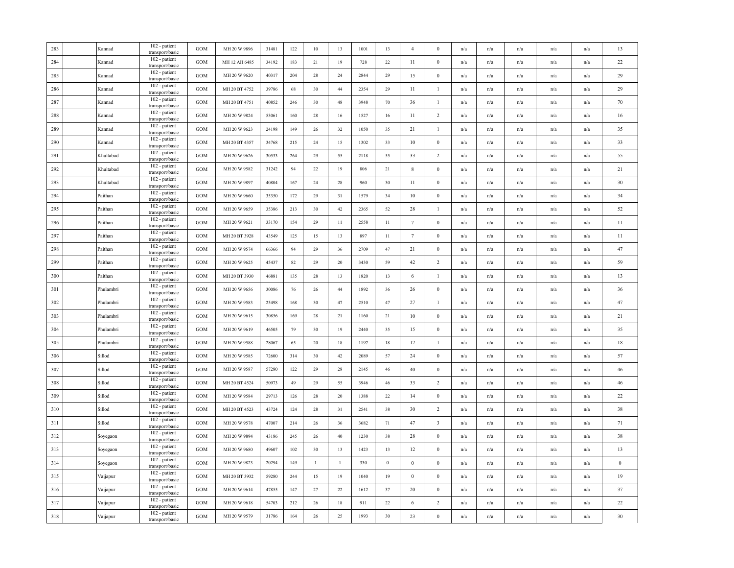| 283 | | Kannad | 102 - patient transport/basic | GOM | MH 20 W 9896 | 31481 | 122 | 10 | 13 | 1001 | 13 | 4 | 0 | n/a | n/a | n/a | n/a | n/a | 13 |
|---|---|---|---|---|---|---|---|---|---|---|---|---|---|---|---|---|---|---|---|
| 284 | | Kannad | 102 - patient transport/basic | GOM | MH 12 AH 6485 | 34192 | 183 | 21 | 19 | 728 | 22 | 11 | 0 | n/a | n/a | n/a | n/a | n/a | 22 |
| 285 | | Kannad | 102 - patient transport/basic | GOM | MH 20 W 9620 | 40317 | 204 | 28 | 24 | 2844 | 29 | 15 | 0 | n/a | n/a | n/a | n/a | n/a | 29 |
| 286 | | Kannad | 102 - patient transport/basic | GOM | MH 20 BT 4752 | 39786 | 68 | 30 | 44 | 2354 | 29 | 11 | 1 | n/a | n/a | n/a | n/a | n/a | 29 |
| 287 | | Kannad | 102 - patient transport/basic | GOM | MH 20 BT 4751 | 40852 | 246 | 30 | 48 | 3948 | 70 | 36 | 1 | n/a | n/a | n/a | n/a | n/a | 70 |
| 288 | | Kannad | 102 - patient transport/basic | GOM | MH 20 W 9824 | 53061 | 160 | 28 | 16 | 1527 | 16 | 11 | 2 | n/a | n/a | n/a | n/a | n/a | 16 |
| 289 | | Kannad | 102 - patient transport/basic | GOM | MH 20 W 9623 | 24198 | 149 | 26 | 32 | 1050 | 35 | 21 | 1 | n/a | n/a | n/a | n/a | n/a | 35 |
| 290 | | Kannad | 102 - patient transport/basic | GOM | MH 20 BT 4357 | 34768 | 215 | 24 | 15 | 1302 | 33 | 10 | 0 | n/a | n/a | n/a | n/a | n/a | 33 |
| 291 | | Khultabad | 102 - patient transport/basic | GOM | MH 20 W 9626 | 30533 | 264 | 29 | 55 | 2118 | 55 | 33 | 2 | n/a | n/a | n/a | n/a | n/a | 55 |
| 292 | | Khultabad | 102 - patient transport/basic | GOM | MH 20 W 9582 | 31242 | 94 | 22 | 19 | 806 | 21 | 8 | 0 | n/a | n/a | n/a | n/a | n/a | 21 |
| 293 | | Khultabad | 102 - patient transport/basic | GOM | MH 20 W 9897 | 40804 | 167 | 24 | 28 | 960 | 30 | 11 | 0 | n/a | n/a | n/a | n/a | n/a | 30 |
| 294 | | Paithan | 102 - patient transport/basic | GOM | MH 20 W 9660 | 35350 | 172 | 29 | 31 | 1579 | 34 | 10 | 0 | n/a | n/a | n/a | n/a | n/a | 34 |
| 295 | | Paithan | 102 - patient transport/basic | GOM | MH 20 W 9659 | 35386 | 213 | 30 | 42 | 2365 | 52 | 28 | 1 | n/a | n/a | n/a | n/a | n/a | 52 |
| 296 | | Paithan | 102 - patient transport/basic | GOM | MH 20 W 9621 | 33170 | 154 | 29 | 11 | 2558 | 11 | 7 | 0 | n/a | n/a | n/a | n/a | n/a | 11 |
| 297 | | Paithan | 102 - patient transport/basic | GOM | MH 20 BT 3928 | 43549 | 125 | 15 | 13 | 897 | 11 | 7 | 0 | n/a | n/a | n/a | n/a | n/a | 11 |
| 298 | | Paithan | 102 - patient transport/basic | GOM | MH 20 W 9574 | 66366 | 94 | 29 | 36 | 2709 | 47 | 21 | 0 | n/a | n/a | n/a | n/a | n/a | 47 |
| 299 | | Paithan | 102 - patient transport/basic | GOM | MH 20 W 9625 | 45437 | 82 | 29 | 20 | 3430 | 59 | 42 | 2 | n/a | n/a | n/a | n/a | n/a | 59 |
| 300 | | Paithan | 102 - patient transport/basic | GOM | MH 20 BT 3930 | 46881 | 135 | 28 | 13 | 1820 | 13 | 6 | 1 | n/a | n/a | n/a | n/a | n/a | 13 |
| 301 | | Phulambri | 102 - patient transport/basic | GOM | MH 20 W 9656 | 30086 | 76 | 26 | 44 | 1892 | 36 | 26 | 0 | n/a | n/a | n/a | n/a | n/a | 36 |
| 302 | | Phulambri | 102 - patient transport/basic | GOM | MH 20 W 9583 | 25498 | 168 | 30 | 47 | 2510 | 47 | 27 | 1 | n/a | n/a | n/a | n/a | n/a | 47 |
| 303 | | Phulambri | 102 - patient transport/basic | GOM | MH 20 W 9615 | 30856 | 169 | 28 | 21 | 1160 | 21 | 10 | 0 | n/a | n/a | n/a | n/a | n/a | 21 |
| 304 | | Phulambri | 102 - patient transport/basic | GOM | MH 20 W 9619 | 46505 | 79 | 30 | 19 | 2440 | 35 | 15 | 0 | n/a | n/a | n/a | n/a | n/a | 35 |
| 305 | | Phulambri | 102 - patient transport/basic | GOM | MH 20 W 9588 | 28067 | 65 | 20 | 18 | 1197 | 18 | 12 | 1 | n/a | n/a | n/a | n/a | n/a | 18 |
| 306 | | Sillod | 102 - patient transport/basic | GOM | MH 20 W 9585 | 72600 | 314 | 30 | 42 | 2089 | 57 | 24 | 0 | n/a | n/a | n/a | n/a | n/a | 57 |
| 307 | | Sillod | 102 - patient transport/basic | GOM | MH 20 W 9587 | 57280 | 122 | 29 | 28 | 2145 | 46 | 40 | 0 | n/a | n/a | n/a | n/a | n/a | 46 |
| 308 | | Sillod | 102 - patient transport/basic | GOM | MH 20 BT 4524 | 50973 | 49 | 29 | 55 | 3946 | 46 | 33 | 2 | n/a | n/a | n/a | n/a | n/a | 46 |
| 309 | | Sillod | 102 - patient transport/basic | GOM | MH 20 W 9584 | 29713 | 126 | 28 | 20 | 1388 | 22 | 14 | 0 | n/a | n/a | n/a | n/a | n/a | 22 |
| 310 | | Sillod | 102 - patient transport/basic | GOM | MH 20 BT 4523 | 43724 | 124 | 28 | 31 | 2541 | 38 | 30 | 2 | n/a | n/a | n/a | n/a | n/a | 38 |
| 311 | | Sillod | 102 - patient transport/basic | GOM | MH 20 W 9578 | 47007 | 214 | 26 | 36 | 3682 | 71 | 47 | 3 | n/a | n/a | n/a | n/a | n/a | 71 |
| 312 | | Soyegaon | 102 - patient transport/basic | GOM | MH 20 W 9894 | 43186 | 245 | 26 | 40 | 1230 | 38 | 28 | 0 | n/a | n/a | n/a | n/a | n/a | 38 |
| 313 | | Soyegaon | 102 - patient transport/basic | GOM | MH 20 W 9680 | 49607 | 102 | 30 | 13 | 1423 | 13 | 12 | 0 | n/a | n/a | n/a | n/a | n/a | 13 |
| 314 | | Soyegaon | 102 - patient transport/basic | GOM | MH 20 W 9823 | 20294 | 149 | 1 | 1 | 330 | 0 | 0 | 0 | n/a | n/a | n/a | n/a | n/a | 0 |
| 315 | | Vaijapur | 102 - patient transport/basic | GOM | MH 20 BT 3932 | 59280 | 244 | 15 | 19 | 1040 | 19 | 0 | 0 | n/a | n/a | n/a | n/a | n/a | 19 |
| 316 | | Vaijapur | 102 - patient transport/basic | GOM | MH 20 W 9614 | 47855 | 147 | 27 | 22 | 1612 | 37 | 20 | 0 | n/a | n/a | n/a | n/a | n/a | 37 |
| 317 | | Vaijapur | 102 - patient transport/basic | GOM | MH 20 W 9618 | 54703 | 212 | 26 | 18 | 911 | 22 | 6 | 2 | n/a | n/a | n/a | n/a | n/a | 22 |
| 318 | | Vaijapur | 102 - patient transport/basic | GOM | MH 20 W 9579 | 31786 | 164 | 26 | 25 | 1993 | 30 | 23 | 0 | n/a | n/a | n/a | n/a | n/a | 30 |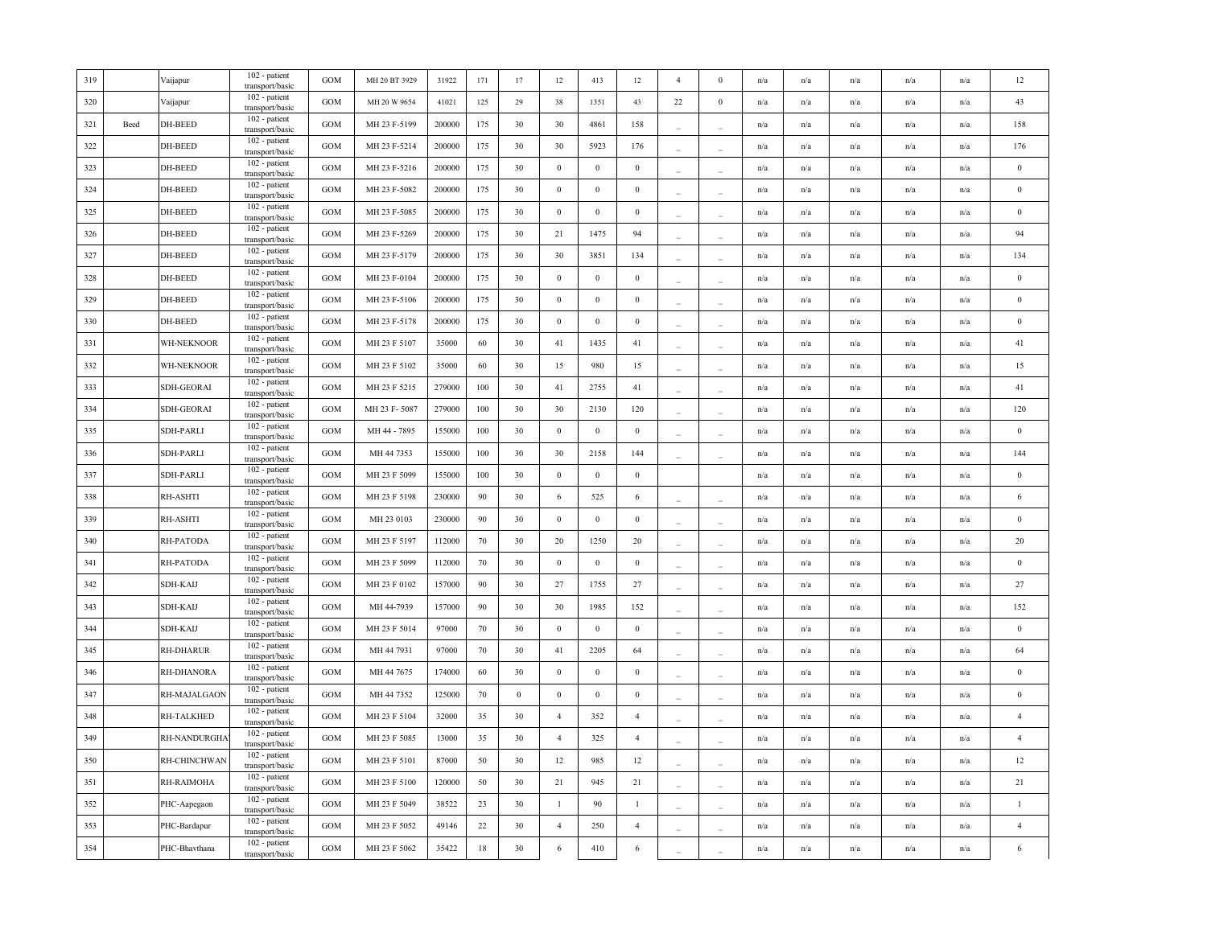| 319 | | Vaijapur | 102 - patient transport/basic | GOM | MH 20 BT 3929 | 31922 | 171 | 17 | 12 | 413 | 12 | 4 | 0 | n/a | n/a | n/a | n/a | n/a | 12 |
|---|---|---|---|---|---|---|---|---|---|---|---|---|---|---|---|---|---|---|---|
| 320 | | Vaijapur | 102 - patient transport/basic | GOM | MH 20 W 9654 | 41021 | 125 | 29 | 38 | 1351 | 43 | 22 | 0 | n/a | n/a | n/a | n/a | n/a | 43 |
| 321 | Beed | DH-BEED | 102 - patient transport/basic | GOM | MH 23 F-5199 | 200000 | 175 | 30 | 30 | 4861 | 158 | _ | _ | n/a | n/a | n/a | n/a | n/a | 158 |
| 322 | | DH-BEED | 102 - patient transport/basic | GOM | MH 23 F-5214 | 200000 | 175 | 30 | 30 | 5923 | 176 | _ | _ | n/a | n/a | n/a | n/a | n/a | 176 |
| 323 | | DH-BEED | 102 - patient transport/basic | GOM | MH 23 F-5216 | 200000 | 175 | 30 | 0 | 0 | 0 | _ | _ | n/a | n/a | n/a | n/a | n/a | 0 |
| 324 | | DH-BEED | 102 - patient transport/basic | GOM | MH 23 F-5082 | 200000 | 175 | 30 | 0 | 0 | 0 | _ | _ | n/a | n/a | n/a | n/a | n/a | 0 |
| 325 | | DH-BEED | 102 - patient transport/basic | GOM | MH 23 F-5085 | 200000 | 175 | 30 | 0 | 0 | 0 | _ | _ | n/a | n/a | n/a | n/a | n/a | 0 |
| 326 | | DH-BEED | 102 - patient transport/basic | GOM | MH 23 F-5269 | 200000 | 175 | 30 | 21 | 1475 | 94 | _ | _ | n/a | n/a | n/a | n/a | n/a | 94 |
| 327 | | DH-BEED | 102 - patient transport/basic | GOM | MH 23 F-5179 | 200000 | 175 | 30 | 30 | 3851 | 134 | _ | _ | n/a | n/a | n/a | n/a | n/a | 134 |
| 328 | | DH-BEED | 102 - patient transport/basic | GOM | MH 23 F-0104 | 200000 | 175 | 30 | 0 | 0 | 0 | _ | _ | n/a | n/a | n/a | n/a | n/a | 0 |
| 329 | | DH-BEED | 102 - patient transport/basic | GOM | MH 23 F-5106 | 200000 | 175 | 30 | 0 | 0 | 0 | _ | _ | n/a | n/a | n/a | n/a | n/a | 0 |
| 330 | | DH-BEED | 102 - patient transport/basic | GOM | MH 23 F-5178 | 200000 | 175 | 30 | 0 | 0 | 0 | _ | _ | n/a | n/a | n/a | n/a | n/a | 0 |
| 331 | | WH-NEKNOOR | 102 - patient transport/basic | GOM | MH 23 F 5107 | 35000 | 60 | 30 | 41 | 1435 | 41 | _ | _ | n/a | n/a | n/a | n/a | n/a | 41 |
| 332 | | WH-NEKNOOR | 102 - patient transport/basic | GOM | MH 23 F 5102 | 35000 | 60 | 30 | 15 | 980 | 15 | _ | _ | n/a | n/a | n/a | n/a | n/a | 15 |
| 333 | | SDH-GEORAI | 102 - patient transport/basic | GOM | MH 23 F 5215 | 279000 | 100 | 30 | 41 | 2755 | 41 | _ | _ | n/a | n/a | n/a | n/a | n/a | 41 |
| 334 | | SDH-GEORAI | 102 - patient transport/basic | GOM | MH 23 F- 5087 | 279000 | 100 | 30 | 30 | 2130 | 120 | _ | _ | n/a | n/a | n/a | n/a | n/a | 120 |
| 335 | | SDH-PARLI | 102 - patient transport/basic | GOM | MH 44 - 7895 | 155000 | 100 | 30 | 0 | 0 | 0 | _ | _ | n/a | n/a | n/a | n/a | n/a | 0 |
| 336 | | SDH-PARLI | 102 - patient transport/basic | GOM | MH 44 7353 | 155000 | 100 | 30 | 30 | 2158 | 144 | _ | _ | n/a | n/a | n/a | n/a | n/a | 144 |
| 337 | | SDH-PARLI | 102 - patient transport/basic | GOM | MH 23 F 5099 | 155000 | 100 | 30 | 0 | 0 | 0 | | | n/a | n/a | n/a | n/a | n/a | 0 |
| 338 | | RH-ASHTI | 102 - patient transport/basic | GOM | MH 23 F 5198 | 230000 | 90 | 30 | 6 | 525 | 6 | _ | _ | n/a | n/a | n/a | n/a | n/a | 6 |
| 339 | | RH-ASHTI | 102 - patient transport/basic | GOM | MH 23 0103 | 230000 | 90 | 30 | 0 | 0 | 0 | _ | _ | n/a | n/a | n/a | n/a | n/a | 0 |
| 340 | | RH-PATODA | 102 - patient transport/basic | GOM | MH 23 F 5197 | 112000 | 70 | 30 | 20 | 1250 | 20 | _ | _ | n/a | n/a | n/a | n/a | n/a | 20 |
| 341 | | RH-PATODA | 102 - patient transport/basic | GOM | MH 23 F 5099 | 112000 | 70 | 30 | 0 | 0 | 0 | _ | _ | n/a | n/a | n/a | n/a | n/a | 0 |
| 342 | | SDH-KAIJ | 102 - patient transport/basic | GOM | MH 23 F 0102 | 157000 | 90 | 30 | 27 | 1755 | 27 | _ | _ | n/a | n/a | n/a | n/a | n/a | 27 |
| 343 | | SDH-KAIJ | 102 - patient transport/basic | GOM | MH 44-7939 | 157000 | 90 | 30 | 30 | 1985 | 152 | _ | _ | n/a | n/a | n/a | n/a | n/a | 152 |
| 344 | | SDH-KAIJ | 102 - patient transport/basic | GOM | MH 23 F 5014 | 97000 | 70 | 30 | 0 | 0 | 0 | _ | _ | n/a | n/a | n/a | n/a | n/a | 0 |
| 345 | | RH-DHARUR | 102 - patient transport/basic | GOM | MH 44 7931 | 97000 | 70 | 30 | 41 | 2205 | 64 | _ | _ | n/a | n/a | n/a | n/a | n/a | 64 |
| 346 | | RH-DHANORA | 102 - patient transport/basic | GOM | MH 44 7675 | 174000 | 60 | 30 | 0 | 0 | 0 | _ | _ | n/a | n/a | n/a | n/a | n/a | 0 |
| 347 | | RH-MAJALGAON | 102 - patient transport/basic | GOM | MH 44 7352 | 125000 | 70 | 0 | 0 | 0 | 0 | _ | _ | n/a | n/a | n/a | n/a | n/a | 0 |
| 348 | | RH-TALKHED | 102 - patient transport/basic | GOM | MH 23 F 5104 | 32000 | 35 | 30 | 4 | 352 | 4 | _ | _ | n/a | n/a | n/a | n/a | n/a | 4 |
| 349 | | RH-NANDURGHAT | 102 - patient transport/basic | GOM | MH 23 F 5085 | 13000 | 35 | 30 | 4 | 325 | 4 | _ | _ | n/a | n/a | n/a | n/a | n/a | 4 |
| 350 | | RH-CHINCHWAN | 102 - patient transport/basic | GOM | MH 23 F 5101 | 87000 | 50 | 30 | 12 | 985 | 12 | _ | _ | n/a | n/a | n/a | n/a | n/a | 12 |
| 351 | | RH-RAIMOHA | 102 - patient transport/basic | GOM | MH 23 F 5100 | 120000 | 50 | 30 | 21 | 945 | 21 | _ | _ | n/a | n/a | n/a | n/a | n/a | 21 |
| 352 | | PHC-Aapegaon | 102 - patient transport/basic | GOM | MH 23 F 5049 | 38522 | 23 | 30 | 1 | 90 | 1 | _ | _ | n/a | n/a | n/a | n/a | n/a | 1 |
| 353 | | PHC-Bardapur | 102 - patient transport/basic | GOM | MH 23 F 5052 | 49146 | 22 | 30 | 4 | 250 | 4 | _ | _ | n/a | n/a | n/a | n/a | n/a | 4 |
| 354 | | PHC-Bhavthana | 102 - patient transport/basic | GOM | MH 23 F 5062 | 35422 | 18 | 30 | 6 | 410 | 6 | _ | _ | n/a | n/a | n/a | n/a | n/a | 6 |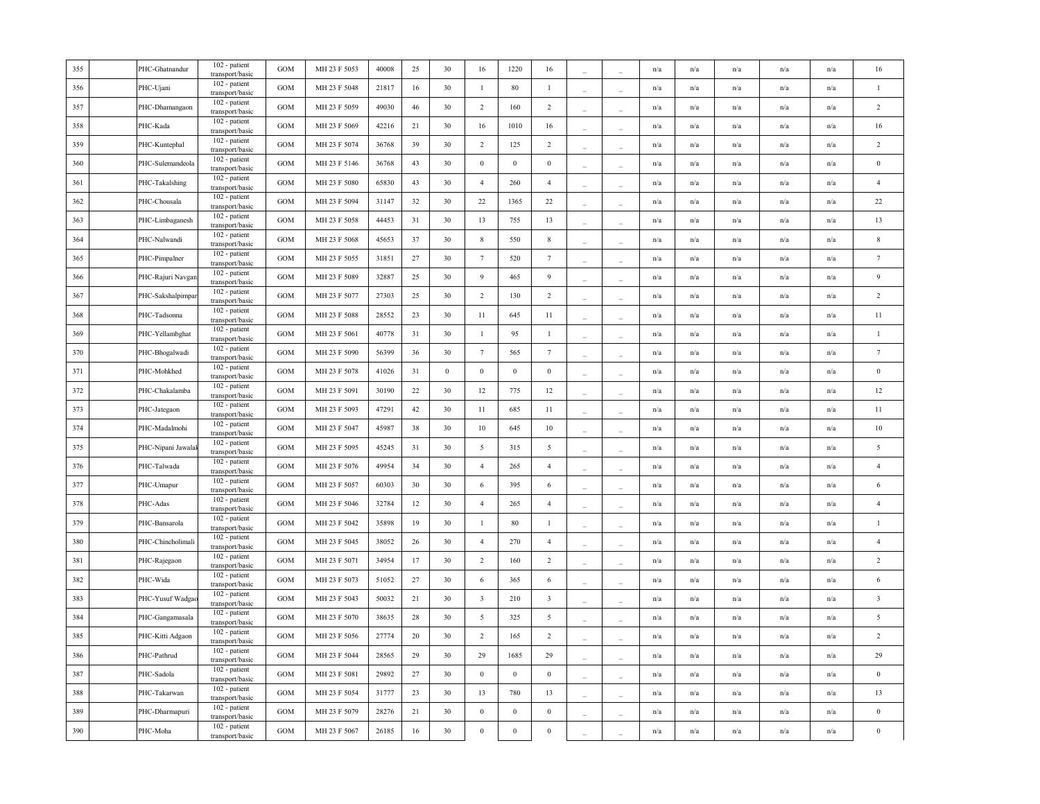| | | | | | | | | | | | | | | | | | | | | |
|---|---|---|---|---|---|---|---|---|---|---|---|---|---|---|---|---|---|---|---|---|
| 355 | | PHC-Ghatnandur | 102 - patient transport/basic | GOM | MH 23 F 5053 | 40008 | 25 | 30 | 16 | 1220 | 16 | _ | _ | n/a | n/a | n/a | n/a | n/a | 16 |
| 356 | | PHC-Ujani | 102 - patient transport/basic | GOM | MH 23 F 5048 | 21817 | 16 | 30 | 1 | 80 | 1 | _ | _ | n/a | n/a | n/a | n/a | n/a | 1 |
| 357 | | PHC-Dhamangaon | 102 - patient transport/basic | GOM | MH 23 F 5059 | 49030 | 46 | 30 | 2 | 160 | 2 | _ | _ | n/a | n/a | n/a | n/a | n/a | 2 |
| 358 | | PHC-Kada | 102 - patient transport/basic | GOM | MH 23 F 5069 | 42216 | 21 | 30 | 16 | 1010 | 16 | _ | _ | n/a | n/a | n/a | n/a | n/a | 16 |
| 359 | | PHC-Kuntephal | 102 - patient transport/basic | GOM | MH 23 F 5074 | 36768 | 39 | 30 | 2 | 125 | 2 | _ | _ | n/a | n/a | n/a | n/a | n/a | 2 |
| 360 | | PHC-Sulemandeola | 102 - patient transport/basic | GOM | MH 23 F 5146 | 36768 | 43 | 30 | 0 | 0 | 0 | _ | _ | n/a | n/a | n/a | n/a | n/a | 0 |
| 361 | | PHC-Takalshing | 102 - patient transport/basic | GOM | MH 23 F 5080 | 65830 | 43 | 30 | 4 | 260 | 4 | _ | _ | n/a | n/a | n/a | n/a | n/a | 4 |
| 362 | | PHC-Chousala | 102 - patient transport/basic | GOM | MH 23 F 5094 | 31147 | 32 | 30 | 22 | 1365 | 22 | _ | _ | n/a | n/a | n/a | n/a | n/a | 22 |
| 363 | | PHC-Limbaganesh | 102 - patient transport/basic | GOM | MH 23 F 5058 | 44453 | 31 | 30 | 13 | 755 | 13 | _ | _ | n/a | n/a | n/a | n/a | n/a | 13 |
| 364 | | PHC-Nalwandi | 102 - patient transport/basic | GOM | MH 23 F 5068 | 45653 | 37 | 30 | 8 | 550 | 8 | _ | _ | n/a | n/a | n/a | n/a | n/a | 8 |
| 365 | | PHC-Pimpalner | 102 - patient transport/basic | GOM | MH 23 F 5055 | 31851 | 27 | 30 | 7 | 520 | 7 | _ | _ | n/a | n/a | n/a | n/a | n/a | 7 |
| 366 | | PHC-Rajuri Navgan | 102 - patient transport/basic | GOM | MH 23 F 5089 | 32887 | 25 | 30 | 9 | 465 | 9 | _ | _ | n/a | n/a | n/a | n/a | n/a | 9 |
| 367 | | PHC-Sakshalpimpar | 102 - patient transport/basic | GOM | MH 23 F 5077 | 27303 | 25 | 30 | 2 | 130 | 2 | _ | _ | n/a | n/a | n/a | n/a | n/a | 2 |
| 368 | | PHC-Tadsonna | 102 - patient transport/basic | GOM | MH 23 F 5088 | 28552 | 23 | 30 | 11 | 645 | 11 | _ | _ | n/a | n/a | n/a | n/a | n/a | 11 |
| 369 | | PHC-Yellambghat | 102 - patient transport/basic | GOM | MH 23 F 5061 | 40778 | 31 | 30 | 1 | 95 | 1 | _ | _ | n/a | n/a | n/a | n/a | n/a | 1 |
| 370 | | PHC-Bhogalwadi | 102 - patient transport/basic | GOM | MH 23 F 5090 | 56399 | 36 | 30 | 7 | 565 | 7 | _ | _ | n/a | n/a | n/a | n/a | n/a | 7 |
| 371 | | PHC-Mohkhed | 102 - patient transport/basic | GOM | MH 23 F 5078 | 41026 | 31 | 0 | 0 | 0 | 0 | _ | _ | n/a | n/a | n/a | n/a | n/a | 0 |
| 372 | | PHC-Chakalamba | 102 - patient transport/basic | GOM | MH 23 F 5091 | 30190 | 22 | 30 | 12 | 775 | 12 | _ | _ | n/a | n/a | n/a | n/a | n/a | 12 |
| 373 | | PHC-Jategaon | 102 - patient transport/basic | GOM | MH 23 F 5093 | 47291 | 42 | 30 | 11 | 685 | 11 | _ | _ | n/a | n/a | n/a | n/a | n/a | 11 |
| 374 | | PHC-Madalmohi | 102 - patient transport/basic | GOM | MH 23 F 5047 | 45987 | 38 | 30 | 10 | 645 | 10 | _ | _ | n/a | n/a | n/a | n/a | n/a | 10 |
| 375 | | PHC-Nipani Jawalak | 102 - patient transport/basic | GOM | MH 23 F 5095 | 45245 | 31 | 30 | 5 | 315 | 5 | _ | _ | n/a | n/a | n/a | n/a | n/a | 5 |
| 376 | | PHC-Talwada | 102 - patient transport/basic | GOM | MH 23 F 5076 | 49954 | 34 | 30 | 4 | 265 | 4 | _ | _ | n/a | n/a | n/a | n/a | n/a | 4 |
| 377 | | PHC-Umapur | 102 - patient transport/basic | GOM | MH 23 F 5057 | 60303 | 30 | 30 | 6 | 395 | 6 | _ | _ | n/a | n/a | n/a | n/a | n/a | 6 |
| 378 | | PHC-Adas | 102 - patient transport/basic | GOM | MH 23 F 5046 | 32784 | 12 | 30 | 4 | 265 | 4 | _ | _ | n/a | n/a | n/a | n/a | n/a | 4 |
| 379 | | PHC-Bansarola | 102 - patient transport/basic | GOM | MH 23 F 5042 | 35898 | 19 | 30 | 1 | 80 | 1 | _ | _ | n/a | n/a | n/a | n/a | n/a | 1 |
| 380 | | PHC-Chincholimali | 102 - patient transport/basic | GOM | MH 23 F 5045 | 38052 | 26 | 30 | 4 | 270 | 4 | _ | _ | n/a | n/a | n/a | n/a | n/a | 4 |
| 381 | | PHC-Rajegaon | 102 - patient transport/basic | GOM | MH 23 F 5071 | 34954 | 17 | 30 | 2 | 160 | 2 | _ | _ | n/a | n/a | n/a | n/a | n/a | 2 |
| 382 | | PHC-Wida | 102 - patient transport/basic | GOM | MH 23 F 5073 | 51052 | 27 | 30 | 6 | 365 | 6 | _ | _ | n/a | n/a | n/a | n/a | n/a | 6 |
| 383 | | PHC-Yusuf Wadgao | 102 - patient transport/basic | GOM | MH 23 F 5043 | 50032 | 21 | 30 | 3 | 210 | 3 | _ | _ | n/a | n/a | n/a | n/a | n/a | 3 |
| 384 | | PHC-Gangamasala | 102 - patient transport/basic | GOM | MH 23 F 5070 | 38635 | 28 | 30 | 5 | 325 | 5 | _ | _ | n/a | n/a | n/a | n/a | n/a | 5 |
| 385 | | PHC-Kitti Adgaon | 102 - patient transport/basic | GOM | MH 23 F 5056 | 27774 | 20 | 30 | 2 | 165 | 2 | _ | _ | n/a | n/a | n/a | n/a | n/a | 2 |
| 386 | | PHC-Pathrud | 102 - patient transport/basic | GOM | MH 23 F 5044 | 28565 | 29 | 30 | 29 | 1685 | 29 | _ | _ | n/a | n/a | n/a | n/a | n/a | 29 |
| 387 | | PHC-Sadola | 102 - patient transport/basic | GOM | MH 23 F 5081 | 29892 | 27 | 30 | 0 | 0 | 0 | _ | _ | n/a | n/a | n/a | n/a | n/a | 0 |
| 388 | | PHC-Takarwan | 102 - patient transport/basic | GOM | MH 23 F 5054 | 31777 | 23 | 30 | 13 | 780 | 13 | _ | _ | n/a | n/a | n/a | n/a | n/a | 13 |
| 389 | | PHC-Dharmapuri | 102 - patient transport/basic | GOM | MH 23 F 5079 | 28276 | 21 | 30 | 0 | 0 | 0 | _ | _ | n/a | n/a | n/a | n/a | n/a | 0 |
| 390 | | PHC-Moha | 102 - patient transport/basic | GOM | MH 23 F 5067 | 26185 | 16 | 30 | 0 | 0 | 0 | _ | _ | n/a | n/a | n/a | n/a | n/a | 0 |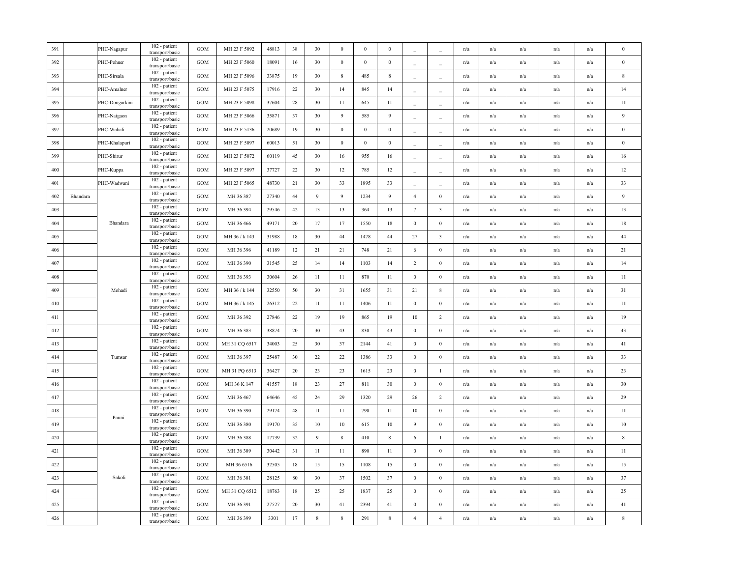| | | | | | | | | | | | | | | | | | | | | |
|---|---|---|---|---|---|---|---|---|---|---|---|---|---|---|---|---|---|---|---|---|
| 391 | | PHC-Nagapur | 102 - patient transport/basic | GOM | MH 23 F 5092 | 48813 | 38 | 30 | 0 | 0 | 0 | _ | _ | n/a | n/a | n/a | n/a | n/a | 0 |
| 392 | | PHC-Pohner | 102 - patient transport/basic | GOM | MH 23 F 5060 | 18091 | 16 | 30 | 0 | 0 | 0 | _ | _ | n/a | n/a | n/a | n/a | n/a | 0 |
| 393 | | PHC-Sirsala | 102 - patient transport/basic | GOM | MH 23 F 5096 | 33875 | 19 | 30 | 8 | 485 | 8 | _ | _ | n/a | n/a | n/a | n/a | n/a | 8 |
| 394 | | PHC-Amalner | 102 - patient transport/basic | GOM | MH 23 F 5075 | 17916 | 22 | 30 | 14 | 845 | 14 | _ | _ | n/a | n/a | n/a | n/a | n/a | 14 |
| 395 | | PHC-Dongarkini | 102 - patient transport/basic | GOM | MH 23 F 5098 | 37604 | 28 | 30 | 11 | 645 | 11 | _ | _ | n/a | n/a | n/a | n/a | n/a | 11 |
| 396 | | PHC-Naigaon | 102 - patient transport/basic | GOM | MH 23 F 5066 | 35871 | 37 | 30 | 9 | 585 | 9 | _ | _ | n/a | n/a | n/a | n/a | n/a | 9 |
| 397 | | PHC-Wahali | 102 - patient transport/basic | GOM | MH 23 F 5136 | 20689 | 19 | 30 | 0 | 0 | 0 | _ | _ | n/a | n/a | n/a | n/a | n/a | 0 |
| 398 | | PHC-Khalapuri | 102 - patient transport/basic | GOM | MH 23 F 5097 | 60013 | 51 | 30 | 0 | 0 | 0 | _ | _ | n/a | n/a | n/a | n/a | n/a | 0 |
| 399 | | PHC-Shirur | 102 - patient transport/basic | GOM | MH 23 F 5072 | 60119 | 45 | 30 | 16 | 955 | 16 | _ | _ | n/a | n/a | n/a | n/a | n/a | 16 |
| 400 | | PHC-Kuppa | 102 - patient transport/basic | GOM | MH 23 F 5097 | 37727 | 22 | 30 | 12 | 785 | 12 | _ | _ | n/a | n/a | n/a | n/a | n/a | 12 |
| 401 | | PHC-Wadwani | 102 - patient transport/basic | GOM | MH 23 F 5065 | 48730 | 21 | 30 | 33 | 1895 | 33 | _ | _ | n/a | n/a | n/a | n/a | n/a | 33 |
| 402 | Bhandara | Bhandara | 102 - patient transport/basic | GOM | MH 36 387 | 27340 | 44 | 9 | 9 | 1234 | 9 | 4 | 0 | n/a | n/a | n/a | n/a | n/a | 9 |
| 403 | | | 102 - patient transport/basic | GOM | MH 36 394 | 29546 | 42 | 13 | 13 | 364 | 13 | 7 | 3 | n/a | n/a | n/a | n/a | n/a | 13 |
| 404 | | | 102 - patient transport/basic | GOM | MH 36 466 | 49171 | 20 | 17 | 17 | 1550 | 18 | 0 | 0 | n/a | n/a | n/a | n/a | n/a | 18 |
| 405 | | | 102 - patient transport/basic | GOM | MH 36 / k 143 | 31988 | 18 | 30 | 44 | 1478 | 44 | 27 | 3 | n/a | n/a | n/a | n/a | n/a | 44 |
| 406 | | | 102 - patient transport/basic | GOM | MH 36 396 | 41189 | 12 | 21 | 21 | 748 | 21 | 6 | 0 | n/a | n/a | n/a | n/a | n/a | 21 |
| 407 | | Mohadi | 102 - patient transport/basic | GOM | MH 36 390 | 31545 | 25 | 14 | 14 | 1103 | 14 | 2 | 0 | n/a | n/a | n/a | n/a | n/a | 14 |
| 408 | | | 102 - patient transport/basic | GOM | MH 36 393 | 30604 | 26 | 11 | 11 | 870 | 11 | 0 | 0 | n/a | n/a | n/a | n/a | n/a | 11 |
| 409 | | | 102 - patient transport/basic | GOM | MH 36 / k 144 | 32550 | 50 | 30 | 31 | 1655 | 31 | 21 | 8 | n/a | n/a | n/a | n/a | n/a | 31 |
| 410 | | | 102 - patient transport/basic | GOM | MH 36 / k 145 | 26312 | 22 | 11 | 11 | 1406 | 11 | 0 | 0 | n/a | n/a | n/a | n/a | n/a | 11 |
| 411 | | | 102 - patient transport/basic | GOM | MH 36 392 | 27846 | 22 | 19 | 19 | 865 | 19 | 10 | 2 | n/a | n/a | n/a | n/a | n/a | 19 |
| 412 | | Tumsar | 102 - patient transport/basic | GOM | MH 36 383 | 38874 | 20 | 30 | 43 | 830 | 43 | 0 | 0 | n/a | n/a | n/a | n/a | n/a | 43 |
| 413 | | | 102 - patient transport/basic | GOM | MH 31 CQ 6517 | 34003 | 25 | 30 | 37 | 2144 | 41 | 0 | 0 | n/a | n/a | n/a | n/a | n/a | 41 |
| 414 | | | 102 - patient transport/basic | GOM | MH 36 397 | 25487 | 30 | 22 | 22 | 1386 | 33 | 0 | 0 | n/a | n/a | n/a | n/a | n/a | 33 |
| 415 | | | 102 - patient transport/basic | GOM | MH 31 PQ 6513 | 36427 | 20 | 23 | 23 | 1615 | 23 | 0 | 1 | n/a | n/a | n/a | n/a | n/a | 23 |
| 416 | | | 102 - patient transport/basic | GOM | MH 36 K 147 | 41557 | 18 | 23 | 27 | 811 | 30 | 0 | 0 | n/a | n/a | n/a | n/a | n/a | 30 |
| 417 | | Pauni | 102 - patient transport/basic | GOM | MH 36 467 | 64646 | 45 | 24 | 29 | 1320 | 29 | 26 | 2 | n/a | n/a | n/a | n/a | n/a | 29 |
| 418 | | | 102 - patient transport/basic | GOM | MH 36 390 | 29174 | 48 | 11 | 11 | 790 | 11 | 10 | 0 | n/a | n/a | n/a | n/a | n/a | 11 |
| 419 | | | 102 - patient transport/basic | GOM | MH 36 380 | 19170 | 35 | 10 | 10 | 615 | 10 | 9 | 0 | n/a | n/a | n/a | n/a | n/a | 10 |
| 420 | | | 102 - patient transport/basic | GOM | MH 36 388 | 17739 | 32 | 9 | 8 | 410 | 8 | 6 | 1 | n/a | n/a | n/a | n/a | n/a | 8 |
| 421 | | Sakoli | 102 - patient transport/basic | GOM | MH 36 389 | 30442 | 31 | 11 | 11 | 890 | 11 | 0 | 0 | n/a | n/a | n/a | n/a | n/a | 11 |
| 422 | | | 102 - patient transport/basic | GOM | MH 36 6516 | 32505 | 18 | 15 | 15 | 1108 | 15 | 0 | 0 | n/a | n/a | n/a | n/a | n/a | 15 |
| 423 | | | 102 - patient transport/basic | GOM | MH 36 381 | 28125 | 80 | 30 | 37 | 1502 | 37 | 0 | 0 | n/a | n/a | n/a | n/a | n/a | 37 |
| 424 | | | 102 - patient transport/basic | GOM | MH 31 CQ 6512 | 18763 | 18 | 25 | 25 | 1837 | 25 | 0 | 0 | n/a | n/a | n/a | n/a | n/a | 25 |
| 425 | | | 102 - patient transport/basic | GOM | MH 36 391 | 27527 | 20 | 30 | 41 | 2394 | 41 | 0 | 0 | n/a | n/a | n/a | n/a | n/a | 41 |
| 426 | | | 102 - patient transport/basic | GOM | MH 36 399 | 3301 | 17 | 8 | 8 | 291 | 8 | 4 | 4 | n/a | n/a | n/a | n/a | n/a | 8 |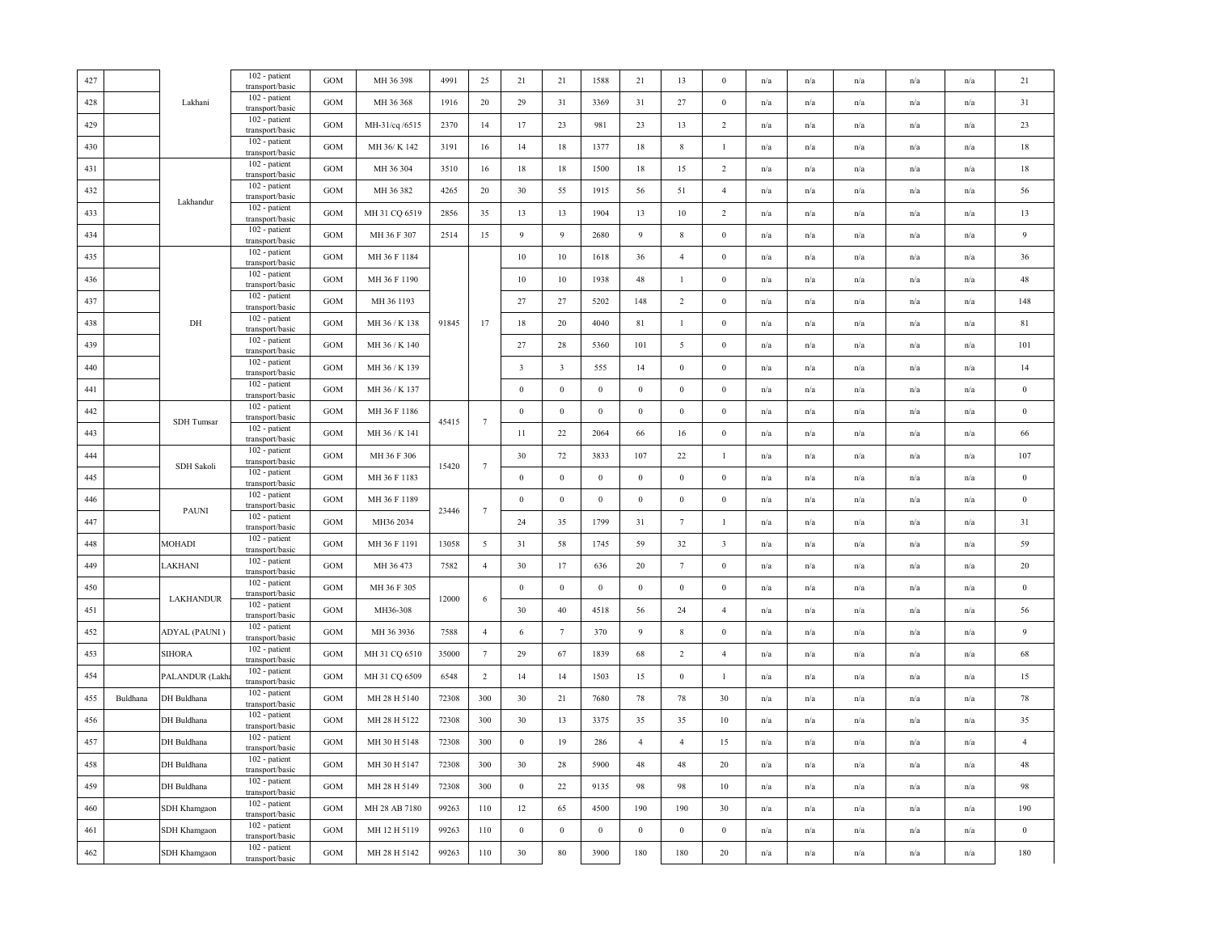| 427 | | | 102 - patient transport/basic | GOM | MH 36 398 | 4991 | 25 | 21 | 21 | 1588 | 21 | 13 | 0 | n/a | n/a | n/a | n/a | n/a | 21 |
|---|---|---|---|---|---|---|---|---|---|---|---|---|---|---|---|---|---|---|---|
| 428 | | Lakhani | 102 - patient transport/basic | GOM | MH 36 368 | 1916 | 20 | 29 | 31 | 3369 | 31 | 27 | 0 | n/a | n/a | n/a | n/a | n/a | 31 |
| 429 | | | 102 - patient transport/basic | GOM | MH-31/cq /6515 | 2370 | 14 | 17 | 23 | 981 | 23 | 13 | 2 | n/a | n/a | n/a | n/a | n/a | 23 |
| 430 | | | 102 - patient transport/basic | GOM | MH 36/ K 142 | 3191 | 16 | 14 | 18 | 1377 | 18 | 8 | 1 | n/a | n/a | n/a | n/a | n/a | 18 |
| 431 | | | 102 - patient transport/basic | GOM | MH 36 304 | 3510 | 16 | 18 | 18 | 1500 | 18 | 15 | 2 | n/a | n/a | n/a | n/a | n/a | 18 |
| 432 | | Lakhandur | 102 - patient transport/basic | GOM | MH 36 382 | 4265 | 20 | 30 | 55 | 1915 | 56 | 51 | 4 | n/a | n/a | n/a | n/a | n/a | 56 |
| 433 | | | 102 - patient transport/basic | GOM | MH 31 CQ 6519 | 2856 | 35 | 13 | 13 | 1904 | 13 | 10 | 2 | n/a | n/a | n/a | n/a | n/a | 13 |
| 434 | | | 102 - patient transport/basic | GOM | MH 36 F 307 | 2514 | 15 | 9 | 9 | 2680 | 9 | 8 | 0 | n/a | n/a | n/a | n/a | n/a | 9 |
| 435 | | | 102 - patient transport/basic | GOM | MH 36 F 1184 | | | 10 | 10 | 1618 | 36 | 4 | 0 | n/a | n/a | n/a | n/a | n/a | 36 |
| 436 | | | 102 - patient transport/basic | GOM | MH 36 F 1190 | | | 10 | 10 | 1938 | 48 | 1 | 0 | n/a | n/a | n/a | n/a | n/a | 48 |
| 437 | | | 102 - patient transport/basic | GOM | MH 36 1193 | | | 27 | 27 | 5202 | 148 | 2 | 0 | n/a | n/a | n/a | n/a | n/a | 148 |
| 438 | | DH | 102 - patient transport/basic | GOM | MH 36 / K 138 | 91845 | 17 | 18 | 20 | 4040 | 81 | 1 | 0 | n/a | n/a | n/a | n/a | n/a | 81 |
| 439 | | | 102 - patient transport/basic | GOM | MH 36 / K 140 | | | 27 | 28 | 5360 | 101 | 5 | 0 | n/a | n/a | n/a | n/a | n/a | 101 |
| 440 | | | 102 - patient transport/basic | GOM | MH 36 / K 139 | | | 3 | 3 | 555 | 14 | 0 | 0 | n/a | n/a | n/a | n/a | n/a | 14 |
| 441 | | | 102 - patient transport/basic | GOM | MH 36 / K 137 | | | 0 | 0 | 0 | 0 | 0 | 0 | n/a | n/a | n/a | n/a | n/a | 0 |
| 442 | | SDH Tumsar | 102 - patient transport/basic | GOM | MH 36 F 1186 | 45415 | 7 | 0 | 0 | 0 | 0 | 0 | 0 | n/a | n/a | n/a | n/a | n/a | 0 |
| 443 | | | 102 - patient transport/basic | GOM | MH 36 / K 141 | | | 11 | 22 | 2064 | 66 | 16 | 0 | n/a | n/a | n/a | n/a | n/a | 66 |
| 444 | | SDH Sakoli | 102 - patient transport/basic | GOM | MH 36 F 306 | 15420 | 7 | 30 | 72 | 3833 | 107 | 22 | 1 | n/a | n/a | n/a | n/a | n/a | 107 |
| 445 | | | 102 - patient transport/basic | GOM | MH 36 F 1183 | | | 0 | 0 | 0 | 0 | 0 | 0 | n/a | n/a | n/a | n/a | n/a | 0 |
| 446 | | PAUNI | 102 - patient transport/basic | GOM | MH 36 F 1189 | 23446 | 7 | 0 | 0 | 0 | 0 | 0 | 0 | n/a | n/a | n/a | n/a | n/a | 0 |
| 447 | | | 102 - patient transport/basic | GOM | MH36 2034 | | | 24 | 35 | 1799 | 31 | 7 | 1 | n/a | n/a | n/a | n/a | n/a | 31 |
| 448 | | MOHADI | 102 - patient transport/basic | GOM | MH 36 F 1191 | 13058 | 5 | 31 | 58 | 1745 | 59 | 32 | 3 | n/a | n/a | n/a | n/a | n/a | 59 |
| 449 | | LAKHANI | 102 - patient transport/basic | GOM | MH 36 473 | 7582 | 4 | 30 | 17 | 636 | 20 | 7 | 0 | n/a | n/a | n/a | n/a | n/a | 20 |
| 450 | | LAKHANDUR | 102 - patient transport/basic | GOM | MH 36 F 305 | 12000 | 6 | 0 | 0 | 0 | 0 | 0 | 0 | n/a | n/a | n/a | n/a | n/a | 0 |
| 451 | | | 102 - patient transport/basic | GOM | MH36-308 | | | 30 | 40 | 4518 | 56 | 24 | 4 | n/a | n/a | n/a | n/a | n/a | 56 |
| 452 | | ADYAL (PAUNI ) | 102 - patient transport/basic | GOM | MH 36 3936 | 7588 | 4 | 6 | 7 | 370 | 9 | 8 | 0 | n/a | n/a | n/a | n/a | n/a | 9 |
| 453 | | SIHORA | 102 - patient transport/basic | GOM | MH 31 CQ 6510 | 35000 | 7 | 29 | 67 | 1839 | 68 | 2 | 4 | n/a | n/a | n/a | n/a | n/a | 68 |
| 454 | | PALANDUR (Lakha | 102 - patient transport/basic | GOM | MH 31 CQ 6509 | 6548 | 2 | 14 | 14 | 1503 | 15 | 0 | 1 | n/a | n/a | n/a | n/a | n/a | 15 |
| 455 | Buldhana | DH Buldhana | 102 - patient transport/basic | GOM | MH 28 H 5140 | 72308 | 300 | 30 | 21 | 7680 | 78 | 78 | 30 | n/a | n/a | n/a | n/a | n/a | 78 |
| 456 | | DH Buldhana | 102 - patient transport/basic | GOM | MH 28 H 5122 | 72308 | 300 | 30 | 13 | 3375 | 35 | 35 | 10 | n/a | n/a | n/a | n/a | n/a | 35 |
| 457 | | DH Buldhana | 102 - patient transport/basic | GOM | MH 30 H 5148 | 72308 | 300 | 0 | 19 | 286 | 4 | 4 | 15 | n/a | n/a | n/a | n/a | n/a | 4 |
| 458 | | DH Buldhana | 102 - patient transport/basic | GOM | MH 30 H 5147 | 72308 | 300 | 30 | 28 | 5900 | 48 | 48 | 20 | n/a | n/a | n/a | n/a | n/a | 48 |
| 459 | | DH Buldhana | 102 - patient transport/basic | GOM | MH 28 H 5149 | 72308 | 300 | 0 | 22 | 9135 | 98 | 98 | 10 | n/a | n/a | n/a | n/a | n/a | 98 |
| 460 | | SDH Khamgaon | 102 - patient transport/basic | GOM | MH 28 AB 7180 | 99263 | 110 | 12 | 65 | 4500 | 190 | 190 | 30 | n/a | n/a | n/a | n/a | n/a | 190 |
| 461 | | SDH Khamgaon | 102 - patient transport/basic | GOM | MH 12 H 5119 | 99263 | 110 | 0 | 0 | 0 | 0 | 0 | 0 | n/a | n/a | n/a | n/a | n/a | 0 |
| 462 | | SDH Khamgaon | 102 - patient transport/basic | GOM | MH 28 H 5142 | 99263 | 110 | 30 | 80 | 3900 | 180 | 180 | 20 | n/a | n/a | n/a | n/a | n/a | 180 |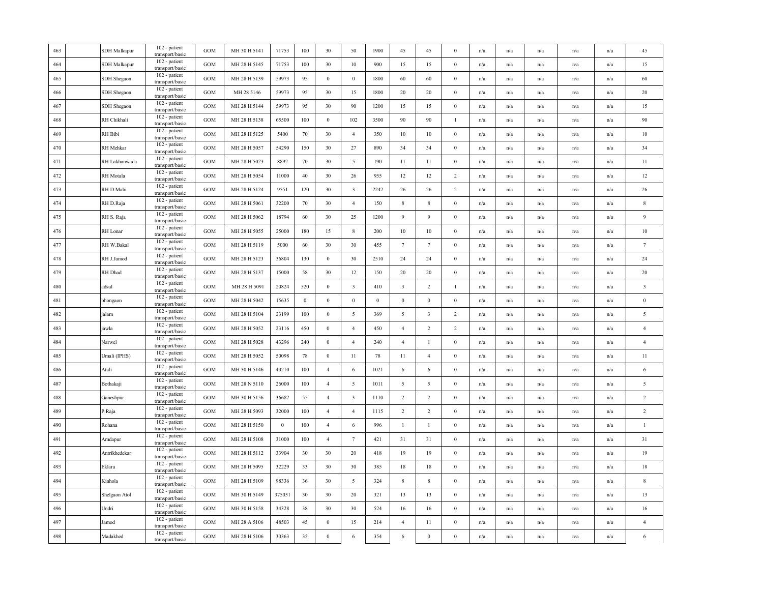| | | | | | | | | | | | | | | | | | | | |
|---|---|---|---|---|---|---|---|---|---|---|---|---|---|---|---|---|---|---|---|
| 463 | | SDH Malkapur | 102 - patient transport/basic | GOM | MH 30 H 5141 | 71753 | 100 | 30 | 50 | 1900 | 45 | 45 | 0 | n/a | n/a | n/a | n/a | n/a | 45 |
| 464 | | SDH Malkapur | 102 - patient transport/basic | GOM | MH 28 H 5145 | 71753 | 100 | 30 | 10 | 900 | 15 | 15 | 0 | n/a | n/a | n/a | n/a | n/a | 15 |
| 465 | | SDH Shegaon | 102 - patient transport/basic | GOM | MH 28 H 5139 | 59973 | 95 | 0 | 0 | 1800 | 60 | 60 | 0 | n/a | n/a | n/a | n/a | n/a | 60 |
| 466 | | SDH Shegaon | 102 - patient transport/basic | GOM | MH 28 5146 | 59973 | 95 | 30 | 15 | 1800 | 20 | 20 | 0 | n/a | n/a | n/a | n/a | n/a | 20 |
| 467 | | SDH Shegaon | 102 - patient transport/basic | GOM | MH 28 H 5144 | 59973 | 95 | 30 | 90 | 1200 | 15 | 15 | 0 | n/a | n/a | n/a | n/a | n/a | 15 |
| 468 | | RH Chikhali | 102 - patient transport/basic | GOM | MH 28 H 5138 | 65500 | 100 | 0 | 102 | 3500 | 90 | 90 | 1 | n/a | n/a | n/a | n/a | n/a | 90 |
| 469 | | RH Bibi | 102 - patient transport/basic | GOM | MH 28 H 5125 | 5400 | 70 | 30 | 4 | 350 | 10 | 10 | 0 | n/a | n/a | n/a | n/a | n/a | 10 |
| 470 | | RH Mehkar | 102 - patient transport/basic | GOM | MH 28 H 5057 | 54290 | 150 | 30 | 27 | 890 | 34 | 34 | 0 | n/a | n/a | n/a | n/a | n/a | 34 |
| 471 | | RH Lakhanwada | 102 - patient transport/basic | GOM | MH 28 H 5023 | 8892 | 70 | 30 | 5 | 190 | 11 | 11 | 0 | n/a | n/a | n/a | n/a | n/a | 11 |
| 472 | | RH Motala | 102 - patient transport/basic | GOM | MH 28 H 5054 | 11000 | 40 | 30 | 26 | 955 | 12 | 12 | 2 | n/a | n/a | n/a | n/a | n/a | 12 |
| 473 | | RH D.Mahi | 102 - patient transport/basic | GOM | MH 28 H 5124 | 9551 | 120 | 30 | 3 | 2242 | 26 | 26 | 2 | n/a | n/a | n/a | n/a | n/a | 26 |
| 474 | | RH D.Raja | 102 - patient transport/basic | GOM | MH 28 H 5061 | 32200 | 70 | 30 | 4 | 150 | 8 | 8 | 0 | n/a | n/a | n/a | n/a | n/a | 8 |
| 475 | | RH S. Raja | 102 - patient transport/basic | GOM | MH 28 H 5062 | 18794 | 60 | 30 | 25 | 1200 | 9 | 9 | 0 | n/a | n/a | n/a | n/a | n/a | 9 |
| 476 | | RH Lonar | 102 - patient transport/basic | GOM | MH 28 H 5055 | 25000 | 180 | 15 | 8 | 200 | 10 | 10 | 0 | n/a | n/a | n/a | n/a | n/a | 10 |
| 477 | | RH W.Bakal | 102 - patient transport/basic | GOM | MH 28 H 5119 | 5000 | 60 | 30 | 30 | 455 | 7 | 7 | 0 | n/a | n/a | n/a | n/a | n/a | 7 |
| 478 | | RH J.Jamod | 102 - patient transport/basic | GOM | MH 28 H 5123 | 36804 | 130 | 0 | 30 | 2510 | 24 | 24 | 0 | n/a | n/a | n/a | n/a | n/a | 24 |
| 479 | | RH Dhad | 102 - patient transport/basic | GOM | MH 28 H 5137 | 15000 | 58 | 30 | 12 | 150 | 20 | 20 | 0 | n/a | n/a | n/a | n/a | n/a | 20 |
| 480 | | adsul | 102 - patient transport/basic | GOM | MH 28 H 5091 | 20824 | 520 | 0 | 3 | 410 | 3 | 2 | 1 | n/a | n/a | n/a | n/a | n/a | 3 |
| 481 | | bhongaon | 102 - patient transport/basic | GOM | MH 28 H 5042 | 15635 | 0 | 0 | 0 | 0 | 0 | 0 | 0 | n/a | n/a | n/a | n/a | n/a | 0 |
| 482 | | jalam | 102 - patient transport/basic | GOM | MH 28 H 5104 | 23199 | 100 | 0 | 5 | 369 | 5 | 3 | 2 | n/a | n/a | n/a | n/a | n/a | 5 |
| 483 | | jawla | 102 - patient transport/basic | GOM | MH 28 H 5052 | 23116 | 450 | 0 | 4 | 450 | 4 | 2 | 2 | n/a | n/a | n/a | n/a | n/a | 4 |
| 484 | | Narwel | 102 - patient transport/basic | GOM | MH 28 H 5028 | 43296 | 240 | 0 | 4 | 240 | 4 | 1 | 0 | n/a | n/a | n/a | n/a | n/a | 4 |
| 485 | | Umali (IPHS) | 102 - patient transport/basic | GOM | MH 28 H 5052 | 50098 | 78 | 0 | 11 | 78 | 11 | 4 | 0 | n/a | n/a | n/a | n/a | n/a | 11 |
| 486 | | Atali | 102 - patient transport/basic | GOM | MH 30 H 5146 | 40210 | 100 | 4 | 6 | 1021 | 6 | 6 | 0 | n/a | n/a | n/a | n/a | n/a | 6 |
| 487 | | Bothakaji | 102 - patient transport/basic | GOM | MH 28 N 5110 | 26000 | 100 | 4 | 5 | 1011 | 5 | 5 | 0 | n/a | n/a | n/a | n/a | n/a | 5 |
| 488 | | Ganeshpur | 102 - patient transport/basic | GOM | MH 30 H 5156 | 36682 | 55 | 4 | 3 | 1110 | 2 | 2 | 0 | n/a | n/a | n/a | n/a | n/a | 2 |
| 489 | | P.Raja | 102 - patient transport/basic | GOM | MH 28 H 5093 | 32000 | 100 | 4 | 4 | 1115 | 2 | 2 | 0 | n/a | n/a | n/a | n/a | n/a | 2 |
| 490 | | Rohana | 102 - patient transport/basic | GOM | MH 28 H 5150 | 0 | 100 | 4 | 6 | 996 | 1 | 1 | 0 | n/a | n/a | n/a | n/a | n/a | 1 |
| 491 | | Amdapur | 102 - patient transport/basic | GOM | MH 28 H 5108 | 31000 | 100 | 4 | 7 | 421 | 31 | 31 | 0 | n/a | n/a | n/a | n/a | n/a | 31 |
| 492 | | Antrikhedekar | 102 - patient transport/basic | GOM | MH 28 H 5112 | 33904 | 30 | 30 | 20 | 418 | 19 | 19 | 0 | n/a | n/a | n/a | n/a | n/a | 19 |
| 493 | | Eklara | 102 - patient transport/basic | GOM | MH 28 H 5095 | 32229 | 33 | 30 | 30 | 385 | 18 | 18 | 0 | n/a | n/a | n/a | n/a | n/a | 18 |
| 494 | | Kinhola | 102 - patient transport/basic | GOM | MH 28 H 5109 | 98336 | 36 | 30 | 5 | 324 | 8 | 8 | 0 | n/a | n/a | n/a | n/a | n/a | 8 |
| 495 | | Shelgaon Atol | 102 - patient transport/basic | GOM | MH 30 H 5149 | 375031 | 30 | 30 | 20 | 321 | 13 | 13 | 0 | n/a | n/a | n/a | n/a | n/a | 13 |
| 496 | | Undri | 102 - patient transport/basic | GOM | MH 30 H 5158 | 34328 | 38 | 30 | 30 | 524 | 16 | 16 | 0 | n/a | n/a | n/a | n/a | n/a | 16 |
| 497 | | Jamod | 102 - patient transport/basic | GOM | MH 28 A 5106 | 48503 | 45 | 0 | 15 | 214 | 4 | 11 | 0 | n/a | n/a | n/a | n/a | n/a | 4 |
| 498 | | Madakhed | 102 - patient transport/basic | GOM | MH 28 H 5106 | 30363 | 35 | 0 | 6 | 354 | 6 | 0 | 0 | n/a | n/a | n/a | n/a | n/a | 6 |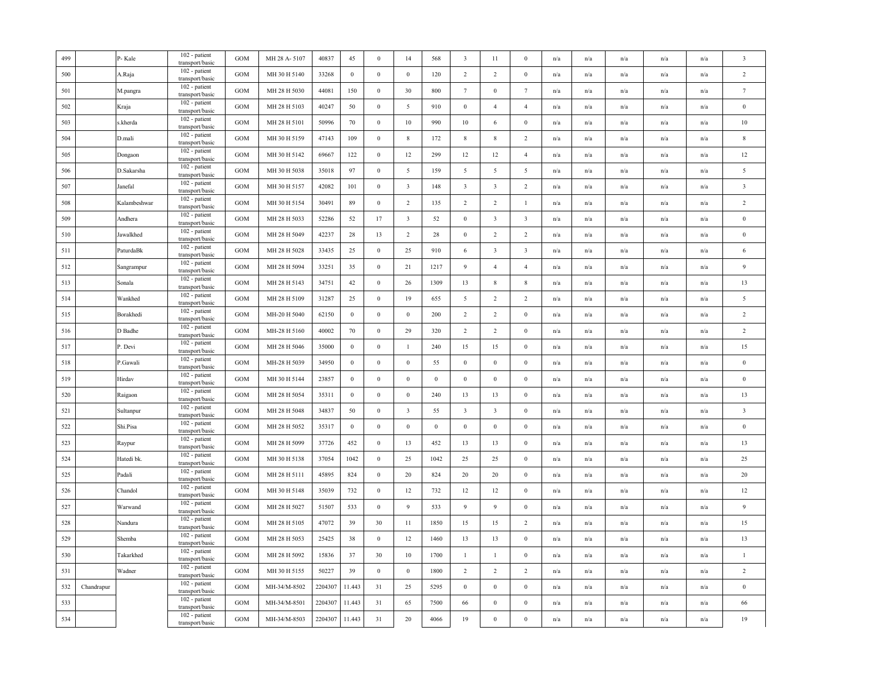| 499 | | P- Kale | 102 - patient transport/basic | GOM | MH 28 A- 5107 | 40837 | 45 | 0 | 14 | 568 | 3 | 11 | 0 | n/a | n/a | n/a | n/a | n/a | 3 |
|---|---|---|---|---|---|---|---|---|---|---|---|---|---|---|---|---|---|---|---|
| 500 | | A.Raja | 102 - patient transport/basic | GOM | MH 30 H 5140 | 33268 | 0 | 0 | 0 | 120 | 2 | 2 | 0 | n/a | n/a | n/a | n/a | n/a | 2 |
| 501 | | M.pangra | 102 - patient transport/basic | GOM | MH 28 H 5030 | 44081 | 150 | 0 | 30 | 800 | 7 | 0 | 7 | n/a | n/a | n/a | n/a | n/a | 7 |
| 502 | | Kraja | 102 - patient transport/basic | GOM | MH 28 H 5103 | 40247 | 50 | 0 | 5 | 910 | 0 | 4 | 4 | n/a | n/a | n/a | n/a | n/a | 0 |
| 503 | | s.kherda | 102 - patient transport/basic | GOM | MH 28 H 5101 | 50996 | 70 | 0 | 10 | 990 | 10 | 6 | 0 | n/a | n/a | n/a | n/a | n/a | 10 |
| 504 | | D.mali | 102 - patient transport/basic | GOM | MH 30 H 5159 | 47143 | 109 | 0 | 8 | 172 | 8 | 8 | 2 | n/a | n/a | n/a | n/a | n/a | 8 |
| 505 | | Dongaon | 102 - patient transport/basic | GOM | MH 30 H 5142 | 69667 | 122 | 0 | 12 | 299 | 12 | 12 | 4 | n/a | n/a | n/a | n/a | n/a | 12 |
| 506 | | D.Sakarsha | 102 - patient transport/basic | GOM | MH 30 H 5038 | 35018 | 97 | 0 | 5 | 159 | 5 | 5 | 5 | n/a | n/a | n/a | n/a | n/a | 5 |
| 507 | | Janefal | 102 - patient transport/basic | GOM | MH 30 H 5157 | 42082 | 101 | 0 | 3 | 148 | 3 | 3 | 2 | n/a | n/a | n/a | n/a | n/a | 3 |
| 508 | | Kalambeshwar | 102 - patient transport/basic | GOM | MH 30 H 5154 | 30491 | 89 | 0 | 2 | 135 | 2 | 2 | 1 | n/a | n/a | n/a | n/a | n/a | 2 |
| 509 | | Andhera | 102 - patient transport/basic | GOM | MH 28 H 5033 | 52286 | 52 | 17 | 3 | 52 | 0 | 3 | 3 | n/a | n/a | n/a | n/a | n/a | 0 |
| 510 | | Jawalkhed | 102 - patient transport/basic | GOM | MH 28 H 5049 | 42237 | 28 | 13 | 2 | 28 | 0 | 2 | 2 | n/a | n/a | n/a | n/a | n/a | 0 |
| 511 | | PaturdaBk | 102 - patient transport/basic | GOM | MH 28 H 5028 | 33435 | 25 | 0 | 25 | 910 | 6 | 3 | 3 | n/a | n/a | n/a | n/a | n/a | 6 |
| 512 | | Sangrampur | 102 - patient transport/basic | GOM | MH 28 H 5094 | 33251 | 35 | 0 | 21 | 1217 | 9 | 4 | 4 | n/a | n/a | n/a | n/a | n/a | 9 |
| 513 | | Sonala | 102 - patient transport/basic | GOM | MH 28 H 5143 | 34751 | 42 | 0 | 26 | 1309 | 13 | 8 | 8 | n/a | n/a | n/a | n/a | n/a | 13 |
| 514 | | Wankhed | 102 - patient transport/basic | GOM | MH 28 H 5109 | 31287 | 25 | 0 | 19 | 655 | 5 | 2 | 2 | n/a | n/a | n/a | n/a | n/a | 5 |
| 515 | | Borakhedi | 102 - patient transport/basic | GOM | MH-20 H 5040 | 62150 | 0 | 0 | 0 | 200 | 2 | 2 | 0 | n/a | n/a | n/a | n/a | n/a | 2 |
| 516 | | D Badhe | 102 - patient transport/basic | GOM | MH-28 H 5160 | 40002 | 70 | 0 | 29 | 320 | 2 | 2 | 0 | n/a | n/a | n/a | n/a | n/a | 2 |
| 517 | | P. Devi | 102 - patient transport/basic | GOM | MH 28 H 5046 | 35000 | 0 | 0 | 1 | 240 | 15 | 15 | 0 | n/a | n/a | n/a | n/a | n/a | 15 |
| 518 | | P.Gawali | 102 - patient transport/basic | GOM | MH-28 H 5039 | 34950 | 0 | 0 | 0 | 55 | 0 | 0 | 0 | n/a | n/a | n/a | n/a | n/a | 0 |
| 519 | | Hirdav | 102 - patient transport/basic | GOM | MH 30 H 5144 | 23857 | 0 | 0 | 0 | 0 | 0 | 0 | 0 | n/a | n/a | n/a | n/a | n/a | 0 |
| 520 | | Raigaon | 102 - patient transport/basic | GOM | MH 28 H 5054 | 35311 | 0 | 0 | 0 | 240 | 13 | 13 | 0 | n/a | n/a | n/a | n/a | n/a | 13 |
| 521 | | Sultanpur | 102 - patient transport/basic | GOM | MH 28 H 5048 | 34837 | 50 | 0 | 3 | 55 | 3 | 3 | 0 | n/a | n/a | n/a | n/a | n/a | 3 |
| 522 | | Shi.Pisa | 102 - patient transport/basic | GOM | MH 28 H 5052 | 35317 | 0 | 0 | 0 | 0 | 0 | 0 | 0 | n/a | n/a | n/a | n/a | n/a | 0 |
| 523 | | Raypur | 102 - patient transport/basic | GOM | MH 28 H 5099 | 37726 | 452 | 0 | 13 | 452 | 13 | 13 | 0 | n/a | n/a | n/a | n/a | n/a | 13 |
| 524 | | Hatedi bk. | 102 - patient transport/basic | GOM | MH 30 H 5138 | 37054 | 1042 | 0 | 25 | 1042 | 25 | 25 | 0 | n/a | n/a | n/a | n/a | n/a | 25 |
| 525 | | Padali | 102 - patient transport/basic | GOM | MH 28 H 5111 | 45895 | 824 | 0 | 20 | 824 | 20 | 20 | 0 | n/a | n/a | n/a | n/a | n/a | 20 |
| 526 | | Chandol | 102 - patient transport/basic | GOM | MH 30 H 5148 | 35039 | 732 | 0 | 12 | 732 | 12 | 12 | 0 | n/a | n/a | n/a | n/a | n/a | 12 |
| 527 | | Warwand | 102 - patient transport/basic | GOM | MH 28 H 5027 | 51507 | 533 | 0 | 9 | 533 | 9 | 9 | 0 | n/a | n/a | n/a | n/a | n/a | 9 |
| 528 | | Nandura | 102 - patient transport/basic | GOM | MH 28 H 5105 | 47072 | 39 | 30 | 11 | 1850 | 15 | 15 | 2 | n/a | n/a | n/a | n/a | n/a | 15 |
| 529 | | Shemba | 102 - patient transport/basic | GOM | MH 28 H 5053 | 25425 | 38 | 0 | 12 | 1460 | 13 | 13 | 0 | n/a | n/a | n/a | n/a | n/a | 13 |
| 530 | | Takarkhed | 102 - patient transport/basic | GOM | MH 28 H 5092 | 15836 | 37 | 30 | 10 | 1700 | 1 | 1 | 0 | n/a | n/a | n/a | n/a | n/a | 1 |
| 531 | | Wadner | 102 - patient transport/basic | GOM | MH 30 H 5155 | 50227 | 39 | 0 | 0 | 1800 | 2 | 2 | 2 | n/a | n/a | n/a | n/a | n/a | 2 |
| 532 | Chandrapur | | 102 - patient transport/basic | GOM | MH-34/M-8502 | 2204307 | 11.443 | 31 | 25 | 5295 | 0 | 0 | 0 | n/a | n/a | n/a | n/a | n/a | 0 |
| 533 | | | 102 - patient transport/basic | GOM | MH-34/M-8501 | 2204307 | 11.443 | 31 | 65 | 7500 | 66 | 0 | 0 | n/a | n/a | n/a | n/a | n/a | 66 |
| 534 | | | 102 - patient transport/basic | GOM | MH-34/M-8503 | 2204307 | 11.443 | 31 | 20 | 4066 | 19 | 0 | 0 | n/a | n/a | n/a | n/a | n/a | 19 |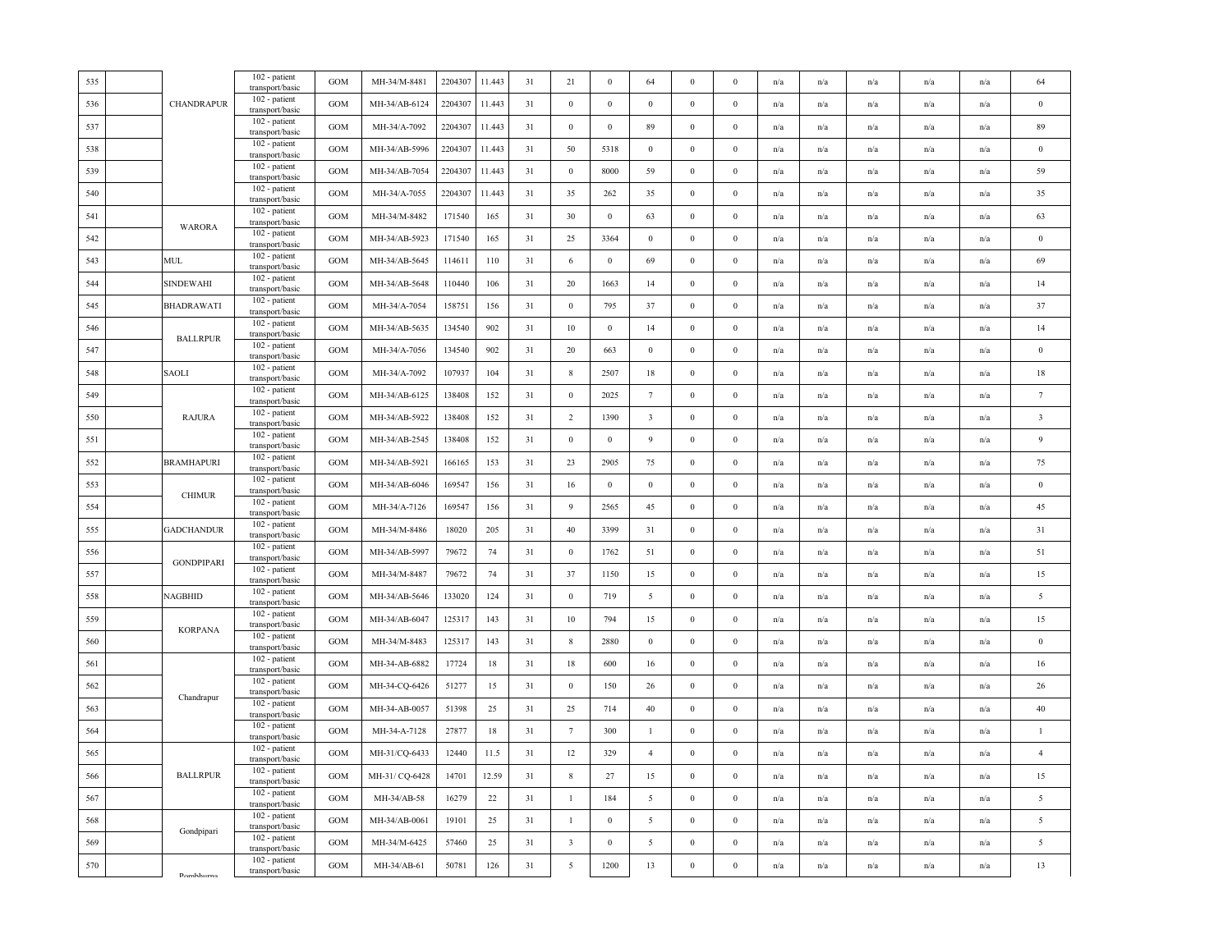| | | | | | | | | | | | | | | | | | | | | |
|---|---|---|---|---|---|---|---|---|---|---|---|---|---|---|---|---|---|---|---|---|
| 535 | | CHANDRAPUR | 102 - patient transport/basic | GOM | MH-34/M-8481 | 2204307 | 11.443 | 31 | 21 | 0 | 64 | 0 | 0 | n/a | n/a | n/a | n/a | n/a | n/a | 64 |
| 536 | | | 102 - patient transport/basic | GOM | MH-34/AB-6124 | 2204307 | 11.443 | 31 | 0 | 0 | 0 | 0 | 0 | n/a | n/a | n/a | n/a | n/a | n/a | 0 |
| 537 | | | 102 - patient transport/basic | GOM | MH-34/A-7092 | 2204307 | 11.443 | 31 | 0 | 0 | 89 | 0 | 0 | n/a | n/a | n/a | n/a | n/a | n/a | 89 |
| 538 | | | 102 - patient transport/basic | GOM | MH-34/AB-5996 | 2204307 | 11.443 | 31 | 50 | 5318 | 0 | 0 | 0 | n/a | n/a | n/a | n/a | n/a | n/a | 0 |
| 539 | | | 102 - patient transport/basic | GOM | MH-34/AB-7054 | 2204307 | 11.443 | 31 | 0 | 8000 | 59 | 0 | 0 | n/a | n/a | n/a | n/a | n/a | n/a | 59 |
| 540 | | | 102 - patient transport/basic | GOM | MH-34/A-7055 | 2204307 | 11.443 | 31 | 35 | 262 | 35 | 0 | 0 | n/a | n/a | n/a | n/a | n/a | n/a | 35 |
| 541 | | WARORA | 102 - patient transport/basic | GOM | MH-34/M-8482 | 171540 | 165 | 31 | 30 | 0 | 63 | 0 | 0 | n/a | n/a | n/a | n/a | n/a | n/a | 63 |
| 542 | | | 102 - patient transport/basic | GOM | MH-34/AB-5923 | 171540 | 165 | 31 | 25 | 3364 | 0 | 0 | 0 | n/a | n/a | n/a | n/a | n/a | n/a | 0 |
| 543 | | MUL | 102 - patient transport/basic | GOM | MH-34/AB-5645 | 114611 | 110 | 31 | 6 | 0 | 69 | 0 | 0 | n/a | n/a | n/a | n/a | n/a | n/a | 69 |
| 544 | | SINDEWAHI | 102 - patient transport/basic | GOM | MH-34/AB-5648 | 110440 | 106 | 31 | 20 | 1663 | 14 | 0 | 0 | n/a | n/a | n/a | n/a | n/a | n/a | 14 |
| 545 | | BHADRAWATI | 102 - patient transport/basic | GOM | MH-34/A-7054 | 158751 | 156 | 31 | 0 | 795 | 37 | 0 | 0 | n/a | n/a | n/a | n/a | n/a | n/a | 37 |
| 546 | | BALLRPUR | 102 - patient transport/basic | GOM | MH-34/AB-5635 | 134540 | 902 | 31 | 10 | 0 | 14 | 0 | 0 | n/a | n/a | n/a | n/a | n/a | n/a | 14 |
| 547 | | | 102 - patient transport/basic | GOM | MH-34/A-7056 | 134540 | 902 | 31 | 20 | 663 | 0 | 0 | 0 | n/a | n/a | n/a | n/a | n/a | n/a | 0 |
| 548 | | SAOLI | 102 - patient transport/basic | GOM | MH-34/A-7092 | 107937 | 104 | 31 | 8 | 2507 | 18 | 0 | 0 | n/a | n/a | n/a | n/a | n/a | n/a | 18 |
| 549 | | RAJURA | 102 - patient transport/basic | GOM | MH-34/AB-6125 | 138408 | 152 | 31 | 0 | 2025 | 7 | 0 | 0 | n/a | n/a | n/a | n/a | n/a | n/a | 7 |
| 550 | | | 102 - patient transport/basic | GOM | MH-34/AB-5922 | 138408 | 152 | 31 | 2 | 1390 | 3 | 0 | 0 | n/a | n/a | n/a | n/a | n/a | n/a | 3 |
| 551 | | | 102 - patient transport/basic | GOM | MH-34/AB-2545 | 138408 | 152 | 31 | 0 | 0 | 9 | 0 | 0 | n/a | n/a | n/a | n/a | n/a | n/a | 9 |
| 552 | | BRAMHAPURI | 102 - patient transport/basic | GOM | MH-34/AB-5921 | 166165 | 153 | 31 | 23 | 2905 | 75 | 0 | 0 | n/a | n/a | n/a | n/a | n/a | n/a | 75 |
| 553 | | CHIMUR | 102 - patient transport/basic | GOM | MH-34/AB-6046 | 169547 | 156 | 31 | 16 | 0 | 0 | 0 | 0 | n/a | n/a | n/a | n/a | n/a | n/a | 0 |
| 554 | | | 102 - patient transport/basic | GOM | MH-34/A-7126 | 169547 | 156 | 31 | 9 | 2565 | 45 | 0 | 0 | n/a | n/a | n/a | n/a | n/a | n/a | 45 |
| 555 | | GADCHANDUR | 102 - patient transport/basic | GOM | MH-34/M-8486 | 18020 | 205 | 31 | 40 | 3399 | 31 | 0 | 0 | n/a | n/a | n/a | n/a | n/a | n/a | 31 |
| 556 | | GONDPIPARI | 102 - patient transport/basic | GOM | MH-34/AB-5997 | 79672 | 74 | 31 | 0 | 1762 | 51 | 0 | 0 | n/a | n/a | n/a | n/a | n/a | n/a | 51 |
| 557 | | | 102 - patient transport/basic | GOM | MH-34/M-8487 | 79672 | 74 | 31 | 37 | 1150 | 15 | 0 | 0 | n/a | n/a | n/a | n/a | n/a | n/a | 15 |
| 558 | | NAGBHID | 102 - patient transport/basic | GOM | MH-34/AB-5646 | 133020 | 124 | 31 | 0 | 719 | 5 | 0 | 0 | n/a | n/a | n/a | n/a | n/a | n/a | 5 |
| 559 | | KORPANA | 102 - patient transport/basic | GOM | MH-34/AB-6047 | 125317 | 143 | 31 | 10 | 794 | 15 | 0 | 0 | n/a | n/a | n/a | n/a | n/a | n/a | 15 |
| 560 | | | 102 - patient transport/basic | GOM | MH-34/M-8483 | 125317 | 143 | 31 | 8 | 2880 | 0 | 0 | 0 | n/a | n/a | n/a | n/a | n/a | n/a | 0 |
| 561 | | Chandrapur | 102 - patient transport/basic | GOM | MH-34-AB-6882 | 17724 | 18 | 31 | 18 | 600 | 16 | 0 | 0 | n/a | n/a | n/a | n/a | n/a | n/a | 16 |
| 562 | | | 102 - patient transport/basic | GOM | MH-34-CQ-6426 | 51277 | 15 | 31 | 0 | 150 | 26 | 0 | 0 | n/a | n/a | n/a | n/a | n/a | n/a | 26 |
| 563 | | | 102 - patient transport/basic | GOM | MH-34-AB-0057 | 51398 | 25 | 31 | 25 | 714 | 40 | 0 | 0 | n/a | n/a | n/a | n/a | n/a | n/a | 40 |
| 564 | | | 102 - patient transport/basic | GOM | MH-34-A-7128 | 27877 | 18 | 31 | 7 | 300 | 1 | 0 | 0 | n/a | n/a | n/a | n/a | n/a | n/a | 1 |
| 565 | | BALLRPUR | 102 - patient transport/basic | GOM | MH-31/CQ-6433 | 12440 | 11.5 | 31 | 12 | 329 | 4 | 0 | 0 | n/a | n/a | n/a | n/a | n/a | n/a | 4 |
| 566 | | | 102 - patient transport/basic | GOM | MH-31/ CQ-6428 | 14701 | 12.59 | 31 | 8 | 27 | 15 | 0 | 0 | n/a | n/a | n/a | n/a | n/a | n/a | 15 |
| 567 | | | 102 - patient transport/basic | GOM | MH-34/AB-58 | 16279 | 22 | 31 | 1 | 184 | 5 | 0 | 0 | n/a | n/a | n/a | n/a | n/a | n/a | 5 |
| 568 | | Gondpipari | 102 - patient transport/basic | GOM | MH-34/AB-0061 | 19101 | 25 | 31 | 1 | 0 | 5 | 0 | 0 | n/a | n/a | n/a | n/a | n/a | n/a | 5 |
| 569 | | | 102 - patient transport/basic | GOM | MH-34/M-6425 | 57460 | 25 | 31 | 3 | 0 | 5 | 0 | 0 | n/a | n/a | n/a | n/a | n/a | n/a | 5 |
| 570 | | Pombhurna | 102 - patient transport/basic | GOM | MH-34/AB-61 | 50781 | 126 | 31 | 5 | 1200 | 13 | 0 | 0 | n/a | n/a | n/a | n/a | n/a | n/a | 13 |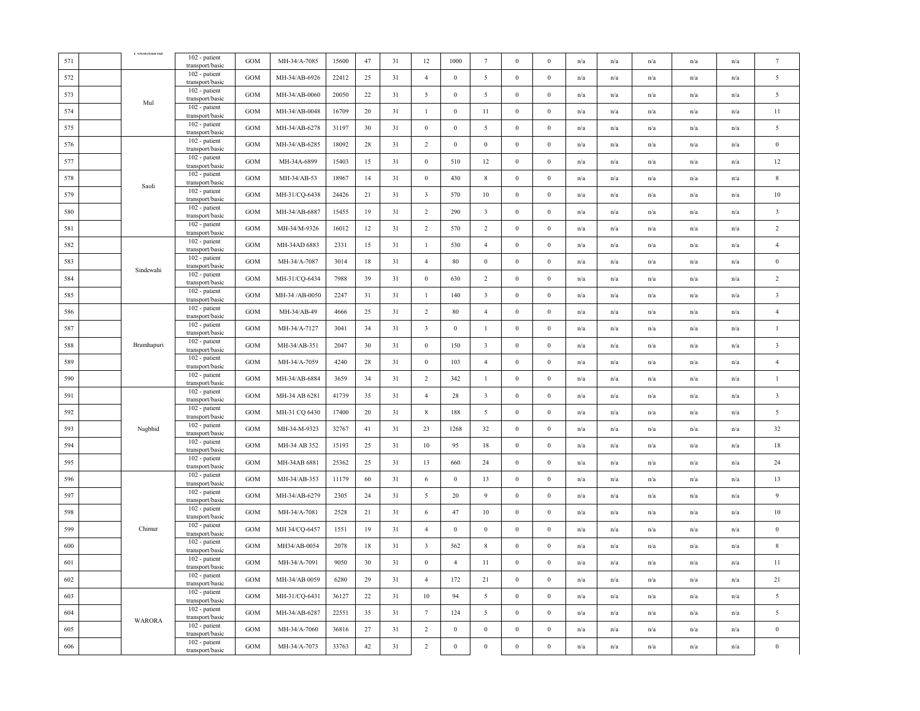| | | | | | | | | | | | | | | | | | | | |
|---|---|---|---|---|---|---|---|---|---|---|---|---|---|---|---|---|---|---|---|
| 571 | | Pombhurna | 102 - patient transport/basic | GOM | MH-34/A-7085 | 15600 | 47 | 31 | 12 | 1000 | 7 | 0 | 0 | n/a | n/a | n/a | n/a | n/a | 7 |
| 572 | | Mul | 102 - patient transport/basic | GOM | MH-34/AB-6926 | 22412 | 25 | 31 | 4 | 0 | 5 | 0 | 0 | n/a | n/a | n/a | n/a | n/a | 5 |
| 573 | | | 102 - patient transport/basic | GOM | MH-34/AB-0060 | 20050 | 22 | 31 | 5 | 0 | 5 | 0 | 0 | n/a | n/a | n/a | n/a | n/a | 5 |
| 574 | | | 102 - patient transport/basic | GOM | MH-34/AB-0048 | 16709 | 20 | 31 | 1 | 0 | 11 | 0 | 0 | n/a | n/a | n/a | n/a | n/a | 11 |
| 575 | | | 102 - patient transport/basic | GOM | MH-34/AB-6278 | 31197 | 30 | 31 | 0 | 0 | 5 | 0 | 0 | n/a | n/a | n/a | n/a | n/a | 5 |
| 576 | | Saoli | 102 - patient transport/basic | GOM | MH-34/AB-6285 | 18092 | 28 | 31 | 2 | 0 | 0 | 0 | 0 | n/a | n/a | n/a | n/a | n/a | 0 |
| 577 | | | 102 - patient transport/basic | GOM | MH-34A-6899 | 15403 | 15 | 31 | 0 | 510 | 12 | 0 | 0 | n/a | n/a | n/a | n/a | n/a | 12 |
| 578 | | | 102 - patient transport/basic | GOM | MH-34/AB-53 | 18967 | 14 | 31 | 0 | 430 | 8 | 0 | 0 | n/a | n/a | n/a | n/a | n/a | 8 |
| 579 | | | 102 - patient transport/basic | GOM | MH-31/CQ-6438 | 24426 | 21 | 31 | 3 | 570 | 10 | 0 | 0 | n/a | n/a | n/a | n/a | n/a | 10 |
| 580 | | | 102 - patient transport/basic | GOM | MH-34/AB-6887 | 15455 | 19 | 31 | 2 | 290 | 3 | 0 | 0 | n/a | n/a | n/a | n/a | n/a | 3 |
| 581 | | | 102 - patient transport/basic | GOM | MH-34/M-9326 | 16012 | 12 | 31 | 2 | 570 | 2 | 0 | 0 | n/a | n/a | n/a | n/a | n/a | 2 |
| 582 | | Sindewahi | 102 - patient transport/basic | GOM | MH-34AD 6883 | 2331 | 15 | 31 | 1 | 530 | 4 | 0 | 0 | n/a | n/a | n/a | n/a | n/a | 4 |
| 583 | | | 102 - patient transport/basic | GOM | MH-34/A-7087 | 3014 | 18 | 31 | 4 | 80 | 0 | 0 | 0 | n/a | n/a | n/a | n/a | n/a | 0 |
| 584 | | | 102 - patient transport/basic | GOM | MH-31/CQ-6434 | 7988 | 39 | 31 | 0 | 630 | 2 | 0 | 0 | n/a | n/a | n/a | n/a | n/a | 2 |
| 585 | | | 102 - patient transport/basic | GOM | MH-34 /AB-0050 | 2247 | 31 | 31 | 1 | 140 | 3 | 0 | 0 | n/a | n/a | n/a | n/a | n/a | 3 |
| 586 | | Bramhapuri | 102 - patient transport/basic | GOM | MH-34/AB-49 | 4666 | 25 | 31 | 2 | 80 | 4 | 0 | 0 | n/a | n/a | n/a | n/a | n/a | 4 |
| 587 | | | 102 - patient transport/basic | GOM | MH-34/A-7127 | 3041 | 34 | 31 | 3 | 0 | 1 | 0 | 0 | n/a | n/a | n/a | n/a | n/a | 1 |
| 588 | | | 102 - patient transport/basic | GOM | MH-34/AB-351 | 2047 | 30 | 31 | 0 | 150 | 3 | 0 | 0 | n/a | n/a | n/a | n/a | n/a | 3 |
| 589 | | | 102 - patient transport/basic | GOM | MH-34/A-7059 | 4240 | 28 | 31 | 0 | 103 | 4 | 0 | 0 | n/a | n/a | n/a | n/a | n/a | 4 |
| 590 | | | 102 - patient transport/basic | GOM | MH-34/AB-6884 | 3659 | 34 | 31 | 2 | 342 | 1 | 0 | 0 | n/a | n/a | n/a | n/a | n/a | 1 |
| 591 | | Nagbhid | 102 - patient transport/basic | GOM | MH-34 AB 6281 | 41739 | 35 | 31 | 4 | 28 | 3 | 0 | 0 | n/a | n/a | n/a | n/a | n/a | 3 |
| 592 | | | 102 - patient transport/basic | GOM | MH-31 CQ 6430 | 17400 | 20 | 31 | 8 | 188 | 5 | 0 | 0 | n/a | n/a | n/a | n/a | n/a | 5 |
| 593 | | | 102 - patient transport/basic | GOM | MH-34-M-9323 | 32767 | 41 | 31 | 23 | 1268 | 32 | 0 | 0 | n/a | n/a | n/a | n/a | n/a | 32 |
| 594 | | | 102 - patient transport/basic | GOM | MH-34 AB 352 | 15193 | 25 | 31 | 10 | 95 | 18 | 0 | 0 | n/a | n/a | n/a | n/a | n/a | 18 |
| 595 | | | 102 - patient transport/basic | GOM | MH-34AB 6881 | 25362 | 25 | 31 | 13 | 660 | 24 | 0 | 0 | n/a | n/a | n/a | n/a | n/a | 24 |
| 596 | | Chimur | 102 - patient transport/basic | GOM | MH-34/AB-353 | 11179 | 60 | 31 | 6 | 0 | 13 | 0 | 0 | n/a | n/a | n/a | n/a | n/a | 13 |
| 597 | | | 102 - patient transport/basic | GOM | MH-34/AB-6279 | 2305 | 24 | 31 | 5 | 20 | 9 | 0 | 0 | n/a | n/a | n/a | n/a | n/a | 9 |
| 598 | | | 102 - patient transport/basic | GOM | MH-34/A-7081 | 2528 | 21 | 31 | 6 | 47 | 10 | 0 | 0 | n/a | n/a | n/a | n/a | n/a | 10 |
| 599 | | | 102 - patient transport/basic | GOM | MH 34/CQ-6457 | 1551 | 19 | 31 | 4 | 0 | 0 | 0 | 0 | n/a | n/a | n/a | n/a | n/a | 0 |
| 600 | | | 102 - patient transport/basic | GOM | MH34/AB-0054 | 2078 | 18 | 31 | 3 | 562 | 8 | 0 | 0 | n/a | n/a | n/a | n/a | n/a | 8 |
| 601 | | | 102 - patient transport/basic | GOM | MH-34/A-7091 | 9050 | 30 | 31 | 0 | 4 | 11 | 0 | 0 | n/a | n/a | n/a | n/a | n/a | 11 |
| 602 | | | 102 - patient transport/basic | GOM | MH-34/AB 0059 | 6280 | 29 | 31 | 4 | 172 | 21 | 0 | 0 | n/a | n/a | n/a | n/a | n/a | 21 |
| 603 | | WARORA | 102 - patient transport/basic | GOM | MH-31/CQ-6431 | 36127 | 22 | 31 | 10 | 94 | 5 | 0 | 0 | n/a | n/a | n/a | n/a | n/a | 5 |
| 604 | | | 102 - patient transport/basic | GOM | MH-34/AB-6287 | 22551 | 35 | 31 | 7 | 124 | 5 | 0 | 0 | n/a | n/a | n/a | n/a | n/a | 5 |
| 605 | | | 102 - patient transport/basic | GOM | MH-34/A-7060 | 36816 | 27 | 31 | 2 | 0 | 0 | 0 | 0 | n/a | n/a | n/a | n/a | n/a | 0 |
| 606 | | | 102 - patient transport/basic | GOM | MH-34/A-7073 | 33763 | 42 | 31 | 2 | 0 | 0 | 0 | 0 | n/a | n/a | n/a | n/a | n/a | 0 |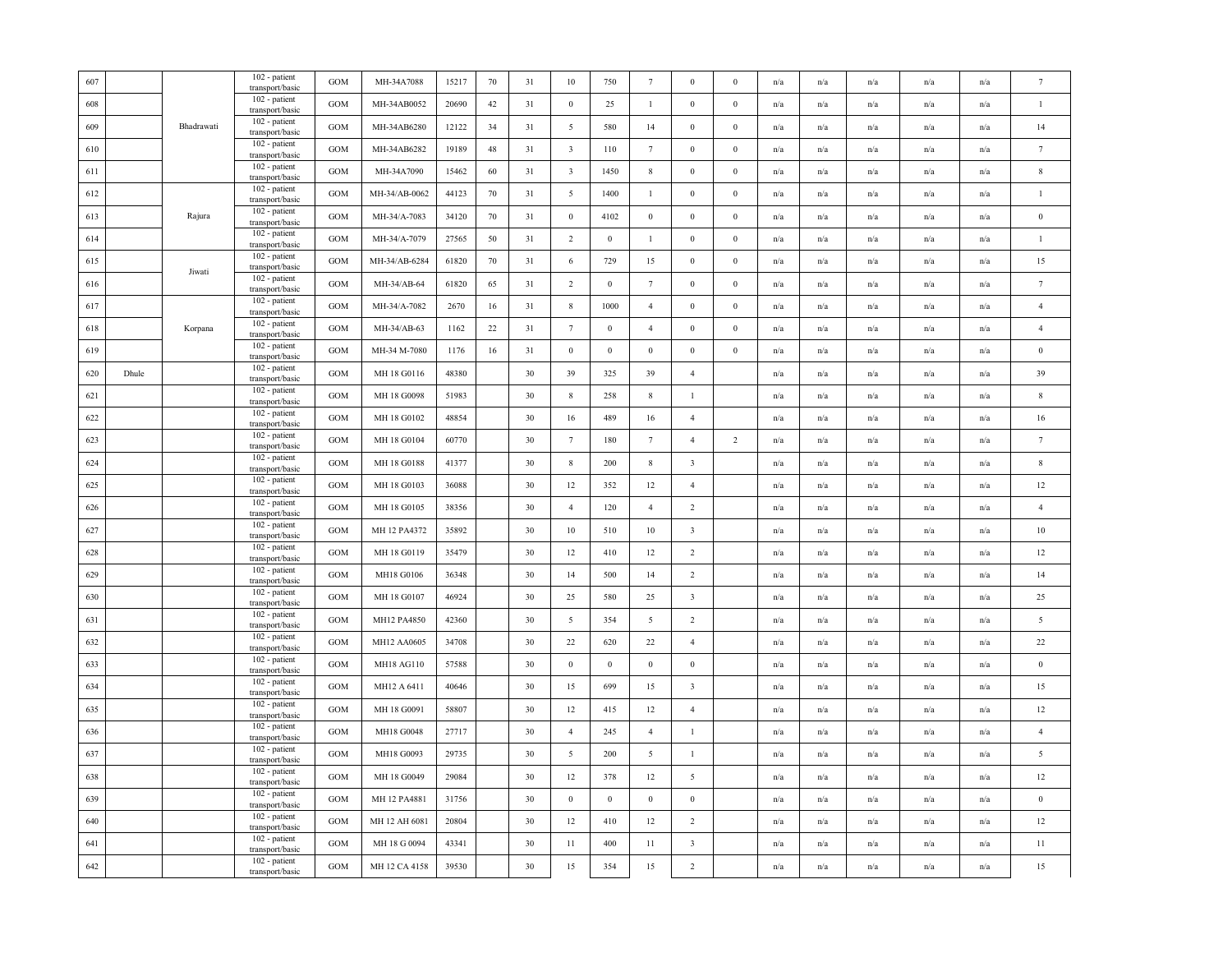| | | | | | | | | | | | | | | | | | | | | |
|---|---|---|---|---|---|---|---|---|---|---|---|---|---|---|---|---|---|---|---|---|
| 607 | | | 102 - patient transport/basic | GOM | MH-34A7088 | 15217 | 70 | 31 | 10 | 750 | 7 | 0 | 0 | n/a | n/a | n/a | n/a | n/a | n/a | 7 |
| 608 | | | 102 - patient transport/basic | GOM | MH-34AB0052 | 20690 | 42 | 31 | 0 | 25 | 1 | 0 | 0 | n/a | n/a | n/a | n/a | n/a | n/a | 1 |
| 609 | | Bhadrawati | 102 - patient transport/basic | GOM | MH-34AB6280 | 12122 | 34 | 31 | 5 | 580 | 14 | 0 | 0 | n/a | n/a | n/a | n/a | n/a | n/a | 14 |
| 610 | | | 102 - patient transport/basic | GOM | MH-34AB6282 | 19189 | 48 | 31 | 3 | 110 | 7 | 0 | 0 | n/a | n/a | n/a | n/a | n/a | n/a | 7 |
| 611 | | | 102 - patient transport/basic | GOM | MH-34A7090 | 15462 | 60 | 31 | 3 | 1450 | 8 | 0 | 0 | n/a | n/a | n/a | n/a | n/a | n/a | 8 |
| 612 | | | 102 - patient transport/basic | GOM | MH-34/AB-0062 | 44123 | 70 | 31 | 5 | 1400 | 1 | 0 | 0 | n/a | n/a | n/a | n/a | n/a | n/a | 1 |
| 613 | | Rajura | 102 - patient transport/basic | GOM | MH-34/A-7083 | 34120 | 70 | 31 | 0 | 4102 | 0 | 0 | 0 | n/a | n/a | n/a | n/a | n/a | n/a | 0 |
| 614 | | | 102 - patient transport/basic | GOM | MH-34/A-7079 | 27565 | 50 | 31 | 2 | 0 | 1 | 0 | 0 | n/a | n/a | n/a | n/a | n/a | n/a | 1 |
| 615 | | Jiwati | 102 - patient transport/basic | GOM | MH-34/AB-6284 | 61820 | 70 | 31 | 6 | 729 | 15 | 0 | 0 | n/a | n/a | n/a | n/a | n/a | n/a | 15 |
| 616 | | | 102 - patient transport/basic | GOM | MH-34/AB-64 | 61820 | 65 | 31 | 2 | 0 | 7 | 0 | 0 | n/a | n/a | n/a | n/a | n/a | n/a | 7 |
| 617 | | | 102 - patient transport/basic | GOM | MH-34/A-7082 | 2670 | 16 | 31 | 8 | 1000 | 4 | 0 | 0 | n/a | n/a | n/a | n/a | n/a | n/a | 4 |
| 618 | | Korpana | 102 - patient transport/basic | GOM | MH-34/AB-63 | 1162 | 22 | 31 | 7 | 0 | 4 | 0 | 0 | n/a | n/a | n/a | n/a | n/a | n/a | 4 |
| 619 | | | 102 - patient transport/basic | GOM | MH-34 M-7080 | 1176 | 16 | 31 | 0 | 0 | 0 | 0 | 0 | n/a | n/a | n/a | n/a | n/a | n/a | 0 |
| 620 | Dhule | | 102 - patient transport/basic | GOM | MH 18 G0116 | 48380 | | 30 | 39 | 325 | 39 | 4 | | n/a | n/a | n/a | n/a | n/a | n/a | 39 |
| 621 | | | 102 - patient transport/basic | GOM | MH 18 G0098 | 51983 | | 30 | 8 | 258 | 8 | 1 | | n/a | n/a | n/a | n/a | n/a | n/a | 8 |
| 622 | | | 102 - patient transport/basic | GOM | MH 18 G0102 | 48854 | | 30 | 16 | 489 | 16 | 4 | | n/a | n/a | n/a | n/a | n/a | n/a | 16 |
| 623 | | | 102 - patient transport/basic | GOM | MH 18 G0104 | 60770 | | 30 | 7 | 180 | 7 | 4 | 2 | n/a | n/a | n/a | n/a | n/a | n/a | 7 |
| 624 | | | 102 - patient transport/basic | GOM | MH 18 G0188 | 41377 | | 30 | 8 | 200 | 8 | 3 | | n/a | n/a | n/a | n/a | n/a | n/a | 8 |
| 625 | | | 102 - patient transport/basic | GOM | MH 18 G0103 | 36088 | | 30 | 12 | 352 | 12 | 4 | | n/a | n/a | n/a | n/a | n/a | n/a | 12 |
| 626 | | | 102 - patient transport/basic | GOM | MH 18 G0105 | 38356 | | 30 | 4 | 120 | 4 | 2 | | n/a | n/a | n/a | n/a | n/a | n/a | 4 |
| 627 | | | 102 - patient transport/basic | GOM | MH 12 PA4372 | 35892 | | 30 | 10 | 510 | 10 | 3 | | n/a | n/a | n/a | n/a | n/a | n/a | 10 |
| 628 | | | 102 - patient transport/basic | GOM | MH 18 G0119 | 35479 | | 30 | 12 | 410 | 12 | 2 | | n/a | n/a | n/a | n/a | n/a | n/a | 12 |
| 629 | | | 102 - patient transport/basic | GOM | MH18 G0106 | 36348 | | 30 | 14 | 500 | 14 | 2 | | n/a | n/a | n/a | n/a | n/a | n/a | 14 |
| 630 | | | 102 - patient transport/basic | GOM | MH 18 G0107 | 46924 | | 30 | 25 | 580 | 25 | 3 | | n/a | n/a | n/a | n/a | n/a | n/a | 25 |
| 631 | | | 102 - patient transport/basic | GOM | MH12 PA4850 | 42360 | | 30 | 5 | 354 | 5 | 2 | | n/a | n/a | n/a | n/a | n/a | n/a | 5 |
| 632 | | | 102 - patient transport/basic | GOM | MH12 AA0605 | 34708 | | 30 | 22 | 620 | 22 | 4 | | n/a | n/a | n/a | n/a | n/a | n/a | 22 |
| 633 | | | 102 - patient transport/basic | GOM | MH18 AG110 | 57588 | | 30 | 0 | 0 | 0 | 0 | | n/a | n/a | n/a | n/a | n/a | n/a | 0 |
| 634 | | | 102 - patient transport/basic | GOM | MH12 A 6411 | 40646 | | 30 | 15 | 699 | 15 | 3 | | n/a | n/a | n/a | n/a | n/a | n/a | 15 |
| 635 | | | 102 - patient transport/basic | GOM | MH 18 G0091 | 58807 | | 30 | 12 | 415 | 12 | 4 | | n/a | n/a | n/a | n/a | n/a | n/a | 12 |
| 636 | | | 102 - patient transport/basic | GOM | MH18 G0048 | 27717 | | 30 | 4 | 245 | 4 | 1 | | n/a | n/a | n/a | n/a | n/a | n/a | 4 |
| 637 | | | 102 - patient transport/basic | GOM | MH18 G0093 | 29735 | | 30 | 5 | 200 | 5 | 1 | | n/a | n/a | n/a | n/a | n/a | n/a | 5 |
| 638 | | | 102 - patient transport/basic | GOM | MH 18 G0049 | 29084 | | 30 | 12 | 378 | 12 | 5 | | n/a | n/a | n/a | n/a | n/a | n/a | 12 |
| 639 | | | 102 - patient transport/basic | GOM | MH 12 PA4881 | 31756 | | 30 | 0 | 0 | 0 | 0 | | n/a | n/a | n/a | n/a | n/a | n/a | 0 |
| 640 | | | 102 - patient transport/basic | GOM | MH 12 AH 6081 | 20804 | | 30 | 12 | 410 | 12 | 2 | | n/a | n/a | n/a | n/a | n/a | n/a | 12 |
| 641 | | | 102 - patient transport/basic | GOM | MH 18 G 0094 | 43341 | | 30 | 11 | 400 | 11 | 3 | | n/a | n/a | n/a | n/a | n/a | n/a | 11 |
| 642 | | | 102 - patient transport/basic | GOM | MH 12 CA 4158 | 39530 | | 30 | 15 | 354 | 15 | 2 | | n/a | n/a | n/a | n/a | n/a | n/a | 15 |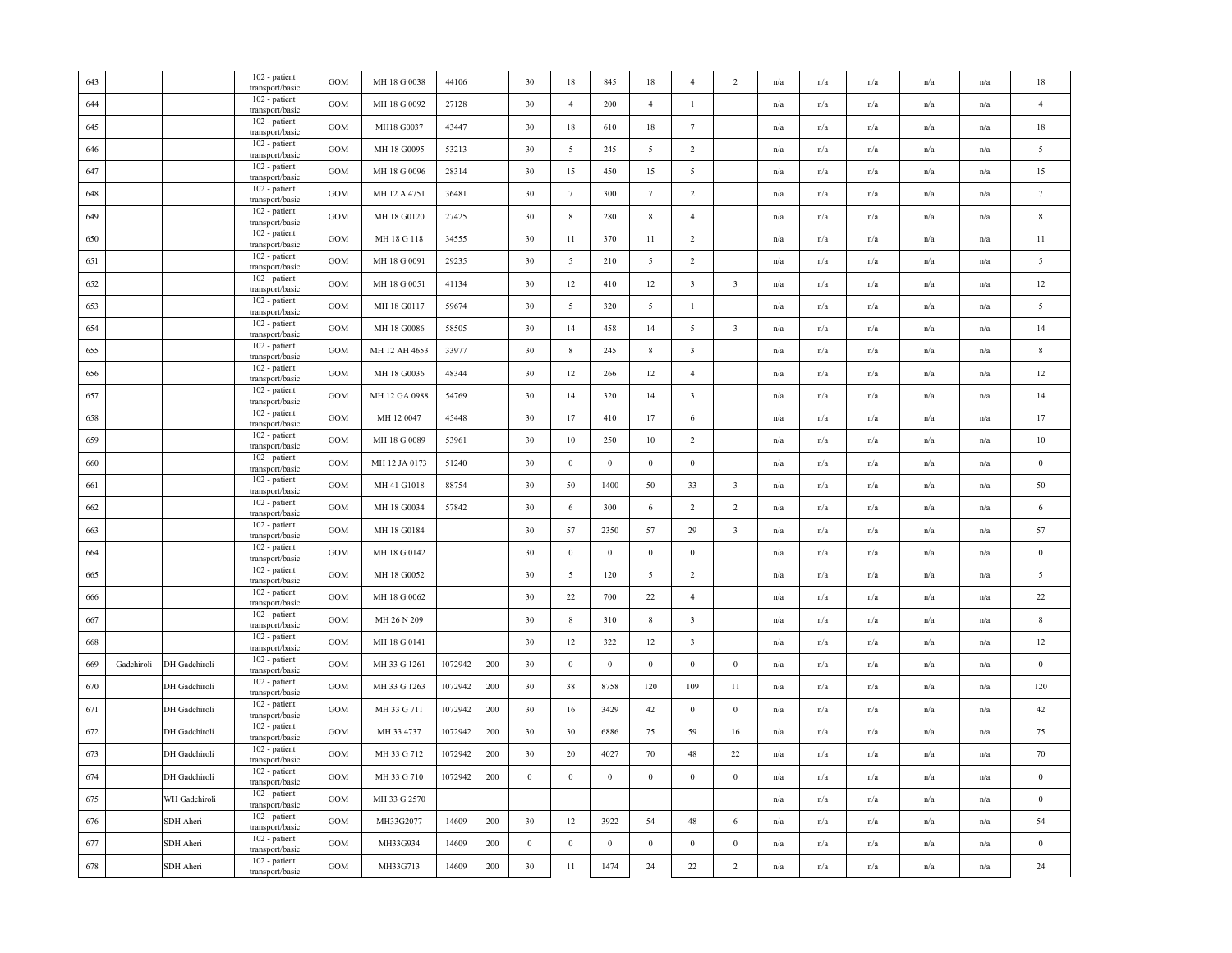| | | | | | | | | | | | | | | | | | | | | |
|---|---|---|---|---|---|---|---|---|---|---|---|---|---|---|---|---|---|---|---|---|
| 643 | | | 102 - patient transport/basic | GOM | MH 18 G 0038 | 44106 | | 30 | 18 | 845 | 18 | 4 | 2 | n/a | n/a | n/a | n/a | n/a | n/a | 18 |
| 644 | | | 102 - patient transport/basic | GOM | MH 18 G 0092 | 27128 | | 30 | 4 | 200 | 4 | 1 | | n/a | n/a | n/a | n/a | n/a | n/a | 4 |
| 645 | | | 102 - patient transport/basic | GOM | MH18 G0037 | 43447 | | 30 | 18 | 610 | 18 | 7 | | n/a | n/a | n/a | n/a | n/a | n/a | 18 |
| 646 | | | 102 - patient transport/basic | GOM | MH 18 G0095 | 53213 | | 30 | 5 | 245 | 5 | 2 | | n/a | n/a | n/a | n/a | n/a | n/a | 5 |
| 647 | | | 102 - patient transport/basic | GOM | MH 18 G 0096 | 28314 | | 30 | 15 | 450 | 15 | 5 | | n/a | n/a | n/a | n/a | n/a | n/a | 15 |
| 648 | | | 102 - patient transport/basic | GOM | MH 12 A 4751 | 36481 | | 30 | 7 | 300 | 7 | 2 | | n/a | n/a | n/a | n/a | n/a | n/a | 7 |
| 649 | | | 102 - patient transport/basic | GOM | MH 18 G0120 | 27425 | | 30 | 8 | 280 | 8 | 4 | | n/a | n/a | n/a | n/a | n/a | n/a | 8 |
| 650 | | | 102 - patient transport/basic | GOM | MH 18 G 118 | 34555 | | 30 | 11 | 370 | 11 | 2 | | n/a | n/a | n/a | n/a | n/a | n/a | 11 |
| 651 | | | 102 - patient transport/basic | GOM | MH 18 G 0091 | 29235 | | 30 | 5 | 210 | 5 | 2 | | n/a | n/a | n/a | n/a | n/a | n/a | 5 |
| 652 | | | 102 - patient transport/basic | GOM | MH 18 G 0051 | 41134 | | 30 | 12 | 410 | 12 | 3 | 3 | n/a | n/a | n/a | n/a | n/a | n/a | 12 |
| 653 | | | 102 - patient transport/basic | GOM | MH 18 G0117 | 59674 | | 30 | 5 | 320 | 5 | 1 | | n/a | n/a | n/a | n/a | n/a | n/a | 5 |
| 654 | | | 102 - patient transport/basic | GOM | MH 18 G0086 | 58505 | | 30 | 14 | 458 | 14 | 5 | 3 | n/a | n/a | n/a | n/a | n/a | n/a | 14 |
| 655 | | | 102 - patient transport/basic | GOM | MH 12 AH 4653 | 33977 | | 30 | 8 | 245 | 8 | 3 | | n/a | n/a | n/a | n/a | n/a | n/a | 8 |
| 656 | | | 102 - patient transport/basic | GOM | MH 18 G0036 | 48344 | | 30 | 12 | 266 | 12 | 4 | | n/a | n/a | n/a | n/a | n/a | n/a | 12 |
| 657 | | | 102 - patient transport/basic | GOM | MH 12 GA 0988 | 54769 | | 30 | 14 | 320 | 14 | 3 | | n/a | n/a | n/a | n/a | n/a | n/a | 14 |
| 658 | | | 102 - patient transport/basic | GOM | MH 12 0047 | 45448 | | 30 | 17 | 410 | 17 | 6 | | n/a | n/a | n/a | n/a | n/a | n/a | 17 |
| 659 | | | 102 - patient transport/basic | GOM | MH 18 G 0089 | 53961 | | 30 | 10 | 250 | 10 | 2 | | n/a | n/a | n/a | n/a | n/a | n/a | 10 |
| 660 | | | 102 - patient transport/basic | GOM | MH 12 JA 0173 | 51240 | | 30 | 0 | 0 | 0 | 0 | | n/a | n/a | n/a | n/a | n/a | n/a | 0 |
| 661 | | | 102 - patient transport/basic | GOM | MH 41 G1018 | 88754 | | 30 | 50 | 1400 | 50 | 33 | 3 | n/a | n/a | n/a | n/a | n/a | n/a | 50 |
| 662 | | | 102 - patient transport/basic | GOM | MH 18 G0034 | 57842 | | 30 | 6 | 300 | 6 | 2 | 2 | n/a | n/a | n/a | n/a | n/a | n/a | 6 |
| 663 | | | 102 - patient transport/basic | GOM | MH 18 G0184 | | | 30 | 57 | 2350 | 57 | 29 | 3 | n/a | n/a | n/a | n/a | n/a | n/a | 57 |
| 664 | | | 102 - patient transport/basic | GOM | MH 18 G 0142 | | | 30 | 0 | 0 | 0 | 0 | | n/a | n/a | n/a | n/a | n/a | n/a | 0 |
| 665 | | | 102 - patient transport/basic | GOM | MH 18 G0052 | | | 30 | 5 | 120 | 5 | 2 | | n/a | n/a | n/a | n/a | n/a | n/a | 5 |
| 666 | | | 102 - patient transport/basic | GOM | MH 18 G 0062 | | | 30 | 22 | 700 | 22 | 4 | | n/a | n/a | n/a | n/a | n/a | n/a | 22 |
| 667 | | | 102 - patient transport/basic | GOM | MH 26 N 209 | | | 30 | 8 | 310 | 8 | 3 | | n/a | n/a | n/a | n/a | n/a | n/a | 8 |
| 668 | | | 102 - patient transport/basic | GOM | MH 18 G 0141 | | | 30 | 12 | 322 | 12 | 3 | | n/a | n/a | n/a | n/a | n/a | n/a | 12 |
| 669 | Gadchiroli | DH Gadchiroli | 102 - patient transport/basic | GOM | MH 33 G 1261 | 1072942 | 200 | 30 | 0 | 0 | 0 | 0 | 0 | n/a | n/a | n/a | n/a | n/a | n/a | 0 |
| 670 | | DH Gadchiroli | 102 - patient transport/basic | GOM | MH 33 G 1263 | 1072942 | 200 | 30 | 38 | 8758 | 120 | 109 | 11 | n/a | n/a | n/a | n/a | n/a | n/a | 120 |
| 671 | | DH Gadchiroli | 102 - patient transport/basic | GOM | MH 33 G 711 | 1072942 | 200 | 30 | 16 | 3429 | 42 | 0 | 0 | n/a | n/a | n/a | n/a | n/a | n/a | 42 |
| 672 | | DH Gadchiroli | 102 - patient transport/basic | GOM | MH 33 4737 | 1072942 | 200 | 30 | 30 | 6886 | 75 | 59 | 16 | n/a | n/a | n/a | n/a | n/a | n/a | 75 |
| 673 | | DH Gadchiroli | 102 - patient transport/basic | GOM | MH 33 G 712 | 1072942 | 200 | 30 | 20 | 4027 | 70 | 48 | 22 | n/a | n/a | n/a | n/a | n/a | n/a | 70 |
| 674 | | DH Gadchiroli | 102 - patient transport/basic | GOM | MH 33 G 710 | 1072942 | 200 | 0 | 0 | 0 | 0 | 0 | 0 | n/a | n/a | n/a | n/a | n/a | n/a | 0 |
| 675 | | WH Gadchiroli | 102 - patient transport/basic | GOM | MH 33 G 2570 | | | | | | | | | n/a | n/a | n/a | n/a | n/a | n/a | 0 |
| 676 | | SDH Aheri | 102 - patient transport/basic | GOM | MH33G2077 | 14609 | 200 | 30 | 12 | 3922 | 54 | 48 | 6 | n/a | n/a | n/a | n/a | n/a | n/a | 54 |
| 677 | | SDH Aheri | 102 - patient transport/basic | GOM | MH33G934 | 14609 | 200 | 0 | 0 | 0 | 0 | 0 | 0 | n/a | n/a | n/a | n/a | n/a | n/a | 0 |
| 678 | | SDH Aheri | 102 - patient transport/basic | GOM | MH33G713 | 14609 | 200 | 30 | 11 | 1474 | 24 | 22 | 2 | n/a | n/a | n/a | n/a | n/a | n/a | 24 |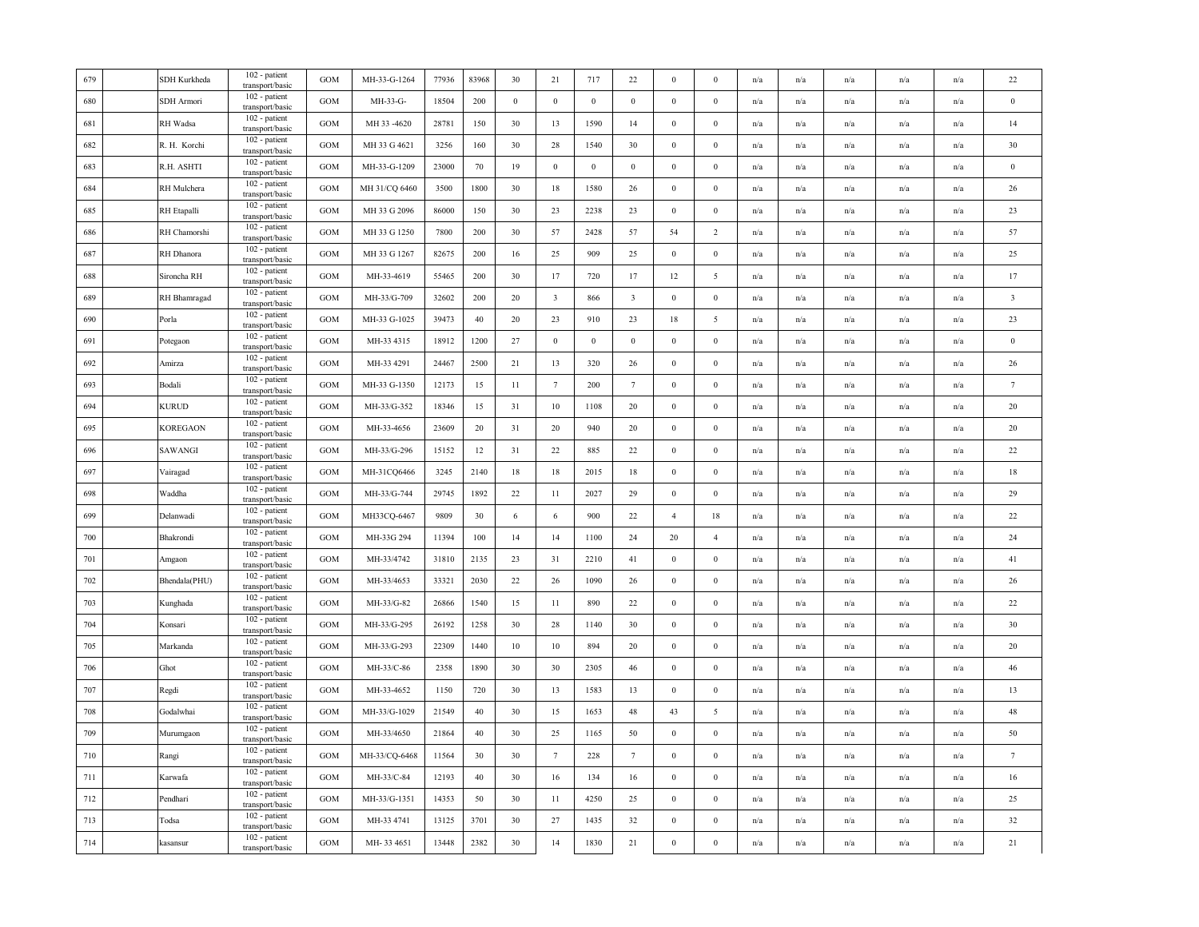| 679 | | SDH Kurkheda | 102 - patient transport/basic | GOM | MH-33-G-1264 | 77936 | 83968 | 30 | 21 | 717 | 22 | 0 | 0 | n/a | n/a | n/a | n/a | n/a | 22 |
|---|---|---|---|---|---|---|---|---|---|---|---|---|---|---|---|---|---|---|---|
| 680 | | SDH Armori | 102 - patient transport/basic | GOM | MH-33-G- | 18504 | 200 | 0 | 0 | 0 | 0 | 0 | 0 | n/a | n/a | n/a | n/a | n/a | 0 |
| 681 | | RH Wadsa | 102 - patient transport/basic | GOM | MH 33 -4620 | 28781 | 150 | 30 | 13 | 1590 | 14 | 0 | 0 | n/a | n/a | n/a | n/a | n/a | 14 |
| 682 | | R. H. Korchi | 102 - patient transport/basic | GOM | MH 33 G 4621 | 3256 | 160 | 30 | 28 | 1540 | 30 | 0 | 0 | n/a | n/a | n/a | n/a | n/a | 30 |
| 683 | | R.H. ASHTI | 102 - patient transport/basic | GOM | MH-33-G-1209 | 23000 | 70 | 19 | 0 | 0 | 0 | 0 | 0 | n/a | n/a | n/a | n/a | n/a | 0 |
| 684 | | RH Mulchera | 102 - patient transport/basic | GOM | MH 31/CQ 6460 | 3500 | 1800 | 30 | 18 | 1580 | 26 | 0 | 0 | n/a | n/a | n/a | n/a | n/a | 26 |
| 685 | | RH Etapalli | 102 - patient transport/basic | GOM | MH 33 G 2096 | 86000 | 150 | 30 | 23 | 2238 | 23 | 0 | 0 | n/a | n/a | n/a | n/a | n/a | 23 |
| 686 | | RH Chamorshi | 102 - patient transport/basic | GOM | MH 33 G 1250 | 7800 | 200 | 30 | 57 | 2428 | 57 | 54 | 2 | n/a | n/a | n/a | n/a | n/a | 57 |
| 687 | | RH Dhanora | 102 - patient transport/basic | GOM | MH 33 G 1267 | 82675 | 200 | 16 | 25 | 909 | 25 | 0 | 0 | n/a | n/a | n/a | n/a | n/a | 25 |
| 688 | | Sironcha RH | 102 - patient transport/basic | GOM | MH-33-4619 | 55465 | 200 | 30 | 17 | 720 | 17 | 12 | 5 | n/a | n/a | n/a | n/a | n/a | 17 |
| 689 | | RH Bhamragad | 102 - patient transport/basic | GOM | MH-33/G-709 | 32602 | 200 | 20 | 3 | 866 | 3 | 0 | 0 | n/a | n/a | n/a | n/a | n/a | 3 |
| 690 | | Porla | 102 - patient transport/basic | GOM | MH-33 G-1025 | 39473 | 40 | 20 | 23 | 910 | 23 | 18 | 5 | n/a | n/a | n/a | n/a | n/a | 23 |
| 691 | | Potegaon | 102 - patient transport/basic | GOM | MH-33 4315 | 18912 | 1200 | 27 | 0 | 0 | 0 | 0 | 0 | n/a | n/a | n/a | n/a | n/a | 0 |
| 692 | | Amirza | 102 - patient transport/basic | GOM | MH-33 4291 | 24467 | 2500 | 21 | 13 | 320 | 26 | 0 | 0 | n/a | n/a | n/a | n/a | n/a | 26 |
| 693 | | Bodali | 102 - patient transport/basic | GOM | MH-33 G-1350 | 12173 | 15 | 11 | 7 | 200 | 7 | 0 | 0 | n/a | n/a | n/a | n/a | n/a | 7 |
| 694 | | KURUD | 102 - patient transport/basic | GOM | MH-33/G-352 | 18346 | 15 | 31 | 10 | 1108 | 20 | 0 | 0 | n/a | n/a | n/a | n/a | n/a | 20 |
| 695 | | KOREGAON | 102 - patient transport/basic | GOM | MH-33-4656 | 23609 | 20 | 31 | 20 | 940 | 20 | 0 | 0 | n/a | n/a | n/a | n/a | n/a | 20 |
| 696 | | SAWANGI | 102 - patient transport/basic | GOM | MH-33/G-296 | 15152 | 12 | 31 | 22 | 885 | 22 | 0 | 0 | n/a | n/a | n/a | n/a | n/a | 22 |
| 697 | | Vairagad | 102 - patient transport/basic | GOM | MH-31CQ6466 | 3245 | 2140 | 18 | 18 | 2015 | 18 | 0 | 0 | n/a | n/a | n/a | n/a | n/a | 18 |
| 698 | | Waddha | 102 - patient transport/basic | GOM | MH-33/G-744 | 29745 | 1892 | 22 | 11 | 2027 | 29 | 0 | 0 | n/a | n/a | n/a | n/a | n/a | 29 |
| 699 | | Delanwadi | 102 - patient transport/basic | GOM | MH33CQ-6467 | 9809 | 30 | 6 | 6 | 900 | 22 | 4 | 18 | n/a | n/a | n/a | n/a | n/a | 22 |
| 700 | | Bhakrondi | 102 - patient transport/basic | GOM | MH-33G 294 | 11394 | 100 | 14 | 14 | 1100 | 24 | 20 | 4 | n/a | n/a | n/a | n/a | n/a | 24 |
| 701 | | Amgaon | 102 - patient transport/basic | GOM | MH-33/4742 | 31810 | 2135 | 23 | 31 | 2210 | 41 | 0 | 0 | n/a | n/a | n/a | n/a | n/a | 41 |
| 702 | | Bhendala(PHU) | 102 - patient transport/basic | GOM | MH-33/4653 | 33321 | 2030 | 22 | 26 | 1090 | 26 | 0 | 0 | n/a | n/a | n/a | n/a | n/a | 26 |
| 703 | | Kunghada | 102 - patient transport/basic | GOM | MH-33/G-82 | 26866 | 1540 | 15 | 11 | 890 | 22 | 0 | 0 | n/a | n/a | n/a | n/a | n/a | 22 |
| 704 | | Konsari | 102 - patient transport/basic | GOM | MH-33/G-295 | 26192 | 1258 | 30 | 28 | 1140 | 30 | 0 | 0 | n/a | n/a | n/a | n/a | n/a | 30 |
| 705 | | Markanda | 102 - patient transport/basic | GOM | MH-33/G-293 | 22309 | 1440 | 10 | 10 | 894 | 20 | 0 | 0 | n/a | n/a | n/a | n/a | n/a | 20 |
| 706 | | Ghot | 102 - patient transport/basic | GOM | MH-33/C-86 | 2358 | 1890 | 30 | 30 | 2305 | 46 | 0 | 0 | n/a | n/a | n/a | n/a | n/a | 46 |
| 707 | | Regdi | 102 - patient transport/basic | GOM | MH-33-4652 | 1150 | 720 | 30 | 13 | 1583 | 13 | 0 | 0 | n/a | n/a | n/a | n/a | n/a | 13 |
| 708 | | Godalwhai | 102 - patient transport/basic | GOM | MH-33/G-1029 | 21549 | 40 | 30 | 15 | 1653 | 48 | 43 | 5 | n/a | n/a | n/a | n/a | n/a | 48 |
| 709 | | Murumgaon | 102 - patient transport/basic | GOM | MH-33/4650 | 21864 | 40 | 30 | 25 | 1165 | 50 | 0 | 0 | n/a | n/a | n/a | n/a | n/a | 50 |
| 710 | | Rangi | 102 - patient transport/basic | GOM | MH-33/CQ-6468 | 11564 | 30 | 30 | 7 | 228 | 7 | 0 | 0 | n/a | n/a | n/a | n/a | n/a | 7 |
| 711 | | Karwafa | 102 - patient transport/basic | GOM | MH-33/C-84 | 12193 | 40 | 30 | 16 | 134 | 16 | 0 | 0 | n/a | n/a | n/a | n/a | n/a | 16 |
| 712 | | Pendhari | 102 - patient transport/basic | GOM | MH-33/G-1351 | 14353 | 50 | 30 | 11 | 4250 | 25 | 0 | 0 | n/a | n/a | n/a | n/a | n/a | 25 |
| 713 | | Todsa | 102 - patient transport/basic | GOM | MH-33 4741 | 13125 | 3701 | 30 | 27 | 1435 | 32 | 0 | 0 | n/a | n/a | n/a | n/a | n/a | 32 |
| 714 | | kasansur | 102 - patient transport/basic | GOM | MH- 33 4651 | 13448 | 2382 | 30 | 14 | 1830 | 21 | 0 | 0 | n/a | n/a | n/a | n/a | n/a | 21 |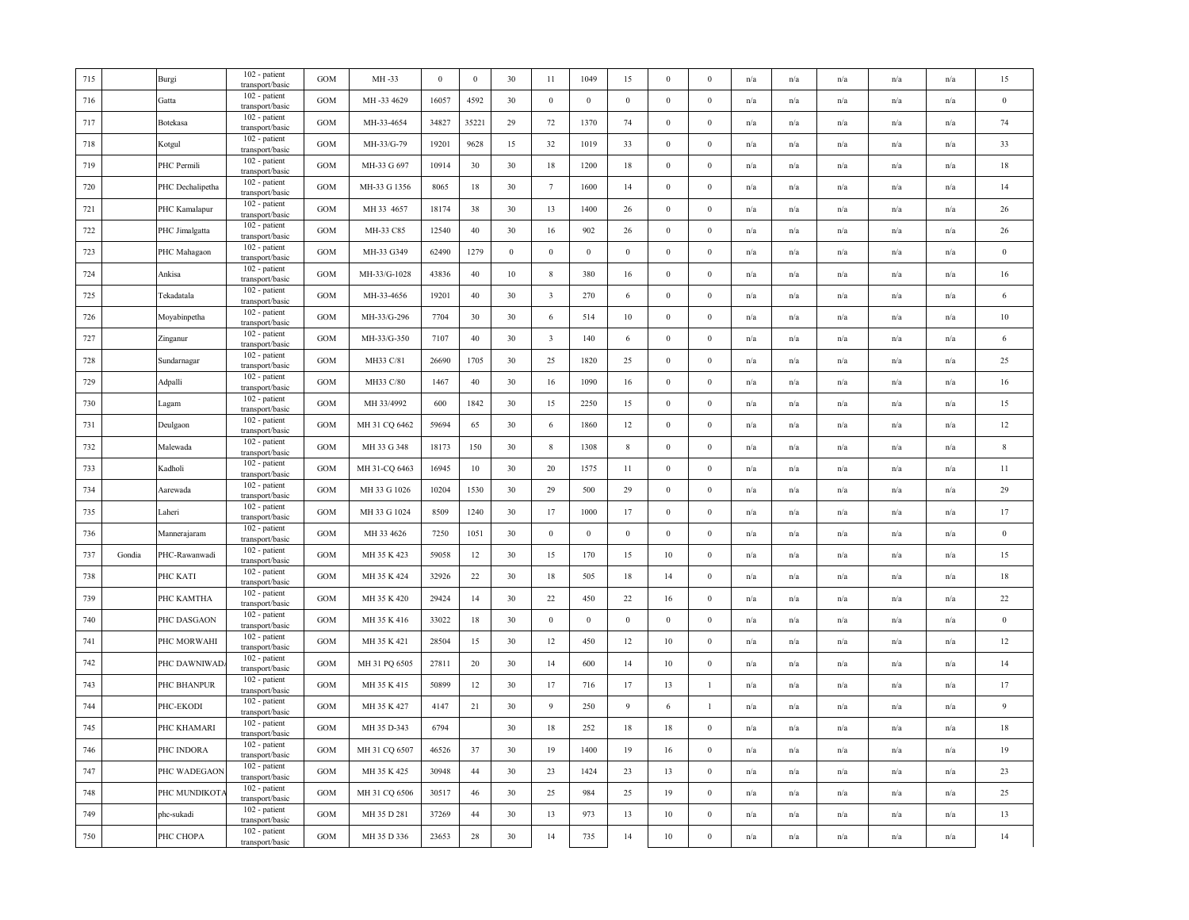| 715 | | Burgi | 102 - patient transport/basic | GOM | MH -33 | 0 | 0 | 30 | 11 | 1049 | 15 | 0 | 0 | n/a | n/a | n/a | n/a | n/a | 15 |
|---|---|---|---|---|---|---|---|---|---|---|---|---|---|---|---|---|---|---|---|
| 716 | | Gatta | 102 - patient transport/basic | GOM | MH -33 4629 | 16057 | 4592 | 30 | 0 | 0 | 0 | 0 | 0 | n/a | n/a | n/a | n/a | n/a | 0 |
| 717 | | Botekasa | 102 - patient transport/basic | GOM | MH-33-4654 | 34827 | 35221 | 29 | 72 | 1370 | 74 | 0 | 0 | n/a | n/a | n/a | n/a | n/a | 74 |
| 718 | | Kotgul | 102 - patient transport/basic | GOM | MH-33/G-79 | 19201 | 9628 | 15 | 32 | 1019 | 33 | 0 | 0 | n/a | n/a | n/a | n/a | n/a | 33 |
| 719 | | PHC Permili | 102 - patient transport/basic | GOM | MH-33 G 697 | 10914 | 30 | 30 | 18 | 1200 | 18 | 0 | 0 | n/a | n/a | n/a | n/a | n/a | 18 |
| 720 | | PHC Dechalipetha | 102 - patient transport/basic | GOM | MH-33 G 1356 | 8065 | 18 | 30 | 7 | 1600 | 14 | 0 | 0 | n/a | n/a | n/a | n/a | n/a | 14 |
| 721 | | PHC Kamalapur | 102 - patient transport/basic | GOM | MH 33 4657 | 18174 | 38 | 30 | 13 | 1400 | 26 | 0 | 0 | n/a | n/a | n/a | n/a | n/a | 26 |
| 722 | | PHC Jimalgatta | 102 - patient transport/basic | GOM | MH-33 C85 | 12540 | 40 | 30 | 16 | 902 | 26 | 0 | 0 | n/a | n/a | n/a | n/a | n/a | 26 |
| 723 | | PHC Mahagaon | 102 - patient transport/basic | GOM | MH-33 G349 | 62490 | 1279 | 0 | 0 | 0 | 0 | 0 | 0 | n/a | n/a | n/a | n/a | n/a | 0 |
| 724 | | Ankisa | 102 - patient transport/basic | GOM | MH-33/G-1028 | 43836 | 40 | 10 | 8 | 380 | 16 | 0 | 0 | n/a | n/a | n/a | n/a | n/a | 16 |
| 725 | | Tekadatala | 102 - patient transport/basic | GOM | MH-33-4656 | 19201 | 40 | 30 | 3 | 270 | 6 | 0 | 0 | n/a | n/a | n/a | n/a | n/a | 6 |
| 726 | | Moyabinpetha | 102 - patient transport/basic | GOM | MH-33/G-296 | 7704 | 30 | 30 | 6 | 514 | 10 | 0 | 0 | n/a | n/a | n/a | n/a | n/a | 10 |
| 727 | | Zinganur | 102 - patient transport/basic | GOM | MH-33/G-350 | 7107 | 40 | 30 | 3 | 140 | 6 | 0 | 0 | n/a | n/a | n/a | n/a | n/a | 6 |
| 728 | | Sundarnagar | 102 - patient transport/basic | GOM | MH33 C/81 | 26690 | 1705 | 30 | 25 | 1820 | 25 | 0 | 0 | n/a | n/a | n/a | n/a | n/a | 25 |
| 729 | | Adpalli | 102 - patient transport/basic | GOM | MH33 C/80 | 1467 | 40 | 30 | 16 | 1090 | 16 | 0 | 0 | n/a | n/a | n/a | n/a | n/a | 16 |
| 730 | | Lagam | 102 - patient transport/basic | GOM | MH 33/4992 | 600 | 1842 | 30 | 15 | 2250 | 15 | 0 | 0 | n/a | n/a | n/a | n/a | n/a | 15 |
| 731 | | Deulgaon | 102 - patient transport/basic | GOM | MH 31 CQ 6462 | 59694 | 65 | 30 | 6 | 1860 | 12 | 0 | 0 | n/a | n/a | n/a | n/a | n/a | 12 |
| 732 | | Malewada | 102 - patient transport/basic | GOM | MH 33 G 348 | 18173 | 150 | 30 | 8 | 1308 | 8 | 0 | 0 | n/a | n/a | n/a | n/a | n/a | 8 |
| 733 | | Kadholi | 102 - patient transport/basic | GOM | MH 31-CQ 6463 | 16945 | 10 | 30 | 20 | 1575 | 11 | 0 | 0 | n/a | n/a | n/a | n/a | n/a | 11 |
| 734 | | Aarewada | 102 - patient transport/basic | GOM | MH 33 G 1026 | 10204 | 1530 | 30 | 29 | 500 | 29 | 0 | 0 | n/a | n/a | n/a | n/a | n/a | 29 |
| 735 | | Laheri | 102 - patient transport/basic | GOM | MH 33 G 1024 | 8509 | 1240 | 30 | 17 | 1000 | 17 | 0 | 0 | n/a | n/a | n/a | n/a | n/a | 17 |
| 736 | | Mannerajaram | 102 - patient transport/basic | GOM | MH 33 4626 | 7250 | 1051 | 30 | 0 | 0 | 0 | 0 | 0 | n/a | n/a | n/a | n/a | n/a | 0 |
| 737 | Gondia | PHC-Rawanwadi | 102 - patient transport/basic | GOM | MH 35 K 423 | 59058 | 12 | 30 | 15 | 170 | 15 | 10 | 0 | n/a | n/a | n/a | n/a | n/a | 15 |
| 738 | | PHC KATI | 102 - patient transport/basic | GOM | MH 35 K 424 | 32926 | 22 | 30 | 18 | 505 | 18 | 14 | 0 | n/a | n/a | n/a | n/a | n/a | 18 |
| 739 | | PHC KAMTHA | 102 - patient transport/basic | GOM | MH 35 K 420 | 29424 | 14 | 30 | 22 | 450 | 22 | 16 | 0 | n/a | n/a | n/a | n/a | n/a | 22 |
| 740 | | PHC DASGAON | 102 - patient transport/basic | GOM | MH 35 K 416 | 33022 | 18 | 30 | 0 | 0 | 0 | 0 | 0 | n/a | n/a | n/a | n/a | n/a | 0 |
| 741 | | PHC MORWAHI | 102 - patient transport/basic | GOM | MH 35 K 421 | 28504 | 15 | 30 | 12 | 450 | 12 | 10 | 0 | n/a | n/a | n/a | n/a | n/a | 12 |
| 742 | | PHC DAWNIWAD. | 102 - patient transport/basic | GOM | MH 31 PQ 6505 | 27811 | 20 | 30 | 14 | 600 | 14 | 10 | 0 | n/a | n/a | n/a | n/a | n/a | 14 |
| 743 | | PHC BHANPUR | 102 - patient transport/basic | GOM | MH 35 K 415 | 50899 | 12 | 30 | 17 | 716 | 17 | 13 | 1 | n/a | n/a | n/a | n/a | n/a | 17 |
| 744 | | PHC-EKODI | 102 - patient transport/basic | GOM | MH 35 K 427 | 4147 | 21 | 30 | 9 | 250 | 9 | 6 | 1 | n/a | n/a | n/a | n/a | n/a | 9 |
| 745 | | PHC KHAMARI | 102 - patient transport/basic | GOM | MH 35 D-343 | 6794 | | 30 | 18 | 252 | 18 | 18 | 0 | n/a | n/a | n/a | n/a | n/a | 18 |
| 746 | | PHC INDORA | 102 - patient transport/basic | GOM | MH 31 CQ 6507 | 46526 | 37 | 30 | 19 | 1400 | 19 | 16 | 0 | n/a | n/a | n/a | n/a | n/a | 19 |
| 747 | | PHC WADEGAON | 102 - patient transport/basic | GOM | MH 35 K 425 | 30948 | 44 | 30 | 23 | 1424 | 23 | 13 | 0 | n/a | n/a | n/a | n/a | n/a | 23 |
| 748 | | PHC MUNDIKOTA | 102 - patient transport/basic | GOM | MH 31 CQ 6506 | 30517 | 46 | 30 | 25 | 984 | 25 | 19 | 0 | n/a | n/a | n/a | n/a | n/a | 25 |
| 749 | | phc-sukadi | 102 - patient transport/basic | GOM | MH 35 D 281 | 37269 | 44 | 30 | 13 | 973 | 13 | 10 | 0 | n/a | n/a | n/a | n/a | n/a | 13 |
| 750 | | PHC CHOPA | 102 - patient transport/basic | GOM | MH 35 D 336 | 23653 | 28 | 30 | 14 | 735 | 14 | 10 | 0 | n/a | n/a | n/a | n/a | n/a | 14 |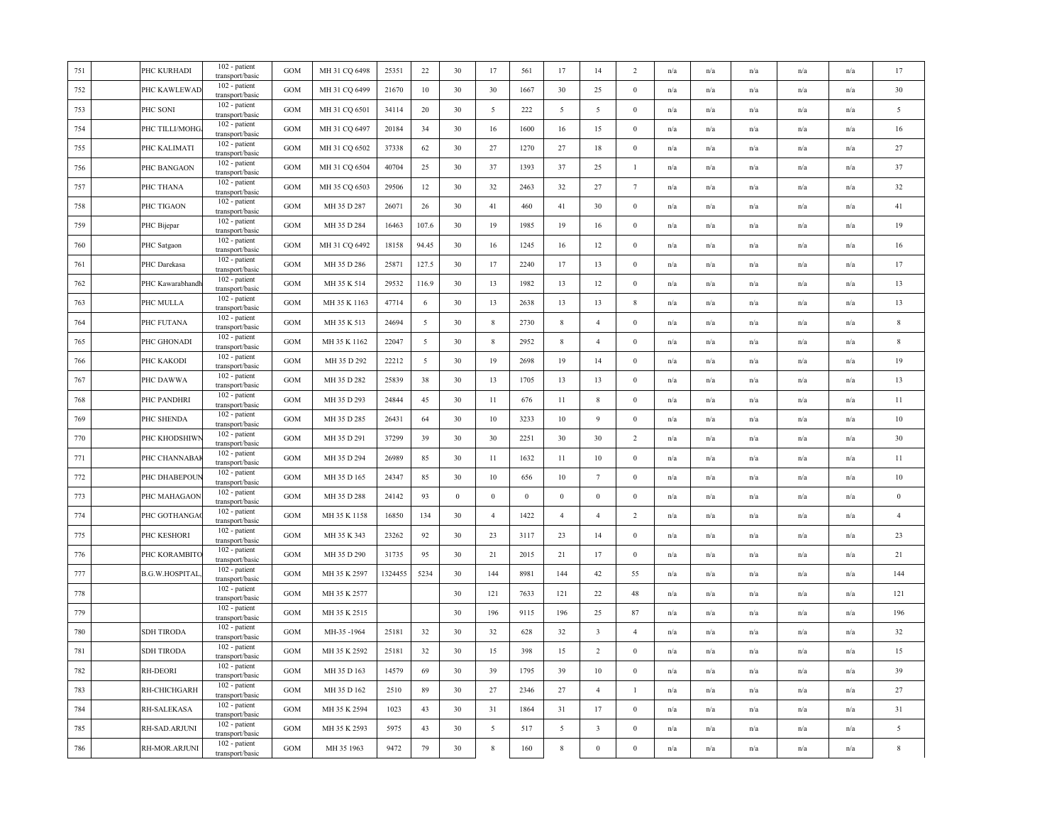| 751 | | PHC KURHADI | 102 - patient transport/basic | GOM | MH 31 CQ 6498 | 25351 | 22 | 30 | 17 | 561 | 17 | 14 | 2 | n/a | n/a | n/a | n/a | n/a | 17 |
|---|---|---|---|---|---|---|---|---|---|---|---|---|---|---|---|---|---|---|---|
| 752 | | PHC KAWLEWAD | 102 - patient transport/basic | GOM | MH 31 CQ 6499 | 21670 | 10 | 30 | 30 | 1667 | 30 | 25 | 0 | n/a | n/a | n/a | n/a | n/a | 30 |
| 753 | | PHC SONI | 102 - patient transport/basic | GOM | MH 31 CQ 6501 | 34114 | 20 | 30 | 5 | 222 | 5 | 5 | 0 | n/a | n/a | n/a | n/a | n/a | 5 |
| 754 | | PHC TILLI/MOHG. | 102 - patient transport/basic | GOM | MH 31 CQ 6497 | 20184 | 34 | 30 | 16 | 1600 | 16 | 15 | 0 | n/a | n/a | n/a | n/a | n/a | 16 |
| 755 | | PHC KALIMATI | 102 - patient transport/basic | GOM | MH 31 CQ 6502 | 37338 | 62 | 30 | 27 | 1270 | 27 | 18 | 0 | n/a | n/a | n/a | n/a | n/a | 27 |
| 756 | | PHC BANGAON | 102 - patient transport/basic | GOM | MH 31 CQ 6504 | 40704 | 25 | 30 | 37 | 1393 | 37 | 25 | 1 | n/a | n/a | n/a | n/a | n/a | 37 |
| 757 | | PHC THANA | 102 - patient transport/basic | GOM | MH 35 CQ 6503 | 29506 | 12 | 30 | 32 | 2463 | 32 | 27 | 7 | n/a | n/a | n/a | n/a | n/a | 32 |
| 758 | | PHC TIGAON | 102 - patient transport/basic | GOM | MH 35 D 287 | 26071 | 26 | 30 | 41 | 460 | 41 | 30 | 0 | n/a | n/a | n/a | n/a | n/a | 41 |
| 759 | | PHC Bijepar | 102 - patient transport/basic | GOM | MH 35 D 284 | 16463 | 107.6 | 30 | 19 | 1985 | 19 | 16 | 0 | n/a | n/a | n/a | n/a | n/a | 19 |
| 760 | | PHC Satgaon | 102 - patient transport/basic | GOM | MH 31 CQ 6492 | 18158 | 94.45 | 30 | 16 | 1245 | 16 | 12 | 0 | n/a | n/a | n/a | n/a | n/a | 16 |
| 761 | | PHC Darekasa | 102 - patient transport/basic | GOM | MH 35 D 286 | 25871 | 127.5 | 30 | 17 | 2240 | 17 | 13 | 0 | n/a | n/a | n/a | n/a | n/a | 17 |
| 762 | | PHC Kawarabhandh | 102 - patient transport/basic | GOM | MH 35 K 514 | 29532 | 116.9 | 30 | 13 | 1982 | 13 | 12 | 0 | n/a | n/a | n/a | n/a | n/a | 13 |
| 763 | | PHC MULLA | 102 - patient transport/basic | GOM | MH 35 K 1163 | 47714 | 6 | 30 | 13 | 2638 | 13 | 13 | 8 | n/a | n/a | n/a | n/a | n/a | 13 |
| 764 | | PHC FUTANA | 102 - patient transport/basic | GOM | MH 35 K 513 | 24694 | 5 | 30 | 8 | 2730 | 8 | 4 | 0 | n/a | n/a | n/a | n/a | n/a | 8 |
| 765 | | PHC GHONADI | 102 - patient transport/basic | GOM | MH 35 K 1162 | 22047 | 5 | 30 | 8 | 2952 | 8 | 4 | 0 | n/a | n/a | n/a | n/a | n/a | 8 |
| 766 | | PHC KAKODI | 102 - patient transport/basic | GOM | MH 35 D 292 | 22212 | 5 | 30 | 19 | 2698 | 19 | 14 | 0 | n/a | n/a | n/a | n/a | n/a | 19 |
| 767 | | PHC DAWWA | 102 - patient transport/basic | GOM | MH 35 D 282 | 25839 | 38 | 30 | 13 | 1705 | 13 | 13 | 0 | n/a | n/a | n/a | n/a | n/a | 13 |
| 768 | | PHC PANDHRI | 102 - patient transport/basic | GOM | MH 35 D 293 | 24844 | 45 | 30 | 11 | 676 | 11 | 8 | 0 | n/a | n/a | n/a | n/a | n/a | 11 |
| 769 | | PHC SHENDA | 102 - patient transport/basic | GOM | MH 35 D 285 | 26431 | 64 | 30 | 10 | 3233 | 10 | 9 | 0 | n/a | n/a | n/a | n/a | n/a | 10 |
| 770 | | PHC KHODSHIWN | 102 - patient transport/basic | GOM | MH 35 D 291 | 37299 | 39 | 30 | 30 | 2251 | 30 | 30 | 2 | n/a | n/a | n/a | n/a | n/a | 30 |
| 771 | | PHC CHANNABAK | 102 - patient transport/basic | GOM | MH 35 D 294 | 26989 | 85 | 30 | 11 | 1632 | 11 | 10 | 0 | n/a | n/a | n/a | n/a | n/a | 11 |
| 772 | | PHC DHABEPOUN | 102 - patient transport/basic | GOM | MH 35 D 165 | 24347 | 85 | 30 | 10 | 656 | 10 | 7 | 0 | n/a | n/a | n/a | n/a | n/a | 10 |
| 773 | | PHC MAHAGAON | 102 - patient transport/basic | GOM | MH 35 D 288 | 24142 | 93 | 0 | 0 | 0 | 0 | 0 | 0 | n/a | n/a | n/a | n/a | n/a | 0 |
| 774 | | PHC GOTHANGAO | 102 - patient transport/basic | GOM | MH 35 K 1158 | 16850 | 134 | 30 | 4 | 1422 | 4 | 4 | 2 | n/a | n/a | n/a | n/a | n/a | 4 |
| 775 | | PHC KESHORI | 102 - patient transport/basic | GOM | MH 35 K 343 | 23262 | 92 | 30 | 23 | 3117 | 23 | 14 | 0 | n/a | n/a | n/a | n/a | n/a | 23 |
| 776 | | PHC KORAMBITO | 102 - patient transport/basic | GOM | MH 35 D 290 | 31735 | 95 | 30 | 21 | 2015 | 21 | 17 | 0 | n/a | n/a | n/a | n/a | n/a | 21 |
| 777 | | B.G.W.HOSPITAL, | 102 - patient transport/basic | GOM | MH 35 K 2597 | 1324455 | 5234 | 30 | 144 | 8981 | 144 | 42 | 55 | n/a | n/a | n/a | n/a | n/a | 144 |
| 778 | | | 102 - patient transport/basic | GOM | MH 35 K 2577 | | | 30 | 121 | 7633 | 121 | 22 | 48 | n/a | n/a | n/a | n/a | n/a | 121 |
| 779 | | | 102 - patient transport/basic | GOM | MH 35 K 2515 | | | 30 | 196 | 9115 | 196 | 25 | 87 | n/a | n/a | n/a | n/a | n/a | 196 |
| 780 | | SDH TIRODA | 102 - patient transport/basic | GOM | MH-35 -1964 | 25181 | 32 | 30 | 32 | 628 | 32 | 3 | 4 | n/a | n/a | n/a | n/a | n/a | 32 |
| 781 | | SDH TIRODA | 102 - patient transport/basic | GOM | MH 35 K 2592 | 25181 | 32 | 30 | 15 | 398 | 15 | 2 | 0 | n/a | n/a | n/a | n/a | n/a | 15 |
| 782 | | RH-DEORI | 102 - patient transport/basic | GOM | MH 35 D 163 | 14579 | 69 | 30 | 39 | 1795 | 39 | 10 | 0 | n/a | n/a | n/a | n/a | n/a | 39 |
| 783 | | RH-CHICHGARH | 102 - patient transport/basic | GOM | MH 35 D 162 | 2510 | 89 | 30 | 27 | 2346 | 27 | 4 | 1 | n/a | n/a | n/a | n/a | n/a | 27 |
| 784 | | RH-SALEKASA | 102 - patient transport/basic | GOM | MH 35 K 2594 | 1023 | 43 | 30 | 31 | 1864 | 31 | 17 | 0 | n/a | n/a | n/a | n/a | n/a | 31 |
| 785 | | RH-SAD.ARJUNI | 102 - patient transport/basic | GOM | MH 35 K 2593 | 5975 | 43 | 30 | 5 | 517 | 5 | 3 | 0 | n/a | n/a | n/a | n/a | n/a | 5 |
| 786 | | RH-MOR.ARJUNI | 102 - patient transport/basic | GOM | MH 35 1963 | 9472 | 79 | 30 | 8 | 160 | 8 | 0 | 0 | n/a | n/a | n/a | n/a | n/a | 8 |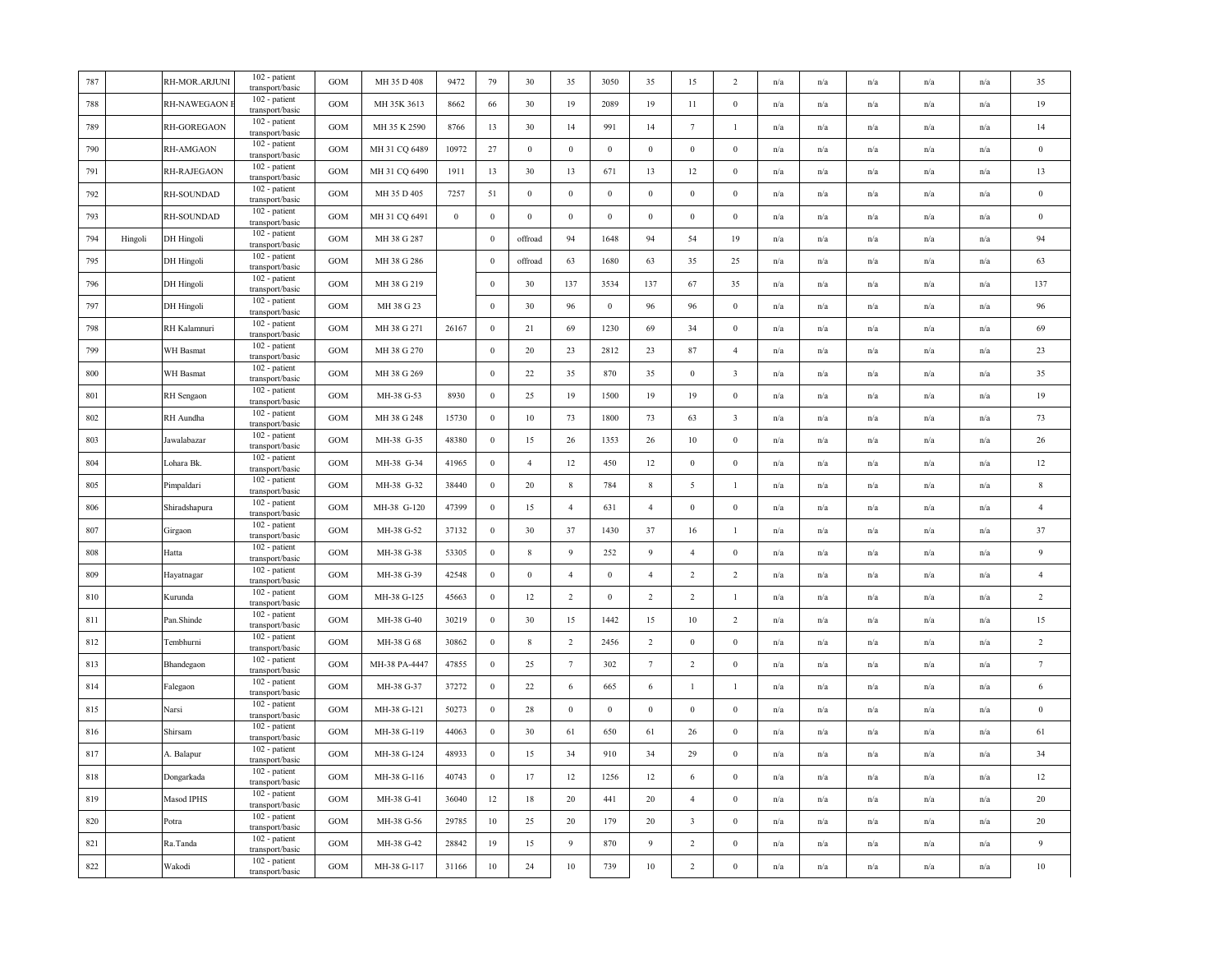| 787 | | RH-MOR.ARJUNI | 102 - patient transport/basic | GOM | MH 35 D 408 | 9472 | 79 | 30 | 35 | 3050 | 35 | 15 | 2 | n/a | n/a | n/a | n/a | n/a | 35 |
|---|---|---|---|---|---|---|---|---|---|---|---|---|---|---|---|---|---|---|---|
| 788 | | RH-NAWEGAON E | 102 - patient transport/basic | GOM | MH 35K 3613 | 8662 | 66 | 30 | 19 | 2089 | 19 | 11 | 0 | n/a | n/a | n/a | n/a | n/a | 19 |
| 789 | | RH-GOREGAON | 102 - patient transport/basic | GOM | MH 35 K 2590 | 8766 | 13 | 30 | 14 | 991 | 14 | 7 | 1 | n/a | n/a | n/a | n/a | n/a | 14 |
| 790 | | RH-AMGAON | 102 - patient transport/basic | GOM | MH 31 CQ 6489 | 10972 | 27 | 0 | 0 | 0 | 0 | 0 | 0 | n/a | n/a | n/a | n/a | n/a | 0 |
| 791 | | RH-RAJEGAON | 102 - patient transport/basic | GOM | MH 31 CQ 6490 | 1911 | 13 | 30 | 13 | 671 | 13 | 12 | 0 | n/a | n/a | n/a | n/a | n/a | 13 |
| 792 | | RH-SOUNDAD | 102 - patient transport/basic | GOM | MH 35 D 405 | 7257 | 51 | 0 | 0 | 0 | 0 | 0 | 0 | n/a | n/a | n/a | n/a | n/a | 0 |
| 793 | | RH-SOUNDAD | 102 - patient transport/basic | GOM | MH 31 CQ 6491 | 0 | 0 | 0 | 0 | 0 | 0 | 0 | 0 | n/a | n/a | n/a | n/a | n/a | 0 |
| 794 | Hingoli | DH Hingoli | 102 - patient transport/basic | GOM | MH 38 G 287 | | 0 | offroad | 94 | 1648 | 94 | 54 | 19 | n/a | n/a | n/a | n/a | n/a | 94 |
| 795 | | DH Hingoli | 102 - patient transport/basic | GOM | MH 38 G 286 | | 0 | offroad | 63 | 1680 | 63 | 35 | 25 | n/a | n/a | n/a | n/a | n/a | 63 |
| 796 | | DH Hingoli | 102 - patient transport/basic | GOM | MH 38 G 219 | | 0 | 30 | 137 | 3534 | 137 | 67 | 35 | n/a | n/a | n/a | n/a | n/a | 137 |
| 797 | | DH Hingoli | 102 - patient transport/basic | GOM | MH 38 G 23 | | 0 | 30 | 96 | 0 | 96 | 96 | 0 | n/a | n/a | n/a | n/a | n/a | 96 |
| 798 | | RH Kalamnuri | 102 - patient transport/basic | GOM | MH 38 G 271 | 26167 | 0 | 21 | 69 | 1230 | 69 | 34 | 0 | n/a | n/a | n/a | n/a | n/a | 69 |
| 799 | | WH Basmat | 102 - patient transport/basic | GOM | MH 38 G 270 | | 0 | 20 | 23 | 2812 | 23 | 87 | 4 | n/a | n/a | n/a | n/a | n/a | 23 |
| 800 | | WH Basmat | 102 - patient transport/basic | GOM | MH 38 G 269 | | 0 | 22 | 35 | 870 | 35 | 0 | 3 | n/a | n/a | n/a | n/a | n/a | 35 |
| 801 | | RH Sengaon | 102 - patient transport/basic | GOM | MH-38 G-53 | 8930 | 0 | 25 | 19 | 1500 | 19 | 19 | 0 | n/a | n/a | n/a | n/a | n/a | 19 |
| 802 | | RH Aundha | 102 - patient transport/basic | GOM | MH 38 G 248 | 15730 | 0 | 10 | 73 | 1800 | 73 | 63 | 3 | n/a | n/a | n/a | n/a | n/a | 73 |
| 803 | | Jawalabazar | 102 - patient transport/basic | GOM | MH-38 G-35 | 48380 | 0 | 15 | 26 | 1353 | 26 | 10 | 0 | n/a | n/a | n/a | n/a | n/a | 26 |
| 804 | | Lohara Bk. | 102 - patient transport/basic | GOM | MH-38 G-34 | 41965 | 0 | 4 | 12 | 450 | 12 | 0 | 0 | n/a | n/a | n/a | n/a | n/a | 12 |
| 805 | | Pimpaldari | 102 - patient transport/basic | GOM | MH-38 G-32 | 38440 | 0 | 20 | 8 | 784 | 8 | 5 | 1 | n/a | n/a | n/a | n/a | n/a | 8 |
| 806 | | Shiradshapura | 102 - patient transport/basic | GOM | MH-38 G-120 | 47399 | 0 | 15 | 4 | 631 | 4 | 0 | 0 | n/a | n/a | n/a | n/a | n/a | 4 |
| 807 | | Girgaon | 102 - patient transport/basic | GOM | MH-38 G-52 | 37132 | 0 | 30 | 37 | 1430 | 37 | 16 | 1 | n/a | n/a | n/a | n/a | n/a | 37 |
| 808 | | Hatta | 102 - patient transport/basic | GOM | MH-38 G-38 | 53305 | 0 | 8 | 9 | 252 | 9 | 4 | 0 | n/a | n/a | n/a | n/a | n/a | 9 |
| 809 | | Hayatnagar | 102 - patient transport/basic | GOM | MH-38 G-39 | 42548 | 0 | 0 | 4 | 0 | 4 | 2 | 2 | n/a | n/a | n/a | n/a | n/a | 4 |
| 810 | | Kurunda | 102 - patient transport/basic | GOM | MH-38 G-125 | 45663 | 0 | 12 | 2 | 0 | 2 | 2 | 1 | n/a | n/a | n/a | n/a | n/a | 2 |
| 811 | | Pan.Shinde | 102 - patient transport/basic | GOM | MH-38 G-40 | 30219 | 0 | 30 | 15 | 1442 | 15 | 10 | 2 | n/a | n/a | n/a | n/a | n/a | 15 |
| 812 | | Tembhurni | 102 - patient transport/basic | GOM | MH-38 G 68 | 30862 | 0 | 8 | 2 | 2456 | 2 | 0 | 0 | n/a | n/a | n/a | n/a | n/a | 2 |
| 813 | | Bhandegaon | 102 - patient transport/basic | GOM | MH-38 PA-4447 | 47855 | 0 | 25 | 7 | 302 | 7 | 2 | 0 | n/a | n/a | n/a | n/a | n/a | 7 |
| 814 | | Falegaon | 102 - patient transport/basic | GOM | MH-38 G-37 | 37272 | 0 | 22 | 6 | 665 | 6 | 1 | 1 | n/a | n/a | n/a | n/a | n/a | 6 |
| 815 | | Narsi | 102 - patient transport/basic | GOM | MH-38 G-121 | 50273 | 0 | 28 | 0 | 0 | 0 | 0 | 0 | n/a | n/a | n/a | n/a | n/a | 0 |
| 816 | | Shirsam | 102 - patient transport/basic | GOM | MH-38 G-119 | 44063 | 0 | 30 | 61 | 650 | 61 | 26 | 0 | n/a | n/a | n/a | n/a | n/a | 61 |
| 817 | | A. Balapur | 102 - patient transport/basic | GOM | MH-38 G-124 | 48933 | 0 | 15 | 34 | 910 | 34 | 29 | 0 | n/a | n/a | n/a | n/a | n/a | 34 |
| 818 | | Dongarkada | 102 - patient transport/basic | GOM | MH-38 G-116 | 40743 | 0 | 17 | 12 | 1256 | 12 | 6 | 0 | n/a | n/a | n/a | n/a | n/a | 12 |
| 819 | | Masod IPHS | 102 - patient transport/basic | GOM | MH-38 G-41 | 36040 | 12 | 18 | 20 | 441 | 20 | 4 | 0 | n/a | n/a | n/a | n/a | n/a | 20 |
| 820 | | Potra | 102 - patient transport/basic | GOM | MH-38 G-56 | 29785 | 10 | 25 | 20 | 179 | 20 | 3 | 0 | n/a | n/a | n/a | n/a | n/a | 20 |
| 821 | | Ra.Tanda | 102 - patient transport/basic | GOM | MH-38 G-42 | 28842 | 19 | 15 | 9 | 870 | 9 | 2 | 0 | n/a | n/a | n/a | n/a | n/a | 9 |
| 822 | | Wakodi | 102 - patient transport/basic | GOM | MH-38 G-117 | 31166 | 10 | 24 | 10 | 739 | 10 | 2 | 0 | n/a | n/a | n/a | n/a | n/a | 10 |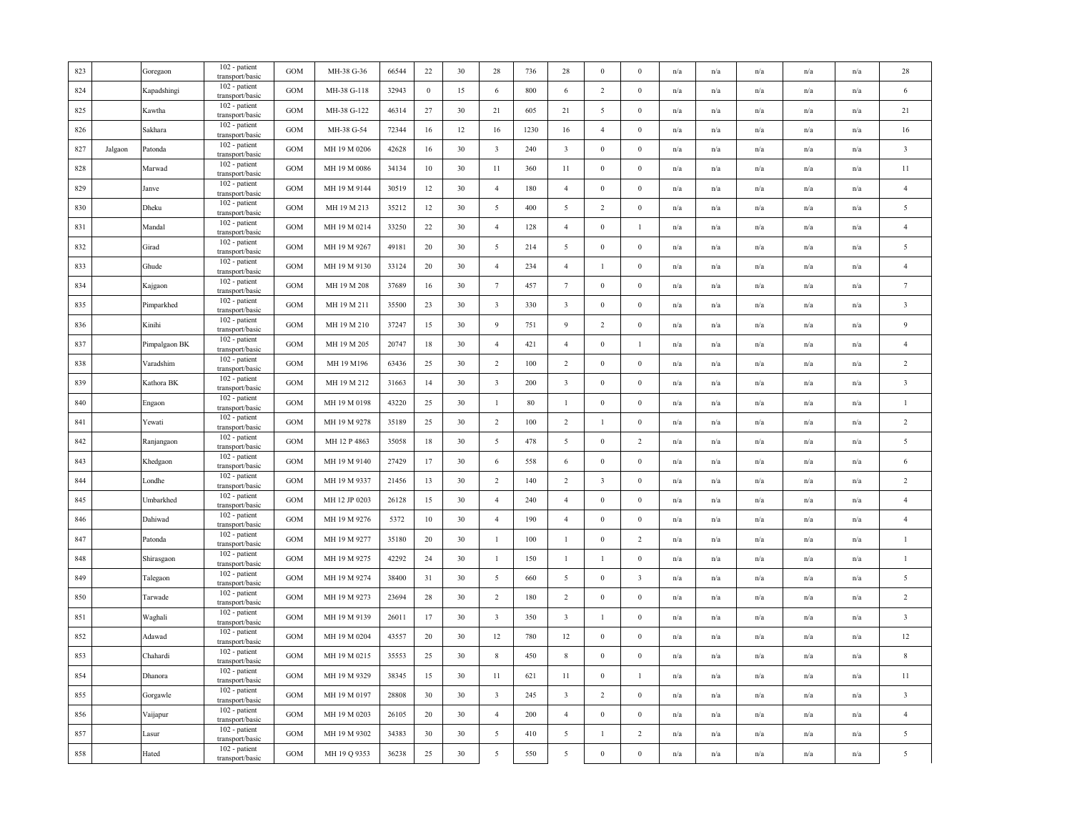| | | | | | | | | | | | | | | | | | | | | |
|---|---|---|---|---|---|---|---|---|---|---|---|---|---|---|---|---|---|---|---|---|
| 823 | | Goregaon | 102 - patient transport/basic | GOM | MH-38 G-36 | 66544 | 22 | 30 | 28 | 736 | 28 | 0 | 0 | n/a | n/a | n/a | n/a | n/a | 28 |
| 824 | | Kapadshingi | 102 - patient transport/basic | GOM | MH-38 G-118 | 32943 | 0 | 15 | 6 | 800 | 6 | 2 | 0 | n/a | n/a | n/a | n/a | n/a | 6 |
| 825 | | Kawtha | 102 - patient transport/basic | GOM | MH-38 G-122 | 46314 | 27 | 30 | 21 | 605 | 21 | 5 | 0 | n/a | n/a | n/a | n/a | n/a | 21 |
| 826 | | Sakhara | 102 - patient transport/basic | GOM | MH-38 G-54 | 72344 | 16 | 12 | 16 | 1230 | 16 | 4 | 0 | n/a | n/a | n/a | n/a | n/a | 16 |
| 827 | Jalgaon | Patonda | 102 - patient transport/basic | GOM | MH 19 M 0206 | 42628 | 16 | 30 | 3 | 240 | 3 | 0 | 0 | n/a | n/a | n/a | n/a | n/a | 3 |
| 828 | | Marwad | 102 - patient transport/basic | GOM | MH 19 M 0086 | 34134 | 10 | 30 | 11 | 360 | 11 | 0 | 0 | n/a | n/a | n/a | n/a | n/a | 11 |
| 829 | | Janve | 102 - patient transport/basic | GOM | MH 19 M 9144 | 30519 | 12 | 30 | 4 | 180 | 4 | 0 | 0 | n/a | n/a | n/a | n/a | n/a | 4 |
| 830 | | Dheku | 102 - patient transport/basic | GOM | MH 19 M 213 | 35212 | 12 | 30 | 5 | 400 | 5 | 2 | 0 | n/a | n/a | n/a | n/a | n/a | 5 |
| 831 | | Mandal | 102 - patient transport/basic | GOM | MH 19 M 0214 | 33250 | 22 | 30 | 4 | 128 | 4 | 0 | 1 | n/a | n/a | n/a | n/a | n/a | 4 |
| 832 | | Girad | 102 - patient transport/basic | GOM | MH 19 M 9267 | 49181 | 20 | 30 | 5 | 214 | 5 | 0 | 0 | n/a | n/a | n/a | n/a | n/a | 5 |
| 833 | | Ghude | 102 - patient transport/basic | GOM | MH 19 M 9130 | 33124 | 20 | 30 | 4 | 234 | 4 | 1 | 0 | n/a | n/a | n/a | n/a | n/a | 4 |
| 834 | | Kajgaon | 102 - patient transport/basic | GOM | MH 19 M 208 | 37689 | 16 | 30 | 7 | 457 | 7 | 0 | 0 | n/a | n/a | n/a | n/a | n/a | 7 |
| 835 | | Pimparkhed | 102 - patient transport/basic | GOM | MH 19 M 211 | 35500 | 23 | 30 | 3 | 330 | 3 | 0 | 0 | n/a | n/a | n/a | n/a | n/a | 3 |
| 836 | | Kinihi | 102 - patient transport/basic | GOM | MH 19 M 210 | 37247 | 15 | 30 | 9 | 751 | 9 | 2 | 0 | n/a | n/a | n/a | n/a | n/a | 9 |
| 837 | | Pimpalgaon BK | 102 - patient transport/basic | GOM | MH 19 M 205 | 20747 | 18 | 30 | 4 | 421 | 4 | 0 | 1 | n/a | n/a | n/a | n/a | n/a | 4 |
| 838 | | Varadshim | 102 - patient transport/basic | GOM | MH 19 M196 | 63436 | 25 | 30 | 2 | 100 | 2 | 0 | 0 | n/a | n/a | n/a | n/a | n/a | 2 |
| 839 | | Kathora BK | 102 - patient transport/basic | GOM | MH 19 M 212 | 31663 | 14 | 30 | 3 | 200 | 3 | 0 | 0 | n/a | n/a | n/a | n/a | n/a | 3 |
| 840 | | Engaon | 102 - patient transport/basic | GOM | MH 19 M 0198 | 43220 | 25 | 30 | 1 | 80 | 1 | 0 | 0 | n/a | n/a | n/a | n/a | n/a | 1 |
| 841 | | Yewati | 102 - patient transport/basic | GOM | MH 19 M 9278 | 35189 | 25 | 30 | 2 | 100 | 2 | 1 | 0 | n/a | n/a | n/a | n/a | n/a | 2 |
| 842 | | Ranjangaon | 102 - patient transport/basic | GOM | MH 12 P 4863 | 35058 | 18 | 30 | 5 | 478 | 5 | 0 | 2 | n/a | n/a | n/a | n/a | n/a | 5 |
| 843 | | Khedgaon | 102 - patient transport/basic | GOM | MH 19 M 9140 | 27429 | 17 | 30 | 6 | 558 | 6 | 0 | 0 | n/a | n/a | n/a | n/a | n/a | 6 |
| 844 | | Londhe | 102 - patient transport/basic | GOM | MH 19 M 9337 | 21456 | 13 | 30 | 2 | 140 | 2 | 3 | 0 | n/a | n/a | n/a | n/a | n/a | 2 |
| 845 | | Umbarkhed | 102 - patient transport/basic | GOM | MH 12 JP 0203 | 26128 | 15 | 30 | 4 | 240 | 4 | 0 | 0 | n/a | n/a | n/a | n/a | n/a | 4 |
| 846 | | Dahiwad | 102 - patient transport/basic | GOM | MH 19 M 9276 | 5372 | 10 | 30 | 4 | 190 | 4 | 0 | 0 | n/a | n/a | n/a | n/a | n/a | 4 |
| 847 | | Patonda | 102 - patient transport/basic | GOM | MH 19 M 9277 | 35180 | 20 | 30 | 1 | 100 | 1 | 0 | 2 | n/a | n/a | n/a | n/a | n/a | 1 |
| 848 | | Shirasgaon | 102 - patient transport/basic | GOM | MH 19 M 9275 | 42292 | 24 | 30 | 1 | 150 | 1 | 1 | 0 | n/a | n/a | n/a | n/a | n/a | 1 |
| 849 | | Talegaon | 102 - patient transport/basic | GOM | MH 19 M 9274 | 38400 | 31 | 30 | 5 | 660 | 5 | 0 | 3 | n/a | n/a | n/a | n/a | n/a | 5 |
| 850 | | Tarwade | 102 - patient transport/basic | GOM | MH 19 M 9273 | 23694 | 28 | 30 | 2 | 180 | 2 | 0 | 0 | n/a | n/a | n/a | n/a | n/a | 2 |
| 851 | | Waghali | 102 - patient transport/basic | GOM | MH 19 M 9139 | 26011 | 17 | 30 | 3 | 350 | 3 | 1 | 0 | n/a | n/a | n/a | n/a | n/a | 3 |
| 852 | | Adawad | 102 - patient transport/basic | GOM | MH 19 M 0204 | 43557 | 20 | 30 | 12 | 780 | 12 | 0 | 0 | n/a | n/a | n/a | n/a | n/a | 12 |
| 853 | | Chahardi | 102 - patient transport/basic | GOM | MH 19 M 0215 | 35553 | 25 | 30 | 8 | 450 | 8 | 0 | 0 | n/a | n/a | n/a | n/a | n/a | 8 |
| 854 | | Dhanora | 102 - patient transport/basic | GOM | MH 19 M 9329 | 38345 | 15 | 30 | 11 | 621 | 11 | 0 | 1 | n/a | n/a | n/a | n/a | n/a | 11 |
| 855 | | Gorgawle | 102 - patient transport/basic | GOM | MH 19 M 0197 | 28808 | 30 | 30 | 3 | 245 | 3 | 2 | 0 | n/a | n/a | n/a | n/a | n/a | 3 |
| 856 | | Vaijapur | 102 - patient transport/basic | GOM | MH 19 M 0203 | 26105 | 20 | 30 | 4 | 200 | 4 | 0 | 0 | n/a | n/a | n/a | n/a | n/a | 4 |
| 857 | | Lasur | 102 - patient transport/basic | GOM | MH 19 M 9302 | 34383 | 30 | 30 | 5 | 410 | 5 | 1 | 2 | n/a | n/a | n/a | n/a | n/a | 5 |
| 858 | | Hated | 102 - patient transport/basic | GOM | MH 19 Q 9353 | 36238 | 25 | 30 | 5 | 550 | 5 | 0 | 0 | n/a | n/a | n/a | n/a | n/a | 5 |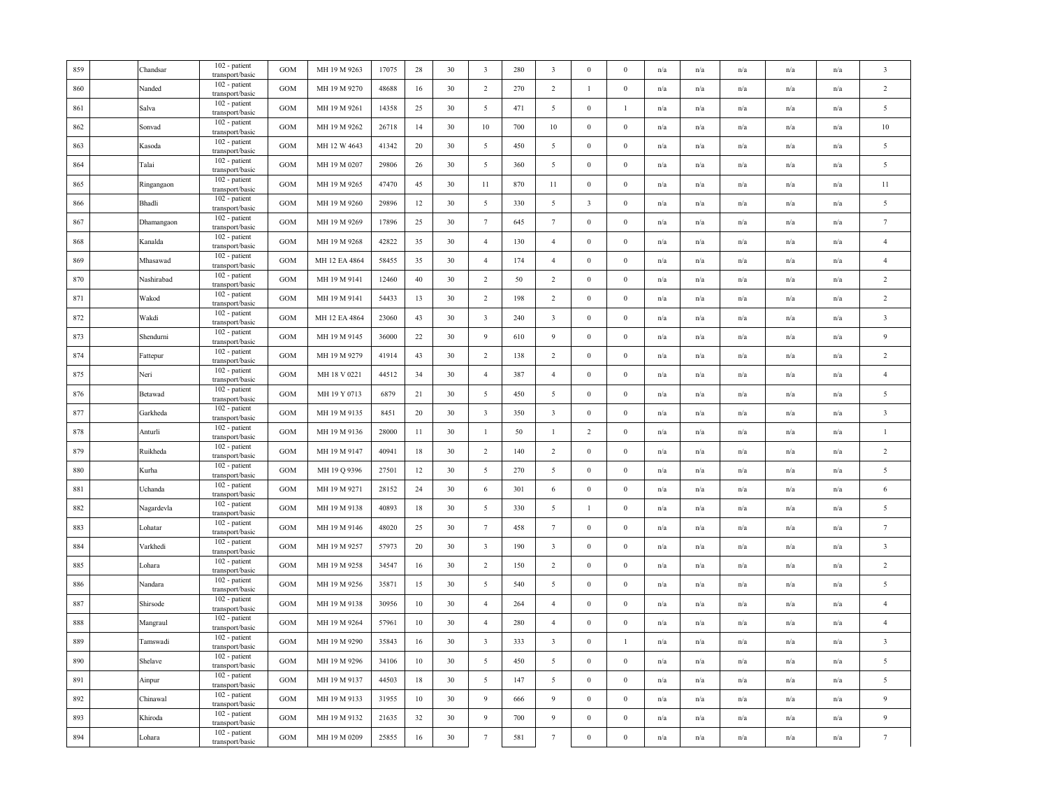| 859 | | Chandsar | 102 - patient transport/basic | GOM | MH 19 M 9263 | 17075 | 28 | 30 | 3 | 280 | 3 | 0 | 0 | n/a | n/a | n/a | n/a | n/a | 3 |
|---|---|---|---|---|---|---|---|---|---|---|---|---|---|---|---|---|---|---|---|
| 860 | | Nanded | 102 - patient transport/basic | GOM | MH 19 M 9270 | 48688 | 16 | 30 | 2 | 270 | 2 | 1 | 0 | n/a | n/a | n/a | n/a | n/a | 2 |
| 861 | | Salva | 102 - patient transport/basic | GOM | MH 19 M 9261 | 14358 | 25 | 30 | 5 | 471 | 5 | 0 | 1 | n/a | n/a | n/a | n/a | n/a | 5 |
| 862 | | Sonvad | 102 - patient transport/basic | GOM | MH 19 M 9262 | 26718 | 14 | 30 | 10 | 700 | 10 | 0 | 0 | n/a | n/a | n/a | n/a | n/a | 10 |
| 863 | | Kasoda | 102 - patient transport/basic | GOM | MH 12 W 4643 | 41342 | 20 | 30 | 5 | 450 | 5 | 0 | 0 | n/a | n/a | n/a | n/a | n/a | 5 |
| 864 | | Talai | 102 - patient transport/basic | GOM | MH 19 M 0207 | 29806 | 26 | 30 | 5 | 360 | 5 | 0 | 0 | n/a | n/a | n/a | n/a | n/a | 5 |
| 865 | | Ringangaon | 102 - patient transport/basic | GOM | MH 19 M 9265 | 47470 | 45 | 30 | 11 | 870 | 11 | 0 | 0 | n/a | n/a | n/a | n/a | n/a | 11 |
| 866 | | Bhadli | 102 - patient transport/basic | GOM | MH 19 M 9260 | 29896 | 12 | 30 | 5 | 330 | 5 | 3 | 0 | n/a | n/a | n/a | n/a | n/a | 5 |
| 867 | | Dhamangaon | 102 - patient transport/basic | GOM | MH 19 M 9269 | 17896 | 25 | 30 | 7 | 645 | 7 | 0 | 0 | n/a | n/a | n/a | n/a | n/a | 7 |
| 868 | | Kanalda | 102 - patient transport/basic | GOM | MH 19 M 9268 | 42822 | 35 | 30 | 4 | 130 | 4 | 0 | 0 | n/a | n/a | n/a | n/a | n/a | 4 |
| 869 | | Mhasawad | 102 - patient transport/basic | GOM | MH 12 EA 4864 | 58455 | 35 | 30 | 4 | 174 | 4 | 0 | 0 | n/a | n/a | n/a | n/a | n/a | 4 |
| 870 | | Nashirabad | 102 - patient transport/basic | GOM | MH 19 M 9141 | 12460 | 40 | 30 | 2 | 50 | 2 | 0 | 0 | n/a | n/a | n/a | n/a | n/a | 2 |
| 871 | | Wakod | 102 - patient transport/basic | GOM | MH 19 M 9141 | 54433 | 13 | 30 | 2 | 198 | 2 | 0 | 0 | n/a | n/a | n/a | n/a | n/a | 2 |
| 872 | | Wakdi | 102 - patient transport/basic | GOM | MH 12 EA 4864 | 23060 | 43 | 30 | 3 | 240 | 3 | 0 | 0 | n/a | n/a | n/a | n/a | n/a | 3 |
| 873 | | Shendurni | 102 - patient transport/basic | GOM | MH 19 M 9145 | 36000 | 22 | 30 | 9 | 610 | 9 | 0 | 0 | n/a | n/a | n/a | n/a | n/a | 9 |
| 874 | | Fattepur | 102 - patient transport/basic | GOM | MH 19 M 9279 | 41914 | 43 | 30 | 2 | 138 | 2 | 0 | 0 | n/a | n/a | n/a | n/a | n/a | 2 |
| 875 | | Neri | 102 - patient transport/basic | GOM | MH 18 V 0221 | 44512 | 34 | 30 | 4 | 387 | 4 | 0 | 0 | n/a | n/a | n/a | n/a | n/a | 4 |
| 876 | | Betawad | 102 - patient transport/basic | GOM | MH 19 Y 0713 | 6879 | 21 | 30 | 5 | 450 | 5 | 0 | 0 | n/a | n/a | n/a | n/a | n/a | 5 |
| 877 | | Garkheda | 102 - patient transport/basic | GOM | MH 19 M 9135 | 8451 | 20 | 30 | 3 | 350 | 3 | 0 | 0 | n/a | n/a | n/a | n/a | n/a | 3 |
| 878 | | Anturli | 102 - patient transport/basic | GOM | MH 19 M 9136 | 28000 | 11 | 30 | 1 | 50 | 1 | 2 | 0 | n/a | n/a | n/a | n/a | n/a | 1 |
| 879 | | Ruikheda | 102 - patient transport/basic | GOM | MH 19 M 9147 | 40941 | 18 | 30 | 2 | 140 | 2 | 0 | 0 | n/a | n/a | n/a | n/a | n/a | 2 |
| 880 | | Kurha | 102 - patient transport/basic | GOM | MH 19 Q 9396 | 27501 | 12 | 30 | 5 | 270 | 5 | 0 | 0 | n/a | n/a | n/a | n/a | n/a | 5 |
| 881 | | Uchanda | 102 - patient transport/basic | GOM | MH 19 M 9271 | 28152 | 24 | 30 | 6 | 301 | 6 | 0 | 0 | n/a | n/a | n/a | n/a | n/a | 6 |
| 882 | | Nagardevla | 102 - patient transport/basic | GOM | MH 19 M 9138 | 40893 | 18 | 30 | 5 | 330 | 5 | 1 | 0 | n/a | n/a | n/a | n/a | n/a | 5 |
| 883 | | Lohatar | 102 - patient transport/basic | GOM | MH 19 M 9146 | 48020 | 25 | 30 | 7 | 458 | 7 | 0 | 0 | n/a | n/a | n/a | n/a | n/a | 7 |
| 884 | | Varkhedi | 102 - patient transport/basic | GOM | MH 19 M 9257 | 57973 | 20 | 30 | 3 | 190 | 3 | 0 | 0 | n/a | n/a | n/a | n/a | n/a | 3 |
| 885 | | Lohara | 102 - patient transport/basic | GOM | MH 19 M 9258 | 34547 | 16 | 30 | 2 | 150 | 2 | 0 | 0 | n/a | n/a | n/a | n/a | n/a | 2 |
| 886 | | Nandara | 102 - patient transport/basic | GOM | MH 19 M 9256 | 35871 | 15 | 30 | 5 | 540 | 5 | 0 | 0 | n/a | n/a | n/a | n/a | n/a | 5 |
| 887 | | Shirsode | 102 - patient transport/basic | GOM | MH 19 M 9138 | 30956 | 10 | 30 | 4 | 264 | 4 | 0 | 0 | n/a | n/a | n/a | n/a | n/a | 4 |
| 888 | | Mangraul | 102 - patient transport/basic | GOM | MH 19 M 9264 | 57961 | 10 | 30 | 4 | 280 | 4 | 0 | 0 | n/a | n/a | n/a | n/a | n/a | 4 |
| 889 | | Tamswadi | 102 - patient transport/basic | GOM | MH 19 M 9290 | 35843 | 16 | 30 | 3 | 333 | 3 | 0 | 1 | n/a | n/a | n/a | n/a | n/a | 3 |
| 890 | | Shelave | 102 - patient transport/basic | GOM | MH 19 M 9296 | 34106 | 10 | 30 | 5 | 450 | 5 | 0 | 0 | n/a | n/a | n/a | n/a | n/a | 5 |
| 891 | | Ainpur | 102 - patient transport/basic | GOM | MH 19 M 9137 | 44503 | 18 | 30 | 5 | 147 | 5 | 0 | 0 | n/a | n/a | n/a | n/a | n/a | 5 |
| 892 | | Chinawal | 102 - patient transport/basic | GOM | MH 19 M 9133 | 31955 | 10 | 30 | 9 | 666 | 9 | 0 | 0 | n/a | n/a | n/a | n/a | n/a | 9 |
| 893 | | Khiroda | 102 - patient transport/basic | GOM | MH 19 M 9132 | 21635 | 32 | 30 | 9 | 700 | 9 | 0 | 0 | n/a | n/a | n/a | n/a | n/a | 9 |
| 894 | | Lohara | 102 - patient transport/basic | GOM | MH 19 M 0209 | 25855 | 16 | 30 | 7 | 581 | 7 | 0 | 0 | n/a | n/a | n/a | n/a | n/a | 7 |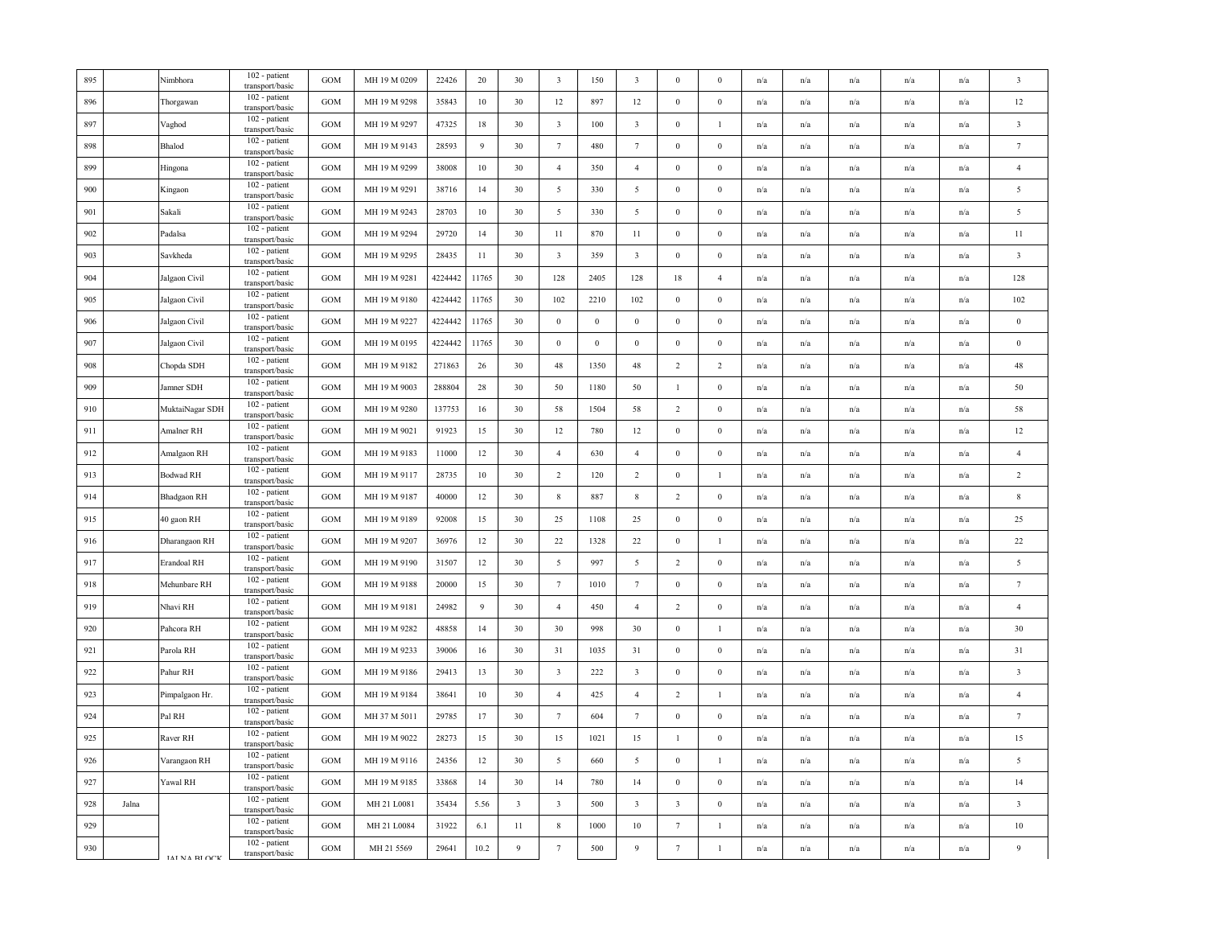| | | | | | | | | | | | | | | | | | | | | |
|---|---|---|---|---|---|---|---|---|---|---|---|---|---|---|---|---|---|---|---|---|
| 895 | | Nimbhora | 102 - patient transport/basic | GOM | MH 19 M 0209 | 22426 | 20 | 30 | 3 | 150 | 3 | 0 | 0 | n/a | n/a | n/a | n/a | n/a | 3 |
| 896 | | Thorgawan | 102 - patient transport/basic | GOM | MH 19 M 9298 | 35843 | 10 | 30 | 12 | 897 | 12 | 0 | 0 | n/a | n/a | n/a | n/a | n/a | 12 |
| 897 | | Vaghod | 102 - patient transport/basic | GOM | MH 19 M 9297 | 47325 | 18 | 30 | 3 | 100 | 3 | 0 | 1 | n/a | n/a | n/a | n/a | n/a | 3 |
| 898 | | Bhalod | 102 - patient transport/basic | GOM | MH 19 M 9143 | 28593 | 9 | 30 | 7 | 480 | 7 | 0 | 0 | n/a | n/a | n/a | n/a | n/a | 7 |
| 899 | | Hingona | 102 - patient transport/basic | GOM | MH 19 M 9299 | 38008 | 10 | 30 | 4 | 350 | 4 | 0 | 0 | n/a | n/a | n/a | n/a | n/a | 4 |
| 900 | | Kingaon | 102 - patient transport/basic | GOM | MH 19 M 9291 | 38716 | 14 | 30 | 5 | 330 | 5 | 0 | 0 | n/a | n/a | n/a | n/a | n/a | 5 |
| 901 | | Sakali | 102 - patient transport/basic | GOM | MH 19 M 9243 | 28703 | 10 | 30 | 5 | 330 | 5 | 0 | 0 | n/a | n/a | n/a | n/a | n/a | 5 |
| 902 | | Padalsa | 102 - patient transport/basic | GOM | MH 19 M 9294 | 29720 | 14 | 30 | 11 | 870 | 11 | 0 | 0 | n/a | n/a | n/a | n/a | n/a | 11 |
| 903 | | Savkheda | 102 - patient transport/basic | GOM | MH 19 M 9295 | 28435 | 11 | 30 | 3 | 359 | 3 | 0 | 0 | n/a | n/a | n/a | n/a | n/a | 3 |
| 904 | | Jalgaon Civil | 102 - patient transport/basic | GOM | MH 19 M 9281 | 4224442 | 11765 | 30 | 128 | 2405 | 128 | 18 | 4 | n/a | n/a | n/a | n/a | n/a | 128 |
| 905 | | Jalgaon Civil | 102 - patient transport/basic | GOM | MH 19 M 9180 | 4224442 | 11765 | 30 | 102 | 2210 | 102 | 0 | 0 | n/a | n/a | n/a | n/a | n/a | 102 |
| 906 | | Jalgaon Civil | 102 - patient transport/basic | GOM | MH 19 M 9227 | 4224442 | 11765 | 30 | 0 | 0 | 0 | 0 | 0 | n/a | n/a | n/a | n/a | n/a | 0 |
| 907 | | Jalgaon Civil | 102 - patient transport/basic | GOM | MH 19 M 0195 | 4224442 | 11765 | 30 | 0 | 0 | 0 | 0 | 0 | n/a | n/a | n/a | n/a | n/a | 0 |
| 908 | | Chopda SDH | 102 - patient transport/basic | GOM | MH 19 M 9182 | 271863 | 26 | 30 | 48 | 1350 | 48 | 2 | 2 | n/a | n/a | n/a | n/a | n/a | 48 |
| 909 | | Jamner SDH | 102 - patient transport/basic | GOM | MH 19 M 9003 | 288804 | 28 | 30 | 50 | 1180 | 50 | 1 | 0 | n/a | n/a | n/a | n/a | n/a | 50 |
| 910 | | MuktaiNagar SDH | 102 - patient transport/basic | GOM | MH 19 M 9280 | 137753 | 16 | 30 | 58 | 1504 | 58 | 2 | 0 | n/a | n/a | n/a | n/a | n/a | 58 |
| 911 | | Amalner RH | 102 - patient transport/basic | GOM | MH 19 M 9021 | 91923 | 15 | 30 | 12 | 780 | 12 | 0 | 0 | n/a | n/a | n/a | n/a | n/a | 12 |
| 912 | | Amalgaon RH | 102 - patient transport/basic | GOM | MH 19 M 9183 | 11000 | 12 | 30 | 4 | 630 | 4 | 0 | 0 | n/a | n/a | n/a | n/a | n/a | 4 |
| 913 | | Bodwad RH | 102 - patient transport/basic | GOM | MH 19 M 9117 | 28735 | 10 | 30 | 2 | 120 | 2 | 0 | 1 | n/a | n/a | n/a | n/a | n/a | 2 |
| 914 | | Bhadgaon RH | 102 - patient transport/basic | GOM | MH 19 M 9187 | 40000 | 12 | 30 | 8 | 887 | 8 | 2 | 0 | n/a | n/a | n/a | n/a | n/a | 8 |
| 915 | | 40 gaon RH | 102 - patient transport/basic | GOM | MH 19 M 9189 | 92008 | 15 | 30 | 25 | 1108 | 25 | 0 | 0 | n/a | n/a | n/a | n/a | n/a | 25 |
| 916 | | Dharangaon RH | 102 - patient transport/basic | GOM | MH 19 M 9207 | 36976 | 12 | 30 | 22 | 1328 | 22 | 0 | 1 | n/a | n/a | n/a | n/a | n/a | 22 |
| 917 | | Erandoal RH | 102 - patient transport/basic | GOM | MH 19 M 9190 | 31507 | 12 | 30 | 5 | 997 | 5 | 2 | 0 | n/a | n/a | n/a | n/a | n/a | 5 |
| 918 | | Mehunbare RH | 102 - patient transport/basic | GOM | MH 19 M 9188 | 20000 | 15 | 30 | 7 | 1010 | 7 | 0 | 0 | n/a | n/a | n/a | n/a | n/a | 7 |
| 919 | | Nhavi RH | 102 - patient transport/basic | GOM | MH 19 M 9181 | 24982 | 9 | 30 | 4 | 450 | 4 | 2 | 0 | n/a | n/a | n/a | n/a | n/a | 4 |
| 920 | | Pahcora RH | 102 - patient transport/basic | GOM | MH 19 M 9282 | 48858 | 14 | 30 | 30 | 998 | 30 | 0 | 1 | n/a | n/a | n/a | n/a | n/a | 30 |
| 921 | | Parola RH | 102 - patient transport/basic | GOM | MH 19 M 9233 | 39006 | 16 | 30 | 31 | 1035 | 31 | 0 | 0 | n/a | n/a | n/a | n/a | n/a | 31 |
| 922 | | Pahur RH | 102 - patient transport/basic | GOM | MH 19 M 9186 | 29413 | 13 | 30 | 3 | 222 | 3 | 0 | 0 | n/a | n/a | n/a | n/a | n/a | 3 |
| 923 | | Pimpalgaon Hr. | 102 - patient transport/basic | GOM | MH 19 M 9184 | 38641 | 10 | 30 | 4 | 425 | 4 | 2 | 1 | n/a | n/a | n/a | n/a | n/a | 4 |
| 924 | | Pal RH | 102 - patient transport/basic | GOM | MH 37 M 5011 | 29785 | 17 | 30 | 7 | 604 | 7 | 0 | 0 | n/a | n/a | n/a | n/a | n/a | 7 |
| 925 | | Raver RH | 102 - patient transport/basic | GOM | MH 19 M 9022 | 28273 | 15 | 30 | 15 | 1021 | 15 | 1 | 0 | n/a | n/a | n/a | n/a | n/a | 15 |
| 926 | | Varangaon RH | 102 - patient transport/basic | GOM | MH 19 M 9116 | 24356 | 12 | 30 | 5 | 660 | 5 | 0 | 1 | n/a | n/a | n/a | n/a | n/a | 5 |
| 927 | | Yawal RH | 102 - patient transport/basic | GOM | MH 19 M 9185 | 33868 | 14 | 30 | 14 | 780 | 14 | 0 | 0 | n/a | n/a | n/a | n/a | n/a | 14 |
| 928 | Jalna | | 102 - patient transport/basic | GOM | MH 21 L0081 | 35434 | 5.56 | 3 | 3 | 500 | 3 | 3 | 0 | n/a | n/a | n/a | n/a | n/a | 3 |
| 929 | | | 102 - patient transport/basic | GOM | MH 21 L0084 | 31922 | 6.1 | 11 | 8 | 1000 | 10 | 7 | 1 | n/a | n/a | n/a | n/a | n/a | 10 |
| 930 | | JALNA BLOCK | 102 - patient transport/basic | GOM | MH 21 5569 | 29641 | 10.2 | 9 | 7 | 500 | 9 | 7 | 1 | n/a | n/a | n/a | n/a | n/a | 9 |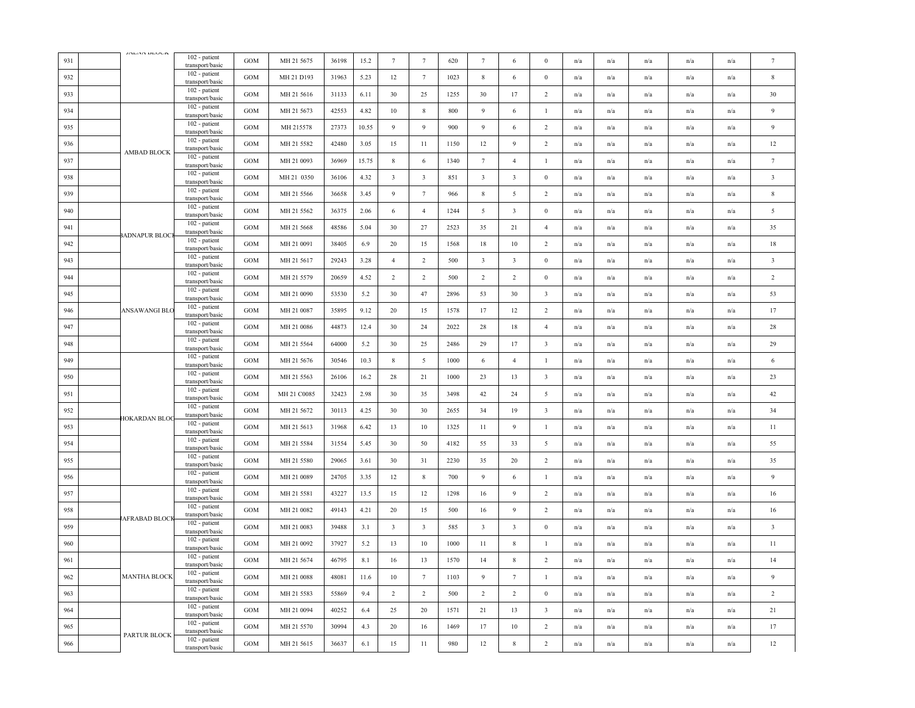| 931 | | JALNA BLOCK | 102 - patient transport/basic | GOM | MH 21 5675 | 36198 | 15.2 | 7 | 7 | 620 | 7 | 6 | 0 | n/a | n/a | n/a | n/a | n/a | 7 |
|---|---|---|---|---|---|---|---|---|---|---|---|---|---|---|---|---|---|---|---|
| 932 | | | 102 - patient transport/basic | GOM | MH 21 D193 | 31963 | 5.23 | 12 | 7 | 1023 | 8 | 6 | 0 | n/a | n/a | n/a | n/a | n/a | 8 |
| 933 | | | 102 - patient transport/basic | GOM | MH 21 5616 | 31133 | 6.11 | 30 | 25 | 1255 | 30 | 17 | 2 | n/a | n/a | n/a | n/a | n/a | 30 |
| 934 | | AMBAD BLOCK | 102 - patient transport/basic | GOM | MH 21 5673 | 42553 | 4.82 | 10 | 8 | 800 | 9 | 6 | 1 | n/a | n/a | n/a | n/a | n/a | 9 |
| 935 | | | 102 - patient transport/basic | GOM | MH 215578 | 27373 | 10.55 | 9 | 9 | 900 | 9 | 6 | 2 | n/a | n/a | n/a | n/a | n/a | 9 |
| 936 | | | 102 - patient transport/basic | GOM | MH 21 5582 | 42480 | 3.05 | 15 | 11 | 1150 | 12 | 9 | 2 | n/a | n/a | n/a | n/a | n/a | 12 |
| 937 | | | 102 - patient transport/basic | GOM | MH 21 0093 | 36969 | 15.75 | 8 | 6 | 1340 | 7 | 4 | 1 | n/a | n/a | n/a | n/a | n/a | 7 |
| 938 | | | 102 - patient transport/basic | GOM | MH 21 0350 | 36106 | 4.32 | 3 | 3 | 851 | 3 | 3 | 0 | n/a | n/a | n/a | n/a | n/a | 3 |
| 939 | | | 102 - patient transport/basic | GOM | MH 21 5566 | 36658 | 3.45 | 9 | 7 | 966 | 8 | 5 | 2 | n/a | n/a | n/a | n/a | n/a | 8 |
| 940 | | BADNAPUR BLOCK | 102 - patient transport/basic | GOM | MH 21 5562 | 36375 | 2.06 | 6 | 4 | 1244 | 5 | 3 | 0 | n/a | n/a | n/a | n/a | n/a | 5 |
| 941 | | | 102 - patient transport/basic | GOM | MH 21 5668 | 48586 | 5.04 | 30 | 27 | 2523 | 35 | 21 | 4 | n/a | n/a | n/a | n/a | n/a | 35 |
| 942 | | | 102 - patient transport/basic | GOM | MH 21 0091 | 38405 | 6.9 | 20 | 15 | 1568 | 18 | 10 | 2 | n/a | n/a | n/a | n/a | n/a | 18 |
| 943 | | | 102 - patient transport/basic | GOM | MH 21 5617 | 29243 | 3.28 | 4 | 2 | 500 | 3 | 3 | 0 | n/a | n/a | n/a | n/a | n/a | 3 |
| 944 | | GHANSAWANGI BLOCK | 102 - patient transport/basic | GOM | MH 21 5579 | 20659 | 4.52 | 2 | 2 | 500 | 2 | 2 | 0 | n/a | n/a | n/a | n/a | n/a | 2 |
| 945 | | | 102 - patient transport/basic | GOM | MH 21 0090 | 53530 | 5.2 | 30 | 47 | 2896 | 53 | 30 | 3 | n/a | n/a | n/a | n/a | n/a | 53 |
| 946 | | | 102 - patient transport/basic | GOM | MH 21 0087 | 35895 | 9.12 | 20 | 15 | 1578 | 17 | 12 | 2 | n/a | n/a | n/a | n/a | n/a | 17 |
| 947 | | | 102 - patient transport/basic | GOM | MH 21 0086 | 44873 | 12.4 | 30 | 24 | 2022 | 28 | 18 | 4 | n/a | n/a | n/a | n/a | n/a | 28 |
| 948 | | | 102 - patient transport/basic | GOM | MH 21 5564 | 64000 | 5.2 | 30 | 25 | 2486 | 29 | 17 | 3 | n/a | n/a | n/a | n/a | n/a | 29 |
| 949 | | BHOKARDAN BLOCK | 102 - patient transport/basic | GOM | MH 21 5676 | 30546 | 10.3 | 8 | 5 | 1000 | 6 | 4 | 1 | n/a | n/a | n/a | n/a | n/a | 6 |
| 950 | | | 102 - patient transport/basic | GOM | MH 21 5563 | 26106 | 16.2 | 28 | 21 | 1000 | 23 | 13 | 3 | n/a | n/a | n/a | n/a | n/a | 23 |
| 951 | | | 102 - patient transport/basic | GOM | MH 21 C0085 | 32423 | 2.98 | 30 | 35 | 3498 | 42 | 24 | 5 | n/a | n/a | n/a | n/a | n/a | 42 |
| 952 | | | 102 - patient transport/basic | GOM | MH 21 5672 | 30113 | 4.25 | 30 | 30 | 2655 | 34 | 19 | 3 | n/a | n/a | n/a | n/a | n/a | 34 |
| 953 | | | 102 - patient transport/basic | GOM | MH 21 5613 | 31968 | 6.42 | 13 | 10 | 1325 | 11 | 9 | 1 | n/a | n/a | n/a | n/a | n/a | 11 |
| 954 | | | 102 - patient transport/basic | GOM | MH 21 5584 | 31554 | 5.45 | 30 | 50 | 4182 | 55 | 33 | 5 | n/a | n/a | n/a | n/a | n/a | 55 |
| 955 | | | 102 - patient transport/basic | GOM | MH 21 5580 | 29065 | 3.61 | 30 | 31 | 2230 | 35 | 20 | 2 | n/a | n/a | n/a | n/a | n/a | 35 |
| 956 | | | 102 - patient transport/basic | GOM | MH 21 0089 | 24705 | 3.35 | 12 | 8 | 700 | 9 | 6 | 1 | n/a | n/a | n/a | n/a | n/a | 9 |
| 957 | | JAFRABAD BLOCK | 102 - patient transport/basic | GOM | MH 21 5581 | 43227 | 13.5 | 15 | 12 | 1298 | 16 | 9 | 2 | n/a | n/a | n/a | n/a | n/a | 16 |
| 958 | | | 102 - patient transport/basic | GOM | MH 21 0082 | 49143 | 4.21 | 20 | 15 | 500 | 16 | 9 | 2 | n/a | n/a | n/a | n/a | n/a | 16 |
| 959 | | | 102 - patient transport/basic | GOM | MH 21 0083 | 39488 | 3.1 | 3 | 3 | 585 | 3 | 3 | 0 | n/a | n/a | n/a | n/a | n/a | 3 |
| 960 | | | 102 - patient transport/basic | GOM | MH 21 0092 | 37927 | 5.2 | 13 | 10 | 1000 | 11 | 8 | 1 | n/a | n/a | n/a | n/a | n/a | 11 |
| 961 | | MANTHA BLOCK | 102 - patient transport/basic | GOM | MH 21 5674 | 46795 | 8.1 | 16 | 13 | 1570 | 14 | 8 | 2 | n/a | n/a | n/a | n/a | n/a | 14 |
| 962 | | | 102 - patient transport/basic | GOM | MH 21 0088 | 48081 | 11.6 | 10 | 7 | 1103 | 9 | 7 | 1 | n/a | n/a | n/a | n/a | n/a | 9 |
| 963 | | | 102 - patient transport/basic | GOM | MH 21 5583 | 55869 | 9.4 | 2 | 2 | 500 | 2 | 2 | 0 | n/a | n/a | n/a | n/a | n/a | 2 |
| 964 | | PARTUR BLOCK | 102 - patient transport/basic | GOM | MH 21 0094 | 40252 | 6.4 | 25 | 20 | 1571 | 21 | 13 | 3 | n/a | n/a | n/a | n/a | n/a | 21 |
| 965 | | | 102 - patient transport/basic | GOM | MH 21 5570 | 30994 | 4.3 | 20 | 16 | 1469 | 17 | 10 | 2 | n/a | n/a | n/a | n/a | n/a | 17 |
| 966 | | | 102 - patient transport/basic | GOM | MH 21 5615 | 36637 | 6.1 | 15 | 11 | 980 | 12 | 8 | 2 | n/a | n/a | n/a | n/a | n/a | 12 |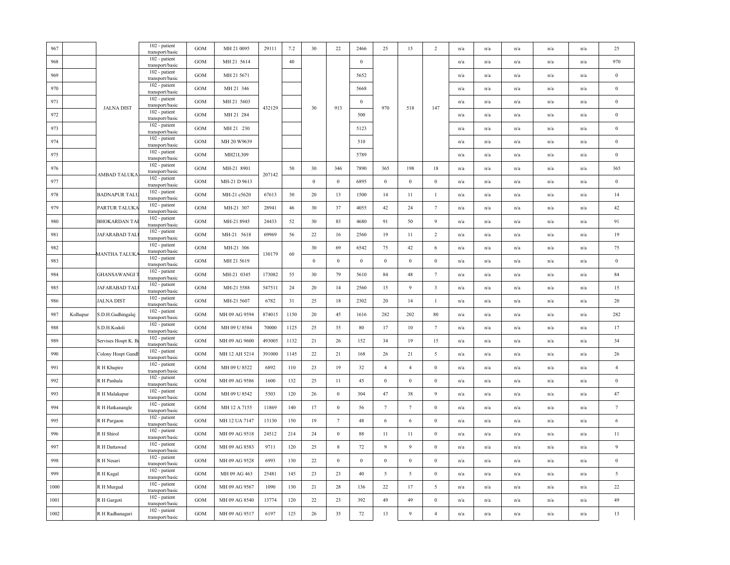| | | | | | | | | | | | | | | | | | | | | |
|---|---|---|---|---|---|---|---|---|---|---|---|---|---|---|---|---|---|---|---|---|
| 967 | | | 102 - patient transport/basic | GOM | MH 21 0095 | 29111 | 7.2 | 30 | 22 | 2466 | 25 | 15 | 2 | n/a | n/a | n/a | n/a | n/a | 25 |
| 968 | | JALNA DIST | 102 - patient transport/basic | GOM | MH 21 5614 | 432129 | 40 | 30 | 913 | 0 | 970 | 518 | 147 | n/a | n/a | n/a | n/a | n/a | 970 |
| 969 | | | 102 - patient transport/basic | GOM | MH 21 5671 | | | | | 5652 | | | | n/a | n/a | n/a | n/a | n/a | 0 |
| 970 | | | 102 - patient transport/basic | GOM | MH 21 346 | | | | | 5668 | | | | n/a | n/a | n/a | n/a | n/a | 0 |
| 971 | | | 102 - patient transport/basic | GOM | MH 21 5603 | | | | | 0 | | | | n/a | n/a | n/a | n/a | n/a | 0 |
| 972 | | | 102 - patient transport/basic | GOM | MH 21 284 | | | | | 500 | | | | n/a | n/a | n/a | n/a | n/a | 0 |
| 973 | | | 102 - patient transport/basic | GOM | MH 21 230 | | | | | 5123 | | | | n/a | n/a | n/a | n/a | n/a | 0 |
| 974 | | | 102 - patient transport/basic | GOM | MH 20 W9639 | | | | | 510 | | | | n/a | n/a | n/a | n/a | n/a | 0 |
| 975 | | | 102 - patient transport/basic | GOM | MH21L309 | | | | | 5789 | | | | n/a | n/a | n/a | n/a | n/a | 0 |
| 976 | | AMBAD TALUKA | 102 - patient transport/basic | GOM | MH-21 8901 | 207142 | 50 | 30 | 346 | 7890 | 365 | 198 | 18 | n/a | n/a | n/a | n/a | n/a | 365 |
| 977 | | | 102 - patient transport/basic | GOM | MH-21 D 9613 | | | 0 | 0 | 6895 | 0 | 0 | 0 | n/a | n/a | n/a | n/a | n/a | 0 |
| 978 | | BADNAPUR TALU | 102 - patient transport/basic | GOM | MH-21 c5620 | 67613 | 30 | 20 | 13 | 1500 | 14 | 11 | 1 | n/a | n/a | n/a | n/a | n/a | 14 |
| 979 | | PARTUR TALUKA | 102 - patient transport/basic | GOM | MH-21 307 | 28941 | 46 | 30 | 37 | 4055 | 42 | 24 | 7 | n/a | n/a | n/a | n/a | n/a | 42 |
| 980 | | BHOKARDAN TAI | 102 - patient transport/basic | GOM | MH-21 8945 | 24433 | 52 | 30 | 83 | 4680 | 91 | 50 | 9 | n/a | n/a | n/a | n/a | n/a | 91 |
| 981 | | JAFARABAD TALI | 102 - patient transport/basic | GOM | MH-21 5618 | 69969 | 56 | 22 | 16 | 2560 | 19 | 11 | 2 | n/a | n/a | n/a | n/a | n/a | 19 |
| 982 | | MANTHA TALUKA | 102 - patient transport/basic | GOM | MH-21 306 | 130179 | 60 | 30 | 69 | 6542 | 75 | 42 | 6 | n/a | n/a | n/a | n/a | n/a | 75 |
| 983 | | | 102 - patient transport/basic | GOM | MH 21 5619 | | | 0 | 0 | 0 | 0 | 0 | 0 | n/a | n/a | n/a | n/a | n/a | 0 |
| 984 | | GHANSAWANGI T | 102 - patient transport/basic | GOM | MH-21 0345 | 173082 | 55 | 30 | 79 | 5610 | 84 | 48 | 7 | n/a | n/a | n/a | n/a | n/a | 84 |
| 985 | | JAFARABAD TALI | 102 - patient transport/basic | GOM | MH-21 5588 | 547511 | 24 | 20 | 14 | 2560 | 15 | 9 | 3 | n/a | n/a | n/a | n/a | n/a | 15 |
| 986 | | JALNA DIST | 102 - patient transport/basic | GOM | MH-21 5607 | 6782 | 31 | 25 | 18 | 2302 | 20 | 14 | 1 | n/a | n/a | n/a | n/a | n/a | 20 |
| 987 | Kolhapur | S.D.H.Gadhingalaj | 102 - patient transport/basic | GOM | MH 09 AG 9594 | 874015 | 1150 | 20 | 45 | 1616 | 282 | 202 | 80 | n/a | n/a | n/a | n/a | n/a | 282 |
| 988 | | S.D.H.Kodoli | 102 - patient transport/basic | GOM | MH 09 U 8584 | 70000 | 1125 | 25 | 35 | 80 | 17 | 10 | 7 | n/a | n/a | n/a | n/a | n/a | 17 |
| 989 | | Servises Hospt K. B | 102 - patient transport/basic | GOM | MH 09 AG 9600 | 493005 | 1132 | 21 | 26 | 152 | 34 | 19 | 15 | n/a | n/a | n/a | n/a | n/a | 34 |
| 990 | | Colony Hospt Gandh | 102 - patient transport/basic | GOM | MH 12 AH 5214 | 391000 | 1145 | 22 | 21 | 168 | 26 | 21 | 5 | n/a | n/a | n/a | n/a | n/a | 26 |
| 991 | | R H Khupire | 102 - patient transport/basic | GOM | MH 09 U 8522 | 6892 | 110 | 23 | 19 | 32 | 4 | 4 | 0 | n/a | n/a | n/a | n/a | n/a | 4 |
| 992 | | R H Panhala | 102 - patient transport/basic | GOM | MH 09 AG 9586 | 1600 | 132 | 25 | 11 | 45 | 0 | 0 | 0 | n/a | n/a | n/a | n/a | n/a | 0 |
| 993 | | R H Malakapur | 102 - patient transport/basic | GOM | MH 09 U 8542 | 5503 | 120 | 26 | 0 | 304 | 47 | 38 | 9 | n/a | n/a | n/a | n/a | n/a | 47 |
| 994 | | R H Hatkanangle | 102 - patient transport/basic | GOM | MH 12 A 7155 | 11869 | 140 | 17 | 0 | 56 | 7 | 7 | 0 | n/a | n/a | n/a | n/a | n/a | 7 |
| 995 | | R H Pargaon | 102 - patient transport/basic | GOM | MH 12 UA 7147 | 13130 | 150 | 19 | 7 | 48 | 6 | 6 | 0 | n/a | n/a | n/a | n/a | n/a | 6 |
| 996 | | R H Shirol | 102 - patient transport/basic | GOM | MH 09 AG 9518 | 24512 | 214 | 24 | 0 | 88 | 11 | 11 | 0 | n/a | n/a | n/a | n/a | n/a | 11 |
| 997 | | R H Dattawad | 102 - patient transport/basic | GOM | MH 09 AG 8583 | 9711 | 120 | 25 | 8 | 72 | 9 | 9 | 0 | n/a | n/a | n/a | n/a | n/a | 9 |
| 998 | | R H Nesari | 102 - patient transport/basic | GOM | MH 09 AG 9528 | 6993 | 130 | 22 | 0 | 0 | 0 | 0 | 0 | n/a | n/a | n/a | n/a | n/a | 0 |
| 999 | | R H Kagal | 102 - patient transport/basic | GOM | MH 09 AG 463 | 25481 | 145 | 23 | 23 | 40 | 5 | 5 | 0 | n/a | n/a | n/a | n/a | n/a | 5 |
| 1000 | | R H Murgud | 102 - patient transport/basic | GOM | MH 09 AG 9567 | 1090 | 130 | 21 | 28 | 136 | 22 | 17 | 5 | n/a | n/a | n/a | n/a | n/a | 22 |
| 1001 | | R H Gargoti | 102 - patient transport/basic | GOM | MH 09 AG 8540 | 13774 | 120 | 22 | 23 | 392 | 49 | 49 | 0 | n/a | n/a | n/a | n/a | n/a | 49 |
| 1002 | | R H Radhanagari | 102 - patient transport/basic | GOM | MH 09 AG 9517 | 6197 | 125 | 26 | 35 | 72 | 13 | 9 | 4 | n/a | n/a | n/a | n/a | n/a | 13 |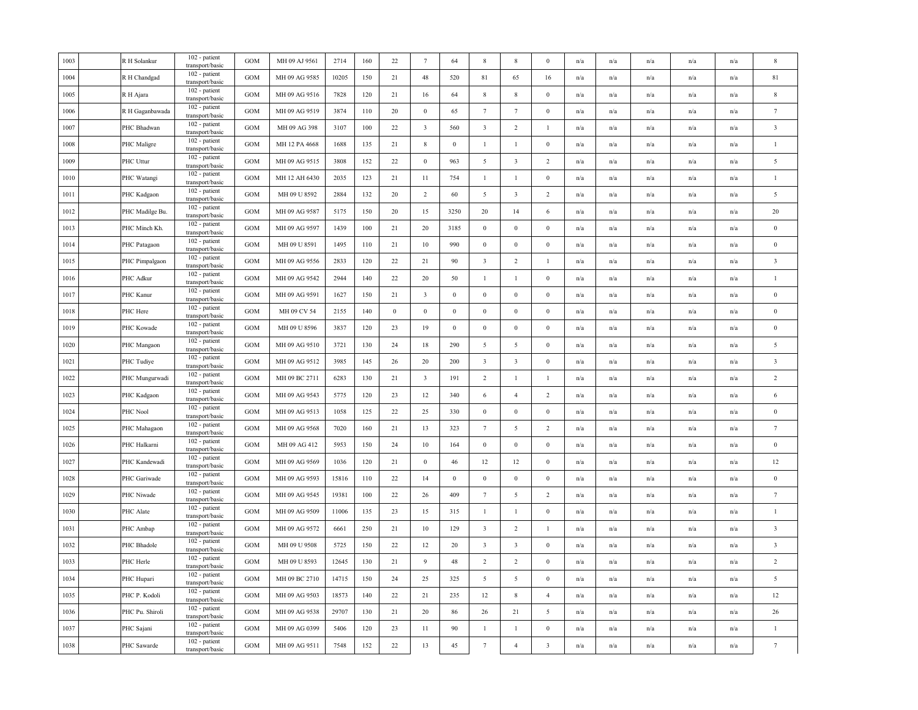| | | | | | | | | | | | | | | | | | | | |
|---|---|---|---|---|---|---|---|---|---|---|---|---|---|---|---|---|---|---|---|
| 1003 | | R H Solankur | 102 - patient transport/basic | GOM | MH 09 AJ 9561 | 2714 | 160 | 22 | 7 | 64 | 8 | 8 | 0 | n/a | n/a | n/a | n/a | n/a | 8 |
| 1004 | | R H Chandgad | 102 - patient transport/basic | GOM | MH 09 AG 9585 | 10205 | 150 | 21 | 48 | 520 | 81 | 65 | 16 | n/a | n/a | n/a | n/a | n/a | 81 |
| 1005 | | R H Ajara | 102 - patient transport/basic | GOM | MH 09 AG 9516 | 7828 | 120 | 21 | 16 | 64 | 8 | 8 | 0 | n/a | n/a | n/a | n/a | n/a | 8 |
| 1006 | | R H Gaganbawada | 102 - patient transport/basic | GOM | MH 09 AG 9519 | 3874 | 110 | 20 | 0 | 65 | 7 | 7 | 0 | n/a | n/a | n/a | n/a | n/a | 7 |
| 1007 | | PHC Bhadwan | 102 - patient transport/basic | GOM | MH 09 AG 398 | 3107 | 100 | 22 | 3 | 560 | 3 | 2 | 1 | n/a | n/a | n/a | n/a | n/a | 3 |
| 1008 | | PHC Maligre | 102 - patient transport/basic | GOM | MH 12 PA 4668 | 1688 | 135 | 21 | 8 | 0 | 1 | 1 | 0 | n/a | n/a | n/a | n/a | n/a | 1 |
| 1009 | | PHC Uttur | 102 - patient transport/basic | GOM | MH 09 AG 9515 | 3808 | 152 | 22 | 0 | 963 | 5 | 3 | 2 | n/a | n/a | n/a | n/a | n/a | 5 |
| 1010 | | PHC Watangi | 102 - patient transport/basic | GOM | MH 12 AH 6430 | 2035 | 123 | 21 | 11 | 754 | 1 | 1 | 0 | n/a | n/a | n/a | n/a | n/a | 1 |
| 1011 | | PHC Kadgaon | 102 - patient transport/basic | GOM | MH 09 U 8592 | 2884 | 132 | 20 | 2 | 60 | 5 | 3 | 2 | n/a | n/a | n/a | n/a | n/a | 5 |
| 1012 | | PHC Madilge Bu. | 102 - patient transport/basic | GOM | MH 09 AG 9587 | 5175 | 150 | 20 | 15 | 3250 | 20 | 14 | 6 | n/a | n/a | n/a | n/a | n/a | 20 |
| 1013 | | PHC Minch Kh. | 102 - patient transport/basic | GOM | MH 09 AG 9597 | 1439 | 100 | 21 | 20 | 3185 | 0 | 0 | 0 | n/a | n/a | n/a | n/a | n/a | 0 |
| 1014 | | PHC Patagaon | 102 - patient transport/basic | GOM | MH 09 U 8591 | 1495 | 110 | 21 | 10 | 990 | 0 | 0 | 0 | n/a | n/a | n/a | n/a | n/a | 0 |
| 1015 | | PHC Pimpalgaon | 102 - patient transport/basic | GOM | MH 09 AG 9556 | 2833 | 120 | 22 | 21 | 90 | 3 | 2 | 1 | n/a | n/a | n/a | n/a | n/a | 3 |
| 1016 | | PHC Adkur | 102 - patient transport/basic | GOM | MH 09 AG 9542 | 2944 | 140 | 22 | 20 | 50 | 1 | 1 | 0 | n/a | n/a | n/a | n/a | n/a | 1 |
| 1017 | | PHC Kanur | 102 - patient transport/basic | GOM | MH 09 AG 9591 | 1627 | 150 | 21 | 3 | 0 | 0 | 0 | 0 | n/a | n/a | n/a | n/a | n/a | 0 |
| 1018 | | PHC Here | 102 - patient transport/basic | GOM | MH 09 CV 54 | 2155 | 140 | 0 | 0 | 0 | 0 | 0 | 0 | n/a | n/a | n/a | n/a | n/a | 0 |
| 1019 | | PHC Kowade | 102 - patient transport/basic | GOM | MH 09 U 8596 | 3837 | 120 | 23 | 19 | 0 | 0 | 0 | 0 | n/a | n/a | n/a | n/a | n/a | 0 |
| 1020 | | PHC Mangaon | 102 - patient transport/basic | GOM | MH 09 AG 9510 | 3721 | 130 | 24 | 18 | 290 | 5 | 5 | 0 | n/a | n/a | n/a | n/a | n/a | 5 |
| 1021 | | PHC Tudiye | 102 - patient transport/basic | GOM | MH 09 AG 9512 | 3985 | 145 | 26 | 20 | 200 | 3 | 3 | 0 | n/a | n/a | n/a | n/a | n/a | 3 |
| 1022 | | PHC Mungurwadi | 102 - patient transport/basic | GOM | MH 09 BC 2711 | 6283 | 130 | 21 | 3 | 191 | 2 | 1 | 1 | n/a | n/a | n/a | n/a | n/a | 2 |
| 1023 | | PHC Kadgaon | 102 - patient transport/basic | GOM | MH 09 AG 9543 | 5775 | 120 | 23 | 12 | 340 | 6 | 4 | 2 | n/a | n/a | n/a | n/a | n/a | 6 |
| 1024 | | PHC Nool | 102 - patient transport/basic | GOM | MH 09 AG 9513 | 1058 | 125 | 22 | 25 | 330 | 0 | 0 | 0 | n/a | n/a | n/a | n/a | n/a | 0 |
| 1025 | | PHC Mahagaon | 102 - patient transport/basic | GOM | MH 09 AG 9568 | 7020 | 160 | 21 | 13 | 323 | 7 | 5 | 2 | n/a | n/a | n/a | n/a | n/a | 7 |
| 1026 | | PHC Halkarni | 102 - patient transport/basic | GOM | MH 09 AG 412 | 5953 | 150 | 24 | 10 | 164 | 0 | 0 | 0 | n/a | n/a | n/a | n/a | n/a | 0 |
| 1027 | | PHC Kandewadi | 102 - patient transport/basic | GOM | MH 09 AG 9569 | 1036 | 120 | 21 | 0 | 46 | 12 | 12 | 0 | n/a | n/a | n/a | n/a | n/a | 12 |
| 1028 | | PHC Gariwade | 102 - patient transport/basic | GOM | MH 09 AG 9593 | 15816 | 110 | 22 | 14 | 0 | 0 | 0 | 0 | n/a | n/a | n/a | n/a | n/a | 0 |
| 1029 | | PHC Niwade | 102 - patient transport/basic | GOM | MH 09 AG 9545 | 19381 | 100 | 22 | 26 | 409 | 7 | 5 | 2 | n/a | n/a | n/a | n/a | n/a | 7 |
| 1030 | | PHC Alate | 102 - patient transport/basic | GOM | MH 09 AG 9509 | 11006 | 135 | 23 | 15 | 315 | 1 | 1 | 0 | n/a | n/a | n/a | n/a | n/a | 1 |
| 1031 | | PHC Ambap | 102 - patient transport/basic | GOM | MH 09 AG 9572 | 6661 | 250 | 21 | 10 | 129 | 3 | 2 | 1 | n/a | n/a | n/a | n/a | n/a | 3 |
| 1032 | | PHC Bhadole | 102 - patient transport/basic | GOM | MH 09 U 9508 | 5725 | 150 | 22 | 12 | 20 | 3 | 3 | 0 | n/a | n/a | n/a | n/a | n/a | 3 |
| 1033 | | PHC Herle | 102 - patient transport/basic | GOM | MH 09 U 8593 | 12645 | 130 | 21 | 9 | 48 | 2 | 2 | 0 | n/a | n/a | n/a | n/a | n/a | 2 |
| 1034 | | PHC Hupari | 102 - patient transport/basic | GOM | MH 09 BC 2710 | 14715 | 150 | 24 | 25 | 325 | 5 | 5 | 0 | n/a | n/a | n/a | n/a | n/a | 5 |
| 1035 | | PHC P. Kodoli | 102 - patient transport/basic | GOM | MH 09 AG 9503 | 18573 | 140 | 22 | 21 | 235 | 12 | 8 | 4 | n/a | n/a | n/a | n/a | n/a | 12 |
| 1036 | | PHC Pu. Shiroli | 102 - patient transport/basic | GOM | MH 09 AG 9538 | 29707 | 130 | 21 | 20 | 86 | 26 | 21 | 5 | n/a | n/a | n/a | n/a | n/a | 26 |
| 1037 | | PHC Sajani | 102 - patient transport/basic | GOM | MH 09 AG 0399 | 5406 | 120 | 23 | 11 | 90 | 1 | 1 | 0 | n/a | n/a | n/a | n/a | n/a | 1 |
| 1038 | | PHC Sawarde | 102 - patient transport/basic | GOM | MH 09 AG 9511 | 7548 | 152 | 22 | 13 | 45 | 7 | 4 | 3 | n/a | n/a | n/a | n/a | n/a | 7 |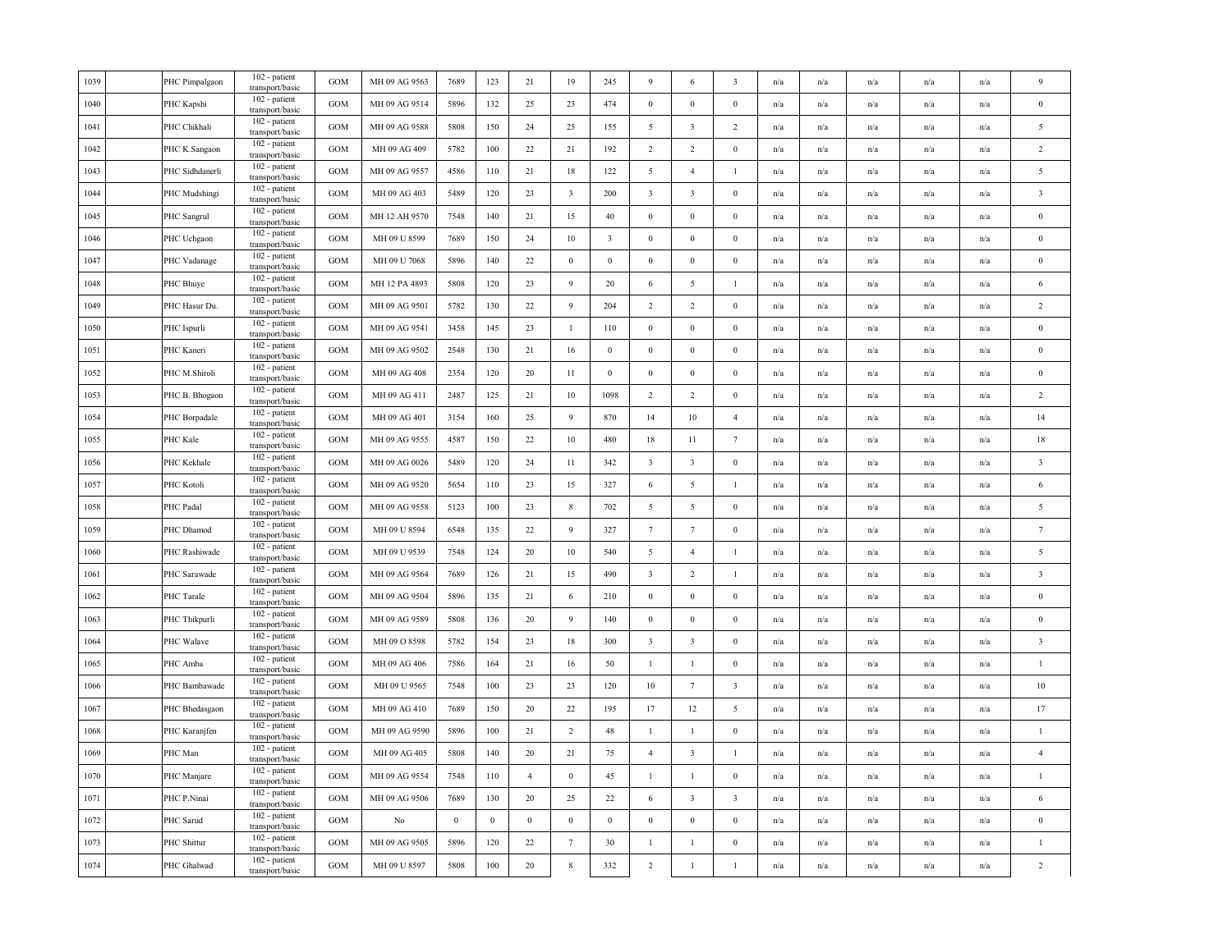| | | | | | | | | | | | | | | | | | | | |
|---|---|---|---|---|---|---|---|---|---|---|---|---|---|---|---|---|---|---|---|
| 1039 | | PHC Pimpalgaon | 102 - patient transport/basic | GOM | MH 09 AG 9563 | 7689 | 123 | 21 | 19 | 245 | 9 | 6 | 3 | n/a | n/a | n/a | n/a | n/a | 9 |
| 1040 | | PHC Kapshi | 102 - patient transport/basic | GOM | MH 09 AG 9514 | 5896 | 132 | 25 | 23 | 474 | 0 | 0 | 0 | n/a | n/a | n/a | n/a | n/a | 0 |
| 1041 | | PHC Chikhali | 102 - patient transport/basic | GOM | MH 09 AG 9588 | 5808 | 150 | 24 | 25 | 155 | 5 | 3 | 2 | n/a | n/a | n/a | n/a | n/a | 5 |
| 1042 | | PHC K.Sangaon | 102 - patient transport/basic | GOM | MH 09 AG 409 | 5782 | 100 | 22 | 21 | 192 | 2 | 2 | 0 | n/a | n/a | n/a | n/a | n/a | 2 |
| 1043 | | PHC Sidhdanerli | 102 - patient transport/basic | GOM | MH 09 AG 9557 | 4586 | 110 | 21 | 18 | 122 | 5 | 4 | 1 | n/a | n/a | n/a | n/a | n/a | 5 |
| 1044 | | PHC Mudshingi | 102 - patient transport/basic | GOM | MH 09 AG 403 | 5489 | 120 | 23 | 3 | 200 | 3 | 3 | 0 | n/a | n/a | n/a | n/a | n/a | 3 |
| 1045 | | PHC Sangrul | 102 - patient transport/basic | GOM | MH 12 AH 9570 | 7548 | 140 | 21 | 15 | 40 | 0 | 0 | 0 | n/a | n/a | n/a | n/a | n/a | 0 |
| 1046 | | PHC Uchgaon | 102 - patient transport/basic | GOM | MH 09 U 8599 | 7689 | 150 | 24 | 10 | 3 | 0 | 0 | 0 | n/a | n/a | n/a | n/a | n/a | 0 |
| 1047 | | PHC Vadanage | 102 - patient transport/basic | GOM | MH 09 U 7068 | 5896 | 140 | 22 | 0 | 0 | 0 | 0 | 0 | n/a | n/a | n/a | n/a | n/a | 0 |
| 1048 | | PHC Bhuye | 102 - patient transport/basic | GOM | MH 12 PA 4893 | 5808 | 120 | 23 | 9 | 20 | 6 | 5 | 1 | n/a | n/a | n/a | n/a | n/a | 6 |
| 1049 | | PHC Hasur Du. | 102 - patient transport/basic | GOM | MH 09 AG 9501 | 5782 | 130 | 22 | 9 | 204 | 2 | 2 | 0 | n/a | n/a | n/a | n/a | n/a | 2 |
| 1050 | | PHC Ispurli | 102 - patient transport/basic | GOM | MH 09 AG 9541 | 3458 | 145 | 23 | 1 | 110 | 0 | 0 | 0 | n/a | n/a | n/a | n/a | n/a | 0 |
| 1051 | | PHC Kaneri | 102 - patient transport/basic | GOM | MH 09 AG 9502 | 2548 | 130 | 21 | 16 | 0 | 0 | 0 | 0 | n/a | n/a | n/a | n/a | n/a | 0 |
| 1052 | | PHC M.Shiroli | 102 - patient transport/basic | GOM | MH 09 AG 408 | 2354 | 120 | 20 | 11 | 0 | 0 | 0 | 0 | n/a | n/a | n/a | n/a | n/a | 0 |
| 1053 | | PHC B. Bhogaon | 102 - patient transport/basic | GOM | MH 09 AG 411 | 2487 | 125 | 21 | 10 | 1098 | 2 | 2 | 0 | n/a | n/a | n/a | n/a | n/a | 2 |
| 1054 | | PHC Borpadale | 102 - patient transport/basic | GOM | MH 09 AG 401 | 3154 | 160 | 25 | 9 | 870 | 14 | 10 | 4 | n/a | n/a | n/a | n/a | n/a | 14 |
| 1055 | | PHC Kale | 102 - patient transport/basic | GOM | MH 09 AG 9555 | 4587 | 150 | 22 | 10 | 480 | 18 | 11 | 7 | n/a | n/a | n/a | n/a | n/a | 18 |
| 1056 | | PHC Kekhale | 102 - patient transport/basic | GOM | MH 09 AG 0026 | 5489 | 120 | 24 | 11 | 342 | 3 | 3 | 0 | n/a | n/a | n/a | n/a | n/a | 3 |
| 1057 | | PHC Kotoli | 102 - patient transport/basic | GOM | MH 09 AG 9520 | 5654 | 110 | 23 | 15 | 327 | 6 | 5 | 1 | n/a | n/a | n/a | n/a | n/a | 6 |
| 1058 | | PHC Padal | 102 - patient transport/basic | GOM | MH 09 AG 9558 | 5123 | 100 | 23 | 8 | 702 | 5 | 5 | 0 | n/a | n/a | n/a | n/a | n/a | 5 |
| 1059 | | PHC Dhamod | 102 - patient transport/basic | GOM | MH 09 U 8594 | 6548 | 135 | 22 | 9 | 327 | 7 | 7 | 0 | n/a | n/a | n/a | n/a | n/a | 7 |
| 1060 | | PHC Rashiwade | 102 - patient transport/basic | GOM | MH 09 U 9539 | 7548 | 124 | 20 | 10 | 540 | 5 | 4 | 1 | n/a | n/a | n/a | n/a | n/a | 5 |
| 1061 | | PHC Sarawade | 102 - patient transport/basic | GOM | MH 09 AG 9564 | 7689 | 126 | 21 | 15 | 490 | 3 | 2 | 1 | n/a | n/a | n/a | n/a | n/a | 3 |
| 1062 | | PHC Tarale | 102 - patient transport/basic | GOM | MH 09 AG 9504 | 5896 | 135 | 21 | 6 | 210 | 0 | 0 | 0 | n/a | n/a | n/a | n/a | n/a | 0 |
| 1063 | | PHC Thikpurli | 102 - patient transport/basic | GOM | MH 09 AG 9589 | 5808 | 136 | 20 | 9 | 140 | 0 | 0 | 0 | n/a | n/a | n/a | n/a | n/a | 0 |
| 1064 | | PHC Walave | 102 - patient transport/basic | GOM | MH 09 O 8598 | 5782 | 154 | 23 | 18 | 300 | 3 | 3 | 0 | n/a | n/a | n/a | n/a | n/a | 3 |
| 1065 | | PHC Amba | 102 - patient transport/basic | GOM | MH 09 AG 406 | 7586 | 164 | 21 | 16 | 50 | 1 | 1 | 0 | n/a | n/a | n/a | n/a | n/a | 1 |
| 1066 | | PHC Bambawade | 102 - patient transport/basic | GOM | MH 09 U 9565 | 7548 | 100 | 23 | 23 | 120 | 10 | 7 | 3 | n/a | n/a | n/a | n/a | n/a | 10 |
| 1067 | | PHC Bhedasgaon | 102 - patient transport/basic | GOM | MH 09 AG 410 | 7689 | 150 | 20 | 22 | 195 | 17 | 12 | 5 | n/a | n/a | n/a | n/a | n/a | 17 |
| 1068 | | PHC Karanjfen | 102 - patient transport/basic | GOM | MH 09 AG 9590 | 5896 | 100 | 21 | 2 | 48 | 1 | 1 | 0 | n/a | n/a | n/a | n/a | n/a | 1 |
| 1069 | | PHC Man | 102 - patient transport/basic | GOM | MH 09 AG 405 | 5808 | 140 | 20 | 21 | 75 | 4 | 3 | 1 | n/a | n/a | n/a | n/a | n/a | 4 |
| 1070 | | PHC Manjare | 102 - patient transport/basic | GOM | MH 09 AG 9554 | 7548 | 110 | 4 | 0 | 45 | 1 | 1 | 0 | n/a | n/a | n/a | n/a | n/a | 1 |
| 1071 | | PHC P.Ninai | 102 - patient transport/basic | GOM | MH 09 AG 9506 | 7689 | 130 | 20 | 25 | 22 | 6 | 3 | 3 | n/a | n/a | n/a | n/a | n/a | 6 |
| 1072 | | PHC Sarud | 102 - patient transport/basic | GOM | No | 0 | 0 | 0 | 0 | 0 | 0 | 0 | 0 | n/a | n/a | n/a | n/a | n/a | 0 |
| 1073 | | PHC Shittur | 102 - patient transport/basic | GOM | MH 09 AG 9505 | 5896 | 120 | 22 | 7 | 30 | 1 | 1 | 0 | n/a | n/a | n/a | n/a | n/a | 1 |
| 1074 | | PHC Ghalwad | 102 - patient transport/basic | GOM | MH 09 U 8597 | 5808 | 100 | 20 | 8 | 332 | 2 | 1 | 1 | n/a | n/a | n/a | n/a | n/a | 2 |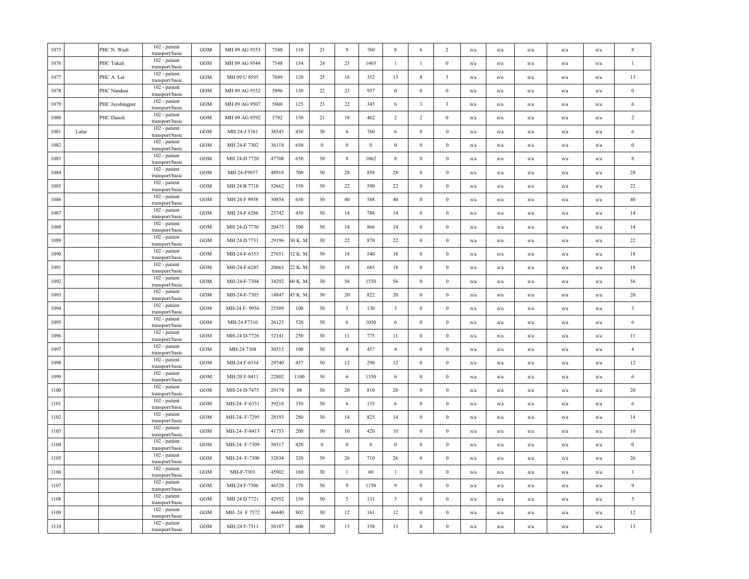| 1075 | | PHC N. Wadi | 102 - patient transport/basic | GOM | MH 09 AG 9553 | 7548 | 110 | 21 | 9 | 760 | 8 | 6 | 2 | n/a | n/a | n/a | n/a | n/a | 8 |
|---|---|---|---|---|---|---|---|---|---|---|---|---|---|---|---|---|---|---|---|
| 1076 | | PHC Takali | 102 - patient transport/basic | GOM | MH 09 AG 9544 | 7548 | 154 | 24 | 23 | 1403 | 1 | 1 | 0 | n/a | n/a | n/a | n/a | n/a | 1 |
| 1077 | | PHC A. Lat | 102 - patient transport/basic | GOM | MH 09 U 8595 | 7689 | 120 | 25 | 16 | 352 | 13 | 8 | 5 | n/a | n/a | n/a | n/a | n/a | 13 |
| 1078 | | PHC Nandani | 102 - patient transport/basic | GOM | MH 09 AG 9552 | 5896 | 130 | 22 | 23 | 937 | 0 | 0 | 0 | n/a | n/a | n/a | n/a | n/a | 0 |
| 1079 | | PHC Jayshingpur | 102 - patient transport/basic | GOM | MH 09 AG 9507 | 5808 | 125 | 23 | 22 | 345 | 6 | 3 | 3 | n/a | n/a | n/a | n/a | n/a | 6 |
| 1080 | | PHC Danoli | 102 - patient transport/basic | GOM | MH 09 AG 9592 | 5782 | 150 | 21 | 18 | 462 | 2 | 2 | 0 | n/a | n/a | n/a | n/a | n/a | 2 |
| 1081 | Latur | | 102 - patient transport/basic | GOM | MH 24-J 5381 | 38545 | 450 | 30 | 6 | 760 | 6 | 0 | 0 | n/a | n/a | n/a | n/a | n/a | 6 |
| 1082 | | | 102 - patient transport/basic | GOM | MH 24-F 7302 | 36118 | 650 | 0 | 0 | 0 | 0 | 0 | 0 | n/a | n/a | n/a | n/a | n/a | 0 |
| 1083 | | | 102 - patient transport/basic | GOM | MH 24-D 7720 | 47708 | 650 | 30 | 8 | 1062 | 8 | 0 | 0 | n/a | n/a | n/a | n/a | n/a | 8 |
| 1084 | | | 102 - patient transport/basic | GOM | MH 24-F9957 | 48918 | 700 | 30 | 28 | 858 | 28 | 0 | 0 | n/a | n/a | n/a | n/a | n/a | 28 |
| 1085 | | | 102 - patient transport/basic | GOM | MH 24 B 7718 | 52662 | 550 | 30 | 22 | 590 | 22 | 0 | 0 | n/a | n/a | n/a | n/a | n/a | 22 |
| 1086 | | | 102 - patient transport/basic | GOM | MH 24 F 9958 | 30854 | 650 | 30 | 40 | 588 | 40 | 0 | 0 | n/a | n/a | n/a | n/a | n/a | 40 |
| 1087 | | | 102 - patient transport/basic | GOM | MH 24-F 6286 | 25742 | 450 | 30 | 14 | 788 | 14 | 0 | 0 | n/a | n/a | n/a | n/a | n/a | 14 |
| 1088 | | | 102 - patient transport/basic | GOM | MH 24-D 7730 | 20473 | 500 | 30 | 14 | 866 | 14 | 0 | 0 | n/a | n/a | n/a | n/a | n/a | 14 |
| 1089 | | | 102 - patient transport/basic | GOM | MH 24 D 7731 | 29196 | 30 K. M. | 30 | 22 | 870 | 22 | 0 | 0 | n/a | n/a | n/a | n/a | n/a | 22 |
| 1090 | | | 102 - patient transport/basic | GOM | MH-24-F-6353 | 27651 | 32 K. M. | 30 | 18 | 540 | 18 | 0 | 0 | n/a | n/a | n/a | n/a | n/a | 18 |
| 1091 | | | 102 - patient transport/basic | GOM | MH-24-F-6285 | 20663 | 22 K. M. | 30 | 18 | 685 | 18 | 0 | 0 | n/a | n/a | n/a | n/a | n/a | 18 |
| 1092 | | | 102 - patient transport/basic | GOM | MH-24-F-7304 | 34292 | 60 K. M. | 30 | 56 | 1550 | 56 | 0 | 0 | n/a | n/a | n/a | n/a | n/a | 56 |
| 1093 | | | 102 - patient transport/basic | GOM | MH-24-F-7305 | 14847 | 45 K. M. | 30 | 20 | 822 | 20 | 0 | 0 | n/a | n/a | n/a | n/a | n/a | 20 |
| 1094 | | | 102 - patient transport/basic | GOM | MH-24 F- 9956 | 25509 | 100 | 30 | 3 | 130 | 3 | 0 | 0 | n/a | n/a | n/a | n/a | n/a | 3 |
| 1095 | | | 102 - patient transport/basic | GOM | MH-24 F7310 | 26125 | 520 | 30 | 6 | 1050 | 6 | 0 | 0 | n/a | n/a | n/a | n/a | n/a | 6 |
| 1096 | | | 102 - patient transport/basic | GOM | MH-24 D-7726 | 52141 | 250 | 30 | 11 | 775 | 11 | 0 | 0 | n/a | n/a | n/a | n/a | n/a | 11 |
| 1097 | | | 102 - patient transport/basic | GOM | MH-24 7308 | 30515 | 100 | 30 | 4 | 457 | 4 | 0 | 0 | n/a | n/a | n/a | n/a | n/a | 4 |
| 1098 | | | 102 - patient transport/basic | GOM | MH-24 F-6354 | 29740 | 457 | 30 | 12 | 290 | 12 | 0 | 0 | n/a | n/a | n/a | n/a | n/a | 12 |
| 1099 | | | 102 - patient transport/basic | GOM | MH-20 F-8411 | 22802 | 1100 | 30 | 6 | 1350 | 6 | 0 | 0 | n/a | n/a | n/a | n/a | n/a | 6 |
| 1100 | | | 102 - patient transport/basic | GOM | MH-24 D-7475 | 29174 | 88 | 30 | 20 | 810 | 20 | 0 | 0 | n/a | n/a | n/a | n/a | n/a | 20 |
| 1101 | | | 102 - patient transport/basic | GOM | MH-24- F-6351 | 39218 | 350 | 30 | 6 | 135 | 6 | 0 | 0 | n/a | n/a | n/a | n/a | n/a | 6 |
| 1102 | | | 102 - patient transport/basic | GOM | MH-24- F-7295 | 28193 | 280 | 30 | 14 | 825 | 14 | 0 | 0 | n/a | n/a | n/a | n/a | n/a | 14 |
| 1103 | | | 102 - patient transport/basic | GOM | MH-24- F-8413 | 41753 | 200 | 30 | 10 | 420 | 10 | 0 | 0 | n/a | n/a | n/a | n/a | n/a | 10 |
| 1104 | | | 102 - patient transport/basic | GOM | MH-24- F-7309 | 50317 | 420 | 0 | 0 | 0 | 0 | 0 | 0 | n/a | n/a | n/a | n/a | n/a | 0 |
| 1105 | | | 102 - patient transport/basic | GOM | MH-24- F-7300 | 32034 | 320 | 30 | 26 | 710 | 26 | 0 | 0 | n/a | n/a | n/a | n/a | n/a | 26 |
| 1106 | | | 102 - patient transport/basic | GOM | MH-F-7303 | 45902 | 160 | 30 | 1 | 60 | 1 | 0 | 0 | n/a | n/a | n/a | n/a | n/a | 1 |
| 1107 | | | 102 - patient transport/basic | GOM | MH-24 F-7306 | 46528 | 170 | 30 | 9 | 1150 | 9 | 0 | 0 | n/a | n/a | n/a | n/a | n/a | 9 |
| 1108 | | | 102 - patient transport/basic | GOM | MH 24 D 7721 | 42952 | 150 | 30 | 5 | 131 | 5 | 0 | 0 | n/a | n/a | n/a | n/a | n/a | 5 |
| 1109 | | | 102 - patient transport/basic | GOM | MH- 24 F 7572 | 46440 | 802 | 30 | 12 | 161 | 12 | 0 | 0 | n/a | n/a | n/a | n/a | n/a | 12 |
| 1110 | | | 102 - patient transport/basic | GOM | MH-24 F-7311 | 50187 | 600 | 30 | 13 | 358 | 13 | 0 | 0 | n/a | n/a | n/a | n/a | n/a | 13 |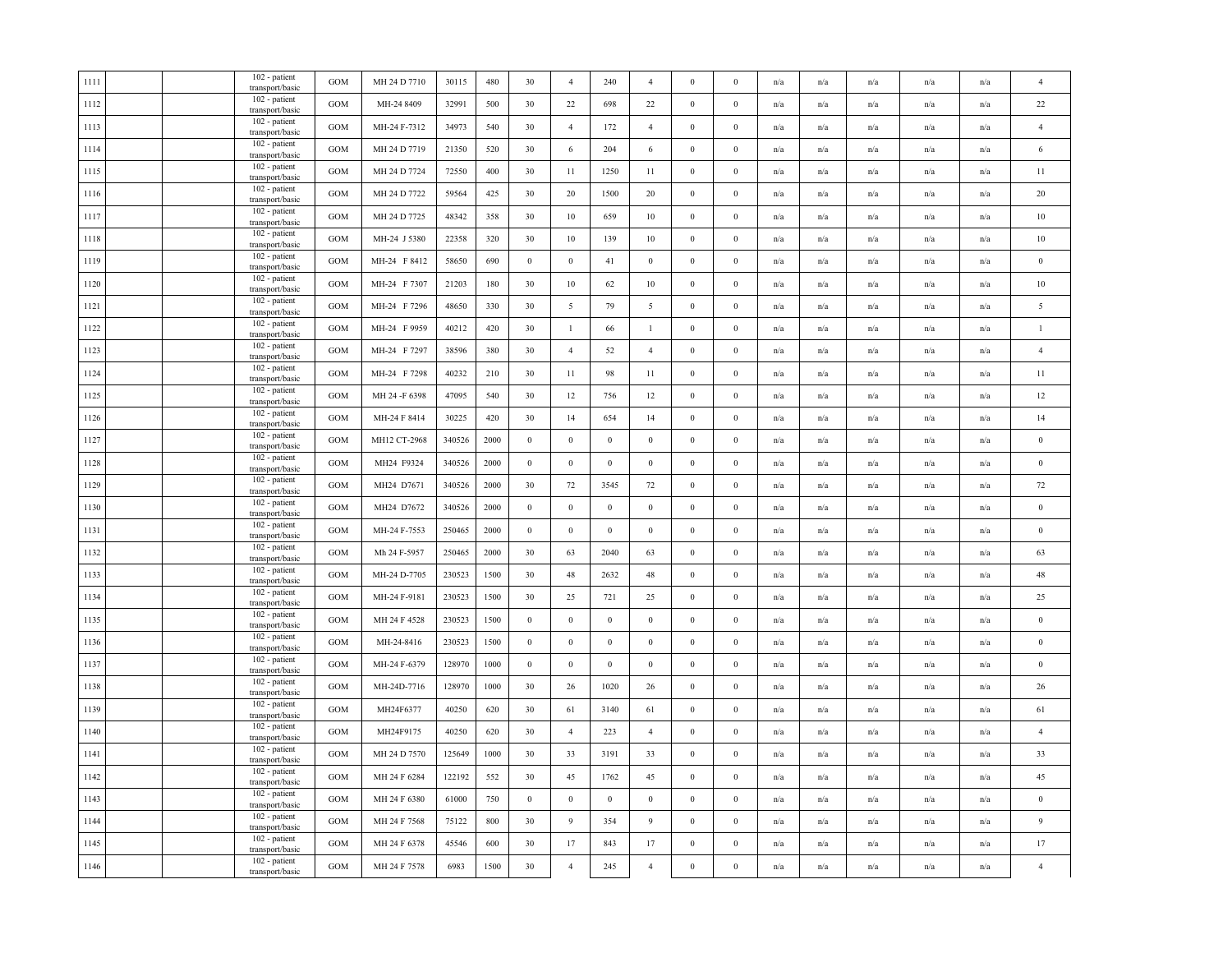| | | | | | | | | | | | | | | | | | | | |
|---|---|---|---|---|---|---|---|---|---|---|---|---|---|---|---|---|---|---|---|
| 1111 | | | 102 - patient transport/basic | GOM | MH 24 D 7710 | 30115 | 480 | 30 | 4 | 240 | 4 | 0 | 0 | n/a | n/a | n/a | n/a | n/a | 4 |
| 1112 | | | 102 - patient transport/basic | GOM | MH-24 8409 | 32991 | 500 | 30 | 22 | 698 | 22 | 0 | 0 | n/a | n/a | n/a | n/a | n/a | 22 |
| 1113 | | | 102 - patient transport/basic | GOM | MH-24 F-7312 | 34973 | 540 | 30 | 4 | 172 | 4 | 0 | 0 | n/a | n/a | n/a | n/a | n/a | 4 |
| 1114 | | | 102 - patient transport/basic | GOM | MH 24 D 7719 | 21350 | 520 | 30 | 6 | 204 | 6 | 0 | 0 | n/a | n/a | n/a | n/a | n/a | 6 |
| 1115 | | | 102 - patient transport/basic | GOM | MH 24 D 7724 | 72550 | 400 | 30 | 11 | 1250 | 11 | 0 | 0 | n/a | n/a | n/a | n/a | n/a | 11 |
| 1116 | | | 102 - patient transport/basic | GOM | MH 24 D 7722 | 59564 | 425 | 30 | 20 | 1500 | 20 | 0 | 0 | n/a | n/a | n/a | n/a | n/a | 20 |
| 1117 | | | 102 - patient transport/basic | GOM | MH 24 D 7725 | 48342 | 358 | 30 | 10 | 659 | 10 | 0 | 0 | n/a | n/a | n/a | n/a | n/a | 10 |
| 1118 | | | 102 - patient transport/basic | GOM | MH-24 J 5380 | 22358 | 320 | 30 | 10 | 139 | 10 | 0 | 0 | n/a | n/a | n/a | n/a | n/a | 10 |
| 1119 | | | 102 - patient transport/basic | GOM | MH-24 F 8412 | 58650 | 690 | 0 | 0 | 41 | 0 | 0 | 0 | n/a | n/a | n/a | n/a | n/a | 0 |
| 1120 | | | 102 - patient transport/basic | GOM | MH-24 F 7307 | 21203 | 180 | 30 | 10 | 62 | 10 | 0 | 0 | n/a | n/a | n/a | n/a | n/a | 10 |
| 1121 | | | 102 - patient transport/basic | GOM | MH-24 F 7296 | 48650 | 330 | 30 | 5 | 79 | 5 | 0 | 0 | n/a | n/a | n/a | n/a | n/a | 5 |
| 1122 | | | 102 - patient transport/basic | GOM | MH-24 F 9959 | 40212 | 420 | 30 | 1 | 66 | 1 | 0 | 0 | n/a | n/a | n/a | n/a | n/a | 1 |
| 1123 | | | 102 - patient transport/basic | GOM | MH-24 F 7297 | 38596 | 380 | 30 | 4 | 52 | 4 | 0 | 0 | n/a | n/a | n/a | n/a | n/a | 4 |
| 1124 | | | 102 - patient transport/basic | GOM | MH-24 F 7298 | 40232 | 210 | 30 | 11 | 98 | 11 | 0 | 0 | n/a | n/a | n/a | n/a | n/a | 11 |
| 1125 | | | 102 - patient transport/basic | GOM | MH 24 -F 6398 | 47095 | 540 | 30 | 12 | 756 | 12 | 0 | 0 | n/a | n/a | n/a | n/a | n/a | 12 |
| 1126 | | | 102 - patient transport/basic | GOM | MH-24 F 8414 | 30225 | 420 | 30 | 14 | 654 | 14 | 0 | 0 | n/a | n/a | n/a | n/a | n/a | 14 |
| 1127 | | | 102 - patient transport/basic | GOM | MH12 CT-2968 | 340526 | 2000 | 0 | 0 | 0 | 0 | 0 | 0 | n/a | n/a | n/a | n/a | n/a | 0 |
| 1128 | | | 102 - patient transport/basic | GOM | MH24 F9324 | 340526 | 2000 | 0 | 0 | 0 | 0 | 0 | 0 | n/a | n/a | n/a | n/a | n/a | 0 |
| 1129 | | | 102 - patient transport/basic | GOM | MH24 D7671 | 340526 | 2000 | 30 | 72 | 3545 | 72 | 0 | 0 | n/a | n/a | n/a | n/a | n/a | 72 |
| 1130 | | | 102 - patient transport/basic | GOM | MH24 D7672 | 340526 | 2000 | 0 | 0 | 0 | 0 | 0 | 0 | n/a | n/a | n/a | n/a | n/a | 0 |
| 1131 | | | 102 - patient transport/basic | GOM | MH-24 F-7553 | 250465 | 2000 | 0 | 0 | 0 | 0 | 0 | 0 | n/a | n/a | n/a | n/a | n/a | 0 |
| 1132 | | | 102 - patient transport/basic | GOM | Mh 24 F-5957 | 250465 | 2000 | 30 | 63 | 2040 | 63 | 0 | 0 | n/a | n/a | n/a | n/a | n/a | 63 |
| 1133 | | | 102 - patient transport/basic | GOM | MH-24 D-7705 | 230523 | 1500 | 30 | 48 | 2632 | 48 | 0 | 0 | n/a | n/a | n/a | n/a | n/a | 48 |
| 1134 | | | 102 - patient transport/basic | GOM | MH-24 F-9181 | 230523 | 1500 | 30 | 25 | 721 | 25 | 0 | 0 | n/a | n/a | n/a | n/a | n/a | 25 |
| 1135 | | | 102 - patient transport/basic | GOM | MH 24 F 4528 | 230523 | 1500 | 0 | 0 | 0 | 0 | 0 | 0 | n/a | n/a | n/a | n/a | n/a | 0 |
| 1136 | | | 102 - patient transport/basic | GOM | MH-24-8416 | 230523 | 1500 | 0 | 0 | 0 | 0 | 0 | 0 | n/a | n/a | n/a | n/a | n/a | 0 |
| 1137 | | | 102 - patient transport/basic | GOM | MH-24 F-6379 | 128970 | 1000 | 0 | 0 | 0 | 0 | 0 | 0 | n/a | n/a | n/a | n/a | n/a | 0 |
| 1138 | | | 102 - patient transport/basic | GOM | MH-24D-7716 | 128970 | 1000 | 30 | 26 | 1020 | 26 | 0 | 0 | n/a | n/a | n/a | n/a | n/a | 26 |
| 1139 | | | 102 - patient transport/basic | GOM | MH24F6377 | 40250 | 620 | 30 | 61 | 3140 | 61 | 0 | 0 | n/a | n/a | n/a | n/a | n/a | 61 |
| 1140 | | | 102 - patient transport/basic | GOM | MH24F9175 | 40250 | 620 | 30 | 4 | 223 | 4 | 0 | 0 | n/a | n/a | n/a | n/a | n/a | 4 |
| 1141 | | | 102 - patient transport/basic | GOM | MH 24 D 7570 | 125649 | 1000 | 30 | 33 | 3191 | 33 | 0 | 0 | n/a | n/a | n/a | n/a | n/a | 33 |
| 1142 | | | 102 - patient transport/basic | GOM | MH 24 F 6284 | 122192 | 552 | 30 | 45 | 1762 | 45 | 0 | 0 | n/a | n/a | n/a | n/a | n/a | 45 |
| 1143 | | | 102 - patient transport/basic | GOM | MH 24 F 6380 | 61000 | 750 | 0 | 0 | 0 | 0 | 0 | 0 | n/a | n/a | n/a | n/a | n/a | 0 |
| 1144 | | | 102 - patient transport/basic | GOM | MH 24 F 7568 | 75122 | 800 | 30 | 9 | 354 | 9 | 0 | 0 | n/a | n/a | n/a | n/a | n/a | 9 |
| 1145 | | | 102 - patient transport/basic | GOM | MH 24 F 6378 | 45546 | 600 | 30 | 17 | 843 | 17 | 0 | 0 | n/a | n/a | n/a | n/a | n/a | 17 |
| 1146 | | | 102 - patient transport/basic | GOM | MH 24 F 7578 | 6983 | 1500 | 30 | 4 | 245 | 4 | 0 | 0 | n/a | n/a | n/a | n/a | n/a | 4 |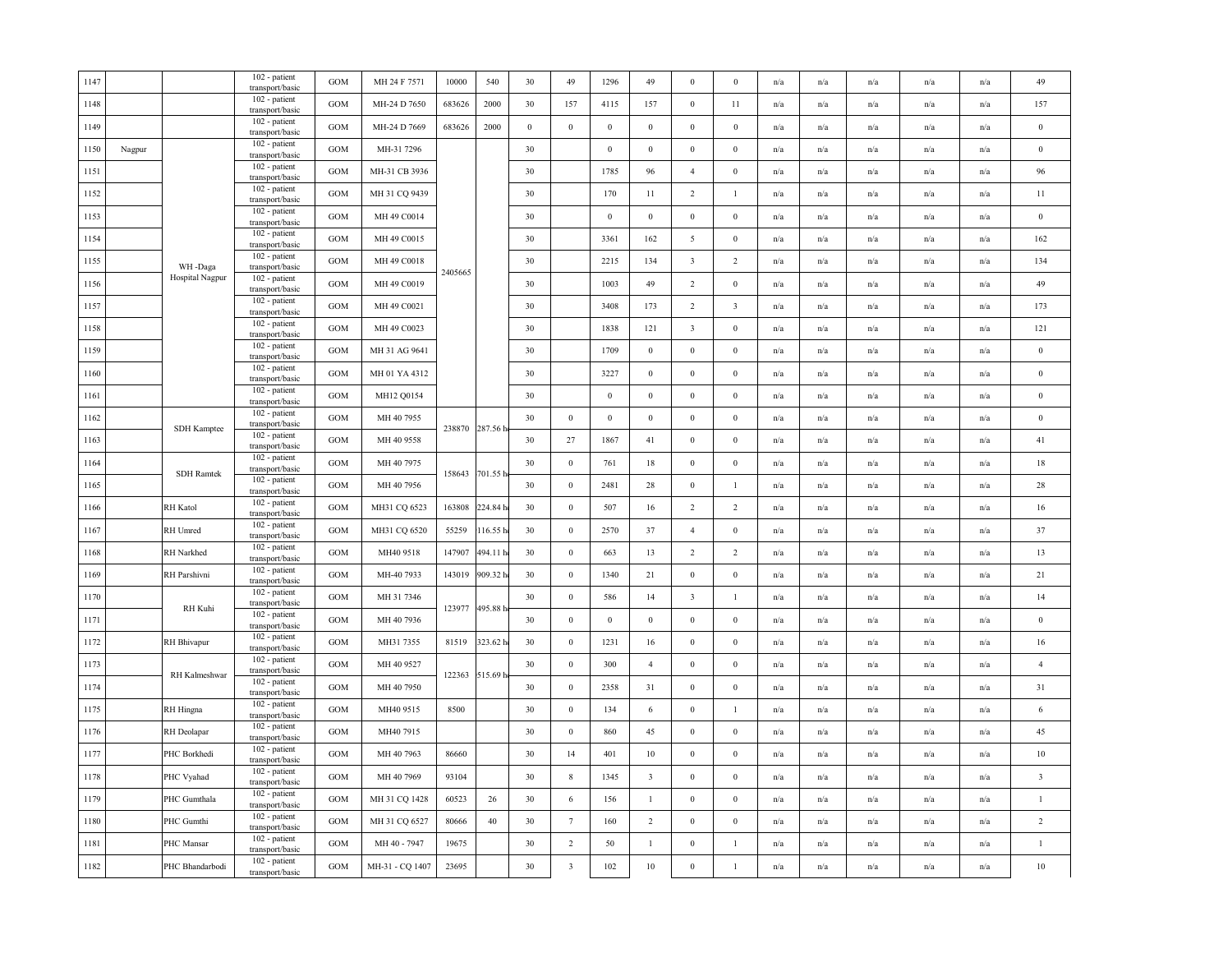| | | | | | | | | | | | | | | | | | | | | |
|---|---|---|---|---|---|---|---|---|---|---|---|---|---|---|---|---|---|---|---|---|
| 1147 | | | 102 - patient transport/basic | GOM | MH 24 F 7571 | 10000 | 540 | 30 | 49 | 1296 | 49 | 0 | 0 | n/a | n/a | n/a | n/a | n/a | 49 |
| 1148 | | | 102 - patient transport/basic | GOM | MH-24 D 7650 | 683626 | 2000 | 30 | 157 | 4115 | 157 | 0 | 11 | n/a | n/a | n/a | n/a | n/a | 157 |
| 1149 | | | 102 - patient transport/basic | GOM | MH-24 D 7669 | 683626 | 2000 | 0 | 0 | 0 | 0 | 0 | 0 | n/a | n/a | n/a | n/a | n/a | 0 |
| 1150 | Nagpur | WH -Daga Hospital Nagpur | 102 - patient transport/basic | GOM | MH-31 7296 | 2405665 | | 30 | | 0 | 0 | 0 | 0 | n/a | n/a | n/a | n/a | n/a | 0 |
| 1151 | | | 102 - patient transport/basic | GOM | MH-31 CB 3936 | | | 30 | | 1785 | 96 | 4 | 0 | n/a | n/a | n/a | n/a | n/a | 96 |
| 1152 | | | 102 - patient transport/basic | GOM | MH 31 CQ 9439 | | | 30 | | 170 | 11 | 2 | 1 | n/a | n/a | n/a | n/a | n/a | 11 |
| 1153 | | | 102 - patient transport/basic | GOM | MH 49 C0014 | | | 30 | | 0 | 0 | 0 | 0 | n/a | n/a | n/a | n/a | n/a | 0 |
| 1154 | | | 102 - patient transport/basic | GOM | MH 49 C0015 | | | 30 | | 3361 | 162 | 5 | 0 | n/a | n/a | n/a | n/a | n/a | 162 |
| 1155 | | | 102 - patient transport/basic | GOM | MH 49 C0018 | | | 30 | | 2215 | 134 | 3 | 2 | n/a | n/a | n/a | n/a | n/a | 134 |
| 1156 | | | 102 - patient transport/basic | GOM | MH 49 C0019 | | | 30 | | 1003 | 49 | 2 | 0 | n/a | n/a | n/a | n/a | n/a | 49 |
| 1157 | | | 102 - patient transport/basic | GOM | MH 49 C0021 | | | 30 | | 3408 | 173 | 2 | 3 | n/a | n/a | n/a | n/a | n/a | 173 |
| 1158 | | | 102 - patient transport/basic | GOM | MH 49 C0023 | | | 30 | | 1838 | 121 | 3 | 0 | n/a | n/a | n/a | n/a | n/a | 121 |
| 1159 | | | 102 - patient transport/basic | GOM | MH 31 AG 9641 | | | 30 | | 1709 | 0 | 0 | 0 | n/a | n/a | n/a | n/a | n/a | 0 |
| 1160 | | | 102 - patient transport/basic | GOM | MH 01 YA 4312 | | | 30 | | 3227 | 0 | 0 | 0 | n/a | n/a | n/a | n/a | n/a | 0 |
| 1161 | | | 102 - patient transport/basic | GOM | MH12 Q0154 | | | 30 | | 0 | 0 | 0 | 0 | n/a | n/a | n/a | n/a | n/a | 0 |
| 1162 | | SDH Kamptee | 102 - patient transport/basic | GOM | MH 40 7955 | 238870 | 287.56 h | 30 | 0 | 0 | 0 | 0 | 0 | n/a | n/a | n/a | n/a | n/a | 0 |
| 1163 | | | 102 - patient transport/basic | GOM | MH 40 9558 | | | 30 | 27 | 1867 | 41 | 0 | 0 | n/a | n/a | n/a | n/a | n/a | 41 |
| 1164 | | SDH Ramtek | 102 - patient transport/basic | GOM | MH 40 7975 | 158643 | 701.55 h | 30 | 0 | 761 | 18 | 0 | 0 | n/a | n/a | n/a | n/a | n/a | 18 |
| 1165 | | | 102 - patient transport/basic | GOM | MH 40 7956 | | | 30 | 0 | 2481 | 28 | 0 | 1 | n/a | n/a | n/a | n/a | n/a | 28 |
| 1166 | | RH Katol | 102 - patient transport/basic | GOM | MH31 CQ 6523 | 163808 | 224.84 h | 30 | 0 | 507 | 16 | 2 | 2 | n/a | n/a | n/a | n/a | n/a | 16 |
| 1167 | | RH Umred | 102 - patient transport/basic | GOM | MH31 CQ 6520 | 55259 | 116.55 h | 30 | 0 | 2570 | 37 | 4 | 0 | n/a | n/a | n/a | n/a | n/a | 37 |
| 1168 | | RH Narkhed | 102 - patient transport/basic | GOM | MH40 9518 | 147907 | 494.11 h | 30 | 0 | 663 | 13 | 2 | 2 | n/a | n/a | n/a | n/a | n/a | 13 |
| 1169 | | RH Parshivni | 102 - patient transport/basic | GOM | MH-40 7933 | 143019 | 909.32 h | 30 | 0 | 1340 | 21 | 0 | 0 | n/a | n/a | n/a | n/a | n/a | 21 |
| 1170 | | RH Kuhi | 102 - patient transport/basic | GOM | MH 31 7346 | 123977 | 495.88 h | 30 | 0 | 586 | 14 | 3 | 1 | n/a | n/a | n/a | n/a | n/a | 14 |
| 1171 | | | 102 - patient transport/basic | GOM | MH 40 7936 | | | 30 | 0 | 0 | 0 | 0 | 0 | n/a | n/a | n/a | n/a | n/a | 0 |
| 1172 | | RH Bhivapur | 102 - patient transport/basic | GOM | MH31 7355 | 81519 | 323.62 h | 30 | 0 | 1231 | 16 | 0 | 0 | n/a | n/a | n/a | n/a | n/a | 16 |
| 1173 | | RH Kalmeshwar | 102 - patient transport/basic | GOM | MH 40 9527 | 122363 | 515.69 h | 30 | 0 | 300 | 4 | 0 | 0 | n/a | n/a | n/a | n/a | n/a | 4 |
| 1174 | | | 102 - patient transport/basic | GOM | MH 40 7950 | | | 30 | 0 | 2358 | 31 | 0 | 0 | n/a | n/a | n/a | n/a | n/a | 31 |
| 1175 | | RH Hingna | 102 - patient transport/basic | GOM | MH40 9515 | 8500 | | 30 | 0 | 134 | 6 | 0 | 1 | n/a | n/a | n/a | n/a | n/a | 6 |
| 1176 | | RH Deolapar | 102 - patient transport/basic | GOM | MH40 7915 | | | 30 | 0 | 860 | 45 | 0 | 0 | n/a | n/a | n/a | n/a | n/a | 45 |
| 1177 | | PHC Borkhedi | 102 - patient transport/basic | GOM | MH 40 7963 | 86660 | | 30 | 14 | 401 | 10 | 0 | 0 | n/a | n/a | n/a | n/a | n/a | 10 |
| 1178 | | PHC Vyahad | 102 - patient transport/basic | GOM | MH 40 7969 | 93104 | | 30 | 8 | 1345 | 3 | 0 | 0 | n/a | n/a | n/a | n/a | n/a | 3 |
| 1179 | | PHC Gumthala | 102 - patient transport/basic | GOM | MH 31 CQ 1428 | 60523 | 26 | 30 | 6 | 156 | 1 | 0 | 0 | n/a | n/a | n/a | n/a | n/a | 1 |
| 1180 | | PHC Gumthi | 102 - patient transport/basic | GOM | MH 31 CQ 6527 | 80666 | 40 | 30 | 7 | 160 | 2 | 0 | 0 | n/a | n/a | n/a | n/a | n/a | 2 |
| 1181 | | PHC Mansar | 102 - patient transport/basic | GOM | MH 40 - 7947 | 19675 | | 30 | 2 | 50 | 1 | 0 | 1 | n/a | n/a | n/a | n/a | n/a | 1 |
| 1182 | | PHC Bhandarbodi | 102 - patient transport/basic | GOM | MH-31 - CQ 1407 | 23695 | | 30 | 3 | 102 | 10 | 0 | 1 | n/a | n/a | n/a | n/a | n/a | 10 |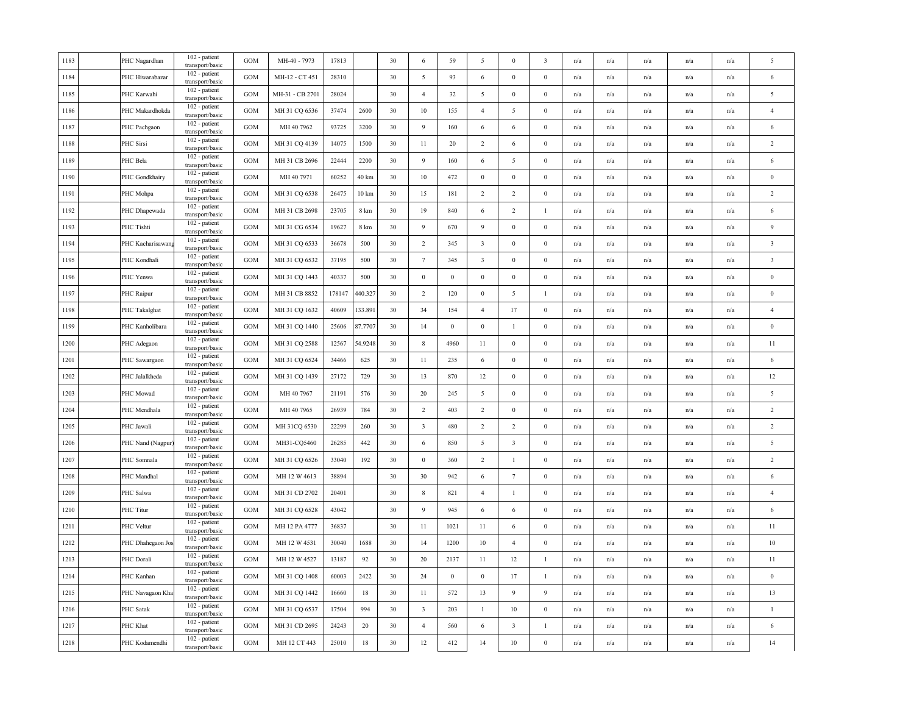| 1183 | | PHC Nagardhan | 102 - patient transport/basic | GOM | MH-40 - 7973 | 17813 | | 30 | 6 | 59 | 5 | 0 | 3 | n/a | n/a | n/a | n/a | n/a | 5 |
|---|---|---|---|---|---|---|---|---|---|---|---|---|---|---|---|---|---|---|---|
| 1184 | | PHC Hiwarabazar | 102 - patient transport/basic | GOM | MH-12 - CT 451 | 28310 | | 30 | 5 | 93 | 6 | 0 | 0 | n/a | n/a | n/a | n/a | n/a | 6 |
| 1185 | | PHC Karwahi | 102 - patient transport/basic | GOM | MH-31 - CB 2701 | 28024 | | 30 | 4 | 32 | 5 | 0 | 0 | n/a | n/a | n/a | n/a | n/a | 5 |
| 1186 | | PHC Makardhokda | 102 - patient transport/basic | GOM | MH 31 CQ 6536 | 37474 | 2600 | 30 | 10 | 155 | 4 | 5 | 0 | n/a | n/a | n/a | n/a | n/a | 4 |
| 1187 | | PHC Pachgaon | 102 - patient transport/basic | GOM | MH 40 7962 | 93725 | 3200 | 30 | 9 | 160 | 6 | 6 | 0 | n/a | n/a | n/a | n/a | n/a | 6 |
| 1188 | | PHC Sirsi | 102 - patient transport/basic | GOM | MH 31 CQ 4139 | 14075 | 1500 | 30 | 11 | 20 | 2 | 6 | 0 | n/a | n/a | n/a | n/a | n/a | 2 |
| 1189 | | PHC Bela | 102 - patient transport/basic | GOM | MH 31 CB 2696 | 22444 | 2200 | 30 | 9 | 160 | 6 | 5 | 0 | n/a | n/a | n/a | n/a | n/a | 6 |
| 1190 | | PHC Gondkhairy | 102 - patient transport/basic | GOM | MH 40 7971 | 60252 | 40 km | 30 | 10 | 472 | 0 | 0 | 0 | n/a | n/a | n/a | n/a | n/a | 0 |
| 1191 | | PHC Mohpa | 102 - patient transport/basic | GOM | MH 31 CQ 6538 | 26475 | 10 km | 30 | 15 | 181 | 2 | 2 | 0 | n/a | n/a | n/a | n/a | n/a | 2 |
| 1192 | | PHC Dhapewada | 102 - patient transport/basic | GOM | MH 31 CB 2698 | 23705 | 8 km | 30 | 19 | 840 | 6 | 2 | 1 | n/a | n/a | n/a | n/a | n/a | 6 |
| 1193 | | PHC Tishti | 102 - patient transport/basic | GOM | MH 31 CG 6534 | 19627 | 8 km | 30 | 9 | 670 | 9 | 0 | 0 | n/a | n/a | n/a | n/a | n/a | 9 |
| 1194 | | PHC Kacharisawang | 102 - patient transport/basic | GOM | MH 31 CQ 6533 | 36678 | 500 | 30 | 2 | 345 | 3 | 0 | 0 | n/a | n/a | n/a | n/a | n/a | 3 |
| 1195 | | PHC Kondhali | 102 - patient transport/basic | GOM | MH 31 CQ 6532 | 37195 | 500 | 30 | 7 | 345 | 3 | 0 | 0 | n/a | n/a | n/a | n/a | n/a | 3 |
| 1196 | | PHC Yenwa | 102 - patient transport/basic | GOM | MH 31 CQ 1443 | 40337 | 500 | 30 | 0 | 0 | 0 | 0 | 0 | n/a | n/a | n/a | n/a | n/a | 0 |
| 1197 | | PHC Raipur | 102 - patient transport/basic | GOM | MH 31 CB 8852 | 178147 | 440.327 | 30 | 2 | 120 | 0 | 5 | 1 | n/a | n/a | n/a | n/a | n/a | 0 |
| 1198 | | PHC Takalghat | 102 - patient transport/basic | GOM | MH 31 CQ 1632 | 40609 | 133.891 | 30 | 34 | 154 | 4 | 17 | 0 | n/a | n/a | n/a | n/a | n/a | 4 |
| 1199 | | PHC Kanholibara | 102 - patient transport/basic | GOM | MH 31 CQ 1440 | 25606 | 87.7707 | 30 | 14 | 0 | 0 | 1 | 0 | n/a | n/a | n/a | n/a | n/a | 0 |
| 1200 | | PHC Adegaon | 102 - patient transport/basic | GOM | MH 31 CQ 2588 | 12567 | 54.9248 | 30 | 8 | 4960 | 11 | 0 | 0 | n/a | n/a | n/a | n/a | n/a | 11 |
| 1201 | | PHC Sawargaon | 102 - patient transport/basic | GOM | MH 31 CQ 6524 | 34466 | 625 | 30 | 11 | 235 | 6 | 0 | 0 | n/a | n/a | n/a | n/a | n/a | 6 |
| 1202 | | PHC Jalalkheda | 102 - patient transport/basic | GOM | MH 31 CQ 1439 | 27172 | 729 | 30 | 13 | 870 | 12 | 0 | 0 | n/a | n/a | n/a | n/a | n/a | 12 |
| 1203 | | PHC Mowad | 102 - patient transport/basic | GOM | MH 40 7967 | 21191 | 576 | 30 | 20 | 245 | 5 | 0 | 0 | n/a | n/a | n/a | n/a | n/a | 5 |
| 1204 | | PHC Mendhala | 102 - patient transport/basic | GOM | MH 40 7965 | 26939 | 784 | 30 | 2 | 403 | 2 | 0 | 0 | n/a | n/a | n/a | n/a | n/a | 2 |
| 1205 | | PHC Jawali | 102 - patient transport/basic | GOM | MH 31CQ 6530 | 22299 | 260 | 30 | 3 | 480 | 2 | 2 | 0 | n/a | n/a | n/a | n/a | n/a | 2 |
| 1206 | | PHC Nand (Nagpur) | 102 - patient transport/basic | GOM | MH31-CQ5460 | 26285 | 442 | 30 | 6 | 850 | 5 | 3 | 0 | n/a | n/a | n/a | n/a | n/a | 5 |
| 1207 | | PHC Somnala | 102 - patient transport/basic | GOM | MH 31 CQ 6526 | 33040 | 192 | 30 | 0 | 360 | 2 | 1 | 0 | n/a | n/a | n/a | n/a | n/a | 2 |
| 1208 | | PHC Mandhal | 102 - patient transport/basic | GOM | MH 12 W 4613 | 38894 | | 30 | 30 | 942 | 6 | 7 | 0 | n/a | n/a | n/a | n/a | n/a | 6 |
| 1209 | | PHC Salwa | 102 - patient transport/basic | GOM | MH 31 CD 2702 | 20401 | | 30 | 8 | 821 | 4 | 1 | 0 | n/a | n/a | n/a | n/a | n/a | 4 |
| 1210 | | PHC Titur | 102 - patient transport/basic | GOM | MH 31 CQ 6528 | 43042 | | 30 | 9 | 945 | 6 | 6 | 0 | n/a | n/a | n/a | n/a | n/a | 6 |
| 1211 | | PHC Veltur | 102 - patient transport/basic | GOM | MH 12 PA 4777 | 36837 | | 30 | 11 | 1021 | 11 | 6 | 0 | n/a | n/a | n/a | n/a | n/a | 11 |
| 1212 | | PHC Dhahegaon Jos | 102 - patient transport/basic | GOM | MH 12 W 4531 | 30040 | 1688 | 30 | 14 | 1200 | 10 | 4 | 0 | n/a | n/a | n/a | n/a | n/a | 10 |
| 1213 | | PHC Dorali | 102 - patient transport/basic | GOM | MH 12 W 4527 | 13187 | 92 | 30 | 20 | 2137 | 11 | 12 | 1 | n/a | n/a | n/a | n/a | n/a | 11 |
| 1214 | | PHC Kanhan | 102 - patient transport/basic | GOM | MH 31 CQ 1408 | 60003 | 2422 | 30 | 24 | 0 | 0 | 17 | 1 | n/a | n/a | n/a | n/a | n/a | 0 |
| 1215 | | PHC Navagaon Kha | 102 - patient transport/basic | GOM | MH 31 CQ 1442 | 16660 | 18 | 30 | 11 | 572 | 13 | 9 | 9 | n/a | n/a | n/a | n/a | n/a | 13 |
| 1216 | | PHC Satak | 102 - patient transport/basic | GOM | MH 31 CQ 6537 | 17504 | 994 | 30 | 3 | 203 | 1 | 10 | 0 | n/a | n/a | n/a | n/a | n/a | 1 |
| 1217 | | PHC Khat | 102 - patient transport/basic | GOM | MH 31 CD 2695 | 24243 | 20 | 30 | 4 | 560 | 6 | 3 | 1 | n/a | n/a | n/a | n/a | n/a | 6 |
| 1218 | | PHC Kodamendhi | 102 - patient transport/basic | GOM | MH 12 CT 443 | 25010 | 18 | 30 | 12 | 412 | 14 | 10 | 0 | n/a | n/a | n/a | n/a | n/a | 14 |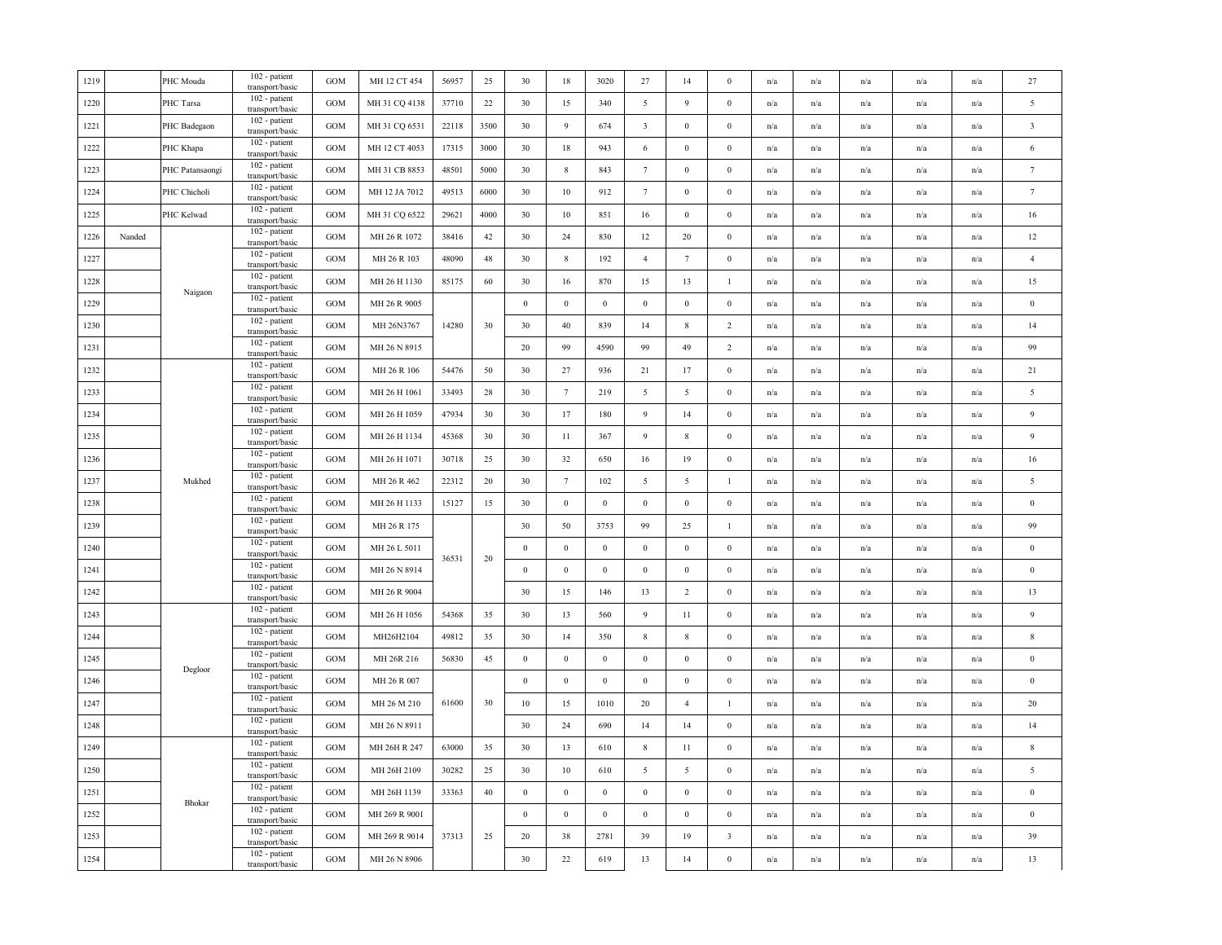| | | | | | | | | | | | | | | | | | | | |
|---|---|---|---|---|---|---|---|---|---|---|---|---|---|---|---|---|---|---|---|
| 1219 | | PHC Mouda | 102 - patient transport/basic | GOM | MH 12 CT 454 | 56957 | 25 | 30 | 18 | 3020 | 27 | 14 | 0 | n/a | n/a | n/a | n/a | n/a | 27 |
| 1220 | | PHC Tarsa | 102 - patient transport/basic | GOM | MH 31 CQ 4138 | 37710 | 22 | 30 | 15 | 340 | 5 | 9 | 0 | n/a | n/a | n/a | n/a | n/a | 5 |
| 1221 | | PHC Badegaon | 102 - patient transport/basic | GOM | MH 31 CQ 6531 | 22118 | 3500 | 30 | 9 | 674 | 3 | 0 | 0 | n/a | n/a | n/a | n/a | n/a | 3 |
| 1222 | | PHC Khapa | 102 - patient transport/basic | GOM | MH 12 CT 4053 | 17315 | 3000 | 30 | 18 | 943 | 6 | 0 | 0 | n/a | n/a | n/a | n/a | n/a | 6 |
| 1223 | | PHC Patansaongi | 102 - patient transport/basic | GOM | MH 31 CB 8853 | 48501 | 5000 | 30 | 8 | 843 | 7 | 0 | 0 | n/a | n/a | n/a | n/a | n/a | 7 |
| 1224 | | PHC Chicholi | 102 - patient transport/basic | GOM | MH 12 JA 7012 | 49513 | 6000 | 30 | 10 | 912 | 7 | 0 | 0 | n/a | n/a | n/a | n/a | n/a | 7 |
| 1225 | | PHC Kelwad | 102 - patient transport/basic | GOM | MH 31 CQ 6522 | 29621 | 4000 | 30 | 10 | 851 | 16 | 0 | 0 | n/a | n/a | n/a | n/a | n/a | 16 |
| 1226 | Nanded | Naigaon | 102 - patient transport/basic | GOM | MH 26 R 1072 | 38416 | 42 | 30 | 24 | 830 | 12 | 20 | 0 | n/a | n/a | n/a | n/a | n/a | 12 |
| 1227 | | | 102 - patient transport/basic | GOM | MH 26 R 103 | 48090 | 48 | 30 | 8 | 192 | 4 | 7 | 0 | n/a | n/a | n/a | n/a | n/a | 4 |
| 1228 | | | 102 - patient transport/basic | GOM | MH 26 H 1130 | 85175 | 60 | 30 | 16 | 870 | 15 | 13 | 1 | n/a | n/a | n/a | n/a | n/a | 15 |
| 1229 | | | 102 - patient transport/basic | GOM | MH 26 R 9005 | 14280 | 30 | 0 | 0 | 0 | 0 | 0 | 0 | n/a | n/a | n/a | n/a | n/a | 0 |
| 1230 | | | 102 - patient transport/basic | GOM | MH 26N3767 | | | 30 | 40 | 839 | 14 | 8 | 2 | n/a | n/a | n/a | n/a | n/a | 14 |
| 1231 | | | 102 - patient transport/basic | GOM | MH 26 N 8915 | | | 20 | 99 | 4590 | 99 | 49 | 2 | n/a | n/a | n/a | n/a | n/a | 99 |
| 1232 | | Mukhed | 102 - patient transport/basic | GOM | MH 26 R 106 | 54476 | 50 | 30 | 27 | 936 | 21 | 17 | 0 | n/a | n/a | n/a | n/a | n/a | 21 |
| 1233 | | | 102 - patient transport/basic | GOM | MH 26 H 1061 | 33493 | 28 | 30 | 7 | 219 | 5 | 5 | 0 | n/a | n/a | n/a | n/a | n/a | 5 |
| 1234 | | | 102 - patient transport/basic | GOM | MH 26 H 1059 | 47934 | 30 | 30 | 17 | 180 | 9 | 14 | 0 | n/a | n/a | n/a | n/a | n/a | 9 |
| 1235 | | | 102 - patient transport/basic | GOM | MH 26 H 1134 | 45368 | 30 | 30 | 11 | 367 | 9 | 8 | 0 | n/a | n/a | n/a | n/a | n/a | 9 |
| 1236 | | | 102 - patient transport/basic | GOM | MH 26 H 1071 | 30718 | 25 | 30 | 32 | 650 | 16 | 19 | 0 | n/a | n/a | n/a | n/a | n/a | 16 |
| 1237 | | | 102 - patient transport/basic | GOM | MH 26 R 462 | 22312 | 20 | 30 | 7 | 102 | 5 | 5 | 1 | n/a | n/a | n/a | n/a | n/a | 5 |
| 1238 | | | 102 - patient transport/basic | GOM | MH 26 H 1133 | 15127 | 15 | 30 | 0 | 0 | 0 | 0 | 0 | n/a | n/a | n/a | n/a | n/a | 0 |
| 1239 | | | 102 - patient transport/basic | GOM | MH 26 R 175 | 36531 | 20 | 30 | 50 | 3753 | 99 | 25 | 1 | n/a | n/a | n/a | n/a | n/a | 99 |
| 1240 | | | 102 - patient transport/basic | GOM | MH 26 L 5011 | | | 0 | 0 | 0 | 0 | 0 | 0 | n/a | n/a | n/a | n/a | n/a | 0 |
| 1241 | | | 102 - patient transport/basic | GOM | MH 26 N 8914 | | | 0 | 0 | 0 | 0 | 0 | 0 | n/a | n/a | n/a | n/a | n/a | 0 |
| 1242 | | | 102 - patient transport/basic | GOM | MH 26 R 9004 | | | 30 | 15 | 146 | 13 | 2 | 0 | n/a | n/a | n/a | n/a | n/a | 13 |
| 1243 | | Degloor | 102 - patient transport/basic | GOM | MH 26 H 1056 | 54368 | 35 | 30 | 13 | 560 | 9 | 11 | 0 | n/a | n/a | n/a | n/a | n/a | 9 |
| 1244 | | | 102 - patient transport/basic | GOM | MH26H2104 | 49812 | 35 | 30 | 14 | 350 | 8 | 8 | 0 | n/a | n/a | n/a | n/a | n/a | 8 |
| 1245 | | | 102 - patient transport/basic | GOM | MH 26R 216 | 56830 | 45 | 0 | 0 | 0 | 0 | 0 | 0 | n/a | n/a | n/a | n/a | n/a | 0 |
| 1246 | | | 102 - patient transport/basic | GOM | MH 26 R 007 | 61600 | 30 | 0 | 0 | 0 | 0 | 0 | 0 | n/a | n/a | n/a | n/a | n/a | 0 |
| 1247 | | | 102 - patient transport/basic | GOM | MH 26 M 210 | | | 10 | 15 | 1010 | 20 | 4 | 1 | n/a | n/a | n/a | n/a | n/a | 20 |
| 1248 | | | 102 - patient transport/basic | GOM | MH 26 N 8911 | | | 30 | 24 | 690 | 14 | 14 | 0 | n/a | n/a | n/a | n/a | n/a | 14 |
| 1249 | | Bhokar | 102 - patient transport/basic | GOM | MH 26H R 247 | 63000 | 35 | 30 | 13 | 610 | 8 | 11 | 0 | n/a | n/a | n/a | n/a | n/a | 8 |
| 1250 | | | 102 - patient transport/basic | GOM | MH 26H 2109 | 30282 | 25 | 30 | 10 | 610 | 5 | 5 | 0 | n/a | n/a | n/a | n/a | n/a | 5 |
| 1251 | | | 102 - patient transport/basic | GOM | MH 26H 1139 | 33363 | 40 | 0 | 0 | 0 | 0 | 0 | 0 | n/a | n/a | n/a | n/a | n/a | 0 |
| 1252 | | | 102 - patient transport/basic | GOM | MH 269 R 9001 | 37313 | 25 | 0 | 0 | 0 | 0 | 0 | 0 | n/a | n/a | n/a | n/a | n/a | 0 |
| 1253 | | | 102 - patient transport/basic | GOM | MH 269 R 9014 | | | 20 | 38 | 2781 | 39 | 19 | 3 | n/a | n/a | n/a | n/a | n/a | 39 |
| 1254 | | | 102 - patient transport/basic | GOM | MH 26 N 8906 | | | 30 | 22 | 619 | 13 | 14 | 0 | n/a | n/a | n/a | n/a | n/a | 13 |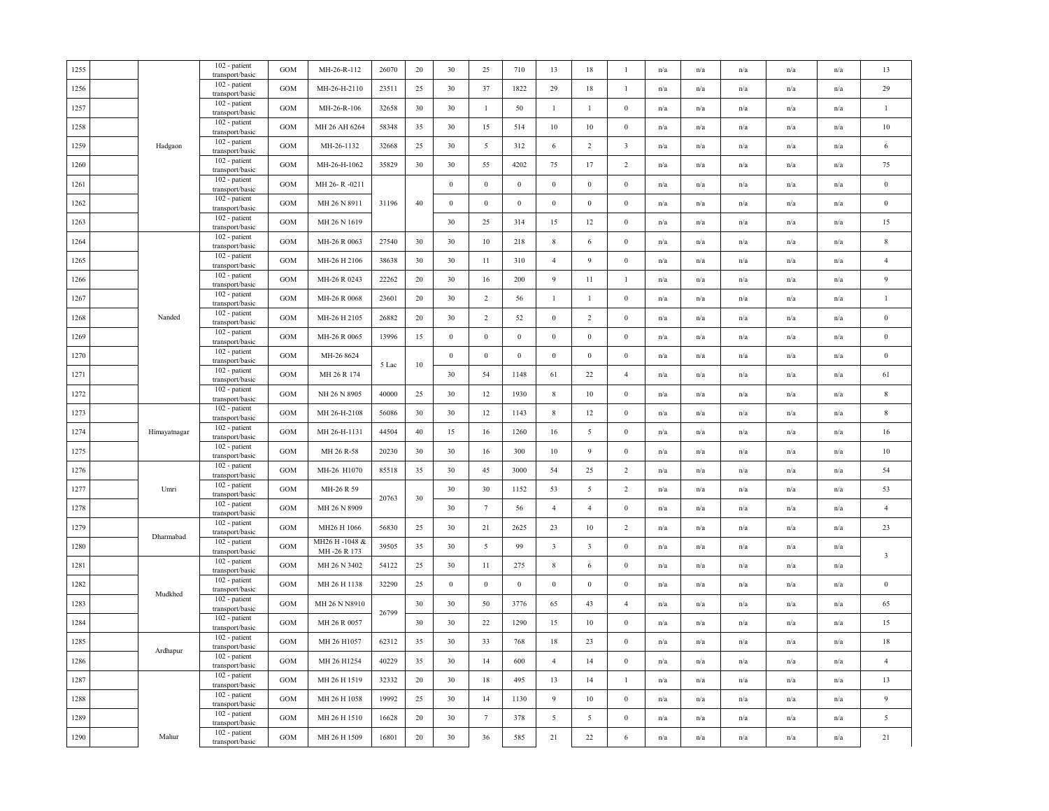| | | | | | | | | | | | | | | | | | | | |
|---|---|---|---|---|---|---|---|---|---|---|---|---|---|---|---|---|---|---|---|
| 1255 | | | 102 - patient transport/basic | GOM | MH-26-R-112 | 26070 | 20 | 30 | 25 | 710 | 13 | 18 | 1 | n/a | n/a | n/a | n/a | n/a | 13 |
| 1256 | | | 102 - patient transport/basic | GOM | MH-26-H-2110 | 23511 | 25 | 30 | 37 | 1822 | 29 | 18 | 1 | n/a | n/a | n/a | n/a | n/a | 29 |
| 1257 | | | 102 - patient transport/basic | GOM | MH-26-R-106 | 32658 | 30 | 30 | 1 | 50 | 1 | 1 | 0 | n/a | n/a | n/a | n/a | n/a | 1 |
| 1258 | | | 102 - patient transport/basic | GOM | MH 26 AH 6264 | 58348 | 35 | 30 | 15 | 514 | 10 | 10 | 0 | n/a | n/a | n/a | n/a | n/a | 10 |
| 1259 | | Hadgaon | 102 - patient transport/basic | GOM | MH-26-1132 | 32668 | 25 | 30 | 5 | 312 | 6 | 2 | 3 | n/a | n/a | n/a | n/a | n/a | 6 |
| 1260 | | | 102 - patient transport/basic | GOM | MH-26-H-1062 | 35829 | 30 | 30 | 55 | 4202 | 75 | 17 | 2 | n/a | n/a | n/a | n/a | n/a | 75 |
| 1261 | | | 102 - patient transport/basic | GOM | MH 26- R -0211 | | | 0 | 0 | 0 | 0 | 0 | 0 | n/a | n/a | n/a | n/a | n/a | 0 |
| 1262 | | | 102 - patient transport/basic | GOM | MH 26 N 8911 | 31196 | 40 | 0 | 0 | 0 | 0 | 0 | 0 | n/a | n/a | n/a | n/a | n/a | 0 |
| 1263 | | | 102 - patient transport/basic | GOM | MH 26 N 1619 | | | 30 | 25 | 314 | 15 | 12 | 0 | n/a | n/a | n/a | n/a | n/a | 15 |
| 1264 | | | 102 - patient transport/basic | GOM | MH-26 R 0063 | 27540 | 30 | 30 | 10 | 218 | 8 | 6 | 0 | n/a | n/a | n/a | n/a | n/a | 8 |
| 1265 | | | 102 - patient transport/basic | GOM | MH-26 H 2106 | 38638 | 30 | 30 | 11 | 310 | 4 | 9 | 0 | n/a | n/a | n/a | n/a | n/a | 4 |
| 1266 | | | 102 - patient transport/basic | GOM | MH-26 R 0243 | 22262 | 20 | 30 | 16 | 200 | 9 | 11 | 1 | n/a | n/a | n/a | n/a | n/a | 9 |
| 1267 | | | 102 - patient transport/basic | GOM | MH-26 R 0068 | 23601 | 20 | 30 | 2 | 56 | 1 | 1 | 0 | n/a | n/a | n/a | n/a | n/a | 1 |
| 1268 | | Nanded | 102 - patient transport/basic | GOM | MH-26 H 2105 | 26882 | 20 | 30 | 2 | 52 | 0 | 2 | 0 | n/a | n/a | n/a | n/a | n/a | 0 |
| 1269 | | | 102 - patient transport/basic | GOM | MH-26 R 0065 | 13996 | 15 | 0 | 0 | 0 | 0 | 0 | 0 | n/a | n/a | n/a | n/a | n/a | 0 |
| 1270 | | | 102 - patient transport/basic | GOM | MH-26 8624 | 5 Lac | 10 | 0 | 0 | 0 | 0 | 0 | 0 | n/a | n/a | n/a | n/a | n/a | 0 |
| 1271 | | | 102 - patient transport/basic | GOM | MH 26 R 174 | | | 30 | 54 | 1148 | 61 | 22 | 4 | n/a | n/a | n/a | n/a | n/a | 61 |
| 1272 | | | 102 - patient transport/basic | GOM | NH 26 N 8905 | 40000 | 25 | 30 | 12 | 1930 | 8 | 10 | 0 | n/a | n/a | n/a | n/a | n/a | 8 |
| 1273 | | | 102 - patient transport/basic | GOM | MH 26-H-2108 | 56086 | 30 | 30 | 12 | 1143 | 8 | 12 | 0 | n/a | n/a | n/a | n/a | n/a | 8 |
| 1274 | | Himayatnagar | 102 - patient transport/basic | GOM | MH 26-H-1131 | 44504 | 40 | 15 | 16 | 1260 | 16 | 5 | 0 | n/a | n/a | n/a | n/a | n/a | 16 |
| 1275 | | | 102 - patient transport/basic | GOM | MH 26 R-58 | 20230 | 30 | 30 | 16 | 300 | 10 | 9 | 0 | n/a | n/a | n/a | n/a | n/a | 10 |
| 1276 | | | 102 - patient transport/basic | GOM | MH-26 H1070 | 85518 | 35 | 30 | 45 | 3000 | 54 | 25 | 2 | n/a | n/a | n/a | n/a | n/a | 54 |
| 1277 | | Umri | 102 - patient transport/basic | GOM | MH-26 R 59 | 20763 | 30 | 30 | 30 | 1152 | 53 | 5 | 2 | n/a | n/a | n/a | n/a | n/a | 53 |
| 1278 | | | 102 - patient transport/basic | GOM | MH 26 N 8909 | | | 30 | 7 | 56 | 4 | 4 | 0 | n/a | n/a | n/a | n/a | n/a | 4 |
| 1279 | | Dharmabad | 102 - patient transport/basic | GOM | MH26 H 1066 | 56830 | 25 | 30 | 21 | 2625 | 23 | 10 | 2 | n/a | n/a | n/a | n/a | n/a | 23 |
| 1280 | | | 102 - patient transport/basic | GOM | MH26 H -1048 & MH -26 R 173 | 39505 | 35 | 30 | 5 | 99 | 3 | 3 | 0 | n/a | n/a | n/a | n/a | n/a | 3 |
| 1281 | | | 102 - patient transport/basic | GOM | MH 26 N 3402 | 54122 | 25 | 30 | 11 | 275 | 8 | 6 | 0 | n/a | n/a | n/a | n/a | n/a | |
| 1282 | | Mudkhed | 102 - patient transport/basic | GOM | MH 26 H 1138 | 32290 | 25 | 0 | 0 | 0 | 0 | 0 | 0 | n/a | n/a | n/a | n/a | n/a | 0 |
| 1283 | | | 102 - patient transport/basic | GOM | MH 26 N N8910 | 26799 | 30 | 30 | 50 | 3776 | 65 | 43 | 4 | n/a | n/a | n/a | n/a | n/a | 65 |
| 1284 | | | 102 - patient transport/basic | GOM | MH 26 R 0057 | | 30 | 30 | 22 | 1290 | 15 | 10 | 0 | n/a | n/a | n/a | n/a | n/a | 15 |
| 1285 | | Ardhapur | 102 - patient transport/basic | GOM | MH 26 H1057 | 62312 | 35 | 30 | 33 | 768 | 18 | 23 | 0 | n/a | n/a | n/a | n/a | n/a | 18 |
| 1286 | | | 102 - patient transport/basic | GOM | MH 26 H1254 | 40229 | 35 | 30 | 14 | 600 | 4 | 14 | 0 | n/a | n/a | n/a | n/a | n/a | 4 |
| 1287 | | | 102 - patient transport/basic | GOM | MH 26 H 1519 | 32332 | 20 | 30 | 18 | 495 | 13 | 14 | 1 | n/a | n/a | n/a | n/a | n/a | 13 |
| 1288 | | | 102 - patient transport/basic | GOM | MH 26 H 1058 | 19992 | 25 | 30 | 14 | 1130 | 9 | 10 | 0 | n/a | n/a | n/a | n/a | n/a | 9 |
| 1289 | | | 102 - patient transport/basic | GOM | MH 26 H 1510 | 16628 | 20 | 30 | 7 | 378 | 5 | 5 | 0 | n/a | n/a | n/a | n/a | n/a | 5 |
| 1290 | | Mahur | 102 - patient transport/basic | GOM | MH 26 H 1509 | 16801 | 20 | 30 | 36 | 585 | 21 | 22 | 6 | n/a | n/a | n/a | n/a | n/a | 21 |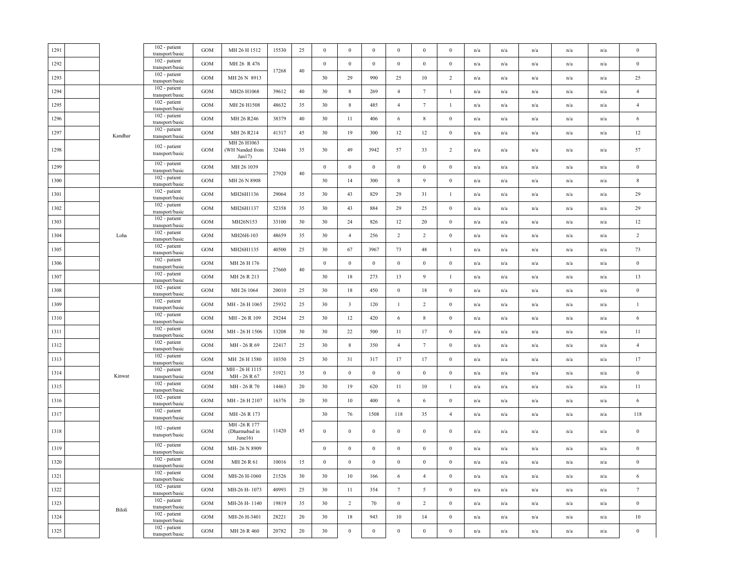| | | | | | | | | | | | | | | | | | | | |
|---|---|---|---|---|---|---|---|---|---|---|---|---|---|---|---|---|---|---|---|
| 1291 | | | 102 - patient transport/basic | GOM | MH 26 H 1512 | 15530 | 25 | 0 | 0 | 0 | 0 | 0 | 0 | n/a | n/a | n/a | n/a | n/a | 0 |
| 1292 | | | 102 - patient transport/basic | GOM | MH 26 R 476 | 17268 | 40 | 0 | 0 | 0 | 0 | 0 | 0 | n/a | n/a | n/a | n/a | n/a | 0 |
| 1293 | | | 102 - patient transport/basic | GOM | MH 26 N 8913 | | | 30 | 29 | 990 | 25 | 10 | 2 | n/a | n/a | n/a | n/a | n/a | 25 |
| 1294 | | Kandhar | 102 - patient transport/basic | GOM | MH26 H1068 | 39612 | 40 | 30 | 8 | 269 | 4 | 7 | 1 | n/a | n/a | n/a | n/a | n/a | 4 |
| 1295 | | | 102 - patient transport/basic | GOM | MH 26 H1508 | 48632 | 35 | 30 | 8 | 485 | 4 | 7 | 1 | n/a | n/a | n/a | n/a | n/a | 4 |
| 1296 | | | 102 - patient transport/basic | GOM | MH 26 R246 | 38379 | 40 | 30 | 11 | 406 | 6 | 8 | 0 | n/a | n/a | n/a | n/a | n/a | 6 |
| 1297 | | | 102 - patient transport/basic | GOM | MH 26 R214 | 41317 | 45 | 30 | 19 | 300 | 12 | 12 | 0 | n/a | n/a | n/a | n/a | n/a | 12 |
| 1298 | | | 102 - patient transport/basic | GOM | MH 26 H1063 (WH Nanded from Jan17) | 32446 | 35 | 30 | 49 | 3942 | 57 | 33 | 2 | n/a | n/a | n/a | n/a | n/a | 57 |
| 1299 | | | 102 - patient transport/basic | GOM | MH 26 1039 | 27920 | 40 | 0 | 0 | 0 | 0 | 0 | 0 | n/a | n/a | n/a | n/a | n/a | 0 |
| 1300 | | | 102 - patient transport/basic | GOM | MH 26 N 8908 | | | 30 | 14 | 300 | 8 | 9 | 0 | n/a | n/a | n/a | n/a | n/a | 8 |
| 1301 | | Loha | 102 - patient transport/basic | GOM | MH26H1136 | 29064 | 35 | 30 | 43 | 829 | 29 | 31 | 1 | n/a | n/a | n/a | n/a | n/a | 29 |
| 1302 | | | 102 - patient transport/basic | GOM | MH26H1137 | 52358 | 35 | 30 | 43 | 884 | 29 | 25 | 0 | n/a | n/a | n/a | n/a | n/a | 29 |
| 1303 | | | 102 - patient transport/basic | GOM | MH26N153 | 33100 | 30 | 30 | 24 | 826 | 12 | 20 | 0 | n/a | n/a | n/a | n/a | n/a | 12 |
| 1304 | | | 102 - patient transport/basic | GOM | MH26H-103 | 48659 | 35 | 30 | 4 | 256 | 2 | 2 | 0 | n/a | n/a | n/a | n/a | n/a | 2 |
| 1305 | | | 102 - patient transport/basic | GOM | MH26H1135 | 40500 | 25 | 30 | 67 | 3967 | 73 | 48 | 1 | n/a | n/a | n/a | n/a | n/a | 73 |
| 1306 | | | 102 - patient transport/basic | GOM | MH 26 H 176 | 27660 | 40 | 0 | 0 | 0 | 0 | 0 | 0 | n/a | n/a | n/a | n/a | n/a | 0 |
| 1307 | | | 102 - patient transport/basic | GOM | MH 26 R 213 | | | 30 | 18 | 273 | 13 | 9 | 1 | n/a | n/a | n/a | n/a | n/a | 13 |
| 1308 | | Kinwat | 102 - patient transport/basic | GOM | MH 26 1064 | 20010 | 25 | 30 | 18 | 450 | 0 | 18 | 0 | n/a | n/a | n/a | n/a | n/a | 0 |
| 1309 | | | 102 - patient transport/basic | GOM | MH - 26 H 1065 | 25932 | 25 | 30 | 3 | 120 | 1 | 2 | 0 | n/a | n/a | n/a | n/a | n/a | 1 |
| 1310 | | | 102 - patient transport/basic | GOM | MH - 26 R 109 | 29244 | 25 | 30 | 12 | 420 | 6 | 8 | 0 | n/a | n/a | n/a | n/a | n/a | 6 |
| 1311 | | | 102 - patient transport/basic | GOM | MH - 26 H 1506 | 13208 | 30 | 30 | 22 | 500 | 11 | 17 | 0 | n/a | n/a | n/a | n/a | n/a | 11 |
| 1312 | | | 102 - patient transport/basic | GOM | MH - 26 R 69 | 22417 | 25 | 30 | 8 | 350 | 4 | 7 | 0 | n/a | n/a | n/a | n/a | n/a | 4 |
| 1313 | | | 102 - patient transport/basic | GOM | MH 26 H 1580 | 10350 | 25 | 30 | 31 | 317 | 17 | 17 | 0 | n/a | n/a | n/a | n/a | n/a | 17 |
| 1314 | | | 102 - patient transport/basic | GOM | MH - 26 H 1115 MH - 26 R 67 | 51921 | 35 | 0 | 0 | 0 | 0 | 0 | 0 | n/a | n/a | n/a | n/a | n/a | 0 |
| 1315 | | | 102 - patient transport/basic | GOM | MH - 26 R 70 | 14463 | 20 | 30 | 19 | 620 | 11 | 10 | 1 | n/a | n/a | n/a | n/a | n/a | 11 |
| 1316 | | | 102 - patient transport/basic | GOM | MH - 26 H 2107 | 16376 | 20 | 30 | 10 | 400 | 6 | 6 | 0 | n/a | n/a | n/a | n/a | n/a | 6 |
| 1317 | | | 102 - patient transport/basic | GOM | MH -26 R 173 | 11420 | 45 | 30 | 76 | 1508 | 118 | 35 | 4 | n/a | n/a | n/a | n/a | n/a | 118 |
| 1318 | | | 102 - patient transport/basic | GOM | MH -26 R 177 (Dharmabad in June16) | | | 0 | 0 | 0 | 0 | 0 | 0 | n/a | n/a | n/a | n/a | n/a | 0 |
| 1319 | | | 102 - patient transport/basic | GOM | MH- 26 N 8909 | | | 0 | 0 | 0 | 0 | 0 | 0 | n/a | n/a | n/a | n/a | n/a | 0 |
| 1320 | | | 102 - patient transport/basic | GOM | MH 26 R 61 | 10016 | 15 | 0 | 0 | 0 | 0 | 0 | 0 | n/a | n/a | n/a | n/a | n/a | 0 |
| 1321 | | Biloli | 102 - patient transport/basic | GOM | MH-26 H-1060 | 21526 | 30 | 30 | 10 | 166 | 6 | 4 | 0 | n/a | n/a | n/a | n/a | n/a | 6 |
| 1322 | | | 102 - patient transport/basic | GOM | MH-26 H- 1073 | 40993 | 25 | 30 | 11 | 354 | 7 | 5 | 0 | n/a | n/a | n/a | n/a | n/a | 7 |
| 1323 | | | 102 - patient transport/basic | GOM | MH-26 H- 1140 | 19819 | 35 | 30 | 2 | 70 | 0 | 2 | 0 | n/a | n/a | n/a | n/a | n/a | 0 |
| 1324 | | | 102 - patient transport/basic | GOM | MH-26 H-3401 | 28221 | 20 | 30 | 18 | 943 | 10 | 14 | 0 | n/a | n/a | n/a | n/a | n/a | 10 |
| 1325 | | | 102 - patient transport/basic | GOM | MH 26 R 460 | 20782 | 20 | 30 | 0 | 0 | 0 | 0 | 0 | n/a | n/a | n/a | n/a | n/a | 0 |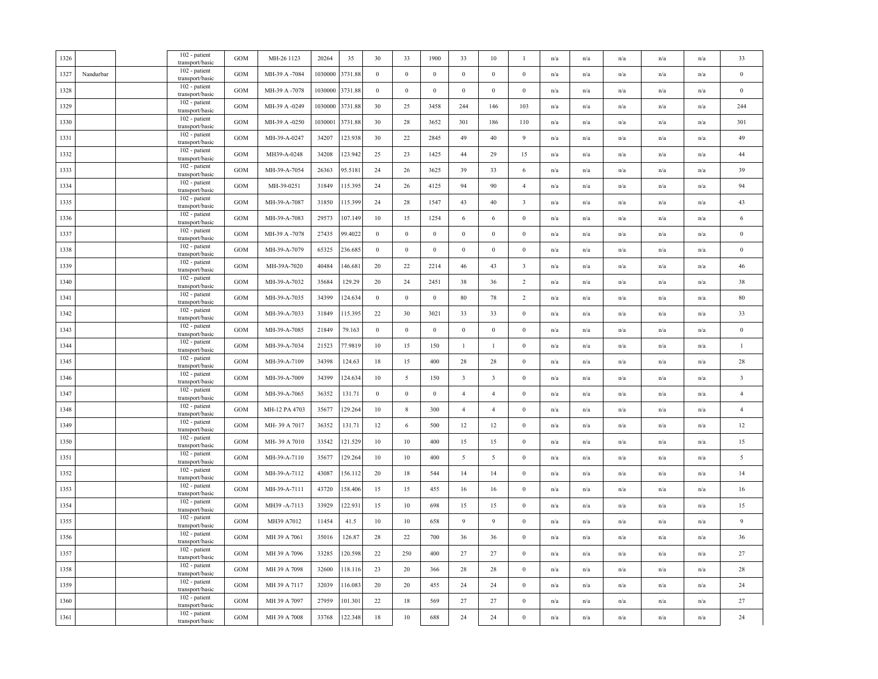| | | | | | | | | | | | | | | | | | | | | |
|---|---|---|---|---|---|---|---|---|---|---|---|---|---|---|---|---|---|---|---|---|
| 1326 | | | 102 - patient transport/basic | GOM | MH-26 1123 | 20264 | 35 | 30 | 33 | 1900 | 33 | 10 | 1 | n/a | n/a | n/a | n/a | n/a | 33 |
| 1327 | Nandurbar | | 102 - patient transport/basic | GOM | MH-39 A -7084 | 1030000 | 3731.88 | 0 | 0 | 0 | 0 | 0 | 0 | n/a | n/a | n/a | n/a | n/a | 0 |
| 1328 | | | 102 - patient transport/basic | GOM | MH-39 A -7078 | 1030000 | 3731.88 | 0 | 0 | 0 | 0 | 0 | 0 | n/a | n/a | n/a | n/a | n/a | 0 |
| 1329 | | | 102 - patient transport/basic | GOM | MH-39 A -0249 | 1030000 | 3731.88 | 30 | 25 | 3458 | 244 | 146 | 103 | n/a | n/a | n/a | n/a | n/a | 244 |
| 1330 | | | 102 - patient transport/basic | GOM | MH-39 A -0250 | 1030001 | 3731.88 | 30 | 28 | 3652 | 301 | 186 | 110 | n/a | n/a | n/a | n/a | n/a | 301 |
| 1331 | | | 102 - patient transport/basic | GOM | MH-39-A-0247 | 34207 | 123.938 | 30 | 22 | 2845 | 49 | 40 | 9 | n/a | n/a | n/a | n/a | n/a | 49 |
| 1332 | | | 102 - patient transport/basic | GOM | MH39-A-0248 | 34208 | 123.942 | 25 | 23 | 1425 | 44 | 29 | 15 | n/a | n/a | n/a | n/a | n/a | 44 |
| 1333 | | | 102 - patient transport/basic | GOM | MH-39-A-7054 | 26363 | 95.5181 | 24 | 26 | 3625 | 39 | 33 | 6 | n/a | n/a | n/a | n/a | n/a | 39 |
| 1334 | | | 102 - patient transport/basic | GOM | MH-39-0251 | 31849 | 115.395 | 24 | 26 | 4125 | 94 | 90 | 4 | n/a | n/a | n/a | n/a | n/a | 94 |
| 1335 | | | 102 - patient transport/basic | GOM | MH-39-A-7087 | 31850 | 115.399 | 24 | 28 | 1547 | 43 | 40 | 3 | n/a | n/a | n/a | n/a | n/a | 43 |
| 1336 | | | 102 - patient transport/basic | GOM | MH-39-A-7083 | 29573 | 107.149 | 10 | 15 | 1254 | 6 | 6 | 0 | n/a | n/a | n/a | n/a | n/a | 6 |
| 1337 | | | 102 - patient transport/basic | GOM | MH-39 A -7078 | 27435 | 99.4022 | 0 | 0 | 0 | 0 | 0 | 0 | n/a | n/a | n/a | n/a | n/a | 0 |
| 1338 | | | 102 - patient transport/basic | GOM | MH-39-A-7079 | 65325 | 236.685 | 0 | 0 | 0 | 0 | 0 | 0 | n/a | n/a | n/a | n/a | n/a | 0 |
| 1339 | | | 102 - patient transport/basic | GOM | MH-39A-7020 | 40484 | 146.681 | 20 | 22 | 2214 | 46 | 43 | 3 | n/a | n/a | n/a | n/a | n/a | 46 |
| 1340 | | | 102 - patient transport/basic | GOM | MH-39-A-7032 | 35684 | 129.29 | 20 | 24 | 2451 | 38 | 36 | 2 | n/a | n/a | n/a | n/a | n/a | 38 |
| 1341 | | | 102 - patient transport/basic | GOM | MH-39-A-7035 | 34399 | 124.634 | 0 | 0 | 0 | 80 | 78 | 2 | n/a | n/a | n/a | n/a | n/a | 80 |
| 1342 | | | 102 - patient transport/basic | GOM | MH-39-A-7033 | 31849 | 115.395 | 22 | 30 | 3021 | 33 | 33 | 0 | n/a | n/a | n/a | n/a | n/a | 33 |
| 1343 | | | 102 - patient transport/basic | GOM | MH-39-A-7085 | 21849 | 79.163 | 0 | 0 | 0 | 0 | 0 | 0 | n/a | n/a | n/a | n/a | n/a | 0 |
| 1344 | | | 102 - patient transport/basic | GOM | MH-39-A-7034 | 21523 | 77.9819 | 10 | 15 | 150 | 1 | 1 | 0 | n/a | n/a | n/a | n/a | n/a | 1 |
| 1345 | | | 102 - patient transport/basic | GOM | MH-39-A-7109 | 34398 | 124.63 | 18 | 15 | 400 | 28 | 28 | 0 | n/a | n/a | n/a | n/a | n/a | 28 |
| 1346 | | | 102 - patient transport/basic | GOM | MH-39-A-7009 | 34399 | 124.634 | 10 | 5 | 150 | 3 | 3 | 0 | n/a | n/a | n/a | n/a | n/a | 3 |
| 1347 | | | 102 - patient transport/basic | GOM | MH-39-A-7065 | 36352 | 131.71 | 0 | 0 | 0 | 4 | 4 | 0 | n/a | n/a | n/a | n/a | n/a | 4 |
| 1348 | | | 102 - patient transport/basic | GOM | MH-12 PA 4703 | 35677 | 129.264 | 10 | 8 | 300 | 4 | 4 | 0 | n/a | n/a | n/a | n/a | n/a | 4 |
| 1349 | | | 102 - patient transport/basic | GOM | MH- 39 A 7017 | 36352 | 131.71 | 12 | 6 | 500 | 12 | 12 | 0 | n/a | n/a | n/a | n/a | n/a | 12 |
| 1350 | | | 102 - patient transport/basic | GOM | MH- 39 A 7010 | 33542 | 121.529 | 10 | 10 | 400 | 15 | 15 | 0 | n/a | n/a | n/a | n/a | n/a | 15 |
| 1351 | | | 102 - patient transport/basic | GOM | MH-39-A-7110 | 35677 | 129.264 | 10 | 10 | 400 | 5 | 5 | 0 | n/a | n/a | n/a | n/a | n/a | 5 |
| 1352 | | | 102 - patient transport/basic | GOM | MH-39-A-7112 | 43087 | 156.112 | 20 | 18 | 544 | 14 | 14 | 0 | n/a | n/a | n/a | n/a | n/a | 14 |
| 1353 | | | 102 - patient transport/basic | GOM | MH-39-A-7111 | 43720 | 158.406 | 15 | 15 | 455 | 16 | 16 | 0 | n/a | n/a | n/a | n/a | n/a | 16 |
| 1354 | | | 102 - patient transport/basic | GOM | MH39 -A-7113 | 33929 | 122.931 | 15 | 10 | 698 | 15 | 15 | 0 | n/a | n/a | n/a | n/a | n/a | 15 |
| 1355 | | | 102 - patient transport/basic | GOM | MH39 A7012 | 11454 | 41.5 | 10 | 10 | 658 | 9 | 9 | 0 | n/a | n/a | n/a | n/a | n/a | 9 |
| 1356 | | | 102 - patient transport/basic | GOM | MH 39 A 7061 | 35016 | 126.87 | 28 | 22 | 700 | 36 | 36 | 0 | n/a | n/a | n/a | n/a | n/a | 36 |
| 1357 | | | 102 - patient transport/basic | GOM | MH 39 A 7096 | 33285 | 120.598 | 22 | 250 | 400 | 27 | 27 | 0 | n/a | n/a | n/a | n/a | n/a | 27 |
| 1358 | | | 102 - patient transport/basic | GOM | MH 39 A 7098 | 32600 | 118.116 | 23 | 20 | 366 | 28 | 28 | 0 | n/a | n/a | n/a | n/a | n/a | 28 |
| 1359 | | | 102 - patient transport/basic | GOM | MH 39 A 7117 | 32039 | 116.083 | 20 | 20 | 455 | 24 | 24 | 0 | n/a | n/a | n/a | n/a | n/a | 24 |
| 1360 | | | 102 - patient transport/basic | GOM | MH 39 A 7097 | 27959 | 101.301 | 22 | 18 | 569 | 27 | 27 | 0 | n/a | n/a | n/a | n/a | n/a | 27 |
| 1361 | | | 102 - patient transport/basic | GOM | MH 39 A 7008 | 33768 | 122.348 | 18 | 10 | 688 | 24 | 24 | 0 | n/a | n/a | n/a | n/a | n/a | 24 |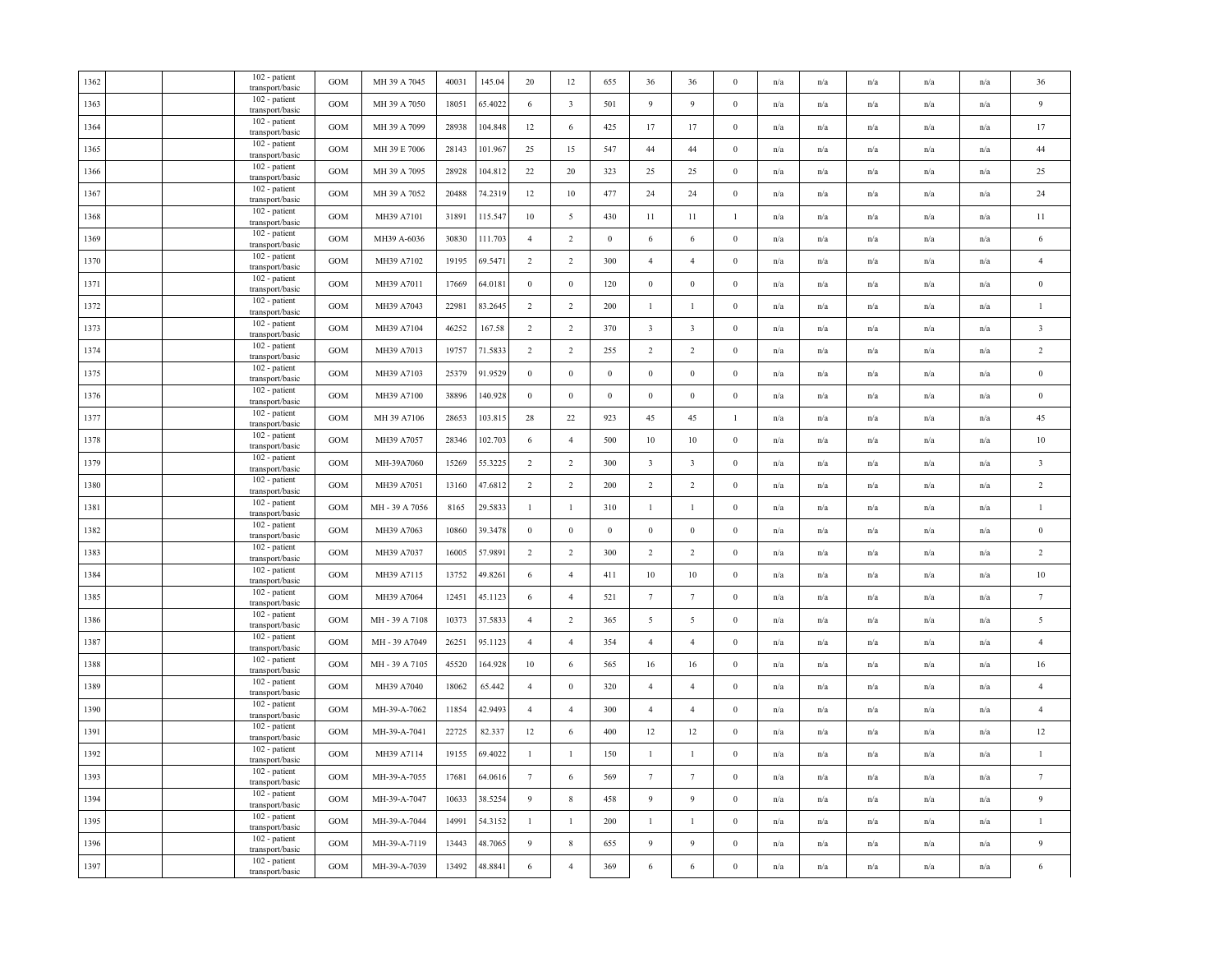| | | | | | | | | | | | | | | | | | | | |
|---|---|---|---|---|---|---|---|---|---|---|---|---|---|---|---|---|---|---|---|
| 1362 | | | 102 - patient transport/basic | GOM | MH 39 A 7045 | 40031 | 145.04 | 20 | 12 | 655 | 36 | 36 | 0 | n/a | n/a | n/a | n/a | n/a | 36 |
| 1363 | | | 102 - patient transport/basic | GOM | MH 39 A 7050 | 18051 | 65.4022 | 6 | 3 | 501 | 9 | 9 | 0 | n/a | n/a | n/a | n/a | n/a | 9 |
| 1364 | | | 102 - patient transport/basic | GOM | MH 39 A 7099 | 28938 | 104.848 | 12 | 6 | 425 | 17 | 17 | 0 | n/a | n/a | n/a | n/a | n/a | 17 |
| 1365 | | | 102 - patient transport/basic | GOM | MH 39 E 7006 | 28143 | 101.967 | 25 | 15 | 547 | 44 | 44 | 0 | n/a | n/a | n/a | n/a | n/a | 44 |
| 1366 | | | 102 - patient transport/basic | GOM | MH 39 A 7095 | 28928 | 104.812 | 22 | 20 | 323 | 25 | 25 | 0 | n/a | n/a | n/a | n/a | n/a | 25 |
| 1367 | | | 102 - patient transport/basic | GOM | MH 39 A 7052 | 20488 | 74.2319 | 12 | 10 | 477 | 24 | 24 | 0 | n/a | n/a | n/a | n/a | n/a | 24 |
| 1368 | | | 102 - patient transport/basic | GOM | MH39 A7101 | 31891 | 115.547 | 10 | 5 | 430 | 11 | 11 | 1 | n/a | n/a | n/a | n/a | n/a | 11 |
| 1369 | | | 102 - patient transport/basic | GOM | MH39 A-6036 | 30830 | 111.703 | 4 | 2 | 0 | 6 | 6 | 0 | n/a | n/a | n/a | n/a | n/a | 6 |
| 1370 | | | 102 - patient transport/basic | GOM | MH39 A7102 | 19195 | 69.5471 | 2 | 2 | 300 | 4 | 4 | 0 | n/a | n/a | n/a | n/a | n/a | 4 |
| 1371 | | | 102 - patient transport/basic | GOM | MH39 A7011 | 17669 | 64.0181 | 0 | 0 | 120 | 0 | 0 | 0 | n/a | n/a | n/a | n/a | n/a | 0 |
| 1372 | | | 102 - patient transport/basic | GOM | MH39 A7043 | 22981 | 83.2645 | 2 | 2 | 200 | 1 | 1 | 0 | n/a | n/a | n/a | n/a | n/a | 1 |
| 1373 | | | 102 - patient transport/basic | GOM | MH39 A7104 | 46252 | 167.58 | 2 | 2 | 370 | 3 | 3 | 0 | n/a | n/a | n/a | n/a | n/a | 3 |
| 1374 | | | 102 - patient transport/basic | GOM | MH39 A7013 | 19757 | 71.5833 | 2 | 2 | 255 | 2 | 2 | 0 | n/a | n/a | n/a | n/a | n/a | 2 |
| 1375 | | | 102 - patient transport/basic | GOM | MH39 A7103 | 25379 | 91.9529 | 0 | 0 | 0 | 0 | 0 | 0 | n/a | n/a | n/a | n/a | n/a | 0 |
| 1376 | | | 102 - patient transport/basic | GOM | MH39 A7100 | 38896 | 140.928 | 0 | 0 | 0 | 0 | 0 | 0 | n/a | n/a | n/a | n/a | n/a | 0 |
| 1377 | | | 102 - patient transport/basic | GOM | MH 39 A7106 | 28653 | 103.815 | 28 | 22 | 923 | 45 | 45 | 1 | n/a | n/a | n/a | n/a | n/a | 45 |
| 1378 | | | 102 - patient transport/basic | GOM | MH39 A7057 | 28346 | 102.703 | 6 | 4 | 500 | 10 | 10 | 0 | n/a | n/a | n/a | n/a | n/a | 10 |
| 1379 | | | 102 - patient transport/basic | GOM | MH-39A7060 | 15269 | 55.3225 | 2 | 2 | 300 | 3 | 3 | 0 | n/a | n/a | n/a | n/a | n/a | 3 |
| 1380 | | | 102 - patient transport/basic | GOM | MH39 A7051 | 13160 | 47.6812 | 2 | 2 | 200 | 2 | 2 | 0 | n/a | n/a | n/a | n/a | n/a | 2 |
| 1381 | | | 102 - patient transport/basic | GOM | MH - 39 A 7056 | 8165 | 29.5833 | 1 | 1 | 310 | 1 | 1 | 0 | n/a | n/a | n/a | n/a | n/a | 1 |
| 1382 | | | 102 - patient transport/basic | GOM | MH39 A7063 | 10860 | 39.3478 | 0 | 0 | 0 | 0 | 0 | 0 | n/a | n/a | n/a | n/a | n/a | 0 |
| 1383 | | | 102 - patient transport/basic | GOM | MH39 A7037 | 16005 | 57.9891 | 2 | 2 | 300 | 2 | 2 | 0 | n/a | n/a | n/a | n/a | n/a | 2 |
| 1384 | | | 102 - patient transport/basic | GOM | MH39 A7115 | 13752 | 49.8261 | 6 | 4 | 411 | 10 | 10 | 0 | n/a | n/a | n/a | n/a | n/a | 10 |
| 1385 | | | 102 - patient transport/basic | GOM | MH39 A7064 | 12451 | 45.1123 | 6 | 4 | 521 | 7 | 7 | 0 | n/a | n/a | n/a | n/a | n/a | 7 |
| 1386 | | | 102 - patient transport/basic | GOM | MH - 39 A 7108 | 10373 | 37.5833 | 4 | 2 | 365 | 5 | 5 | 0 | n/a | n/a | n/a | n/a | n/a | 5 |
| 1387 | | | 102 - patient transport/basic | GOM | MH - 39 A7049 | 26251 | 95.1123 | 4 | 4 | 354 | 4 | 4 | 0 | n/a | n/a | n/a | n/a | n/a | 4 |
| 1388 | | | 102 - patient transport/basic | GOM | MH - 39 A 7105 | 45520 | 164.928 | 10 | 6 | 565 | 16 | 16 | 0 | n/a | n/a | n/a | n/a | n/a | 16 |
| 1389 | | | 102 - patient transport/basic | GOM | MH39 A7040 | 18062 | 65.442 | 4 | 0 | 320 | 4 | 4 | 0 | n/a | n/a | n/a | n/a | n/a | 4 |
| 1390 | | | 102 - patient transport/basic | GOM | MH-39-A-7062 | 11854 | 42.9493 | 4 | 4 | 300 | 4 | 4 | 0 | n/a | n/a | n/a | n/a | n/a | 4 |
| 1391 | | | 102 - patient transport/basic | GOM | MH-39-A-7041 | 22725 | 82.337 | 12 | 6 | 400 | 12 | 12 | 0 | n/a | n/a | n/a | n/a | n/a | 12 |
| 1392 | | | 102 - patient transport/basic | GOM | MH39 A7114 | 19155 | 69.4022 | 1 | 1 | 150 | 1 | 1 | 0 | n/a | n/a | n/a | n/a | n/a | 1 |
| 1393 | | | 102 - patient transport/basic | GOM | MH-39-A-7055 | 17681 | 64.0616 | 7 | 6 | 569 | 7 | 7 | 0 | n/a | n/a | n/a | n/a | n/a | 7 |
| 1394 | | | 102 - patient transport/basic | GOM | MH-39-A-7047 | 10633 | 38.5254 | 9 | 8 | 458 | 9 | 9 | 0 | n/a | n/a | n/a | n/a | n/a | 9 |
| 1395 | | | 102 - patient transport/basic | GOM | MH-39-A-7044 | 14991 | 54.3152 | 1 | 1 | 200 | 1 | 1 | 0 | n/a | n/a | n/a | n/a | n/a | 1 |
| 1396 | | | 102 - patient transport/basic | GOM | MH-39-A-7119 | 13443 | 48.7065 | 9 | 8 | 655 | 9 | 9 | 0 | n/a | n/a | n/a | n/a | n/a | 9 |
| 1397 | | | 102 - patient transport/basic | GOM | MH-39-A-7039 | 13492 | 48.8841 | 6 | 4 | 369 | 6 | 6 | 0 | n/a | n/a | n/a | n/a | n/a | 6 |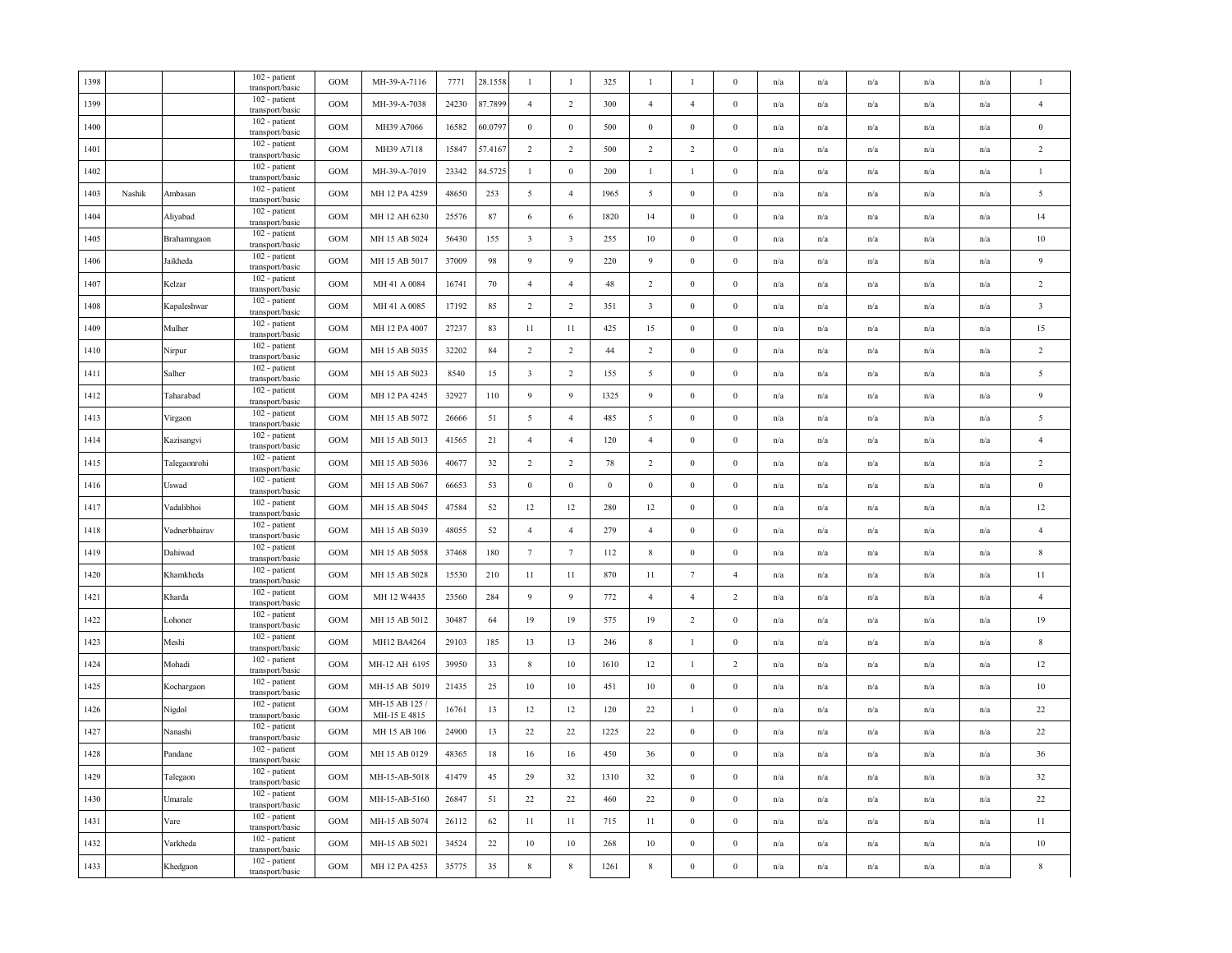| | | | | | | | | | | | | | | | | | | | | |
|---|---|---|---|---|---|---|---|---|---|---|---|---|---|---|---|---|---|---|---|---|
| 1398 | | | 102 - patient transport/basic | GOM | MH-39-A-7116 | 7771 | 28.1558 | 1 | 1 | 325 | 1 | 1 | 0 | n/a | n/a | n/a | n/a | n/a | 1 |
| 1399 | | | 102 - patient transport/basic | GOM | MH-39-A-7038 | 24230 | 87.7899 | 4 | 2 | 300 | 4 | 4 | 0 | n/a | n/a | n/a | n/a | n/a | 4 |
| 1400 | | | 102 - patient transport/basic | GOM | MH39 A7066 | 16582 | 60.0797 | 0 | 0 | 500 | 0 | 0 | 0 | n/a | n/a | n/a | n/a | n/a | 0 |
| 1401 | | | 102 - patient transport/basic | GOM | MH39 A7118 | 15847 | 57.4167 | 2 | 2 | 500 | 2 | 2 | 0 | n/a | n/a | n/a | n/a | n/a | 2 |
| 1402 | | | 102 - patient transport/basic | GOM | MH-39-A-7019 | 23342 | 84.5725 | 1 | 0 | 200 | 1 | 1 | 0 | n/a | n/a | n/a | n/a | n/a | 1 |
| 1403 | Nashik | Ambasan | 102 - patient transport/basic | GOM | MH 12 PA 4259 | 48650 | 253 | 5 | 4 | 1965 | 5 | 0 | 0 | n/a | n/a | n/a | n/a | n/a | 5 |
| 1404 | | Aliyabad | 102 - patient transport/basic | GOM | MH 12 AH 6230 | 25576 | 87 | 6 | 6 | 1820 | 14 | 0 | 0 | n/a | n/a | n/a | n/a | n/a | 14 |
| 1405 | | Brahamngaon | 102 - patient transport/basic | GOM | MH 15 AB 5024 | 56430 | 155 | 3 | 3 | 255 | 10 | 0 | 0 | n/a | n/a | n/a | n/a | n/a | 10 |
| 1406 | | Jaikheda | 102 - patient transport/basic | GOM | MH 15 AB 5017 | 37009 | 98 | 9 | 9 | 220 | 9 | 0 | 0 | n/a | n/a | n/a | n/a | n/a | 9 |
| 1407 | | Kelzar | 102 - patient transport/basic | GOM | MH 41 A 0084 | 16741 | 70 | 4 | 4 | 48 | 2 | 0 | 0 | n/a | n/a | n/a | n/a | n/a | 2 |
| 1408 | | Kapaleshwar | 102 - patient transport/basic | GOM | MH 41 A 0085 | 17192 | 85 | 2 | 2 | 351 | 3 | 0 | 0 | n/a | n/a | n/a | n/a | n/a | 3 |
| 1409 | | Mulher | 102 - patient transport/basic | GOM | MH 12 PA 4007 | 27237 | 83 | 11 | 11 | 425 | 15 | 0 | 0 | n/a | n/a | n/a | n/a | n/a | 15 |
| 1410 | | Nirpur | 102 - patient transport/basic | GOM | MH 15 AB 5035 | 32202 | 84 | 2 | 2 | 44 | 2 | 0 | 0 | n/a | n/a | n/a | n/a | n/a | 2 |
| 1411 | | Salher | 102 - patient transport/basic | GOM | MH 15 AB 5023 | 8540 | 15 | 3 | 2 | 155 | 5 | 0 | 0 | n/a | n/a | n/a | n/a | n/a | 5 |
| 1412 | | Taharabad | 102 - patient transport/basic | GOM | MH 12 PA 4245 | 32927 | 110 | 9 | 9 | 1325 | 9 | 0 | 0 | n/a | n/a | n/a | n/a | n/a | 9 |
| 1413 | | Virgaon | 102 - patient transport/basic | GOM | MH 15 AB 5072 | 26666 | 51 | 5 | 4 | 485 | 5 | 0 | 0 | n/a | n/a | n/a | n/a | n/a | 5 |
| 1414 | | Kazisangvi | 102 - patient transport/basic | GOM | MH 15 AB 5013 | 41565 | 21 | 4 | 4 | 120 | 4 | 0 | 0 | n/a | n/a | n/a | n/a | n/a | 4 |
| 1415 | | Talegaonrohi | 102 - patient transport/basic | GOM | MH 15 AB 5036 | 40677 | 32 | 2 | 2 | 78 | 2 | 0 | 0 | n/a | n/a | n/a | n/a | n/a | 2 |
| 1416 | | Uswad | 102 - patient transport/basic | GOM | MH 15 AB 5067 | 66653 | 53 | 0 | 0 | 0 | 0 | 0 | 0 | n/a | n/a | n/a | n/a | n/a | 0 |
| 1417 | | Vadalibhoi | 102 - patient transport/basic | GOM | MH 15 AB 5045 | 47584 | 52 | 12 | 12 | 280 | 12 | 0 | 0 | n/a | n/a | n/a | n/a | n/a | 12 |
| 1418 | | Vadnerbhairav | 102 - patient transport/basic | GOM | MH 15 AB 5039 | 48055 | 52 | 4 | 4 | 279 | 4 | 0 | 0 | n/a | n/a | n/a | n/a | n/a | 4 |
| 1419 | | Dahiwad | 102 - patient transport/basic | GOM | MH 15 AB 5058 | 37468 | 180 | 7 | 7 | 112 | 8 | 0 | 0 | n/a | n/a | n/a | n/a | n/a | 8 |
| 1420 | | Khamkheda | 102 - patient transport/basic | GOM | MH 15 AB 5028 | 15530 | 210 | 11 | 11 | 870 | 11 | 7 | 4 | n/a | n/a | n/a | n/a | n/a | 11 |
| 1421 | | Kharda | 102 - patient transport/basic | GOM | MH 12 W4435 | 23560 | 284 | 9 | 9 | 772 | 4 | 4 | 2 | n/a | n/a | n/a | n/a | n/a | 4 |
| 1422 | | Lohoner | 102 - patient transport/basic | GOM | MH 15 AB 5012 | 30487 | 64 | 19 | 19 | 575 | 19 | 2 | 0 | n/a | n/a | n/a | n/a | n/a | 19 |
| 1423 | | Meshi | 102 - patient transport/basic | GOM | MH12 BA4264 | 29103 | 185 | 13 | 13 | 246 | 8 | 1 | 0 | n/a | n/a | n/a | n/a | n/a | 8 |
| 1424 | | Mohadi | 102 - patient transport/basic | GOM | MH-12 AH 6195 | 39950 | 33 | 8 | 10 | 1610 | 12 | 1 | 2 | n/a | n/a | n/a | n/a | n/a | 12 |
| 1425 | | Kochargaon | 102 - patient transport/basic | GOM | MH-15 AB 5019 | 21435 | 25 | 10 | 10 | 451 | 10 | 0 | 0 | n/a | n/a | n/a | n/a | n/a | 10 |
| 1426 | | Nigdol | 102 - patient transport/basic | GOM | MH-15 AB 125 / MH-15 E 4815 | 16761 | 13 | 12 | 12 | 120 | 22 | 1 | 0 | n/a | n/a | n/a | n/a | n/a | 22 |
| 1427 | | Nanashi | 102 - patient transport/basic | GOM | MH 15 AB 106 | 24900 | 13 | 22 | 22 | 1225 | 22 | 0 | 0 | n/a | n/a | n/a | n/a | n/a | 22 |
| 1428 | | Pandane | 102 - patient transport/basic | GOM | MH 15 AB 0129 | 48365 | 18 | 16 | 16 | 450 | 36 | 0 | 0 | n/a | n/a | n/a | n/a | n/a | 36 |
| 1429 | | Talegaon | 102 - patient transport/basic | GOM | MH-15-AB-5018 | 41479 | 45 | 29 | 32 | 1310 | 32 | 0 | 0 | n/a | n/a | n/a | n/a | n/a | 32 |
| 1430 | | Umarale | 102 - patient transport/basic | GOM | MH-15-AB-5160 | 26847 | 51 | 22 | 22 | 460 | 22 | 0 | 0 | n/a | n/a | n/a | n/a | n/a | 22 |
| 1431 | | Vare | 102 - patient transport/basic | GOM | MH-15 AB 5074 | 26112 | 62 | 11 | 11 | 715 | 11 | 0 | 0 | n/a | n/a | n/a | n/a | n/a | 11 |
| 1432 | | Varkheda | 102 - patient transport/basic | GOM | MH-15 AB 5021 | 34524 | 22 | 10 | 10 | 268 | 10 | 0 | 0 | n/a | n/a | n/a | n/a | n/a | 10 |
| 1433 | | Khedgaon | 102 - patient transport/basic | GOM | MH 12 PA 4253 | 35775 | 35 | 8 | 8 | 1261 | 8 | 0 | 0 | n/a | n/a | n/a | n/a | n/a | 8 |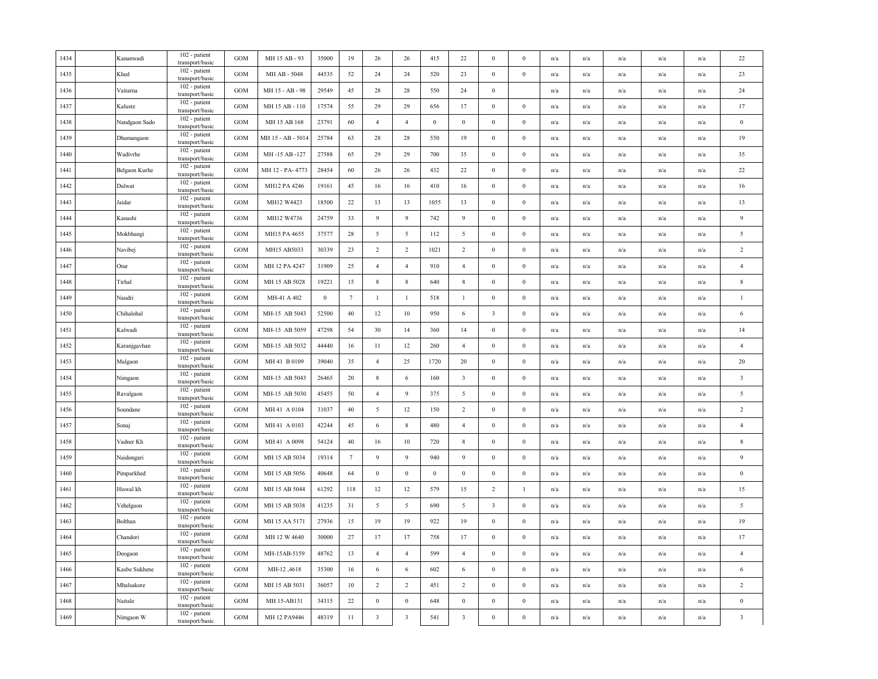| | | | | | | | | | | | | | | | | | | | |
|---|---|---|---|---|---|---|---|---|---|---|---|---|---|---|---|---|---|---|---|
| 1434 | | Kananwadi | 102 - patient transport/basic | GOM | MH 15 AB - 93 | 35000 | 19 | 26 | 26 | 415 | 22 | 0 | 0 | n/a | n/a | n/a | n/a | n/a | 22 |
| 1435 | | Khed | 102 - patient transport/basic | GOM | MH AB - 5048 | 44535 | 52 | 24 | 24 | 520 | 23 | 0 | 0 | n/a | n/a | n/a | n/a | n/a | 23 |
| 1436 | | Vaitarna | 102 - patient transport/basic | GOM | MH 15 - AB - 98 | 29549 | 45 | 28 | 28 | 550 | 24 | 0 | | n/a | n/a | n/a | n/a | n/a | 24 |
| 1437 | | Kaluste | 102 - patient transport/basic | GOM | MH 15 AB - 110 | 17574 | 55 | 29 | 29 | 656 | 17 | 0 | 0 | n/a | n/a | n/a | n/a | n/a | 17 |
| 1438 | | Nandgaon Sado | 102 - patient transport/basic | GOM | MH 15 AB 168 | 23791 | 60 | 4 | 4 | 0 | 0 | 0 | 0 | n/a | n/a | n/a | n/a | n/a | 0 |
| 1439 | | Dhamangaon | 102 - patient transport/basic | GOM | MH 15 - AB - 5014 | 25784 | 63 | 28 | 28 | 550 | 19 | 0 | 0 | n/a | n/a | n/a | n/a | n/a | 19 |
| 1440 | | Wadivrhe | 102 - patient transport/basic | GOM | MH -15 AB -127 | 27588 | 65 | 29 | 29 | 700 | 35 | 0 | 0 | n/a | n/a | n/a | n/a | n/a | 35 |
| 1441 | | Belgaon Kurhe | 102 - patient transport/basic | GOM | MH 12 - PA- 4773 | 28454 | 60 | 26 | 26 | 432 | 22 | 0 | 0 | n/a | n/a | n/a | n/a | n/a | 22 |
| 1442 | | Dalwat | 102 - patient transport/basic | GOM | MH12 PA 4246 | 19161 | 45 | 16 | 16 | 410 | 16 | 0 | 0 | n/a | n/a | n/a | n/a | n/a | 16 |
| 1443 | | Jaidar | 102 - patient transport/basic | GOM | MH12 W4423 | 18500 | 22 | 13 | 13 | 1055 | 13 | 0 | 0 | n/a | n/a | n/a | n/a | n/a | 13 |
| 1444 | | Kanashi | 102 - patient transport/basic | GOM | MH12 W4736 | 24759 | 33 | 9 | 9 | 742 | 9 | 0 | 0 | n/a | n/a | n/a | n/a | n/a | 9 |
| 1445 | | Mokbhangi | 102 - patient transport/basic | GOM | MH15 PA 4655 | 37577 | 28 | 5 | 5 | 112 | 5 | 0 | 0 | n/a | n/a | n/a | n/a | n/a | 5 |
| 1446 | | Navibej | 102 - patient transport/basic | GOM | MH15 AB5033 | 30339 | 23 | 2 | 2 | 1021 | 2 | 0 | 0 | n/a | n/a | n/a | n/a | n/a | 2 |
| 1447 | | Otur | 102 - patient transport/basic | GOM | MH 12 PA 4247 | 31909 | 25 | 4 | 4 | 910 | 4 | 0 | 0 | n/a | n/a | n/a | n/a | n/a | 4 |
| 1448 | | Tirhal | 102 - patient transport/basic | GOM | MH 15 AB 5028 | 19221 | 15 | 8 | 8 | 640 | 8 | 0 | 0 | n/a | n/a | n/a | n/a | n/a | 8 |
| 1449 | | Naudri | 102 - patient transport/basic | GOM | MH-41 A 402 | 0 | 7 | 1 | 1 | 518 | 1 | 0 | 0 | n/a | n/a | n/a | n/a | n/a | 1 |
| 1450 | | Chihalohal | 102 - patient transport/basic | GOM | MH-15 AB 5043 | 52500 | 40 | 12 | 10 | 950 | 6 | 3 | 0 | n/a | n/a | n/a | n/a | n/a | 6 |
| 1451 | | Kalwadi | 102 - patient transport/basic | GOM | MH-15 AB 5059 | 47298 | 54 | 30 | 14 | 360 | 14 | 0 | 0 | n/a | n/a | n/a | n/a | n/a | 14 |
| 1452 | | Karanjgavhan | 102 - patient transport/basic | GOM | MH-15 AB 5032 | 44440 | 16 | 11 | 12 | 260 | 4 | 0 | 0 | n/a | n/a | n/a | n/a | n/a | 4 |
| 1453 | | Malgaon | 102 - patient transport/basic | GOM | MH 41 B 0109 | 39040 | 35 | 4 | 25 | 1720 | 20 | 0 | 0 | n/a | n/a | n/a | n/a | n/a | 20 |
| 1454 | | Nimgaon | 102 - patient transport/basic | GOM | MH-15 AB 5043 | 26465 | 20 | 8 | 6 | 160 | 3 | 0 | 0 | n/a | n/a | n/a | n/a | n/a | 3 |
| 1455 | | Ravalgaon | 102 - patient transport/basic | GOM | MH-15 AB 5030 | 45455 | 50 | 4 | 9 | 375 | 5 | 0 | 0 | n/a | n/a | n/a | n/a | n/a | 5 |
| 1456 | | Soundane | 102 - patient transport/basic | GOM | MH 41 A 0104 | 31037 | 40 | 5 | 12 | 150 | 2 | 0 | 0 | n/a | n/a | n/a | n/a | n/a | 2 |
| 1457 | | Sonaj | 102 - patient transport/basic | GOM | MH 41 A 0103 | 42244 | 45 | 6 | 8 | 480 | 4 | 0 | 0 | n/a | n/a | n/a | n/a | n/a | 4 |
| 1458 | | Vadner Kh | 102 - patient transport/basic | GOM | MH 41 A 0098 | 54124 | 40 | 16 | 10 | 720 | 8 | 0 | 0 | n/a | n/a | n/a | n/a | n/a | 8 |
| 1459 | | Naidongari | 102 - patient transport/basic | GOM | MH 15 AB 5034 | 19314 | 7 | 9 | 9 | 940 | 9 | 0 | 0 | n/a | n/a | n/a | n/a | n/a | 9 |
| 1460 | | Pimparkhed | 102 - patient transport/basic | GOM | MH 15 AB 5056 | 40648 | 64 | 0 | 0 | 0 | 0 | 0 | 0 | n/a | n/a | n/a | n/a | n/a | 0 |
| 1461 | | Hiswal kh | 102 - patient transport/basic | GOM | MH 15 AB 5044 | 61292 | 118 | 12 | 12 | 579 | 15 | 2 | 1 | n/a | n/a | n/a | n/a | n/a | 15 |
| 1462 | | Vehelgaon | 102 - patient transport/basic | GOM | MH 15 AB 5038 | 41235 | 31 | 5 | 5 | 690 | 5 | 3 | 0 | n/a | n/a | n/a | n/a | n/a | 5 |
| 1463 | | Bolthan | 102 - patient transport/basic | GOM | MH 15 AA 5171 | 27936 | 15 | 19 | 19 | 922 | 19 | 0 | 0 | n/a | n/a | n/a | n/a | n/a | 19 |
| 1464 | | Chandori | 102 - patient transport/basic | GOM | MH 12 W 4640 | 30000 | 27 | 17 | 17 | 758 | 17 | 0 | 0 | n/a | n/a | n/a | n/a | n/a | 17 |
| 1465 | | Deogaon | 102 - patient transport/basic | GOM | MH-15AB-5159 | 48762 | 13 | 4 | 4 | 599 | 4 | 0 | 0 | n/a | n/a | n/a | n/a | n/a | 4 |
| 1466 | | Kasbe Sukhene | 102 - patient transport/basic | GOM | MH-12 ,4618 | 35300 | 16 | 6 | 6 | 602 | 6 | 0 | 0 | n/a | n/a | n/a | n/a | n/a | 6 |
| 1467 | | Mhalsakore | 102 - patient transport/basic | GOM | MH 15 AB 5031 | 36057 | 10 | 2 | 2 | 451 | 2 | 0 | 0 | n/a | n/a | n/a | n/a | n/a | 2 |
| 1468 | | Naitale | 102 - patient transport/basic | GOM | MH 15-AB131 | 34315 | 22 | 0 | 0 | 648 | 0 | 0 | 0 | n/a | n/a | n/a | n/a | n/a | 0 |
| 1469 | | Nimgaon W | 102 - patient transport/basic | GOM | MH 12 PA9446 | 48319 | 11 | 3 | 3 | 541 | 3 | 0 | 0 | n/a | n/a | n/a | n/a | n/a | 3 |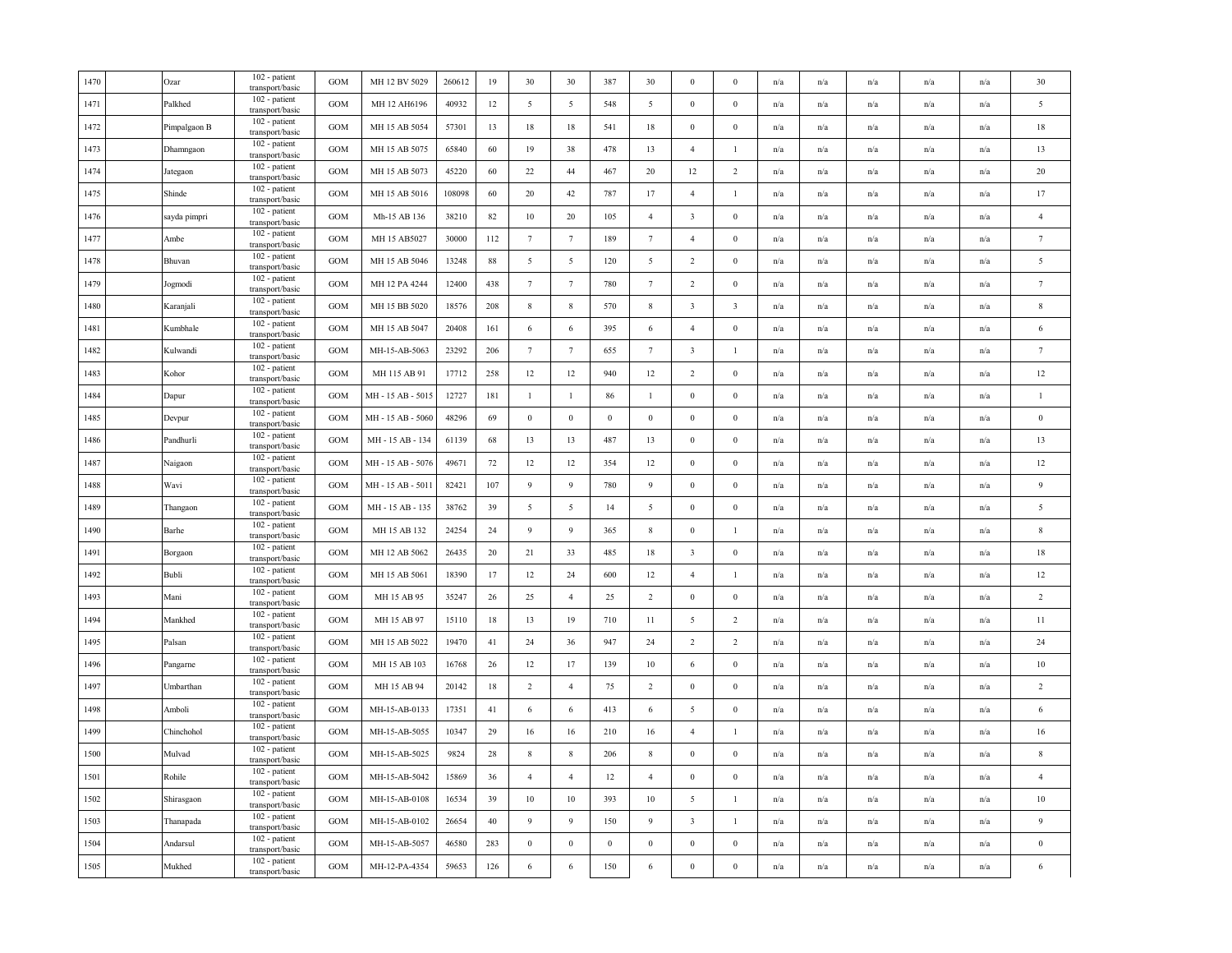| 1470 | | Ozar | 102 - patient transport/basic | GOM | MH 12 BV 5029 | 260612 | 19 | 30 | 30 | 387 | 30 | 0 | 0 | n/a | n/a | n/a | n/a | n/a | 30 |
|---|---|---|---|---|---|---|---|---|---|---|---|---|---|---|---|---|---|---|---|
| 1471 | | Palkhed | 102 - patient transport/basic | GOM | MH 12 AH6196 | 40932 | 12 | 5 | 5 | 548 | 5 | 0 | 0 | n/a | n/a | n/a | n/a | n/a | 5 |
| 1472 | | Pimpalgaon B | 102 - patient transport/basic | GOM | MH 15 AB 5054 | 57301 | 13 | 18 | 18 | 541 | 18 | 0 | 0 | n/a | n/a | n/a | n/a | n/a | 18 |
| 1473 | | Dhamngaon | 102 - patient transport/basic | GOM | MH 15 AB 5075 | 65840 | 60 | 19 | 38 | 478 | 13 | 4 | 1 | n/a | n/a | n/a | n/a | n/a | 13 |
| 1474 | | Jategaon | 102 - patient transport/basic | GOM | MH 15 AB 5073 | 45220 | 60 | 22 | 44 | 467 | 20 | 12 | 2 | n/a | n/a | n/a | n/a | n/a | 20 |
| 1475 | | Shinde | 102 - patient transport/basic | GOM | MH 15 AB 5016 | 108098 | 60 | 20 | 42 | 787 | 17 | 4 | 1 | n/a | n/a | n/a | n/a | n/a | 17 |
| 1476 | | sayda pimpri | 102 - patient transport/basic | GOM | Mh-15 AB 136 | 38210 | 82 | 10 | 20 | 105 | 4 | 3 | 0 | n/a | n/a | n/a | n/a | n/a | 4 |
| 1477 | | Ambe | 102 - patient transport/basic | GOM | MH 15 AB5027 | 30000 | 112 | 7 | 7 | 189 | 7 | 4 | 0 | n/a | n/a | n/a | n/a | n/a | 7 |
| 1478 | | Bhuvan | 102 - patient transport/basic | GOM | MH 15 AB 5046 | 13248 | 88 | 5 | 5 | 120 | 5 | 2 | 0 | n/a | n/a | n/a | n/a | n/a | 5 |
| 1479 | | Jogmodi | 102 - patient transport/basic | GOM | MH 12 PA 4244 | 12400 | 438 | 7 | 7 | 780 | 7 | 2 | 0 | n/a | n/a | n/a | n/a | n/a | 7 |
| 1480 | | Karanjali | 102 - patient transport/basic | GOM | MH 15 BB 5020 | 18576 | 208 | 8 | 8 | 570 | 8 | 3 | 3 | n/a | n/a | n/a | n/a | n/a | 8 |
| 1481 | | Kumbhale | 102 - patient transport/basic | GOM | MH 15 AB 5047 | 20408 | 161 | 6 | 6 | 395 | 6 | 4 | 0 | n/a | n/a | n/a | n/a | n/a | 6 |
| 1482 | | Kulwandi | 102 - patient transport/basic | GOM | MH-15-AB-5063 | 23292 | 206 | 7 | 7 | 655 | 7 | 3 | 1 | n/a | n/a | n/a | n/a | n/a | 7 |
| 1483 | | Kohor | 102 - patient transport/basic | GOM | MH 115 AB 91 | 17712 | 258 | 12 | 12 | 940 | 12 | 2 | 0 | n/a | n/a | n/a | n/a | n/a | 12 |
| 1484 | | Dapur | 102 - patient transport/basic | GOM | MH - 15 AB - 5015 | 12727 | 181 | 1 | 1 | 86 | 1 | 0 | 0 | n/a | n/a | n/a | n/a | n/a | 1 |
| 1485 | | Devpur | 102 - patient transport/basic | GOM | MH - 15 AB - 5060 | 48296 | 69 | 0 | 0 | 0 | 0 | 0 | 0 | n/a | n/a | n/a | n/a | n/a | 0 |
| 1486 | | Pandhurli | 102 - patient transport/basic | GOM | MH - 15 AB - 134 | 61139 | 68 | 13 | 13 | 487 | 13 | 0 | 0 | n/a | n/a | n/a | n/a | n/a | 13 |
| 1487 | | Naigaon | 102 - patient transport/basic | GOM | MH - 15 AB - 5076 | 49671 | 72 | 12 | 12 | 354 | 12 | 0 | 0 | n/a | n/a | n/a | n/a | n/a | 12 |
| 1488 | | Wavi | 102 - patient transport/basic | GOM | MH - 15 AB - 5011 | 82421 | 107 | 9 | 9 | 780 | 9 | 0 | 0 | n/a | n/a | n/a | n/a | n/a | 9 |
| 1489 | | Thangaon | 102 - patient transport/basic | GOM | MH - 15 AB - 135 | 38762 | 39 | 5 | 5 | 14 | 5 | 0 | 0 | n/a | n/a | n/a | n/a | n/a | 5 |
| 1490 | | Barhe | 102 - patient transport/basic | GOM | MH 15 AB 132 | 24254 | 24 | 9 | 9 | 365 | 8 | 0 | 1 | n/a | n/a | n/a | n/a | n/a | 8 |
| 1491 | | Borgaon | 102 - patient transport/basic | GOM | MH 12 AB 5062 | 26435 | 20 | 21 | 33 | 485 | 18 | 3 | 0 | n/a | n/a | n/a | n/a | n/a | 18 |
| 1492 | | Bubli | 102 - patient transport/basic | GOM | MH 15 AB 5061 | 18390 | 17 | 12 | 24 | 600 | 12 | 4 | 1 | n/a | n/a | n/a | n/a | n/a | 12 |
| 1493 | | Mani | 102 - patient transport/basic | GOM | MH 15 AB 95 | 35247 | 26 | 25 | 4 | 25 | 2 | 0 | 0 | n/a | n/a | n/a | n/a | n/a | 2 |
| 1494 | | Mankhed | 102 - patient transport/basic | GOM | MH 15 AB 97 | 15110 | 18 | 13 | 19 | 710 | 11 | 5 | 2 | n/a | n/a | n/a | n/a | n/a | 11 |
| 1495 | | Palsan | 102 - patient transport/basic | GOM | MH 15 AB 5022 | 19470 | 41 | 24 | 36 | 947 | 24 | 2 | 2 | n/a | n/a | n/a | n/a | n/a | 24 |
| 1496 | | Pangarne | 102 - patient transport/basic | GOM | MH 15 AB 103 | 16768 | 26 | 12 | 17 | 139 | 10 | 6 | 0 | n/a | n/a | n/a | n/a | n/a | 10 |
| 1497 | | Umbarthan | 102 - patient transport/basic | GOM | MH 15 AB 94 | 20142 | 18 | 2 | 4 | 75 | 2 | 0 | 0 | n/a | n/a | n/a | n/a | n/a | 2 |
| 1498 | | Amboli | 102 - patient transport/basic | GOM | MH-15-AB-0133 | 17351 | 41 | 6 | 6 | 413 | 6 | 5 | 0 | n/a | n/a | n/a | n/a | n/a | 6 |
| 1499 | | Chinchohol | 102 - patient transport/basic | GOM | MH-15-AB-5055 | 10347 | 29 | 16 | 16 | 210 | 16 | 4 | 1 | n/a | n/a | n/a | n/a | n/a | 16 |
| 1500 | | Mulvad | 102 - patient transport/basic | GOM | MH-15-AB-5025 | 9824 | 28 | 8 | 8 | 206 | 8 | 0 | 0 | n/a | n/a | n/a | n/a | n/a | 8 |
| 1501 | | Rohile | 102 - patient transport/basic | GOM | MH-15-AB-5042 | 15869 | 36 | 4 | 4 | 12 | 4 | 0 | 0 | n/a | n/a | n/a | n/a | n/a | 4 |
| 1502 | | Shirasgaon | 102 - patient transport/basic | GOM | MH-15-AB-0108 | 16534 | 39 | 10 | 10 | 393 | 10 | 5 | 1 | n/a | n/a | n/a | n/a | n/a | 10 |
| 1503 | | Thanapada | 102 - patient transport/basic | GOM | MH-15-AB-0102 | 26654 | 40 | 9 | 9 | 150 | 9 | 3 | 1 | n/a | n/a | n/a | n/a | n/a | 9 |
| 1504 | | Andarsul | 102 - patient transport/basic | GOM | MH-15-AB-5057 | 46580 | 283 | 0 | 0 | 0 | 0 | 0 | 0 | n/a | n/a | n/a | n/a | n/a | 0 |
| 1505 | | Mukhed | 102 - patient transport/basic | GOM | MH-12-PA-4354 | 59653 | 126 | 6 | 6 | 150 | 6 | 0 | 0 | n/a | n/a | n/a | n/a | n/a | 6 |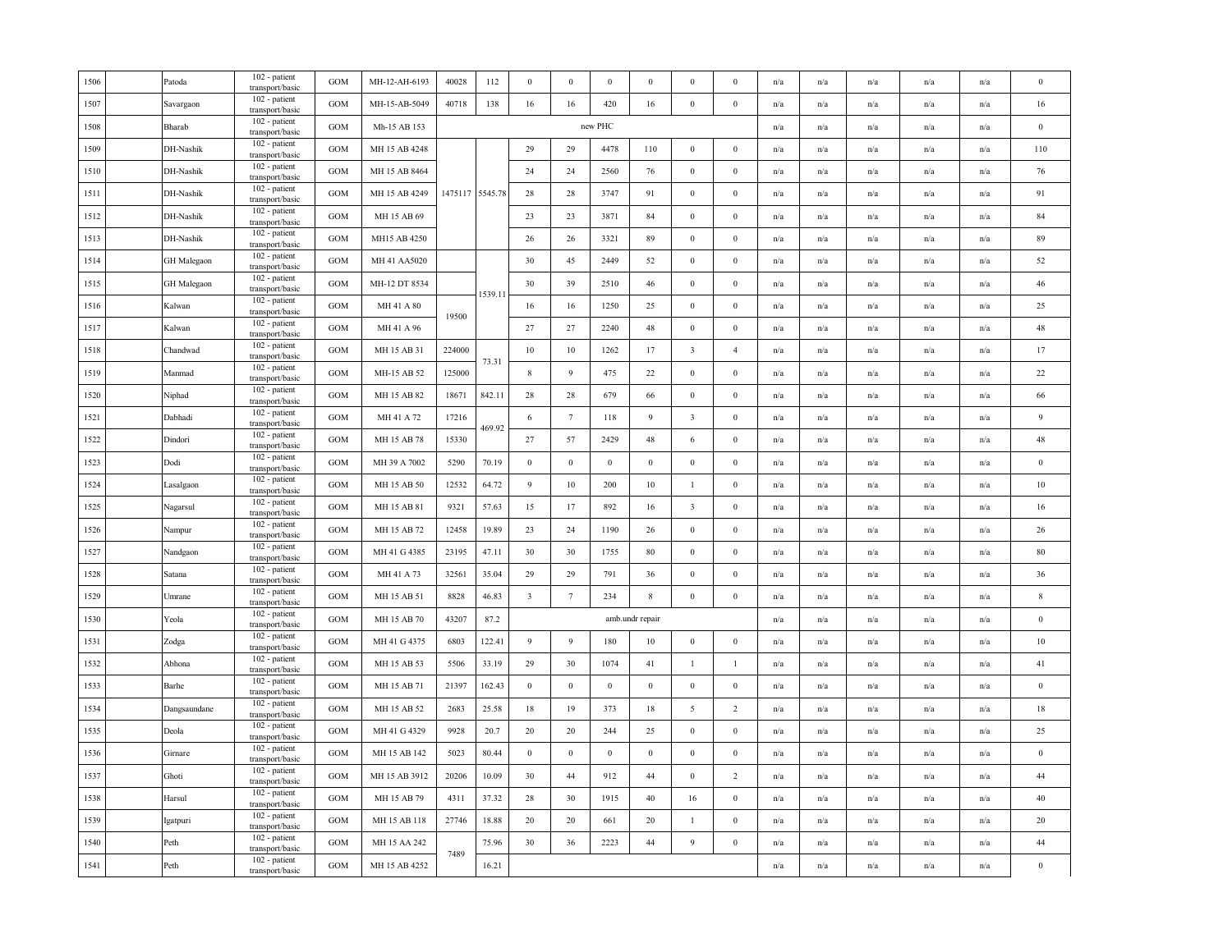| 1506 | | Patoda | 102 - patient transport/basic | GOM | MH-12-AH-6193 | 40028 | 112 | 0 | 0 | 0 | 0 | 0 | 0 | n/a | n/a | n/a | n/a | n/a | 0 |
|---|---|---|---|---|---|---|---|---|---|---|---|---|---|---|---|---|---|---|---|
| 1507 | | Savargaon | 102 - patient transport/basic | GOM | MH-15-AB-5049 | 40718 | 138 | 16 | 16 | 420 | 16 | 0 | 0 | n/a | n/a | n/a | n/a | n/a | 16 |
| 1508 | | Bharab | 102 - patient transport/basic | GOM | Mh-15 AB 153 | | | | | new PHC | | | | n/a | n/a | n/a | n/a | n/a | 0 |
| 1509 | | DH-Nashik | 102 - patient transport/basic | GOM | MH 15 AB 4248 | | | 29 | 29 | 4478 | 110 | 0 | 0 | n/a | n/a | n/a | n/a | n/a | 110 |
| 1510 | | DH-Nashik | 102 - patient transport/basic | GOM | MH 15 AB 8464 | | | 24 | 24 | 2560 | 76 | 0 | 0 | n/a | n/a | n/a | n/a | n/a | 76 |
| 1511 | | DH-Nashik | 102 - patient transport/basic | GOM | MH 15 AB 4249 | 1475117 | 5545.78 | 28 | 28 | 3747 | 91 | 0 | 0 | n/a | n/a | n/a | n/a | n/a | 91 |
| 1512 | | DH-Nashik | 102 - patient transport/basic | GOM | MH 15 AB 69 | | | 23 | 23 | 3871 | 84 | 0 | 0 | n/a | n/a | n/a | n/a | n/a | 84 |
| 1513 | | DH-Nashik | 102 - patient transport/basic | GOM | MH15 AB 4250 | | | 26 | 26 | 3321 | 89 | 0 | 0 | n/a | n/a | n/a | n/a | n/a | 89 |
| 1514 | | GH Malegaon | 102 - patient transport/basic | GOM | MH 41 AA5020 | | | 30 | 45 | 2449 | 52 | 0 | 0 | n/a | n/a | n/a | n/a | n/a | 52 |
| 1515 | | GH Malegaon | 102 - patient transport/basic | GOM | MH-12 DT 8534 | | 1539.11 | 30 | 39 | 2510 | 46 | 0 | 0 | n/a | n/a | n/a | n/a | n/a | 46 |
| 1516 | | Kalwan | 102 - patient transport/basic | GOM | MH 41 A 80 | 19500 | | 16 | 16 | 1250 | 25 | 0 | 0 | n/a | n/a | n/a | n/a | n/a | 25 |
| 1517 | | Kalwan | 102 - patient transport/basic | GOM | MH 41 A 96 | | | 27 | 27 | 2240 | 48 | 0 | 0 | n/a | n/a | n/a | n/a | n/a | 48 |
| 1518 | | Chandwad | 102 - patient transport/basic | GOM | MH 15 AB 31 | 224000 | 73.31 | 10 | 10 | 1262 | 17 | 3 | 4 | n/a | n/a | n/a | n/a | n/a | 17 |
| 1519 | | Manmad | 102 - patient transport/basic | GOM | MH-15 AB 52 | 125000 | | 8 | 9 | 475 | 22 | 0 | 0 | n/a | n/a | n/a | n/a | n/a | 22 |
| 1520 | | Niphad | 102 - patient transport/basic | GOM | MH 15 AB 82 | 18671 | 842.11 | 28 | 28 | 679 | 66 | 0 | 0 | n/a | n/a | n/a | n/a | n/a | 66 |
| 1521 | | Dabhadi | 102 - patient transport/basic | GOM | MH 41 A 72 | 17216 | 469.92 | 6 | 7 | 118 | 9 | 3 | 0 | n/a | n/a | n/a | n/a | n/a | 9 |
| 1522 | | Dindori | 102 - patient transport/basic | GOM | MH 15 AB 78 | 15330 | | 27 | 57 | 2429 | 48 | 6 | 0 | n/a | n/a | n/a | n/a | n/a | 48 |
| 1523 | | Dodi | 102 - patient transport/basic | GOM | MH 39 A 7002 | 5290 | 70.19 | 0 | 0 | 0 | 0 | 0 | 0 | n/a | n/a | n/a | n/a | n/a | 0 |
| 1524 | | Lasalgaon | 102 - patient transport/basic | GOM | MH 15 AB 50 | 12532 | 64.72 | 9 | 10 | 200 | 10 | 1 | 0 | n/a | n/a | n/a | n/a | n/a | 10 |
| 1525 | | Nagarsul | 102 - patient transport/basic | GOM | MH 15 AB 81 | 9321 | 57.63 | 15 | 17 | 892 | 16 | 3 | 0 | n/a | n/a | n/a | n/a | n/a | 16 |
| 1526 | | Nampur | 102 - patient transport/basic | GOM | MH 15 AB 72 | 12458 | 19.89 | 23 | 24 | 1190 | 26 | 0 | 0 | n/a | n/a | n/a | n/a | n/a | 26 |
| 1527 | | Nandgaon | 102 - patient transport/basic | GOM | MH 41 G 4385 | 23195 | 47.11 | 30 | 30 | 1755 | 80 | 0 | 0 | n/a | n/a | n/a | n/a | n/a | 80 |
| 1528 | | Satana | 102 - patient transport/basic | GOM | MH 41 A 73 | 32561 | 35.04 | 29 | 29 | 791 | 36 | 0 | 0 | n/a | n/a | n/a | n/a | n/a | 36 |
| 1529 | | Umrane | 102 - patient transport/basic | GOM | MH 15 AB 51 | 8828 | 46.83 | 3 | 7 | 234 | 8 | 0 | 0 | n/a | n/a | n/a | n/a | n/a | 8 |
| 1530 | | Yeola | 102 - patient transport/basic | GOM | MH 15 AB 70 | 43207 | 87.2 | | | amb.undr repair | | | | n/a | n/a | n/a | n/a | n/a | 0 |
| 1531 | | Zodga | 102 - patient transport/basic | GOM | MH 41 G 4375 | 6803 | 122.41 | 9 | 9 | 180 | 10 | 0 | 0 | n/a | n/a | n/a | n/a | n/a | 10 |
| 1532 | | Abhona | 102 - patient transport/basic | GOM | MH 15 AB 53 | 5506 | 33.19 | 29 | 30 | 1074 | 41 | 1 | 1 | n/a | n/a | n/a | n/a | n/a | 41 |
| 1533 | | Barhe | 102 - patient transport/basic | GOM | MH 15 AB 71 | 21397 | 162.43 | 0 | 0 | 0 | 0 | 0 | 0 | n/a | n/a | n/a | n/a | n/a | 0 |
| 1534 | | Dangsaundane | 102 - patient transport/basic | GOM | MH 15 AB 52 | 2683 | 25.58 | 18 | 19 | 373 | 18 | 5 | 2 | n/a | n/a | n/a | n/a | n/a | 18 |
| 1535 | | Deola | 102 - patient transport/basic | GOM | MH 41 G 4329 | 9928 | 20.7 | 20 | 20 | 244 | 25 | 0 | 0 | n/a | n/a | n/a | n/a | n/a | 25 |
| 1536 | | Girnare | 102 - patient transport/basic | GOM | MH 15 AB 142 | 5023 | 80.44 | 0 | 0 | 0 | 0 | 0 | 0 | n/a | n/a | n/a | n/a | n/a | 0 |
| 1537 | | Ghoti | 102 - patient transport/basic | GOM | MH 15 AB 3912 | 20206 | 10.09 | 30 | 44 | 912 | 44 | 0 | 2 | n/a | n/a | n/a | n/a | n/a | 44 |
| 1538 | | Harsul | 102 - patient transport/basic | GOM | MH 15 AB 79 | 4311 | 37.32 | 28 | 30 | 1915 | 40 | 16 | 0 | n/a | n/a | n/a | n/a | n/a | 40 |
| 1539 | | Igatpuri | 102 - patient transport/basic | GOM | MH 15 AB 118 | 27746 | 18.88 | 20 | 20 | 661 | 20 | 1 | 0 | n/a | n/a | n/a | n/a | n/a | 20 |
| 1540 | | Peth | 102 - patient transport/basic | GOM | MH 15 AA 242 | 7489 | 75.96 | 30 | 36 | 2223 | 44 | 9 | 0 | n/a | n/a | n/a | n/a | n/a | 44 |
| 1541 | | Peth | 102 - patient transport/basic | GOM | MH 15 AB 4252 | | 16.21 | | | | | | | n/a | n/a | n/a | n/a | n/a | 0 |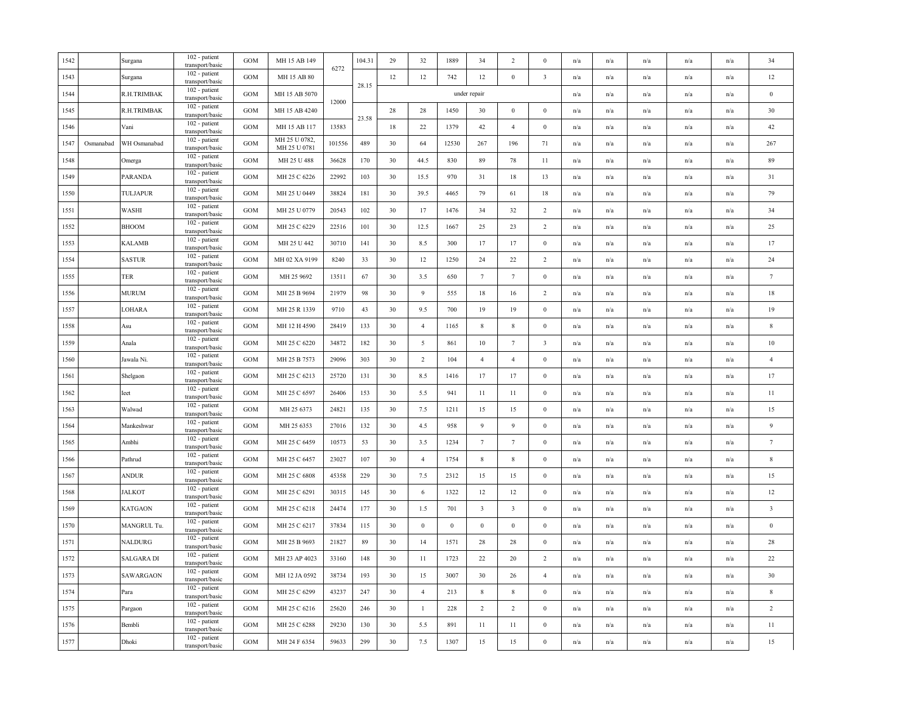| | | | | | | | | | | | | | | | | | | | | |
|---|---|---|---|---|---|---|---|---|---|---|---|---|---|---|---|---|---|---|---|---|
| 1542 | | Surgana | 102 - patient transport/basic | GOM | MH 15 AB 149 | 6272 | 104.31 | 29 | 32 | 1889 | 34 | 2 | 0 | n/a | n/a | n/a | n/a | n/a | n/a | 34 |
| 1543 | | Surgana | 102 - patient transport/basic | GOM | MH 15 AB 80 | | 28.15 | 12 | 12 | 742 | 12 | 0 | 3 | n/a | n/a | n/a | n/a | n/a | n/a | 12 |
| 1544 | | R.H.TRIMBAK | 102 - patient transport/basic | GOM | MH 15 AB 5070 | 12000 | | under repair | | | | | | n/a | n/a | n/a | n/a | n/a | n/a | 0 |
| 1545 | | R.H.TRIMBAK | 102 - patient transport/basic | GOM | MH 15 AB 4240 | | 23.58 | 28 | 28 | 1450 | 30 | 0 | 0 | n/a | n/a | n/a | n/a | n/a | n/a | 30 |
| 1546 | | Vani | 102 - patient transport/basic | GOM | MH 15 AB 117 | 13583 | | 18 | 22 | 1379 | 42 | 4 | 0 | n/a | n/a | n/a | n/a | n/a | n/a | 42 |
| 1547 | Osmanabad | WH Osmanabad | 102 - patient transport/basic | GOM | MH 25 U 0782, MH 25 U 0781 | 101556 | 489 | 30 | 64 | 12530 | 267 | 196 | 71 | n/a | n/a | n/a | n/a | n/a | n/a | 267 |
| 1548 | | Omerga | 102 - patient transport/basic | GOM | MH 25 U 488 | 36628 | 170 | 30 | 44.5 | 830 | 89 | 78 | 11 | n/a | n/a | n/a | n/a | n/a | n/a | 89 |
| 1549 | | PARANDA | 102 - patient transport/basic | GOM | MH 25 C 6226 | 22992 | 103 | 30 | 15.5 | 970 | 31 | 18 | 13 | n/a | n/a | n/a | n/a | n/a | n/a | 31 |
| 1550 | | TULJAPUR | 102 - patient transport/basic | GOM | MH 25 U 0449 | 38824 | 181 | 30 | 39.5 | 4465 | 79 | 61 | 18 | n/a | n/a | n/a | n/a | n/a | n/a | 79 |
| 1551 | | WASHI | 102 - patient transport/basic | GOM | MH 25 U 0779 | 20543 | 102 | 30 | 17 | 1476 | 34 | 32 | 2 | n/a | n/a | n/a | n/a | n/a | n/a | 34 |
| 1552 | | BHOOM | 102 - patient transport/basic | GOM | MH 25 C 6229 | 22516 | 101 | 30 | 12.5 | 1667 | 25 | 23 | 2 | n/a | n/a | n/a | n/a | n/a | n/a | 25 |
| 1553 | | KALAMB | 102 - patient transport/basic | GOM | MH 25 U 442 | 30710 | 141 | 30 | 8.5 | 300 | 17 | 17 | 0 | n/a | n/a | n/a | n/a | n/a | n/a | 17 |
| 1554 | | SASTUR | 102 - patient transport/basic | GOM | MH 02 XA 9199 | 8240 | 33 | 30 | 12 | 1250 | 24 | 22 | 2 | n/a | n/a | n/a | n/a | n/a | n/a | 24 |
| 1555 | | TER | 102 - patient transport/basic | GOM | MH 25 9692 | 13511 | 67 | 30 | 3.5 | 650 | 7 | 7 | 0 | n/a | n/a | n/a | n/a | n/a | n/a | 7 |
| 1556 | | MURUM | 102 - patient transport/basic | GOM | MH 25 B 9694 | 21979 | 98 | 30 | 9 | 555 | 18 | 16 | 2 | n/a | n/a | n/a | n/a | n/a | n/a | 18 |
| 1557 | | LOHARA | 102 - patient transport/basic | GOM | MH 25 R 1339 | 9710 | 43 | 30 | 9.5 | 700 | 19 | 19 | 0 | n/a | n/a | n/a | n/a | n/a | n/a | 19 |
| 1558 | | Asu | 102 - patient transport/basic | GOM | MH 12 H 4590 | 28419 | 133 | 30 | 4 | 1165 | 8 | 8 | 0 | n/a | n/a | n/a | n/a | n/a | n/a | 8 |
| 1559 | | Anala | 102 - patient transport/basic | GOM | MH 25 C 6220 | 34872 | 182 | 30 | 5 | 861 | 10 | 7 | 3 | n/a | n/a | n/a | n/a | n/a | n/a | 10 |
| 1560 | | Jawala Ni. | 102 - patient transport/basic | GOM | MH 25 B 7573 | 29096 | 303 | 30 | 2 | 104 | 4 | 4 | 0 | n/a | n/a | n/a | n/a | n/a | n/a | 4 |
| 1561 | | Shelgaon | 102 - patient transport/basic | GOM | MH 25 C 6213 | 25720 | 131 | 30 | 8.5 | 1416 | 17 | 17 | 0 | n/a | n/a | n/a | n/a | n/a | n/a | 17 |
| 1562 | | Ieet | 102 - patient transport/basic | GOM | MH 25 C 6597 | 26406 | 153 | 30 | 5.5 | 941 | 11 | 11 | 0 | n/a | n/a | n/a | n/a | n/a | n/a | 11 |
| 1563 | | Walwad | 102 - patient transport/basic | GOM | MH 25 6373 | 24821 | 135 | 30 | 7.5 | 1211 | 15 | 15 | 0 | n/a | n/a | n/a | n/a | n/a | n/a | 15 |
| 1564 | | Mankeshwar | 102 - patient transport/basic | GOM | MH 25 6353 | 27016 | 132 | 30 | 4.5 | 958 | 9 | 9 | 0 | n/a | n/a | n/a | n/a | n/a | n/a | 9 |
| 1565 | | Ambhi | 102 - patient transport/basic | GOM | MH 25 C 6459 | 10573 | 53 | 30 | 3.5 | 1234 | 7 | 7 | 0 | n/a | n/a | n/a | n/a | n/a | n/a | 7 |
| 1566 | | Pathrud | 102 - patient transport/basic | GOM | MH 25 C 6457 | 23027 | 107 | 30 | 4 | 1754 | 8 | 8 | 0 | n/a | n/a | n/a | n/a | n/a | n/a | 8 |
| 1567 | | ANDUR | 102 - patient transport/basic | GOM | MH 25 C 6808 | 45358 | 229 | 30 | 7.5 | 2312 | 15 | 15 | 0 | n/a | n/a | n/a | n/a | n/a | n/a | 15 |
| 1568 | | JALKOT | 102 - patient transport/basic | GOM | MH 25 C 6291 | 30315 | 145 | 30 | 6 | 1322 | 12 | 12 | 0 | n/a | n/a | n/a | n/a | n/a | n/a | 12 |
| 1569 | | KATGAON | 102 - patient transport/basic | GOM | MH 25 C 6218 | 24474 | 177 | 30 | 1.5 | 701 | 3 | 3 | 0 | n/a | n/a | n/a | n/a | n/a | n/a | 3 |
| 1570 | | MANGRUL Tu. | 102 - patient transport/basic | GOM | MH 25 C 6217 | 37834 | 115 | 30 | 0 | 0 | 0 | 0 | 0 | n/a | n/a | n/a | n/a | n/a | n/a | 0 |
| 1571 | | NALDURG | 102 - patient transport/basic | GOM | MH 25 B 9693 | 21827 | 89 | 30 | 14 | 1571 | 28 | 28 | 0 | n/a | n/a | n/a | n/a | n/a | n/a | 28 |
| 1572 | | SALGARA DI | 102 - patient transport/basic | GOM | MH 23 AP 4023 | 33160 | 148 | 30 | 11 | 1723 | 22 | 20 | 2 | n/a | n/a | n/a | n/a | n/a | n/a | 22 |
| 1573 | | SAWARGAON | 102 - patient transport/basic | GOM | MH 12 JA 0592 | 38734 | 193 | 30 | 15 | 3007 | 30 | 26 | 4 | n/a | n/a | n/a | n/a | n/a | n/a | 30 |
| 1574 | | Para | 102 - patient transport/basic | GOM | MH 25 C 6299 | 43237 | 247 | 30 | 4 | 213 | 8 | 8 | 0 | n/a | n/a | n/a | n/a | n/a | n/a | 8 |
| 1575 | | Pargaon | 102 - patient transport/basic | GOM | MH 25 C 6216 | 25620 | 246 | 30 | 1 | 228 | 2 | 2 | 0 | n/a | n/a | n/a | n/a | n/a | n/a | 2 |
| 1576 | | Bembli | 102 - patient transport/basic | GOM | MH 25 C 6288 | 29230 | 130 | 30 | 5.5 | 891 | 11 | 11 | 0 | n/a | n/a | n/a | n/a | n/a | n/a | 11 |
| 1577 | | Dhoki | 102 - patient transport/basic | GOM | MH 24 F 6354 | 59633 | 299 | 30 | 7.5 | 1307 | 15 | 15 | 0 | n/a | n/a | n/a | n/a | n/a | n/a | 15 |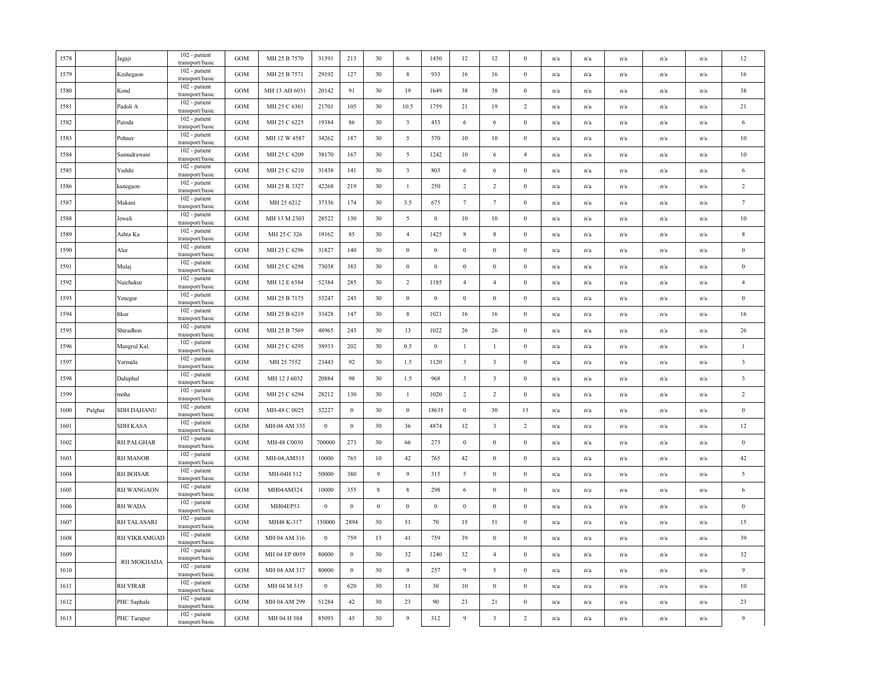| 1578 | | Jagaji | 102 - patient transport/basic | GOM | MH 25 B 7570 | 31391 | 213 | 30 | 6 | 1450 | 12 | 12 | 0 | n/a | n/a | n/a | n/a | n/a | 12 |
|---|---|---|---|---|---|---|---|---|---|---|---|---|---|---|---|---|---|---|---|
| 1579 | | Keshegaon | 102 - patient transport/basic | GOM | MH 25 B 7571 | 29192 | 127 | 30 | 8 | 933 | 16 | 16 | 0 | n/a | n/a | n/a | n/a | n/a | 16 |
| 1580 | | Kond | 102 - patient transport/basic | GOM | MH 13 AH 6031 | 20142 | 91 | 30 | 19 | 1649 | 38 | 38 | 0 | n/a | n/a | n/a | n/a | n/a | 38 |
| 1581 | | Padoli A | 102 - patient transport/basic | GOM | MH 25 C 6301 | 21701 | 105 | 30 | 10.5 | 1759 | 21 | 19 | 2 | n/a | n/a | n/a | n/a | n/a | 21 |
| 1582 | | Patoda | 102 - patient transport/basic | GOM | MH 25 C 6225 | 19384 | 86 | 30 | 3 | 453 | 6 | 6 | 0 | n/a | n/a | n/a | n/a | n/a | 6 |
| 1583 | | Pohner | 102 - patient transport/basic | GOM | MH 12 W 4587 | 34262 | 187 | 30 | 5 | 570 | 10 | 10 | 0 | n/a | n/a | n/a | n/a | n/a | 10 |
| 1584 | | Samudrawani | 102 - patient transport/basic | GOM | MH 25 C 6209 | 38170 | 167 | 30 | 5 | 1242 | 10 | 6 | 4 | n/a | n/a | n/a | n/a | n/a | 10 |
| 1585 | | Yedshi | 102 - patient transport/basic | GOM | MH 25 C 6210 | 31438 | 141 | 30 | 3 | 803 | 6 | 6 | 0 | n/a | n/a | n/a | n/a | n/a | 6 |
| 1586 | | kanegaon | 102 - patient transport/basic | GOM | MH 25 R 3327 | 42268 | 219 | 30 | 1 | 250 | 2 | 2 | 0 | n/a | n/a | n/a | n/a | n/a | 2 |
| 1587 | | Makani | 102 - patient transport/basic | GOM | MH 25 6212 | 37336 | 174 | 30 | 3.5 | 675 | 7 | 7 | 0 | n/a | n/a | n/a | n/a | n/a | 7 |
| 1588 | | Jewali | 102 - patient transport/basic | GOM | MH 13 M 2303 | 28522 | 130 | 30 | 5 | 0 | 10 | 10 | 0 | n/a | n/a | n/a | n/a | n/a | 10 |
| 1589 | | Ashta Ka | 102 - patient transport/basic | GOM | MH 25 C 326 | 19162 | 85 | 30 | 4 | 1425 | 8 | 8 | 0 | n/a | n/a | n/a | n/a | n/a | 8 |
| 1590 | | Alur | 102 - patient transport/basic | GOM | MH 25 C 6296 | 31827 | 140 | 30 | 0 | 0 | 0 | 0 | 0 | n/a | n/a | n/a | n/a | n/a | 0 |
| 1591 | | Mulaj | 102 - patient transport/basic | GOM | MH 25 C 6298 | 73038 | 383 | 30 | 0 | 0 | 0 | 0 | 0 | n/a | n/a | n/a | n/a | n/a | 0 |
| 1592 | | Naichakur | 102 - patient transport/basic | GOM | MH 12 E 6584 | 52384 | 285 | 30 | 2 | 1185 | 4 | 4 | 0 | n/a | n/a | n/a | n/a | n/a | 4 |
| 1593 | | Yenegur | 102 - patient transport/basic | GOM | MH 25 B 7175 | 53247 | 243 | 30 | 0 | 0 | 0 | 0 | 0 | n/a | n/a | n/a | n/a | n/a | 0 |
| 1594 | | Itkur | 102 - patient transport/basic | GOM | MH 25 B 6219 | 33428 | 147 | 30 | 8 | 1021 | 16 | 16 | 0 | n/a | n/a | n/a | n/a | n/a | 16 |
| 1595 | | Shiradhon | 102 - patient transport/basic | GOM | MH 25 B 7569 | 48965 | 243 | 30 | 13 | 1022 | 26 | 26 | 0 | n/a | n/a | n/a | n/a | n/a | 26 |
| 1596 | | Mangrul Kal. | 102 - patient transport/basic | GOM | MH 25 C 6295 | 38933 | 202 | 30 | 0.5 | 0 | 1 | 1 | 0 | n/a | n/a | n/a | n/a | n/a | 1 |
| 1597 | | Yermala | 102 - patient transport/basic | GOM | MH 25 7552 | 23443 | 92 | 30 | 1.5 | 1120 | 3 | 3 | 0 | n/a | n/a | n/a | n/a | n/a | 3 |
| 1598 | | Dahiphal | 102 - patient transport/basic | GOM | MH 12 J 6032 | 20884 | 98 | 30 | 1.5 | 968 | 3 | 3 | 0 | n/a | n/a | n/a | n/a | n/a | 3 |
| 1599 | | moha | 102 - patient transport/basic | GOM | MH 25 C 6294 | 28212 | 130 | 30 | 1 | 1020 | 2 | 2 | 0 | n/a | n/a | n/a | n/a | n/a | 2 |
| 1600 | Palghar | SDH DAHANU | 102 - patient transport/basic | GOM | MH-48 C 0025 | 52227 | 0 | 30 | 0 | 18635 | 0 | 30 | 13 | n/a | n/a | n/a | n/a | n/a | 0 |
| 1601 | | SDH KASA | 102 - patient transport/basic | GOM | MH-04 AM 335 | 0 | 0 | 30 | 36 | 4874 | 12 | 3 | 2 | n/a | n/a | n/a | n/a | n/a | 12 |
| 1602 | | RH PALGHAR | 102 - patient transport/basic | GOM | MH-48 C0030 | 700000 | 273 | 30 | 66 | 273 | 0 | 0 | 0 | n/a | n/a | n/a | n/a | n/a | 0 |
| 1603 | | RH MANOR | 102 - patient transport/basic | GOM | MH-04,AM315 | 10000 | 765 | 10 | 42 | 765 | 42 | 0 | 0 | n/a | n/a | n/a | n/a | n/a | 42 |
| 1604 | | RH BOISAR | 102 - patient transport/basic | GOM | MH-04H 512 | 50000 | 380 | 9 | 9 | 315 | 5 | 0 | 0 | n/a | n/a | n/a | n/a | n/a | 5 |
| 1605 | | RH WANGAON | 102 - patient transport/basic | GOM | MH04AM324 | 10000 | 355 | 8 | 8 | 298 | 6 | 0 | 0 | n/a | n/a | n/a | n/a | n/a | 6 |
| 1606 | | RH WADA | 102 - patient transport/basic | GOM | MH04EP53 | 0 | 0 | 0 | 0 | 0 | 0 | 0 | 0 | n/a | n/a | n/a | n/a | n/a | 0 |
| 1607 | | RH TALASARI | 102 - patient transport/basic | GOM | MH48 K-317 | 150000 | 2894 | 30 | 51 | 70 | 15 | 51 | 0 | n/a | n/a | n/a | n/a | n/a | 15 |
| 1608 | | RH VIKRAMGAD | 102 - patient transport/basic | GOM | MH 04 AM 316 | 0 | 759 | 13 | 41 | 759 | 39 | 0 | 0 | n/a | n/a | n/a | n/a | n/a | 39 |
| 1609 | | RH MOKHADA | 102 - patient transport/basic | GOM | MH 04 EP 0059 | 80000 | 0 | 30 | 32 | 1240 | 32 | 4 | 0 | n/a | n/a | n/a | n/a | n/a | 32 |
| 1610 | | | 102 - patient transport/basic | GOM | MH 04 AM 317 | 80000 | 0 | 30 | 9 | 257 | 9 | 5 | 0 | n/a | n/a | n/a | n/a | n/a | 9 |
| 1611 | | RH VIRAR | 102 - patient transport/basic | GOM | MH 04 M 515 | 0 | 620 | 30 | 11 | 30 | 10 | 0 | 0 | n/a | n/a | n/a | n/a | n/a | 10 |
| 1612 | | PHC Saphale | 102 - patient transport/basic | GOM | MH 04 AM 299 | 51284 | 42 | 30 | 23 | 90 | 23 | 21 | 0 | n/a | n/a | n/a | n/a | n/a | 23 |
| 1613 | | PHC Tarapur | 102 - patient transport/basic | GOM | MH 04 H 384 | 85093 | 45 | 30 | 9 | 312 | 9 | 3 | 2 | n/a | n/a | n/a | n/a | n/a | 9 |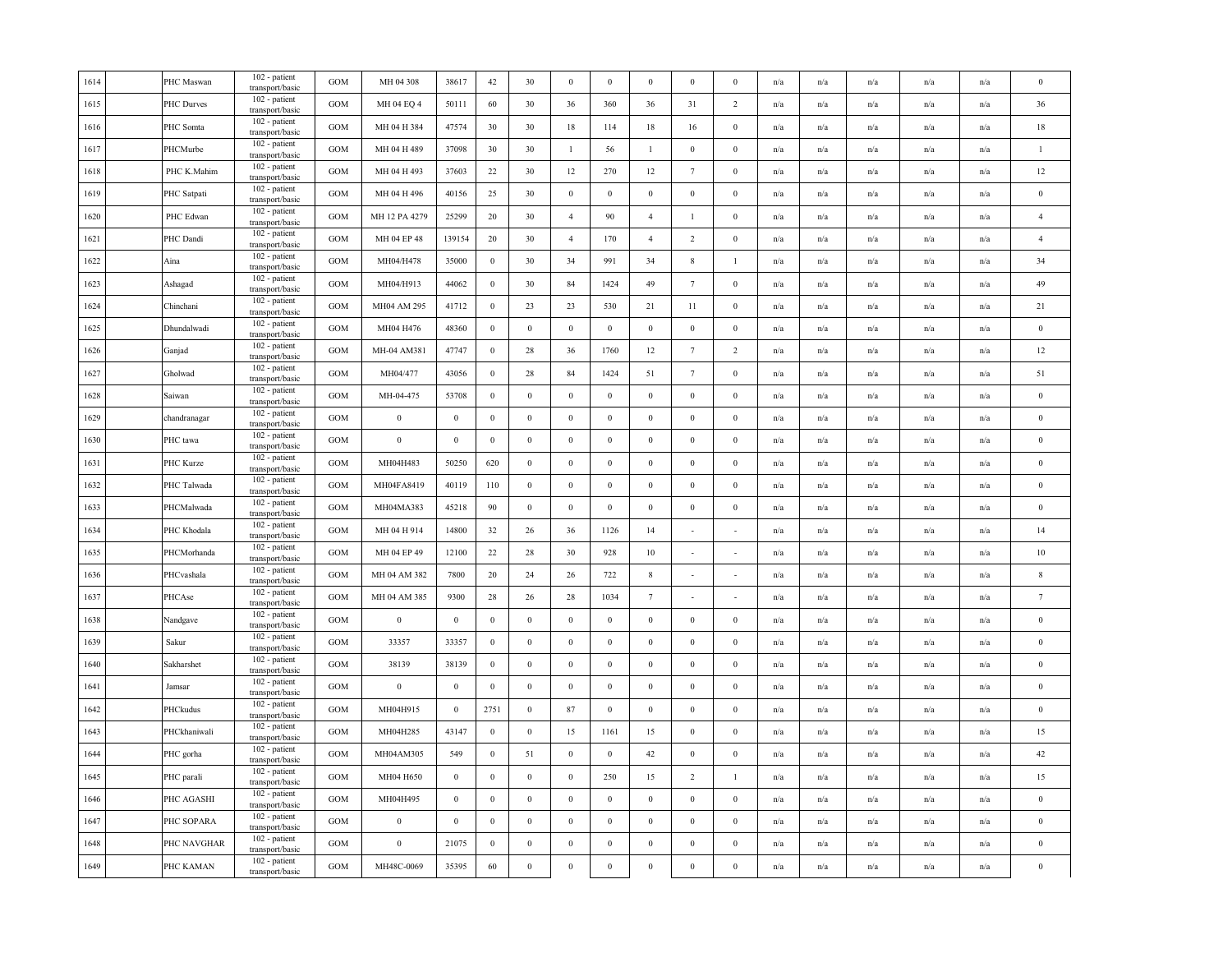| 1614 | | PHC Maswan | 102 - patient transport/basic | GOM | MH 04 308 | 38617 | 42 | 30 | 0 | 0 | 0 | 0 | 0 | n/a | n/a | n/a | n/a | n/a | 0 |
|---|---|---|---|---|---|---|---|---|---|---|---|---|---|---|---|---|---|---|---|
| 1615 | | PHC Durves | 102 - patient transport/basic | GOM | MH 04 EQ 4 | 50111 | 60 | 30 | 36 | 360 | 36 | 31 | 2 | n/a | n/a | n/a | n/a | n/a | 36 |
| 1616 | | PHC Somta | 102 - patient transport/basic | GOM | MH 04 H 384 | 47574 | 30 | 30 | 18 | 114 | 18 | 16 | 0 | n/a | n/a | n/a | n/a | n/a | 18 |
| 1617 | | PHCMurbe | 102 - patient transport/basic | GOM | MH 04 H 489 | 37098 | 30 | 30 | 1 | 56 | 1 | 0 | 0 | n/a | n/a | n/a | n/a | n/a | 1 |
| 1618 | | PHC K.Mahim | 102 - patient transport/basic | GOM | MH 04 H 493 | 37603 | 22 | 30 | 12 | 270 | 12 | 7 | 0 | n/a | n/a | n/a | n/a | n/a | 12 |
| 1619 | | PHC Satpati | 102 - patient transport/basic | GOM | MH 04 H 496 | 40156 | 25 | 30 | 0 | 0 | 0 | 0 | 0 | n/a | n/a | n/a | n/a | n/a | 0 |
| 1620 | | PHC Edwan | 102 - patient transport/basic | GOM | MH 12 PA 4279 | 25299 | 20 | 30 | 4 | 90 | 4 | 1 | 0 | n/a | n/a | n/a | n/a | n/a | 4 |
| 1621 | | PHC Dandi | 102 - patient transport/basic | GOM | MH 04 EP 48 | 139154 | 20 | 30 | 4 | 170 | 4 | 2 | 0 | n/a | n/a | n/a | n/a | n/a | 4 |
| 1622 | | Aina | 102 - patient transport/basic | GOM | MH04/H478 | 35000 | 0 | 30 | 34 | 991 | 34 | 8 | 1 | n/a | n/a | n/a | n/a | n/a | 34 |
| 1623 | | Ashagad | 102 - patient transport/basic | GOM | MH04/H913 | 44062 | 0 | 30 | 84 | 1424 | 49 | 7 | 0 | n/a | n/a | n/a | n/a | n/a | 49 |
| 1624 | | Chinchani | 102 - patient transport/basic | GOM | MH04 AM 295 | 41712 | 0 | 23 | 23 | 530 | 21 | 11 | 0 | n/a | n/a | n/a | n/a | n/a | 21 |
| 1625 | | Dhundalwadi | 102 - patient transport/basic | GOM | MH04 H476 | 48360 | 0 | 0 | 0 | 0 | 0 | 0 | 0 | n/a | n/a | n/a | n/a | n/a | 0 |
| 1626 | | Ganjad | 102 - patient transport/basic | GOM | MH-04 AM381 | 47747 | 0 | 28 | 36 | 1760 | 12 | 7 | 2 | n/a | n/a | n/a | n/a | n/a | 12 |
| 1627 | | Gholwad | 102 - patient transport/basic | GOM | MH04/477 | 43056 | 0 | 28 | 84 | 1424 | 51 | 7 | 0 | n/a | n/a | n/a | n/a | n/a | 51 |
| 1628 | | Saiwan | 102 - patient transport/basic | GOM | MH-04-475 | 53708 | 0 | 0 | 0 | 0 | 0 | 0 | 0 | n/a | n/a | n/a | n/a | n/a | 0 |
| 1629 | | chandranagar | 102 - patient transport/basic | GOM | 0 | 0 | 0 | 0 | 0 | 0 | 0 | 0 | 0 | n/a | n/a | n/a | n/a | n/a | 0 |
| 1630 | | PHC tawa | 102 - patient transport/basic | GOM | 0 | 0 | 0 | 0 | 0 | 0 | 0 | 0 | 0 | n/a | n/a | n/a | n/a | n/a | 0 |
| 1631 | | PHC Kurze | 102 - patient transport/basic | GOM | MH04H483 | 50250 | 620 | 0 | 0 | 0 | 0 | 0 | 0 | n/a | n/a | n/a | n/a | n/a | 0 |
| 1632 | | PHC Talwada | 102 - patient transport/basic | GOM | MH04FA8419 | 40119 | 110 | 0 | 0 | 0 | 0 | 0 | 0 | n/a | n/a | n/a | n/a | n/a | 0 |
| 1633 | | PHCMalwada | 102 - patient transport/basic | GOM | MH04MA383 | 45218 | 90 | 0 | 0 | 0 | 0 | 0 | 0 | n/a | n/a | n/a | n/a | n/a | 0 |
| 1634 | | PHC Khodala | 102 - patient transport/basic | GOM | MH 04 H 914 | 14800 | 32 | 26 | 36 | 1126 | 14 | - | - | n/a | n/a | n/a | n/a | n/a | 14 |
| 1635 | | PHCMorhanda | 102 - patient transport/basic | GOM | MH 04 EP 49 | 12100 | 22 | 28 | 30 | 928 | 10 | - | - | n/a | n/a | n/a | n/a | n/a | 10 |
| 1636 | | PHCvashala | 102 - patient transport/basic | GOM | MH 04 AM 382 | 7800 | 20 | 24 | 26 | 722 | 8 | - | - | n/a | n/a | n/a | n/a | n/a | 8 |
| 1637 | | PHCAse | 102 - patient transport/basic | GOM | MH 04 AM 385 | 9300 | 28 | 26 | 28 | 1034 | 7 | - | - | n/a | n/a | n/a | n/a | n/a | 7 |
| 1638 | | Nandgave | 102 - patient transport/basic | GOM | 0 | 0 | 0 | 0 | 0 | 0 | 0 | 0 | 0 | n/a | n/a | n/a | n/a | n/a | 0 |
| 1639 | | Sakur | 102 - patient transport/basic | GOM | 33357 | 33357 | 0 | 0 | 0 | 0 | 0 | 0 | 0 | n/a | n/a | n/a | n/a | n/a | 0 |
| 1640 | | Sakharshet | 102 - patient transport/basic | GOM | 38139 | 38139 | 0 | 0 | 0 | 0 | 0 | 0 | 0 | n/a | n/a | n/a | n/a | n/a | 0 |
| 1641 | | Jamsar | 102 - patient transport/basic | GOM | 0 | 0 | 0 | 0 | 0 | 0 | 0 | 0 | 0 | n/a | n/a | n/a | n/a | n/a | 0 |
| 1642 | | PHCkudus | 102 - patient transport/basic | GOM | MH04H915 | 0 | 2751 | 0 | 87 | 0 | 0 | 0 | 0 | n/a | n/a | n/a | n/a | n/a | 0 |
| 1643 | | PHCkhaniwali | 102 - patient transport/basic | GOM | MH04H285 | 43147 | 0 | 0 | 15 | 1161 | 15 | 0 | 0 | n/a | n/a | n/a | n/a | n/a | 15 |
| 1644 | | PHC gorha | 102 - patient transport/basic | GOM | MH04AM305 | 549 | 0 | 51 | 0 | 0 | 42 | 0 | 0 | n/a | n/a | n/a | n/a | n/a | 42 |
| 1645 | | PHC parali | 102 - patient transport/basic | GOM | MH04 H650 | 0 | 0 | 0 | 0 | 250 | 15 | 2 | 1 | n/a | n/a | n/a | n/a | n/a | 15 |
| 1646 | | PHC AGASHI | 102 - patient transport/basic | GOM | MH04H495 | 0 | 0 | 0 | 0 | 0 | 0 | 0 | 0 | n/a | n/a | n/a | n/a | n/a | 0 |
| 1647 | | PHC SOPARA | 102 - patient transport/basic | GOM | 0 | 0 | 0 | 0 | 0 | 0 | 0 | 0 | 0 | n/a | n/a | n/a | n/a | n/a | 0 |
| 1648 | | PHC NAVGHAR | 102 - patient transport/basic | GOM | 0 | 21075 | 0 | 0 | 0 | 0 | 0 | 0 | 0 | n/a | n/a | n/a | n/a | n/a | 0 |
| 1649 | | PHC KAMAN | 102 - patient transport/basic | GOM | MH48C-0069 | 35395 | 60 | 0 | 0 | 0 | 0 | 0 | 0 | n/a | n/a | n/a | n/a | n/a | 0 |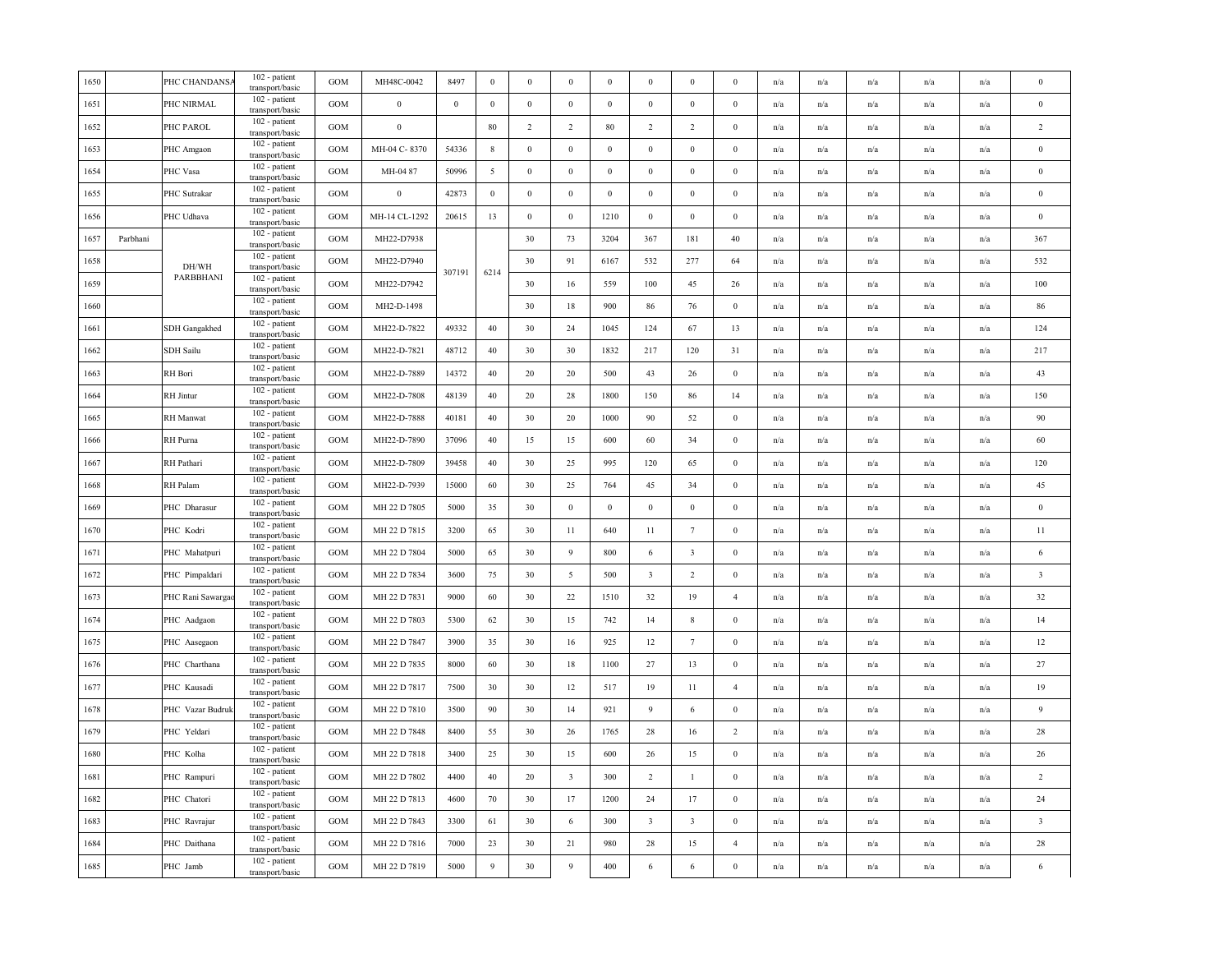| 1650 | | PHC CHANDANSA | 102 - patient transport/basic | GOM | MH48C-0042 | 8497 | 0 | 0 | 0 | 0 | 0 | 0 | 0 | n/a | n/a | n/a | n/a | n/a | 0 |
|---|---|---|---|---|---|---|---|---|---|---|---|---|---|---|---|---|---|---|---|
| 1651 | | PHC NIRMAL | 102 - patient transport/basic | GOM | 0 | 0 | 0 | 0 | 0 | 0 | 0 | 0 | 0 | n/a | n/a | n/a | n/a | n/a | 0 |
| 1652 | | PHC PAROL | 102 - patient transport/basic | GOM | 0 | | 80 | 2 | 2 | 80 | 2 | 2 | 0 | n/a | n/a | n/a | n/a | n/a | 2 |
| 1653 | | PHC Amgaon | 102 - patient transport/basic | GOM | MH-04 C- 8370 | 54336 | 8 | 0 | 0 | 0 | 0 | 0 | 0 | n/a | n/a | n/a | n/a | n/a | 0 |
| 1654 | | PHC Vasa | 102 - patient transport/basic | GOM | MH-04 87 | 50996 | 5 | 0 | 0 | 0 | 0 | 0 | 0 | n/a | n/a | n/a | n/a | n/a | 0 |
| 1655 | | PHC Sutrakar | 102 - patient transport/basic | GOM | 0 | 42873 | 0 | 0 | 0 | 0 | 0 | 0 | 0 | n/a | n/a | n/a | n/a | n/a | 0 |
| 1656 | | PHC Udhava | 102 - patient transport/basic | GOM | MH-14 CL-1292 | 20615 | 13 | 0 | 0 | 1210 | 0 | 0 | 0 | n/a | n/a | n/a | n/a | n/a | 0 |
| 1657 | Parbhani | DH/WH PARBBHANI | 102 - patient transport/basic | GOM | MH22-D7938 | 307191 | 6214 | 30 | 73 | 3204 | 367 | 181 | 40 | n/a | n/a | n/a | n/a | n/a | 367 |
| 1658 | | | 102 - patient transport/basic | GOM | MH22-D7940 | | | 30 | 91 | 6167 | 532 | 277 | 64 | n/a | n/a | n/a | n/a | n/a | 532 |
| 1659 | | | 102 - patient transport/basic | GOM | MH22-D7942 | | | 30 | 16 | 559 | 100 | 45 | 26 | n/a | n/a | n/a | n/a | n/a | 100 |
| 1660 | | | 102 - patient transport/basic | GOM | MH2-D-1498 | | | 30 | 18 | 900 | 86 | 76 | 0 | n/a | n/a | n/a | n/a | n/a | 86 |
| 1661 | | SDH Gangakhed | 102 - patient transport/basic | GOM | MH22-D-7822 | 49332 | 40 | 30 | 24 | 1045 | 124 | 67 | 13 | n/a | n/a | n/a | n/a | n/a | 124 |
| 1662 | | SDH Sailu | 102 - patient transport/basic | GOM | MH22-D-7821 | 48712 | 40 | 30 | 30 | 1832 | 217 | 120 | 31 | n/a | n/a | n/a | n/a | n/a | 217 |
| 1663 | | RH Bori | 102 - patient transport/basic | GOM | MH22-D-7889 | 14372 | 40 | 20 | 20 | 500 | 43 | 26 | 0 | n/a | n/a | n/a | n/a | n/a | 43 |
| 1664 | | RH Jintur | 102 - patient transport/basic | GOM | MH22-D-7808 | 48139 | 40 | 20 | 28 | 1800 | 150 | 86 | 14 | n/a | n/a | n/a | n/a | n/a | 150 |
| 1665 | | RH Manwat | 102 - patient transport/basic | GOM | MH22-D-7888 | 40181 | 40 | 30 | 20 | 1000 | 90 | 52 | 0 | n/a | n/a | n/a | n/a | n/a | 90 |
| 1666 | | RH Purna | 102 - patient transport/basic | GOM | MH22-D-7890 | 37096 | 40 | 15 | 15 | 600 | 60 | 34 | 0 | n/a | n/a | n/a | n/a | n/a | 60 |
| 1667 | | RH Pathari | 102 - patient transport/basic | GOM | MH22-D-7809 | 39458 | 40 | 30 | 25 | 995 | 120 | 65 | 0 | n/a | n/a | n/a | n/a | n/a | 120 |
| 1668 | | RH Palam | 102 - patient transport/basic | GOM | MH22-D-7939 | 15000 | 60 | 30 | 25 | 764 | 45 | 34 | 0 | n/a | n/a | n/a | n/a | n/a | 45 |
| 1669 | | PHC Dharasur | 102 - patient transport/basic | GOM | MH 22 D 7805 | 5000 | 35 | 30 | 0 | 0 | 0 | 0 | 0 | n/a | n/a | n/a | n/a | n/a | 0 |
| 1670 | | PHC Kodri | 102 - patient transport/basic | GOM | MH 22 D 7815 | 3200 | 65 | 30 | 11 | 640 | 11 | 7 | 0 | n/a | n/a | n/a | n/a | n/a | 11 |
| 1671 | | PHC Mahatpuri | 102 - patient transport/basic | GOM | MH 22 D 7804 | 5000 | 65 | 30 | 9 | 800 | 6 | 3 | 0 | n/a | n/a | n/a | n/a | n/a | 6 |
| 1672 | | PHC Pimpaldari | 102 - patient transport/basic | GOM | MH 22 D 7834 | 3600 | 75 | 30 | 5 | 500 | 3 | 2 | 0 | n/a | n/a | n/a | n/a | n/a | 3 |
| 1673 | | PHC Rani Sawargao | 102 - patient transport/basic | GOM | MH 22 D 7831 | 9000 | 60 | 30 | 22 | 1510 | 32 | 19 | 4 | n/a | n/a | n/a | n/a | n/a | 32 |
| 1674 | | PHC Aadgaon | 102 - patient transport/basic | GOM | MH 22 D 7803 | 5300 | 62 | 30 | 15 | 742 | 14 | 8 | 0 | n/a | n/a | n/a | n/a | n/a | 14 |
| 1675 | | PHC Aasegaon | 102 - patient transport/basic | GOM | MH 22 D 7847 | 3900 | 35 | 30 | 16 | 925 | 12 | 7 | 0 | n/a | n/a | n/a | n/a | n/a | 12 |
| 1676 | | PHC Charthana | 102 - patient transport/basic | GOM | MH 22 D 7835 | 8000 | 60 | 30 | 18 | 1100 | 27 | 13 | 0 | n/a | n/a | n/a | n/a | n/a | 27 |
| 1677 | | PHC Kausadi | 102 - patient transport/basic | GOM | MH 22 D 7817 | 7500 | 30 | 30 | 12 | 517 | 19 | 11 | 4 | n/a | n/a | n/a | n/a | n/a | 19 |
| 1678 | | PHC Vazar Budruk | 102 - patient transport/basic | GOM | MH 22 D 7810 | 3500 | 90 | 30 | 14 | 921 | 9 | 6 | 0 | n/a | n/a | n/a | n/a | n/a | 9 |
| 1679 | | PHC Yeldari | 102 - patient transport/basic | GOM | MH 22 D 7848 | 8400 | 55 | 30 | 26 | 1765 | 28 | 16 | 2 | n/a | n/a | n/a | n/a | n/a | 28 |
| 1680 | | PHC Kolha | 102 - patient transport/basic | GOM | MH 22 D 7818 | 3400 | 25 | 30 | 15 | 600 | 26 | 15 | 0 | n/a | n/a | n/a | n/a | n/a | 26 |
| 1681 | | PHC Rampuri | 102 - patient transport/basic | GOM | MH 22 D 7802 | 4400 | 40 | 20 | 3 | 300 | 2 | 1 | 0 | n/a | n/a | n/a | n/a | n/a | 2 |
| 1682 | | PHC Chatori | 102 - patient transport/basic | GOM | MH 22 D 7813 | 4600 | 70 | 30 | 17 | 1200 | 24 | 17 | 0 | n/a | n/a | n/a | n/a | n/a | 24 |
| 1683 | | PHC Ravrajur | 102 - patient transport/basic | GOM | MH 22 D 7843 | 3300 | 61 | 30 | 6 | 300 | 3 | 3 | 0 | n/a | n/a | n/a | n/a | n/a | 3 |
| 1684 | | PHC Daithana | 102 - patient transport/basic | GOM | MH 22 D 7816 | 7000 | 23 | 30 | 21 | 980 | 28 | 15 | 4 | n/a | n/a | n/a | n/a | n/a | 28 |
| 1685 | | PHC Jamb | 102 - patient transport/basic | GOM | MH 22 D 7819 | 5000 | 9 | 30 | 9 | 400 | 6 | 6 | 0 | n/a | n/a | n/a | n/a | n/a | 6 |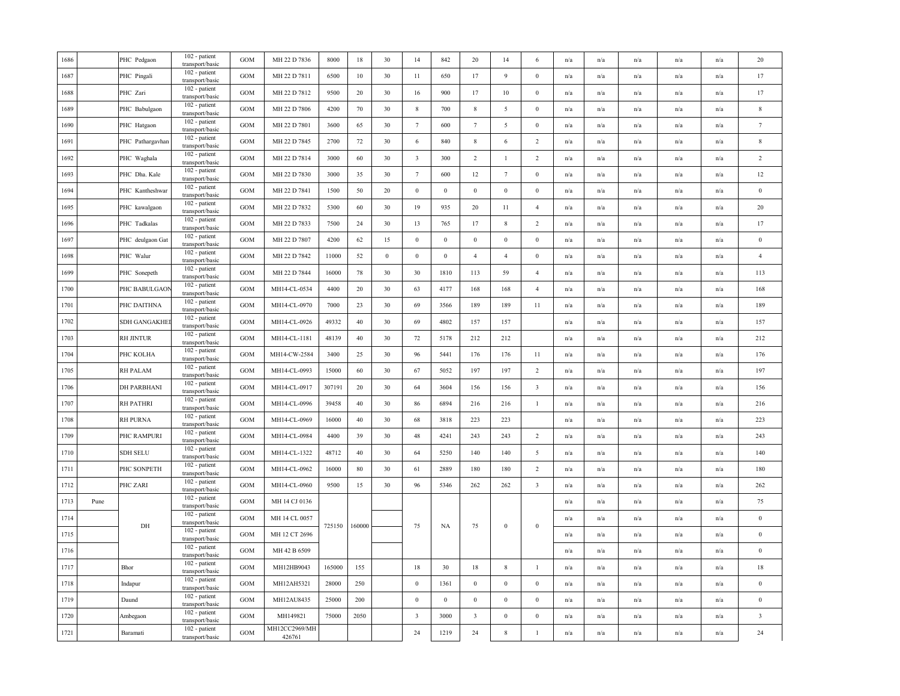| | | | | | | | | | | | | | | | | | | | | |
|---|---|---|---|---|---|---|---|---|---|---|---|---|---|---|---|---|---|---|---|---|
| 1686 | | PHC Pedgaon | 102 - patient transport/basic | GOM | MH 22 D 7836 | 8000 | 18 | 30 | 14 | 842 | 20 | 14 | 6 | n/a | n/a | n/a | n/a | n/a | n/a | 20 |
| 1687 | | PHC Pingali | 102 - patient transport/basic | GOM | MH 22 D 7811 | 6500 | 10 | 30 | 11 | 650 | 17 | 9 | 0 | n/a | n/a | n/a | n/a | n/a | n/a | 17 |
| 1688 | | PHC Zari | 102 - patient transport/basic | GOM | MH 22 D 7812 | 9500 | 20 | 30 | 16 | 900 | 17 | 10 | 0 | n/a | n/a | n/a | n/a | n/a | n/a | 17 |
| 1689 | | PHC Babulgaon | 102 - patient transport/basic | GOM | MH 22 D 7806 | 4200 | 70 | 30 | 8 | 700 | 8 | 5 | 0 | n/a | n/a | n/a | n/a | n/a | n/a | 8 |
| 1690 | | PHC Hatgaon | 102 - patient transport/basic | GOM | MH 22 D 7801 | 3600 | 65 | 30 | 7 | 600 | 7 | 5 | 0 | n/a | n/a | n/a | n/a | n/a | n/a | 7 |
| 1691 | | PHC Pathargavhan | 102 - patient transport/basic | GOM | MH 22 D 7845 | 2700 | 72 | 30 | 6 | 840 | 8 | 6 | 2 | n/a | n/a | n/a | n/a | n/a | n/a | 8 |
| 1692 | | PHC Waghala | 102 - patient transport/basic | GOM | MH 22 D 7814 | 3000 | 60 | 30 | 3 | 300 | 2 | 1 | 2 | n/a | n/a | n/a | n/a | n/a | n/a | 2 |
| 1693 | | PHC Dha. Kale | 102 - patient transport/basic | GOM | MH 22 D 7830 | 3000 | 35 | 30 | 7 | 600 | 12 | 7 | 0 | n/a | n/a | n/a | n/a | n/a | n/a | 12 |
| 1694 | | PHC Kantheshwar | 102 - patient transport/basic | GOM | MH 22 D 7841 | 1500 | 50 | 20 | 0 | 0 | 0 | 0 | 0 | n/a | n/a | n/a | n/a | n/a | n/a | 0 |
| 1695 | | PHC kawalgaon | 102 - patient transport/basic | GOM | MH 22 D 7832 | 5300 | 60 | 30 | 19 | 935 | 20 | 11 | 4 | n/a | n/a | n/a | n/a | n/a | n/a | 20 |
| 1696 | | PHC Tadkalas | 102 - patient transport/basic | GOM | MH 22 D 7833 | 7500 | 24 | 30 | 13 | 765 | 17 | 8 | 2 | n/a | n/a | n/a | n/a | n/a | n/a | 17 |
| 1697 | | PHC deulgaon Gat | 102 - patient transport/basic | GOM | MH 22 D 7807 | 4200 | 62 | 15 | 0 | 0 | 0 | 0 | 0 | n/a | n/a | n/a | n/a | n/a | n/a | 0 |
| 1698 | | PHC Walur | 102 - patient transport/basic | GOM | MH 22 D 7842 | 11000 | 52 | 0 | 0 | 0 | 4 | 4 | 0 | n/a | n/a | n/a | n/a | n/a | n/a | 4 |
| 1699 | | PHC Sonepeth | 102 - patient transport/basic | GOM | MH 22 D 7844 | 16000 | 78 | 30 | 30 | 1810 | 113 | 59 | 4 | n/a | n/a | n/a | n/a | n/a | n/a | 113 |
| 1700 | | PHC BABULGAON | 102 - patient transport/basic | GOM | MH14-CL-0534 | 4400 | 20 | 30 | 63 | 4177 | 168 | 168 | 4 | n/a | n/a | n/a | n/a | n/a | n/a | 168 |
| 1701 | | PHC DAITHNA | 102 - patient transport/basic | GOM | MH14-CL-0970 | 7000 | 23 | 30 | 69 | 3566 | 189 | 189 | 11 | n/a | n/a | n/a | n/a | n/a | n/a | 189 |
| 1702 | | SDH GANGAKHED | 102 - patient transport/basic | GOM | MH14-CL-0926 | 49332 | 40 | 30 | 69 | 4802 | 157 | 157 | | n/a | n/a | n/a | n/a | n/a | n/a | 157 |
| 1703 | | RH JINTUR | 102 - patient transport/basic | GOM | MH14-CL-1181 | 48139 | 40 | 30 | 72 | 5178 | 212 | 212 | | n/a | n/a | n/a | n/a | n/a | n/a | 212 |
| 1704 | | PHC KOLHA | 102 - patient transport/basic | GOM | MH14-CW-2584 | 3400 | 25 | 30 | 96 | 5441 | 176 | 176 | 11 | n/a | n/a | n/a | n/a | n/a | n/a | 176 |
| 1705 | | RH PALAM | 102 - patient transport/basic | GOM | MH14-CL-0993 | 15000 | 60 | 30 | 67 | 5052 | 197 | 197 | 2 | n/a | n/a | n/a | n/a | n/a | n/a | 197 |
| 1706 | | DH PARBHANI | 102 - patient transport/basic | GOM | MH14-CL-0917 | 307191 | 20 | 30 | 64 | 3604 | 156 | 156 | 3 | n/a | n/a | n/a | n/a | n/a | n/a | 156 |
| 1707 | | RH PATHRI | 102 - patient transport/basic | GOM | MH14-CL-0996 | 39458 | 40 | 30 | 86 | 6894 | 216 | 216 | 1 | n/a | n/a | n/a | n/a | n/a | n/a | 216 |
| 1708 | | RH PURNA | 102 - patient transport/basic | GOM | MH14-CL-0969 | 16000 | 40 | 30 | 68 | 3818 | 223 | 223 | | n/a | n/a | n/a | n/a | n/a | n/a | 223 |
| 1709 | | PHC RAMPURI | 102 - patient transport/basic | GOM | MH14-CL-0984 | 4400 | 39 | 30 | 48 | 4241 | 243 | 243 | 2 | n/a | n/a | n/a | n/a | n/a | n/a | 243 |
| 1710 | | SDH SELU | 102 - patient transport/basic | GOM | MH14-CL-1322 | 48712 | 40 | 30 | 64 | 5250 | 140 | 140 | 5 | n/a | n/a | n/a | n/a | n/a | n/a | 140 |
| 1711 | | PHC SONPETH | 102 - patient transport/basic | GOM | MH14-CL-0962 | 16000 | 80 | 30 | 61 | 2889 | 180 | 180 | 2 | n/a | n/a | n/a | n/a | n/a | n/a | 180 |
| 1712 | | PHC ZARI | 102 - patient transport/basic | GOM | MH14-CL-0960 | 9500 | 15 | 30 | 96 | 5346 | 262 | 262 | 3 | n/a | n/a | n/a | n/a | n/a | n/a | 262 |
| 1713 | Pune | DH | 102 - patient transport/basic | GOM | MH 14 CJ 0136 | 725150 | 160000 | | 75 | NA | 75 | 0 | 0 | n/a | n/a | n/a | n/a | n/a | n/a | 75 |
| 1714 | | | 102 - patient transport/basic | GOM | MH 14 CL 0057 | | | | | | | | | n/a | n/a | n/a | n/a | n/a | n/a | 0 |
| 1715 | | | 102 - patient transport/basic | GOM | MH 12 CT 2696 | | | | | | | | | n/a | n/a | n/a | n/a | n/a | n/a | 0 |
| 1716 | | | 102 - patient transport/basic | GOM | MH 42 B 6509 | | | | | | | | | n/a | n/a | n/a | n/a | n/a | n/a | 0 |
| 1717 | | Bhor | 102 - patient transport/basic | GOM | MH12HB9043 | 165000 | 155 | | 18 | 30 | 18 | 8 | 1 | n/a | n/a | n/a | n/a | n/a | n/a | 18 |
| 1718 | | Indapur | 102 - patient transport/basic | GOM | MH12AH5321 | 28000 | 250 | | 0 | 1361 | 0 | 0 | 0 | n/a | n/a | n/a | n/a | n/a | n/a | 0 |
| 1719 | | Daund | 102 - patient transport/basic | GOM | MH12AU8435 | 25000 | 200 | | 0 | 0 | 0 | 0 | 0 | n/a | n/a | n/a | n/a | n/a | n/a | 0 |
| 1720 | | Ambegaon | 102 - patient transport/basic | GOM | MH149821 | 75000 | 2050 | | 3 | 3000 | 3 | 0 | 0 | n/a | n/a | n/a | n/a | n/a | n/a | 3 |
| 1721 | | Baramati | 102 - patient transport/basic | GOM | MH12CC2969/MH 426761 | | | | 24 | 1219 | 24 | 8 | 1 | n/a | n/a | n/a | n/a | n/a | n/a | 24 |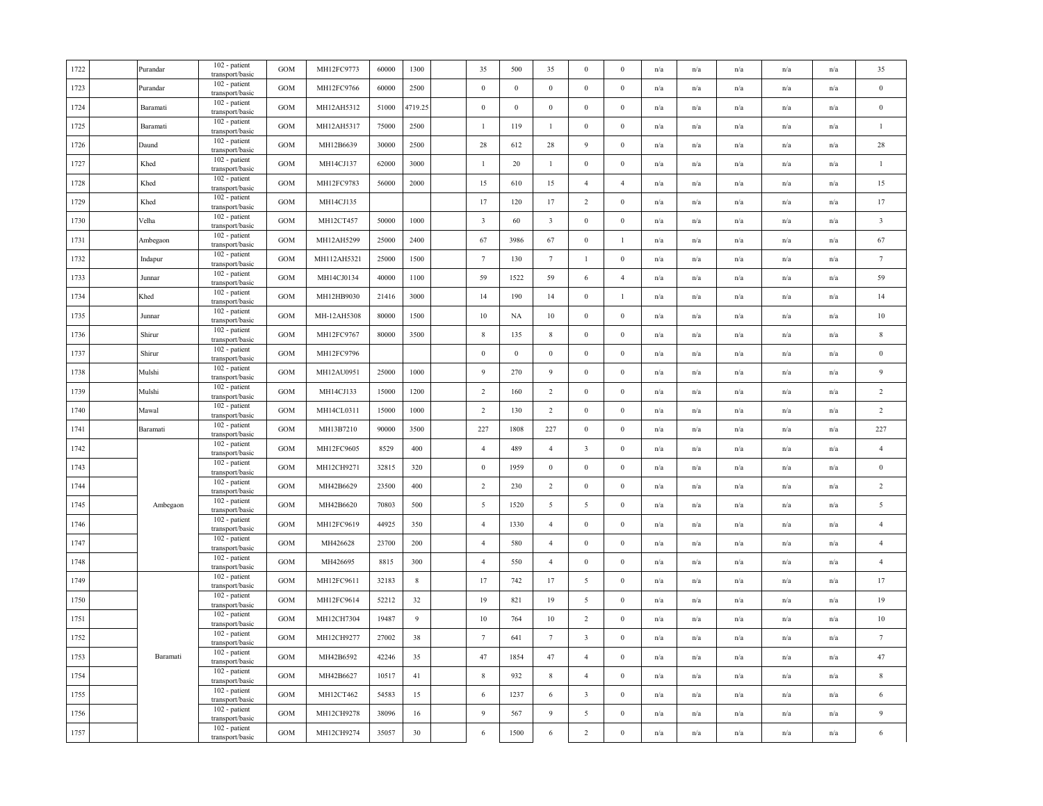| | | | | | | | | | | | | | | | | | | | | |
|---|---|---|---|---|---|---|---|---|---|---|---|---|---|---|---|---|---|---|---|---|
| 1722 | | Purandar | 102 - patient transport/basic | GOM | MH12FC9773 | 60000 | 1300 | | 35 | 500 | 35 | 0 | 0 | n/a | n/a | n/a | n/a | n/a | 35 |
| 1723 | | Purandar | 102 - patient transport/basic | GOM | MH12FC9766 | 60000 | 2500 | | 0 | 0 | 0 | 0 | 0 | n/a | n/a | n/a | n/a | n/a | 0 |
| 1724 | | Baramati | 102 - patient transport/basic | GOM | MH12AH5312 | 51000 | 4719.25 | | 0 | 0 | 0 | 0 | 0 | n/a | n/a | n/a | n/a | n/a | 0 |
| 1725 | | Baramati | 102 - patient transport/basic | GOM | MH12AH5317 | 75000 | 2500 | | 1 | 119 | 1 | 0 | 0 | n/a | n/a | n/a | n/a | n/a | 1 |
| 1726 | | Daund | 102 - patient transport/basic | GOM | MH12B6639 | 30000 | 2500 | | 28 | 612 | 28 | 9 | 0 | n/a | n/a | n/a | n/a | n/a | 28 |
| 1727 | | Khed | 102 - patient transport/basic | GOM | MH14CJ137 | 62000 | 3000 | | 1 | 20 | 1 | 0 | 0 | n/a | n/a | n/a | n/a | n/a | 1 |
| 1728 | | Khed | 102 - patient transport/basic | GOM | MH12FC9783 | 56000 | 2000 | | 15 | 610 | 15 | 4 | 4 | n/a | n/a | n/a | n/a | n/a | 15 |
| 1729 | | Khed | 102 - patient transport/basic | GOM | MH14CJ135 | | | | 17 | 120 | 17 | 2 | 0 | n/a | n/a | n/a | n/a | n/a | 17 |
| 1730 | | Velha | 102 - patient transport/basic | GOM | MH12CT457 | 50000 | 1000 | | 3 | 60 | 3 | 0 | 0 | n/a | n/a | n/a | n/a | n/a | 3 |
| 1731 | | Ambegaon | 102 - patient transport/basic | GOM | MH12AH5299 | 25000 | 2400 | | 67 | 3986 | 67 | 0 | 1 | n/a | n/a | n/a | n/a | n/a | 67 |
| 1732 | | Indapur | 102 - patient transport/basic | GOM | MH112AH5321 | 25000 | 1500 | | 7 | 130 | 7 | 1 | 0 | n/a | n/a | n/a | n/a | n/a | 7 |
| 1733 | | Junnar | 102 - patient transport/basic | GOM | MH14CJ0134 | 40000 | 1100 | | 59 | 1522 | 59 | 6 | 4 | n/a | n/a | n/a | n/a | n/a | 59 |
| 1734 | | Khed | 102 - patient transport/basic | GOM | MH12HB9030 | 21416 | 3000 | | 14 | 190 | 14 | 0 | 1 | n/a | n/a | n/a | n/a | n/a | 14 |
| 1735 | | Junnar | 102 - patient transport/basic | GOM | MH-12AH5308 | 80000 | 1500 | | 10 | NA | 10 | 0 | 0 | n/a | n/a | n/a | n/a | n/a | 10 |
| 1736 | | Shirur | 102 - patient transport/basic | GOM | MH12FC9767 | 80000 | 3500 | | 8 | 135 | 8 | 0 | 0 | n/a | n/a | n/a | n/a | n/a | 8 |
| 1737 | | Shirur | 102 - patient transport/basic | GOM | MH12FC9796 | | | | 0 | 0 | 0 | 0 | 0 | n/a | n/a | n/a | n/a | n/a | 0 |
| 1738 | | Mulshi | 102 - patient transport/basic | GOM | MH12AU0951 | 25000 | 1000 | | 9 | 270 | 9 | 0 | 0 | n/a | n/a | n/a | n/a | n/a | 9 |
| 1739 | | Mulshi | 102 - patient transport/basic | GOM | MH14CJ133 | 15000 | 1200 | | 2 | 160 | 2 | 0 | 0 | n/a | n/a | n/a | n/a | n/a | 2 |
| 1740 | | Mawal | 102 - patient transport/basic | GOM | MH14CL0311 | 15000 | 1000 | | 2 | 130 | 2 | 0 | 0 | n/a | n/a | n/a | n/a | n/a | 2 |
| 1741 | | Baramati | 102 - patient transport/basic | GOM | MH13B7210 | 90000 | 3500 | | 227 | 1808 | 227 | 0 | 0 | n/a | n/a | n/a | n/a | n/a | 227 |
| 1742 | | Ambegaon | 102 - patient transport/basic | GOM | MH12FC9605 | 8529 | 400 | | 4 | 489 | 4 | 3 | 0 | n/a | n/a | n/a | n/a | n/a | 4 |
| 1743 | | | 102 - patient transport/basic | GOM | MH12CH9271 | 32815 | 320 | | 0 | 1959 | 0 | 0 | 0 | n/a | n/a | n/a | n/a | n/a | 0 |
| 1744 | | | 102 - patient transport/basic | GOM | MH42B6629 | 23500 | 400 | | 2 | 230 | 2 | 0 | 0 | n/a | n/a | n/a | n/a | n/a | 2 |
| 1745 | | | 102 - patient transport/basic | GOM | MH42B6620 | 70803 | 500 | | 5 | 1520 | 5 | 5 | 0 | n/a | n/a | n/a | n/a | n/a | 5 |
| 1746 | | | 102 - patient transport/basic | GOM | MH12FC9619 | 44925 | 350 | | 4 | 1330 | 4 | 0 | 0 | n/a | n/a | n/a | n/a | n/a | 4 |
| 1747 | | | 102 - patient transport/basic | GOM | MH426628 | 23700 | 200 | | 4 | 580 | 4 | 0 | 0 | n/a | n/a | n/a | n/a | n/a | 4 |
| 1748 | | | 102 - patient transport/basic | GOM | MH426695 | 8815 | 300 | | 4 | 550 | 4 | 0 | 0 | n/a | n/a | n/a | n/a | n/a | 4 |
| 1749 | | Baramati | 102 - patient transport/basic | GOM | MH12FC9611 | 32183 | 8 | | 17 | 742 | 17 | 5 | 0 | n/a | n/a | n/a | n/a | n/a | 17 |
| 1750 | | | 102 - patient transport/basic | GOM | MH12FC9614 | 52212 | 32 | | 19 | 821 | 19 | 5 | 0 | n/a | n/a | n/a | n/a | n/a | 19 |
| 1751 | | | 102 - patient transport/basic | GOM | MH12CH7304 | 19487 | 9 | | 10 | 764 | 10 | 2 | 0 | n/a | n/a | n/a | n/a | n/a | 10 |
| 1752 | | | 102 - patient transport/basic | GOM | MH12CH9277 | 27002 | 38 | | 7 | 641 | 7 | 3 | 0 | n/a | n/a | n/a | n/a | n/a | 7 |
| 1753 | | | 102 - patient transport/basic | GOM | MH42B6592 | 42246 | 35 | | 47 | 1854 | 47 | 4 | 0 | n/a | n/a | n/a | n/a | n/a | 47 |
| 1754 | | | 102 - patient transport/basic | GOM | MH42B6627 | 10517 | 41 | | 8 | 932 | 8 | 4 | 0 | n/a | n/a | n/a | n/a | n/a | 8 |
| 1755 | | | 102 - patient transport/basic | GOM | MH12CT462 | 54583 | 15 | | 6 | 1237 | 6 | 3 | 0 | n/a | n/a | n/a | n/a | n/a | 6 |
| 1756 | | | 102 - patient transport/basic | GOM | MH12CH9278 | 38096 | 16 | | 9 | 567 | 9 | 5 | 0 | n/a | n/a | n/a | n/a | n/a | 9 |
| 1757 | | | 102 - patient transport/basic | GOM | MH12CH9274 | 35057 | 30 | | 6 | 1500 | 6 | 2 | 0 | n/a | n/a | n/a | n/a | n/a | 6 |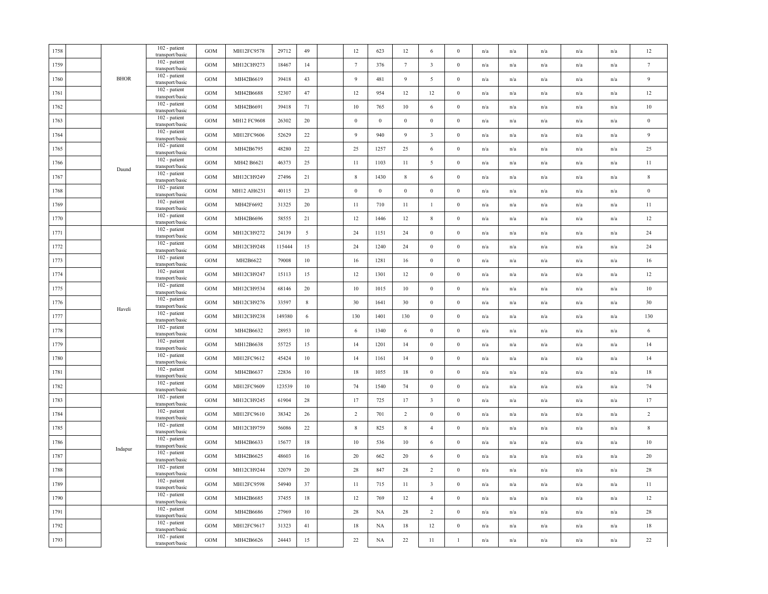| | | | | | | | | | | | | | | | | | | | | |
|---|---|---|---|---|---|---|---|---|---|---|---|---|---|---|---|---|---|---|---|---|
| 1758 | | BHOR | 102 - patient transport/basic | GOM | MH12FC9578 | 29712 | 49 | | 12 | 623 | 12 | 6 | 0 | n/a | n/a | n/a | n/a | n/a | 12 |
| 1759 | | | 102 - patient transport/basic | GOM | MH12CH9273 | 18467 | 14 | | 7 | 376 | 7 | 3 | 0 | n/a | n/a | n/a | n/a | n/a | 7 |
| 1760 | | | 102 - patient transport/basic | GOM | MH42B6619 | 39418 | 43 | | 9 | 481 | 9 | 5 | 0 | n/a | n/a | n/a | n/a | n/a | 9 |
| 1761 | | | 102 - patient transport/basic | GOM | MH42B6688 | 52307 | 47 | | 12 | 954 | 12 | 12 | 0 | n/a | n/a | n/a | n/a | n/a | 12 |
| 1762 | | | 102 - patient transport/basic | GOM | MH42B6691 | 39418 | 71 | | 10 | 765 | 10 | 6 | 0 | n/a | n/a | n/a | n/a | n/a | 10 |
| 1763 | | Daund | 102 - patient transport/basic | GOM | MH12 FC9608 | 26302 | 20 | | 0 | 0 | 0 | 0 | 0 | n/a | n/a | n/a | n/a | n/a | 0 |
| 1764 | | | 102 - patient transport/basic | GOM | MH12FC9606 | 52629 | 22 | | 9 | 940 | 9 | 3 | 0 | n/a | n/a | n/a | n/a | n/a | 9 |
| 1765 | | | 102 - patient transport/basic | GOM | MH42B6795 | 48280 | 22 | | 25 | 1257 | 25 | 6 | 0 | n/a | n/a | n/a | n/a | n/a | 25 |
| 1766 | | | 102 - patient transport/basic | GOM | MH42 B6621 | 46373 | 25 | | 11 | 1103 | 11 | 5 | 0 | n/a | n/a | n/a | n/a | n/a | 11 |
| 1767 | | | 102 - patient transport/basic | GOM | MH12CH9249 | 27496 | 21 | | 8 | 1430 | 8 | 6 | 0 | n/a | n/a | n/a | n/a | n/a | 8 |
| 1768 | | | 102 - patient transport/basic | GOM | MH12 AH6231 | 40115 | 23 | | 0 | 0 | 0 | 0 | 0 | n/a | n/a | n/a | n/a | n/a | 0 |
| 1769 | | | 102 - patient transport/basic | GOM | MH42F6692 | 31325 | 20 | | 11 | 710 | 11 | 1 | 0 | n/a | n/a | n/a | n/a | n/a | 11 |
| 1770 | | | 102 - patient transport/basic | GOM | MH42B6696 | 58555 | 21 | | 12 | 1446 | 12 | 8 | 0 | n/a | n/a | n/a | n/a | n/a | 12 |
| 1771 | | Haveli | 102 - patient transport/basic | GOM | MH12CH9272 | 24139 | 5 | | 24 | 1151 | 24 | 0 | 0 | n/a | n/a | n/a | n/a | n/a | 24 |
| 1772 | | | 102 - patient transport/basic | GOM | MH12CH9248 | 115444 | 15 | | 24 | 1240 | 24 | 0 | 0 | n/a | n/a | n/a | n/a | n/a | 24 |
| 1773 | | | 102 - patient transport/basic | GOM | MH2B6622 | 79008 | 10 | | 16 | 1281 | 16 | 0 | 0 | n/a | n/a | n/a | n/a | n/a | 16 |
| 1774 | | | 102 - patient transport/basic | GOM | MH12CH9247 | 15113 | 15 | | 12 | 1301 | 12 | 0 | 0 | n/a | n/a | n/a | n/a | n/a | 12 |
| 1775 | | | 102 - patient transport/basic | GOM | MH12CH9534 | 68146 | 20 | | 10 | 1015 | 10 | 0 | 0 | n/a | n/a | n/a | n/a | n/a | 10 |
| 1776 | | | 102 - patient transport/basic | GOM | MH12CH9276 | 33597 | 8 | | 30 | 1641 | 30 | 0 | 0 | n/a | n/a | n/a | n/a | n/a | 30 |
| 1777 | | | 102 - patient transport/basic | GOM | MH12CH9238 | 149380 | 6 | | 130 | 1401 | 130 | 0 | 0 | n/a | n/a | n/a | n/a | n/a | 130 |
| 1778 | | | 102 - patient transport/basic | GOM | MH42B6632 | 28953 | 10 | | 6 | 1340 | 6 | 0 | 0 | n/a | n/a | n/a | n/a | n/a | 6 |
| 1779 | | | 102 - patient transport/basic | GOM | MH12B6638 | 55725 | 15 | | 14 | 1201 | 14 | 0 | 0 | n/a | n/a | n/a | n/a | n/a | 14 |
| 1780 | | | 102 - patient transport/basic | GOM | MH12FC9612 | 45424 | 10 | | 14 | 1161 | 14 | 0 | 0 | n/a | n/a | n/a | n/a | n/a | 14 |
| 1781 | | | 102 - patient transport/basic | GOM | MH42B6637 | 22836 | 10 | | 18 | 1055 | 18 | 0 | 0 | n/a | n/a | n/a | n/a | n/a | 18 |
| 1782 | | | 102 - patient transport/basic | GOM | MH12FC9609 | 123539 | 10 | | 74 | 1540 | 74 | 0 | 0 | n/a | n/a | n/a | n/a | n/a | 74 |
| 1783 | | Indapur | 102 - patient transport/basic | GOM | MH12CH9245 | 61904 | 28 | | 17 | 725 | 17 | 3 | 0 | n/a | n/a | n/a | n/a | n/a | 17 |
| 1784 | | | 102 - patient transport/basic | GOM | MH12FC9610 | 38342 | 26 | | 2 | 701 | 2 | 0 | 0 | n/a | n/a | n/a | n/a | n/a | 2 |
| 1785 | | | 102 - patient transport/basic | GOM | MH12CH9759 | 56086 | 22 | | 8 | 825 | 8 | 4 | 0 | n/a | n/a | n/a | n/a | n/a | 8 |
| 1786 | | | 102 - patient transport/basic | GOM | MH42B6633 | 15677 | 18 | | 10 | 536 | 10 | 6 | 0 | n/a | n/a | n/a | n/a | n/a | 10 |
| 1787 | | | 102 - patient transport/basic | GOM | MH42B6625 | 48603 | 16 | | 20 | 662 | 20 | 6 | 0 | n/a | n/a | n/a | n/a | n/a | 20 |
| 1788 | | | 102 - patient transport/basic | GOM | MH12CH9244 | 32079 | 20 | | 28 | 847 | 28 | 2 | 0 | n/a | n/a | n/a | n/a | n/a | 28 |
| 1789 | | | 102 - patient transport/basic | GOM | MH12FC9598 | 54940 | 37 | | 11 | 715 | 11 | 3 | 0 | n/a | n/a | n/a | n/a | n/a | 11 |
| 1790 | | | 102 - patient transport/basic | GOM | MH42B6685 | 37455 | 18 | | 12 | 769 | 12 | 4 | 0 | n/a | n/a | n/a | n/a | n/a | 12 |
| 1791 | | | 102 - patient transport/basic | GOM | MH42B6686 | 27969 | 10 | | 28 | NA | 28 | 2 | 0 | n/a | n/a | n/a | n/a | n/a | 28 |
| 1792 | | | 102 - patient transport/basic | GOM | MH12FC9617 | 31323 | 41 | | 18 | NA | 18 | 12 | 0 | n/a | n/a | n/a | n/a | n/a | 18 |
| 1793 | | | 102 - patient transport/basic | GOM | MH42B6626 | 24443 | 15 | | 22 | NA | 22 | 11 | 1 | n/a | n/a | n/a | n/a | n/a | 22 |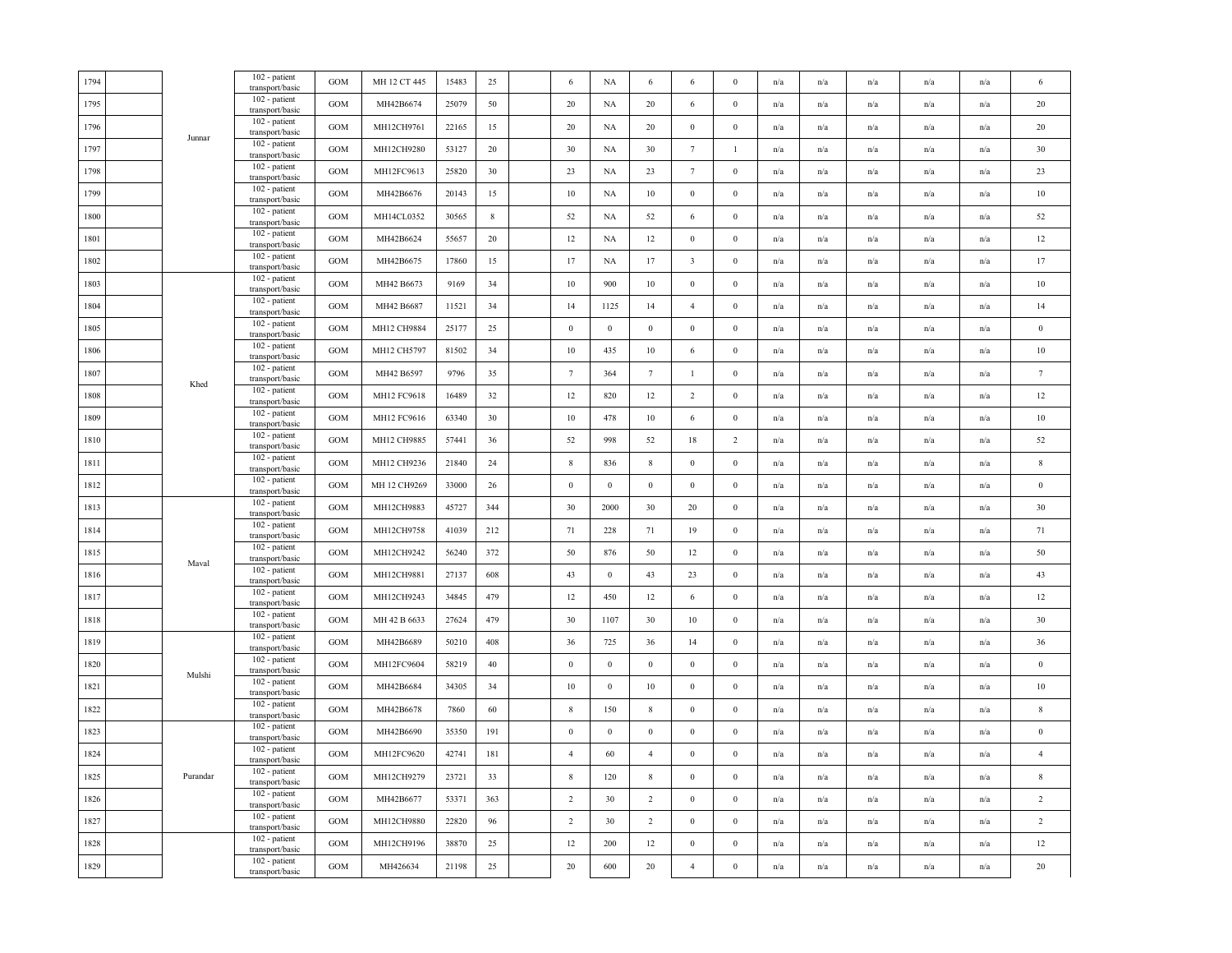| | | | | | | | | | | | | | | | | | | | | |
|---|---|---|---|---|---|---|---|---|---|---|---|---|---|---|---|---|---|---|---|---|
| 1794 | | | 102 - patient transport/basic | GOM | MH 12 CT 445 | 15483 | 25 | | 6 | NA | 6 | 6 | 0 | n/a | n/a | n/a | n/a | n/a | 6 |
| 1795 | | | 102 - patient transport/basic | GOM | MH42B6674 | 25079 | 50 | | 20 | NA | 20 | 6 | 0 | n/a | n/a | n/a | n/a | n/a | 20 |
| 1796 | | Junnar | 102 - patient transport/basic | GOM | MH12CH9761 | 22165 | 15 | | 20 | NA | 20 | 0 | 0 | n/a | n/a | n/a | n/a | n/a | 20 |
| 1797 | | | 102 - patient transport/basic | GOM | MH12CH9280 | 53127 | 20 | | 30 | NA | 30 | 7 | 1 | n/a | n/a | n/a | n/a | n/a | 30 |
| 1798 | | | 102 - patient transport/basic | GOM | MH12FC9613 | 25820 | 30 | | 23 | NA | 23 | 7 | 0 | n/a | n/a | n/a | n/a | n/a | 23 |
| 1799 | | | 102 - patient transport/basic | GOM | MH42B6676 | 20143 | 15 | | 10 | NA | 10 | 0 | 0 | n/a | n/a | n/a | n/a | n/a | 10 |
| 1800 | | | 102 - patient transport/basic | GOM | MH14CL0352 | 30565 | 8 | | 52 | NA | 52 | 6 | 0 | n/a | n/a | n/a | n/a | n/a | 52 |
| 1801 | | | 102 - patient transport/basic | GOM | MH42B6624 | 55657 | 20 | | 12 | NA | 12 | 0 | 0 | n/a | n/a | n/a | n/a | n/a | 12 |
| 1802 | | | 102 - patient transport/basic | GOM | MH42B6675 | 17860 | 15 | | 17 | NA | 17 | 3 | 0 | n/a | n/a | n/a | n/a | n/a | 17 |
| 1803 | | | 102 - patient transport/basic | GOM | MH42 B6673 | 9169 | 34 | | 10 | 900 | 10 | 0 | 0 | n/a | n/a | n/a | n/a | n/a | 10 |
| 1804 | | | 102 - patient transport/basic | GOM | MH42 B6687 | 11521 | 34 | | 14 | 1125 | 14 | 4 | 0 | n/a | n/a | n/a | n/a | n/a | 14 |
| 1805 | | | 102 - patient transport/basic | GOM | MH12 CH9884 | 25177 | 25 | | 0 | 0 | 0 | 0 | 0 | n/a | n/a | n/a | n/a | n/a | 0 |
| 1806 | | | 102 - patient transport/basic | GOM | MH12 CH5797 | 81502 | 34 | | 10 | 435 | 10 | 6 | 0 | n/a | n/a | n/a | n/a | n/a | 10 |
| 1807 | | Khed | 102 - patient transport/basic | GOM | MH42 B6597 | 9796 | 35 | | 7 | 364 | 7 | 1 | 0 | n/a | n/a | n/a | n/a | n/a | 7 |
| 1808 | | | 102 - patient transport/basic | GOM | MH12 FC9618 | 16489 | 32 | | 12 | 820 | 12 | 2 | 0 | n/a | n/a | n/a | n/a | n/a | 12 |
| 1809 | | | 102 - patient transport/basic | GOM | MH12 FC9616 | 63340 | 30 | | 10 | 478 | 10 | 6 | 0 | n/a | n/a | n/a | n/a | n/a | 10 |
| 1810 | | | 102 - patient transport/basic | GOM | MH12 CH9885 | 57441 | 36 | | 52 | 998 | 52 | 18 | 2 | n/a | n/a | n/a | n/a | n/a | 52 |
| 1811 | | | 102 - patient transport/basic | GOM | MH12 CH9236 | 21840 | 24 | | 8 | 836 | 8 | 0 | 0 | n/a | n/a | n/a | n/a | n/a | 8 |
| 1812 | | | 102 - patient transport/basic | GOM | MH 12 CH9269 | 33000 | 26 | | 0 | 0 | 0 | 0 | 0 | n/a | n/a | n/a | n/a | n/a | 0 |
| 1813 | | | 102 - patient transport/basic | GOM | MH12CH9883 | 45727 | 344 | | 30 | 2000 | 30 | 20 | 0 | n/a | n/a | n/a | n/a | n/a | 30 |
| 1814 | | | 102 - patient transport/basic | GOM | MH12CH9758 | 41039 | 212 | | 71 | 228 | 71 | 19 | 0 | n/a | n/a | n/a | n/a | n/a | 71 |
| 1815 | | Maval | 102 - patient transport/basic | GOM | MH12CH9242 | 56240 | 372 | | 50 | 876 | 50 | 12 | 0 | n/a | n/a | n/a | n/a | n/a | 50 |
| 1816 | | | 102 - patient transport/basic | GOM | MH12CH9881 | 27137 | 608 | | 43 | 0 | 43 | 23 | 0 | n/a | n/a | n/a | n/a | n/a | 43 |
| 1817 | | | 102 - patient transport/basic | GOM | MH12CH9243 | 34845 | 479 | | 12 | 450 | 12 | 6 | 0 | n/a | n/a | n/a | n/a | n/a | 12 |
| 1818 | | | 102 - patient transport/basic | GOM | MH 42 B 6633 | 27624 | 479 | | 30 | 1107 | 30 | 10 | 0 | n/a | n/a | n/a | n/a | n/a | 30 |
| 1819 | | | 102 - patient transport/basic | GOM | MH42B6689 | 50210 | 408 | | 36 | 725 | 36 | 14 | 0 | n/a | n/a | n/a | n/a | n/a | 36 |
| 1820 | | Mulshi | 102 - patient transport/basic | GOM | MH12FC9604 | 58219 | 40 | | 0 | 0 | 0 | 0 | 0 | n/a | n/a | n/a | n/a | n/a | 0 |
| 1821 | | | 102 - patient transport/basic | GOM | MH42B6684 | 34305 | 34 | | 10 | 0 | 10 | 0 | 0 | n/a | n/a | n/a | n/a | n/a | 10 |
| 1822 | | | 102 - patient transport/basic | GOM | MH42B6678 | 7860 | 60 | | 8 | 150 | 8 | 0 | 0 | n/a | n/a | n/a | n/a | n/a | 8 |
| 1823 | | | 102 - patient transport/basic | GOM | MH42B6690 | 35350 | 191 | | 0 | 0 | 0 | 0 | 0 | n/a | n/a | n/a | n/a | n/a | 0 |
| 1824 | | | 102 - patient transport/basic | GOM | MH12FC9620 | 42741 | 181 | | 4 | 60 | 4 | 0 | 0 | n/a | n/a | n/a | n/a | n/a | 4 |
| 1825 | | Purandar | 102 - patient transport/basic | GOM | MH12CH9279 | 23721 | 33 | | 8 | 120 | 8 | 0 | 0 | n/a | n/a | n/a | n/a | n/a | 8 |
| 1826 | | | 102 - patient transport/basic | GOM | MH42B6677 | 53371 | 363 | | 2 | 30 | 2 | 0 | 0 | n/a | n/a | n/a | n/a | n/a | 2 |
| 1827 | | | 102 - patient transport/basic | GOM | MH12CH9880 | 22820 | 96 | | 2 | 30 | 2 | 0 | 0 | n/a | n/a | n/a | n/a | n/a | 2 |
| 1828 | | | 102 - patient transport/basic | GOM | MH12CH9196 | 38870 | 25 | | 12 | 200 | 12 | 0 | 0 | n/a | n/a | n/a | n/a | n/a | 12 |
| 1829 | | | 102 - patient transport/basic | GOM | MH426634 | 21198 | 25 | | 20 | 600 | 20 | 4 | 0 | n/a | n/a | n/a | n/a | n/a | 20 |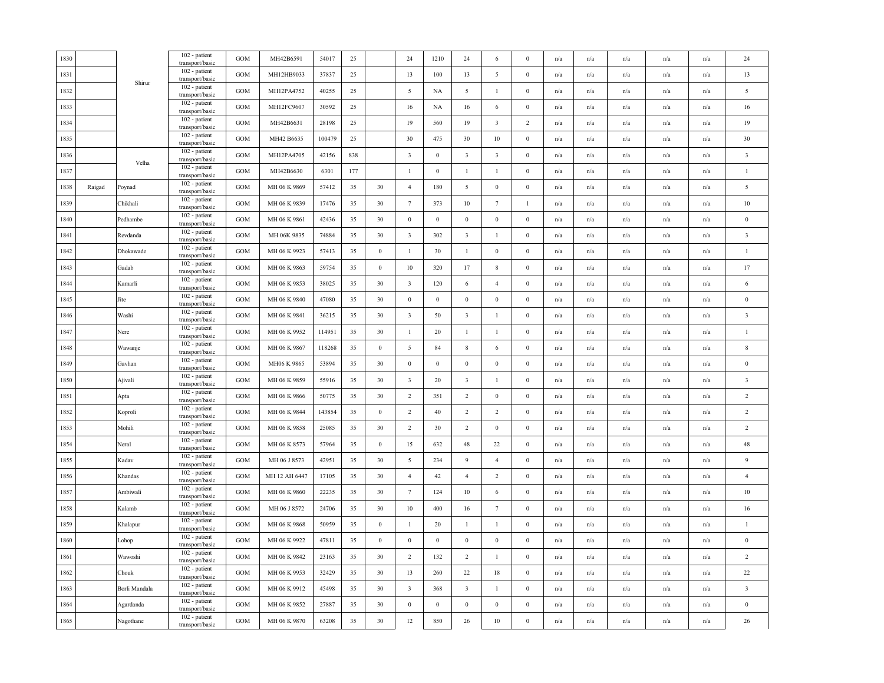| 1830 | | | 102 - patient transport/basic | GOM | MH42B6591 | 54017 | 25 | | 24 | 1210 | 24 | 6 | 0 | n/a | n/a | n/a | n/a | n/a | 24 |
|---|---|---|---|---|---|---|---|---|---|---|---|---|---|---|---|---|---|---|---|
| 1831 | | Shirur | 102 - patient transport/basic | GOM | MH12HB9033 | 37837 | 25 | | 13 | 100 | 13 | 5 | 0 | n/a | n/a | n/a | n/a | n/a | 13 |
| 1832 | | | 102 - patient transport/basic | GOM | MH12PA4752 | 40255 | 25 | | 5 | NA | 5 | 1 | 0 | n/a | n/a | n/a | n/a | n/a | 5 |
| 1833 | | | 102 - patient transport/basic | GOM | MH12FC9607 | 30592 | 25 | | 16 | NA | 16 | 6 | 0 | n/a | n/a | n/a | n/a | n/a | 16 |
| 1834 | | | 102 - patient transport/basic | GOM | MH42B6631 | 28198 | 25 | | 19 | 560 | 19 | 3 | 2 | n/a | n/a | n/a | n/a | n/a | 19 |
| 1835 | | | 102 - patient transport/basic | GOM | MH42 B6635 | 100479 | 25 | | 30 | 475 | 30 | 10 | 0 | n/a | n/a | n/a | n/a | n/a | 30 |
| 1836 | | Velha | 102 - patient transport/basic | GOM | MH12PA4705 | 42156 | 838 | | 3 | 0 | 3 | 3 | 0 | n/a | n/a | n/a | n/a | n/a | 3 |
| 1837 | | | 102 - patient transport/basic | GOM | MH42B6630 | 6301 | 177 | | 1 | 0 | 1 | 1 | 0 | n/a | n/a | n/a | n/a | n/a | 1 |
| 1838 | Raigad | Poynad | 102 - patient transport/basic | GOM | MH 06 K 9869 | 57412 | 35 | 30 | 4 | 180 | 5 | 0 | 0 | n/a | n/a | n/a | n/a | n/a | 5 |
| 1839 | | Chikhali | 102 - patient transport/basic | GOM | MH 06 K 9839 | 17476 | 35 | 30 | 7 | 373 | 10 | 7 | 1 | n/a | n/a | n/a | n/a | n/a | 10 |
| 1840 | | Pedhambe | 102 - patient transport/basic | GOM | MH 06 K 9861 | 42436 | 35 | 30 | 0 | 0 | 0 | 0 | 0 | n/a | n/a | n/a | n/a | n/a | 0 |
| 1841 | | Revdanda | 102 - patient transport/basic | GOM | MH 06K 9835 | 74884 | 35 | 30 | 3 | 302 | 3 | 1 | 0 | n/a | n/a | n/a | n/a | n/a | 3 |
| 1842 | | Dhokawade | 102 - patient transport/basic | GOM | MH 06 K 9923 | 57413 | 35 | 0 | 1 | 30 | 1 | 0 | 0 | n/a | n/a | n/a | n/a | n/a | 1 |
| 1843 | | Gadab | 102 - patient transport/basic | GOM | MH 06 K 9863 | 59754 | 35 | 0 | 10 | 320 | 17 | 8 | 0 | n/a | n/a | n/a | n/a | n/a | 17 |
| 1844 | | Kamarli | 102 - patient transport/basic | GOM | MH 06 K 9853 | 38025 | 35 | 30 | 3 | 120 | 6 | 4 | 0 | n/a | n/a | n/a | n/a | n/a | 6 |
| 1845 | | Jite | 102 - patient transport/basic | GOM | MH 06 K 9840 | 47080 | 35 | 30 | 0 | 0 | 0 | 0 | 0 | n/a | n/a | n/a | n/a | n/a | 0 |
| 1846 | | Washi | 102 - patient transport/basic | GOM | MH 06 K 9841 | 36215 | 35 | 30 | 3 | 50 | 3 | 1 | 0 | n/a | n/a | n/a | n/a | n/a | 3 |
| 1847 | | Nere | 102 - patient transport/basic | GOM | MH 06 K 9952 | 114951 | 35 | 30 | 1 | 20 | 1 | 1 | 0 | n/a | n/a | n/a | n/a | n/a | 1 |
| 1848 | | Wawanje | 102 - patient transport/basic | GOM | MH 06 K 9867 | 118268 | 35 | 0 | 5 | 84 | 8 | 6 | 0 | n/a | n/a | n/a | n/a | n/a | 8 |
| 1849 | | Gavhan | 102 - patient transport/basic | GOM | MH06 K 9865 | 53894 | 35 | 30 | 0 | 0 | 0 | 0 | 0 | n/a | n/a | n/a | n/a | n/a | 0 |
| 1850 | | Ajivali | 102 - patient transport/basic | GOM | MH 06 K 9859 | 55916 | 35 | 30 | 3 | 20 | 3 | 1 | 0 | n/a | n/a | n/a | n/a | n/a | 3 |
| 1851 | | Apta | 102 - patient transport/basic | GOM | MH 06 K 9866 | 50775 | 35 | 30 | 2 | 351 | 2 | 0 | 0 | n/a | n/a | n/a | n/a | n/a | 2 |
| 1852 | | Koproli | 102 - patient transport/basic | GOM | MH 06 K 9844 | 143854 | 35 | 0 | 2 | 40 | 2 | 2 | 0 | n/a | n/a | n/a | n/a | n/a | 2 |
| 1853 | | Mohili | 102 - patient transport/basic | GOM | MH 06 K 9858 | 25085 | 35 | 30 | 2 | 30 | 2 | 0 | 0 | n/a | n/a | n/a | n/a | n/a | 2 |
| 1854 | | Neral | 102 - patient transport/basic | GOM | MH 06 K 8573 | 57964 | 35 | 0 | 15 | 632 | 48 | 22 | 0 | n/a | n/a | n/a | n/a | n/a | 48 |
| 1855 | | Kadav | 102 - patient transport/basic | GOM | MH 06 J 8573 | 42951 | 35 | 30 | 5 | 234 | 9 | 4 | 0 | n/a | n/a | n/a | n/a | n/a | 9 |
| 1856 | | Khandas | 102 - patient transport/basic | GOM | MH 12 AH 6447 | 17105 | 35 | 30 | 4 | 42 | 4 | 2 | 0 | n/a | n/a | n/a | n/a | n/a | 4 |
| 1857 | | Ambiwali | 102 - patient transport/basic | GOM | MH 06 K 9860 | 22235 | 35 | 30 | 7 | 124 | 10 | 6 | 0 | n/a | n/a | n/a | n/a | n/a | 10 |
| 1858 | | Kalamb | 102 - patient transport/basic | GOM | MH 06 J 8572 | 24706 | 35 | 30 | 10 | 400 | 16 | 7 | 0 | n/a | n/a | n/a | n/a | n/a | 16 |
| 1859 | | Khalapur | 102 - patient transport/basic | GOM | MH 06 K 9868 | 50959 | 35 | 0 | 1 | 20 | 1 | 1 | 0 | n/a | n/a | n/a | n/a | n/a | 1 |
| 1860 | | Lohop | 102 - patient transport/basic | GOM | MH 06 K 9922 | 47811 | 35 | 0 | 0 | 0 | 0 | 0 | 0 | n/a | n/a | n/a | n/a | n/a | 0 |
| 1861 | | Wawoshi | 102 - patient transport/basic | GOM | MH 06 K 9842 | 23163 | 35 | 30 | 2 | 132 | 2 | 1 | 0 | n/a | n/a | n/a | n/a | n/a | 2 |
| 1862 | | Chouk | 102 - patient transport/basic | GOM | MH 06 K 9953 | 32429 | 35 | 30 | 13 | 260 | 22 | 18 | 0 | n/a | n/a | n/a | n/a | n/a | 22 |
| 1863 | | Borli Mandala | 102 - patient transport/basic | GOM | MH 06 K 9912 | 45498 | 35 | 30 | 3 | 368 | 3 | 1 | 0 | n/a | n/a | n/a | n/a | n/a | 3 |
| 1864 | | Agardanda | 102 - patient transport/basic | GOM | MH 06 K 9852 | 27887 | 35 | 30 | 0 | 0 | 0 | 0 | 0 | n/a | n/a | n/a | n/a | n/a | 0 |
| 1865 | | Nagothane | 102 - patient transport/basic | GOM | MH 06 K 9870 | 63208 | 35 | 30 | 12 | 850 | 26 | 10 | 0 | n/a | n/a | n/a | n/a | n/a | 26 |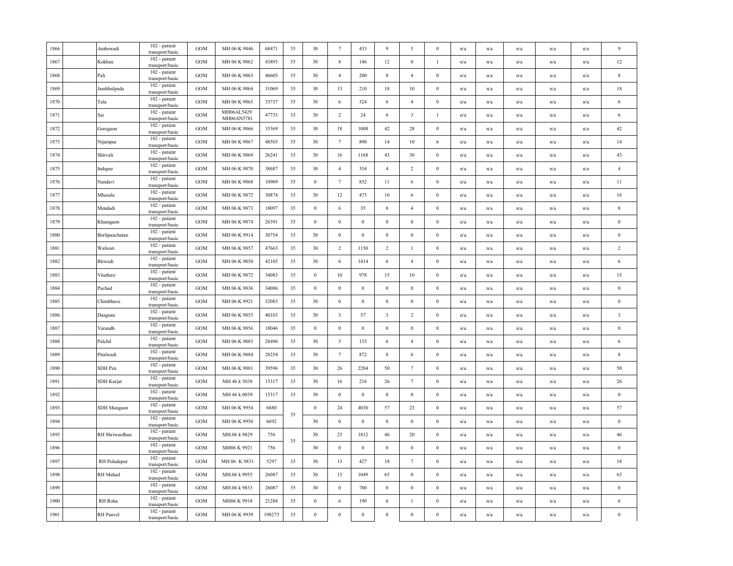| 1866 | | Ambewadi | 102 - patient transport/basic | GOM | MH 06 K 9846 | 68471 | 35 | 30 | 7 | 433 | 9 | 5 | 0 | n/a | n/a | n/a | n/a | n/a | 9 |
|---|---|---|---|---|---|---|---|---|---|---|---|---|---|---|---|---|---|---|---|
| 1867 | | Kokban | 102 - patient transport/basic | GOM | MH 06 K 9862 | 43893 | 35 | 30 | 8 | 146 | 12 | 0 | 1 | n/a | n/a | n/a | n/a | n/a | 12 |
| 1868 | | Pali | 102 - patient transport/basic | GOM | MH 06 K 9863 | 46605 | 35 | 30 | 4 | 200 | 8 | 4 | 0 | n/a | n/a | n/a | n/a | n/a | 8 |
| 1869 | | Jambhulpada | 102 - patient transport/basic | GOM | MH 06 K 9864 | 31069 | 35 | 30 | 13 | 210 | 18 | 10 | 0 | n/a | n/a | n/a | n/a | n/a | 18 |
| 1870 | | Tala | 102 - patient transport/basic | GOM | MH 06 K 9865 | 33737 | 35 | 30 | 6 | 324 | 6 | 4 | 0 | n/a | n/a | n/a | n/a | n/a | 6 |
| 1871 | | Sai | 102 - patient transport/basic | GOM | MH06AL5429 MH06AN5781 | 47733 | 35 | 30 | 2 | 24 | 6 | 3 | 1 | n/a | n/a | n/a | n/a | n/a | 6 |
| 1872 | | Goregaon | 102 - patient transport/basic | GOM | MH 06 K 9866 | 35369 | 35 | 30 | 18 | 1008 | 42 | 28 | 0 | n/a | n/a | n/a | n/a | n/a | 42 |
| 1873 | | Nijampur | 102 - patient transport/basic | GOM | MH 06 K 9867 | 48503 | 35 | 30 | 7 | 890 | 14 | 10 | 6 | n/a | n/a | n/a | n/a | n/a | 14 |
| 1874 | | Shirvali | 102 - patient transport/basic | GOM | MH 06 K 9869 | 26241 | 35 | 30 | 16 | 1168 | 43 | 30 | 0 | n/a | n/a | n/a | n/a | n/a | 43 |
| 1875 | | Indapur | 102 - patient transport/basic | GOM | MH 06 K 9870 | 38687 | 35 | 30 | 4 | 354 | 4 | 2 | 0 | n/a | n/a | n/a | n/a | n/a | 4 |
| 1876 | | Nandavi | 102 - patient transport/basic | GOM | MH 06 K 9868 | 10909 | 35 | 0 | 7 | 832 | 11 | 6 | 0 | n/a | n/a | n/a | n/a | n/a | 11 |
| 1877 | | Mhasala | 102 - patient transport/basic | GOM | MH 06 K 9872 | 30874 | 35 | 30 | 12 | 473 | 16 | 6 | 0 | n/a | n/a | n/a | n/a | n/a | 16 |
| 1878 | | Mendadi | 102 - patient transport/basic | GOM | MH 06 K 9873 | 18097 | 35 | 0 | 6 | 35 | 8 | 4 | 0 | n/a | n/a | n/a | n/a | n/a | 8 |
| 1879 | | Khamgaon | 102 - patient transport/basic | GOM | MH 06 K 9874 | 26391 | 35 | 0 | 0 | 0 | 0 | 0 | 0 | n/a | n/a | n/a | n/a | n/a | 0 |
| 1880 | | Borlipanchatan | 102 - patient transport/basic | GOM | MH 06 K 9914 | 30754 | 35 | 30 | 0 | 0 | 0 | 0 | 0 | n/a | n/a | n/a | n/a | n/a | 0 |
| 1881 | | Walwati | 102 - patient transport/basic | GOM | MH 06 K 9857 | 47663 | 35 | 30 | 2 | 1150 | 2 | 1 | 0 | n/a | n/a | n/a | n/a | n/a | 2 |
| 1882 | | Birwadi | 102 - patient transport/basic | GOM | MH 06 K 9850 | 42105 | 35 | 30 | 6 | 1414 | 6 | 4 | 0 | n/a | n/a | n/a | n/a | n/a | 6 |
| 1883 | | Vinehere | 102 - patient transport/basic | GOM | MH 06 K 9872 | 34083 | 35 | 0 | 10 | 978 | 15 | 10 | 0 | n/a | n/a | n/a | n/a | n/a | 15 |
| 1884 | | Pachad | 102 - patient transport/basic | GOM | MH 06 K 9836 | 34086 | 35 | 0 | 0 | 0 | 0 | 0 | 0 | n/a | n/a | n/a | n/a | n/a | 0 |
| 1885 | | Chimbhave | 102 - patient transport/basic | GOM | MH 06 K 9921 | 32083 | 35 | 30 | 0 | 0 | 0 | 0 | 0 | n/a | n/a | n/a | n/a | n/a | 0 |
| 1886 | | Dasgoan | 102 - patient transport/basic | GOM | MH 06 K 9855 | 40103 | 35 | 30 | 3 | 57 | 3 | 2 | 0 | n/a | n/a | n/a | n/a | n/a | 3 |
| 1887 | | Varandh | 102 - patient transport/basic | GOM | MH 06 K 9856 | 18046 | 35 | 0 | 0 | 0 | 0 | 0 | 0 | n/a | n/a | n/a | n/a | n/a | 0 |
| 1888 | | Palchil | 102 - patient transport/basic | GOM | MH 06 K 9883 | 28496 | 35 | 30 | 5 | 135 | 6 | 4 | 0 | n/a | n/a | n/a | n/a | n/a | 6 |
| 1889 | | Pitalwadi | 102 - patient transport/basic | GOM | MH 06 K 9884 | 28254 | 35 | 30 | 7 | 872 | 8 | 6 | 0 | n/a | n/a | n/a | n/a | n/a | 8 |
| 1890 | | SDH Pen | 102 - patient transport/basic | GOM | MH 06 K 9881 | 39596 | 35 | 30 | 26 | 2284 | 50 | 7 | 0 | n/a | n/a | n/a | n/a | n/a | 50 |
| 1891 | | SDH Karjat | 102 - patient transport/basic | GOM | MH 46 k 5038 | 15317 | 35 | 30 | 16 | 216 | 26 | 7 | 0 | n/a | n/a | n/a | n/a | n/a | 26 |
| 1892 | | | 102 - patient transport/basic | GOM | MH 46 k 0039 | 15317 | 35 | 30 | 0 | 0 | 0 | 0 | 0 | n/a | n/a | n/a | n/a | n/a | 0 |
| 1893 | | SDH Mangaon | 102 - patient transport/basic | GOM | MH 06 K 9954 | 6680 | 35 | 0 | 24 | 4030 | 57 | 23 | 0 | n/a | n/a | n/a | n/a | n/a | 57 |
| 1894 | | | 102 - patient transport/basic | GOM | MH 06 K 9950 | 6692 | | 30 | 0 | 0 | 0 | 0 | 0 | n/a | n/a | n/a | n/a | n/a | 0 |
| 1895 | | RH Shriwardhan | 102 - patient transport/basic | GOM | MH.06 k 9829 | 756 | 35 | 30 | 23 | 1812 | 46 | 20 | 0 | n/a | n/a | n/a | n/a | n/a | 46 |
| 1896 | | | 102 - patient transport/basic | GOM | MH06 K 9921 | 756 | | 30 | 0 | 0 | 0 | 0 | 0 | n/a | n/a | n/a | n/a | n/a | 0 |
| 1897 | | RH Poladapur | 102 - patient transport/basic | GOM | MH 06 K 9831 | 5297 | 35 | 30 | 13 | 427 | 18 | 7 | 0 | n/a | n/a | n/a | n/a | n/a | 18 |
| 1898 | | RH Mahad | 102 - patient transport/basic | GOM | MH.06 k 9955 | 26087 | 35 | 30 | 15 | 1049 | 65 | 0 | 0 | n/a | n/a | n/a | n/a | n/a | 65 |
| 1899 | | | 102 - patient transport/basic | GOM | MH.06 k 9833 | 26087 | 35 | 30 | 0 | 780 | 0 | 0 | 0 | n/a | n/a | n/a | n/a | n/a | 0 |
| 1900 | | RH Roha | 102 - patient transport/basic | GOM | MH06 K 9918 | 21284 | 35 | 0 | 6 | 190 | 6 | 1 | 0 | n/a | n/a | n/a | n/a | n/a | 6 |
| 1901 | | RH Panvel | 102 - patient transport/basic | GOM | MH 06 K 9939 | 198273 | 35 | 0 | 0 | 0 | 0 | 0 | 0 | n/a | n/a | n/a | n/a | n/a | 0 |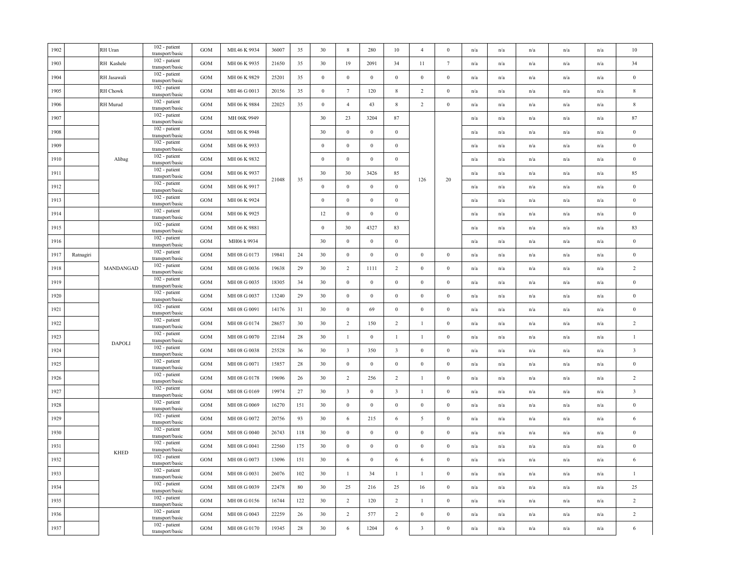| 1902 | | RH Uran | 102 - patient transport/basic | GOM | MH.46 K 9934 | 36007 | 35 | 30 | 8 | 280 | 10 | 4 | 0 | n/a | n/a | n/a | n/a | n/a | 10 |
|---|---|---|---|---|---|---|---|---|---|---|---|---|---|---|---|---|---|---|---|
| 1903 | | RH Kashele | 102 - patient transport/basic | GOM | MH 06 K 9935 | 21650 | 35 | 30 | 19 | 2091 | 34 | 11 | 7 | n/a | n/a | n/a | n/a | n/a | 34 |
| 1904 | | RH Jasawali | 102 - patient transport/basic | GOM | MH 06 K 9829 | 25201 | 35 | 0 | 0 | 0 | 0 | 0 | 0 | n/a | n/a | n/a | n/a | n/a | 0 |
| 1905 | | RH Chowk | 102 - patient transport/basic | GOM | MH 46 G 0013 | 20156 | 35 | 0 | 7 | 120 | 8 | 2 | 0 | n/a | n/a | n/a | n/a | n/a | 8 |
| 1906 | | RH Murud | 102 - patient transport/basic | GOM | MH 06 K 9884 | 22025 | 35 | 0 | 4 | 43 | 8 | 2 | 0 | n/a | n/a | n/a | n/a | n/a | 8 |
| 1907 | | Alibag | 102 - patient transport/basic | GOM | MH 06K 9949 | 21048 | 35 | 30 | 23 | 3204 | 87 | 126 | 20 | n/a | n/a | n/a | n/a | n/a | 87 |
| 1908 | | | 102 - patient transport/basic | GOM | MH 06 K 9948 | | | 30 | 0 | 0 | 0 | | | n/a | n/a | n/a | n/a | n/a | 0 |
| 1909 | | | 102 - patient transport/basic | GOM | MH 06 K 9933 | | | 0 | 0 | 0 | 0 | | | n/a | n/a | n/a | n/a | n/a | 0 |
| 1910 | | | 102 - patient transport/basic | GOM | MH 06 K 9832 | | | 0 | 0 | 0 | 0 | | | n/a | n/a | n/a | n/a | n/a | 0 |
| 1911 | | | 102 - patient transport/basic | GOM | MH 06 K 9937 | | | 30 | 30 | 3426 | 85 | | | n/a | n/a | n/a | n/a | n/a | 85 |
| 1912 | | | 102 - patient transport/basic | GOM | MH 06 K 9917 | | | 0 | 0 | 0 | 0 | | | n/a | n/a | n/a | n/a | n/a | 0 |
| 1913 | | | 102 - patient transport/basic | GOM | MH 06 K 9924 | | | 0 | 0 | 0 | 0 | | | n/a | n/a | n/a | n/a | n/a | 0 |
| 1914 | | | 102 - patient transport/basic | GOM | MH 06 K 9925 | | | 12 | 0 | 0 | 0 | | | n/a | n/a | n/a | n/a | n/a | 0 |
| 1915 | | | 102 - patient transport/basic | GOM | MH 06 K 9881 | | | 0 | 30 | 4327 | 83 | | | n/a | n/a | n/a | n/a | n/a | 83 |
| 1916 | | | 102 - patient transport/basic | GOM | MH06 k 9934 | | | 30 | 0 | 0 | 0 | | | n/a | n/a | n/a | n/a | n/a | 0 |
| 1917 | Ratnagiri | MANDANGAD | 102 - patient transport/basic | GOM | MH 08 G 0173 | 19841 | 24 | 30 | 0 | 0 | 0 | 0 | 0 | n/a | n/a | n/a | n/a | n/a | 0 |
| 1918 | | | 102 - patient transport/basic | GOM | MH 08 G 0036 | 19638 | 29 | 30 | 2 | 1111 | 2 | 0 | 0 | n/a | n/a | n/a | n/a | n/a | 2 |
| 1919 | | | 102 - patient transport/basic | GOM | MH 08 G 0035 | 18305 | 34 | 30 | 0 | 0 | 0 | 0 | 0 | n/a | n/a | n/a | n/a | n/a | 0 |
| 1920 | | DAPOLI | 102 - patient transport/basic | GOM | MH 08 G 0037 | 13240 | 29 | 30 | 0 | 0 | 0 | 0 | 0 | n/a | n/a | n/a | n/a | n/a | 0 |
| 1921 | | | 102 - patient transport/basic | GOM | MH 08 G 0091 | 14176 | 31 | 30 | 0 | 69 | 0 | 0 | 0 | n/a | n/a | n/a | n/a | n/a | 0 |
| 1922 | | | 102 - patient transport/basic | GOM | MH 08 G 0174 | 28657 | 30 | 30 | 2 | 150 | 2 | 1 | 0 | n/a | n/a | n/a | n/a | n/a | 2 |
| 1923 | | | 102 - patient transport/basic | GOM | MH 08 G 0070 | 22184 | 28 | 30 | 1 | 0 | 1 | 1 | 0 | n/a | n/a | n/a | n/a | n/a | 1 |
| 1924 | | | 102 - patient transport/basic | GOM | MH 08 G 0038 | 25528 | 36 | 30 | 3 | 350 | 3 | 0 | 0 | n/a | n/a | n/a | n/a | n/a | 3 |
| 1925 | | | 102 - patient transport/basic | GOM | MH 08 G 0071 | 15857 | 28 | 30 | 0 | 0 | 0 | 0 | 0 | n/a | n/a | n/a | n/a | n/a | 0 |
| 1926 | | | 102 - patient transport/basic | GOM | MH 08 G 0178 | 19696 | 26 | 30 | 2 | 256 | 2 | 1 | 0 | n/a | n/a | n/a | n/a | n/a | 2 |
| 1927 | | | 102 - patient transport/basic | GOM | MH 08 G 0169 | 19974 | 27 | 30 | 3 | 0 | 3 | 1 | 0 | n/a | n/a | n/a | n/a | n/a | 3 |
| 1928 | | KHED | 102 - patient transport/basic | GOM | MH 08 G 0069 | 16270 | 151 | 30 | 0 | 0 | 0 | 0 | 0 | n/a | n/a | n/a | n/a | n/a | 0 |
| 1929 | | | 102 - patient transport/basic | GOM | MH 08 G 0072 | 20756 | 93 | 30 | 6 | 215 | 6 | 5 | 0 | n/a | n/a | n/a | n/a | n/a | 6 |
| 1930 | | | 102 - patient transport/basic | GOM | MH 08 G 0040 | 26743 | 118 | 30 | 0 | 0 | 0 | 0 | 0 | n/a | n/a | n/a | n/a | n/a | 0 |
| 1931 | | | 102 - patient transport/basic | GOM | MH 08 G 0041 | 22560 | 175 | 30 | 0 | 0 | 0 | 0 | 0 | n/a | n/a | n/a | n/a | n/a | 0 |
| 1932 | | | 102 - patient transport/basic | GOM | MH 08 G 0073 | 13096 | 151 | 30 | 6 | 0 | 6 | 6 | 0 | n/a | n/a | n/a | n/a | n/a | 6 |
| 1933 | | | 102 - patient transport/basic | GOM | MH 08 G 0031 | 26076 | 102 | 30 | 1 | 34 | 1 | 1 | 0 | n/a | n/a | n/a | n/a | n/a | 1 |
| 1934 | | | 102 - patient transport/basic | GOM | MH 08 G 0039 | 22478 | 80 | 30 | 25 | 216 | 25 | 16 | 0 | n/a | n/a | n/a | n/a | n/a | 25 |
| 1935 | | | 102 - patient transport/basic | GOM | MH 08 G 0156 | 16744 | 122 | 30 | 2 | 120 | 2 | 1 | 0 | n/a | n/a | n/a | n/a | n/a | 2 |
| 1936 | | | 102 - patient transport/basic | GOM | MH 08 G 0043 | 22259 | 26 | 30 | 2 | 577 | 2 | 0 | 0 | n/a | n/a | n/a | n/a | n/a | 2 |
| 1937 | | | 102 - patient transport/basic | GOM | MH 08 G 0170 | 19345 | 28 | 30 | 6 | 1204 | 6 | 3 | 0 | n/a | n/a | n/a | n/a | n/a | 6 |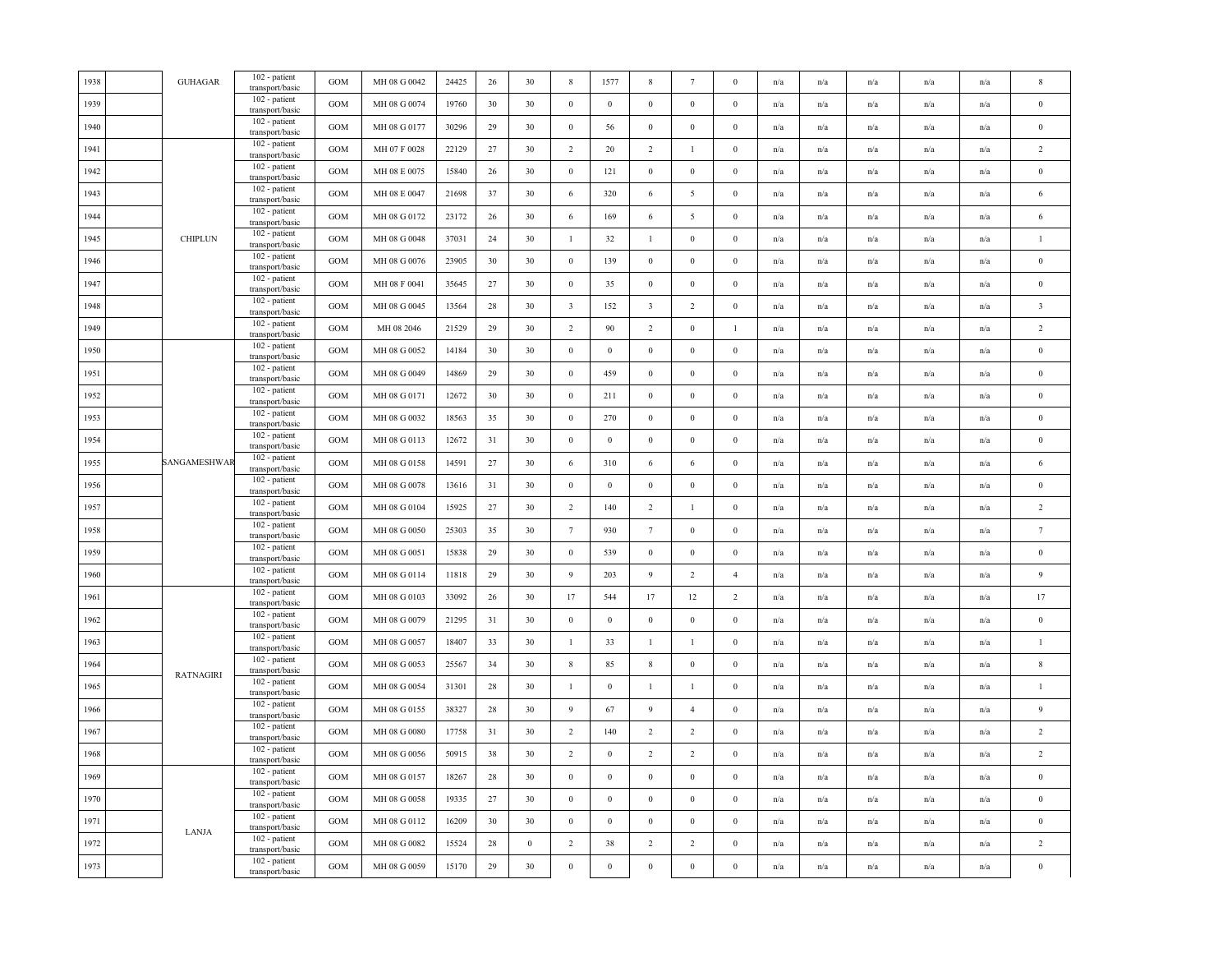| 1938 | | GUHAGAR | 102 - patient transport/basic | GOM | MH 08 G 0042 | 24425 | 26 | 30 | 8 | 1577 | 8 | 7 | 0 | n/a | n/a | n/a | n/a | n/a | 8 |
|---|---|---|---|---|---|---|---|---|---|---|---|---|---|---|---|---|---|---|---|
| 1939 | | | 102 - patient transport/basic | GOM | MH 08 G 0074 | 19760 | 30 | 30 | 0 | 0 | 0 | 0 | 0 | n/a | n/a | n/a | n/a | n/a | 0 |
| 1940 | | | 102 - patient transport/basic | GOM | MH 08 G 0177 | 30296 | 29 | 30 | 0 | 56 | 0 | 0 | 0 | n/a | n/a | n/a | n/a | n/a | 0 |
| 1941 | | CHIPLUN | 102 - patient transport/basic | GOM | MH 07 F 0028 | 22129 | 27 | 30 | 2 | 20 | 2 | 1 | 0 | n/a | n/a | n/a | n/a | n/a | 2 |
| 1942 | | | 102 - patient transport/basic | GOM | MH 08 E 0075 | 15840 | 26 | 30 | 0 | 121 | 0 | 0 | 0 | n/a | n/a | n/a | n/a | n/a | 0 |
| 1943 | | | 102 - patient transport/basic | GOM | MH 08 E 0047 | 21698 | 37 | 30 | 6 | 320 | 6 | 5 | 0 | n/a | n/a | n/a | n/a | n/a | 6 |
| 1944 | | | 102 - patient transport/basic | GOM | MH 08 G 0172 | 23172 | 26 | 30 | 6 | 169 | 6 | 5 | 0 | n/a | n/a | n/a | n/a | n/a | 6 |
| 1945 | | | 102 - patient transport/basic | GOM | MH 08 G 0048 | 37031 | 24 | 30 | 1 | 32 | 1 | 0 | 0 | n/a | n/a | n/a | n/a | n/a | 1 |
| 1946 | | | 102 - patient transport/basic | GOM | MH 08 G 0076 | 23905 | 30 | 30 | 0 | 139 | 0 | 0 | 0 | n/a | n/a | n/a | n/a | n/a | 0 |
| 1947 | | | 102 - patient transport/basic | GOM | MH 08 F 0041 | 35645 | 27 | 30 | 0 | 35 | 0 | 0 | 0 | n/a | n/a | n/a | n/a | n/a | 0 |
| 1948 | | | 102 - patient transport/basic | GOM | MH 08 G 0045 | 13564 | 28 | 30 | 3 | 152 | 3 | 2 | 0 | n/a | n/a | n/a | n/a | n/a | 3 |
| 1949 | | | 102 - patient transport/basic | GOM | MH 08 2046 | 21529 | 29 | 30 | 2 | 90 | 2 | 0 | 1 | n/a | n/a | n/a | n/a | n/a | 2 |
| 1950 | | SANGAMESHWAR | 102 - patient transport/basic | GOM | MH 08 G 0052 | 14184 | 30 | 30 | 0 | 0 | 0 | 0 | 0 | n/a | n/a | n/a | n/a | n/a | 0 |
| 1951 | | | 102 - patient transport/basic | GOM | MH 08 G 0049 | 14869 | 29 | 30 | 0 | 459 | 0 | 0 | 0 | n/a | n/a | n/a | n/a | n/a | 0 |
| 1952 | | | 102 - patient transport/basic | GOM | MH 08 G 0171 | 12672 | 30 | 30 | 0 | 211 | 0 | 0 | 0 | n/a | n/a | n/a | n/a | n/a | 0 |
| 1953 | | | 102 - patient transport/basic | GOM | MH 08 G 0032 | 18563 | 35 | 30 | 0 | 270 | 0 | 0 | 0 | n/a | n/a | n/a | n/a | n/a | 0 |
| 1954 | | | 102 - patient transport/basic | GOM | MH 08 G 0113 | 12672 | 31 | 30 | 0 | 0 | 0 | 0 | 0 | n/a | n/a | n/a | n/a | n/a | 0 |
| 1955 | | | 102 - patient transport/basic | GOM | MH 08 G 0158 | 14591 | 27 | 30 | 6 | 310 | 6 | 6 | 0 | n/a | n/a | n/a | n/a | n/a | 6 |
| 1956 | | | 102 - patient transport/basic | GOM | MH 08 G 0078 | 13616 | 31 | 30 | 0 | 0 | 0 | 0 | 0 | n/a | n/a | n/a | n/a | n/a | 0 |
| 1957 | | | 102 - patient transport/basic | GOM | MH 08 G 0104 | 15925 | 27 | 30 | 2 | 140 | 2 | 1 | 0 | n/a | n/a | n/a | n/a | n/a | 2 |
| 1958 | | | 102 - patient transport/basic | GOM | MH 08 G 0050 | 25303 | 35 | 30 | 7 | 930 | 7 | 0 | 0 | n/a | n/a | n/a | n/a | n/a | 7 |
| 1959 | | | 102 - patient transport/basic | GOM | MH 08 G 0051 | 15838 | 29 | 30 | 0 | 539 | 0 | 0 | 0 | n/a | n/a | n/a | n/a | n/a | 0 |
| 1960 | | | 102 - patient transport/basic | GOM | MH 08 G 0114 | 11818 | 29 | 30 | 9 | 203 | 9 | 2 | 4 | n/a | n/a | n/a | n/a | n/a | 9 |
| 1961 | | RATNAGIRI | 102 - patient transport/basic | GOM | MH 08 G 0103 | 33092 | 26 | 30 | 17 | 544 | 17 | 12 | 2 | n/a | n/a | n/a | n/a | n/a | 17 |
| 1962 | | | 102 - patient transport/basic | GOM | MH 08 G 0079 | 21295 | 31 | 30 | 0 | 0 | 0 | 0 | 0 | n/a | n/a | n/a | n/a | n/a | 0 |
| 1963 | | | 102 - patient transport/basic | GOM | MH 08 G 0057 | 18407 | 33 | 30 | 1 | 33 | 1 | 1 | 0 | n/a | n/a | n/a | n/a | n/a | 1 |
| 1964 | | | 102 - patient transport/basic | GOM | MH 08 G 0053 | 25567 | 34 | 30 | 8 | 85 | 8 | 0 | 0 | n/a | n/a | n/a | n/a | n/a | 8 |
| 1965 | | | 102 - patient transport/basic | GOM | MH 08 G 0054 | 31301 | 28 | 30 | 1 | 0 | 1 | 1 | 0 | n/a | n/a | n/a | n/a | n/a | 1 |
| 1966 | | | 102 - patient transport/basic | GOM | MH 08 G 0155 | 38327 | 28 | 30 | 9 | 67 | 9 | 4 | 0 | n/a | n/a | n/a | n/a | n/a | 9 |
| 1967 | | | 102 - patient transport/basic | GOM | MH 08 G 0080 | 17758 | 31 | 30 | 2 | 140 | 2 | 2 | 0 | n/a | n/a | n/a | n/a | n/a | 2 |
| 1968 | | | 102 - patient transport/basic | GOM | MH 08 G 0056 | 50915 | 38 | 30 | 2 | 0 | 2 | 2 | 0 | n/a | n/a | n/a | n/a | n/a | 2 |
| 1969 | | LANJA | 102 - patient transport/basic | GOM | MH 08 G 0157 | 18267 | 28 | 30 | 0 | 0 | 0 | 0 | 0 | n/a | n/a | n/a | n/a | n/a | 0 |
| 1970 | | | 102 - patient transport/basic | GOM | MH 08 G 0058 | 19335 | 27 | 30 | 0 | 0 | 0 | 0 | 0 | n/a | n/a | n/a | n/a | n/a | 0 |
| 1971 | | | 102 - patient transport/basic | GOM | MH 08 G 0112 | 16209 | 30 | 30 | 0 | 0 | 0 | 0 | 0 | n/a | n/a | n/a | n/a | n/a | 0 |
| 1972 | | | 102 - patient transport/basic | GOM | MH 08 G 0082 | 15524 | 28 | 0 | 2 | 38 | 2 | 2 | 0 | n/a | n/a | n/a | n/a | n/a | 2 |
| 1973 | | | 102 - patient transport/basic | GOM | MH 08 G 0059 | 15170 | 29 | 30 | 0 | 0 | 0 | 0 | 0 | n/a | n/a | n/a | n/a | n/a | 0 |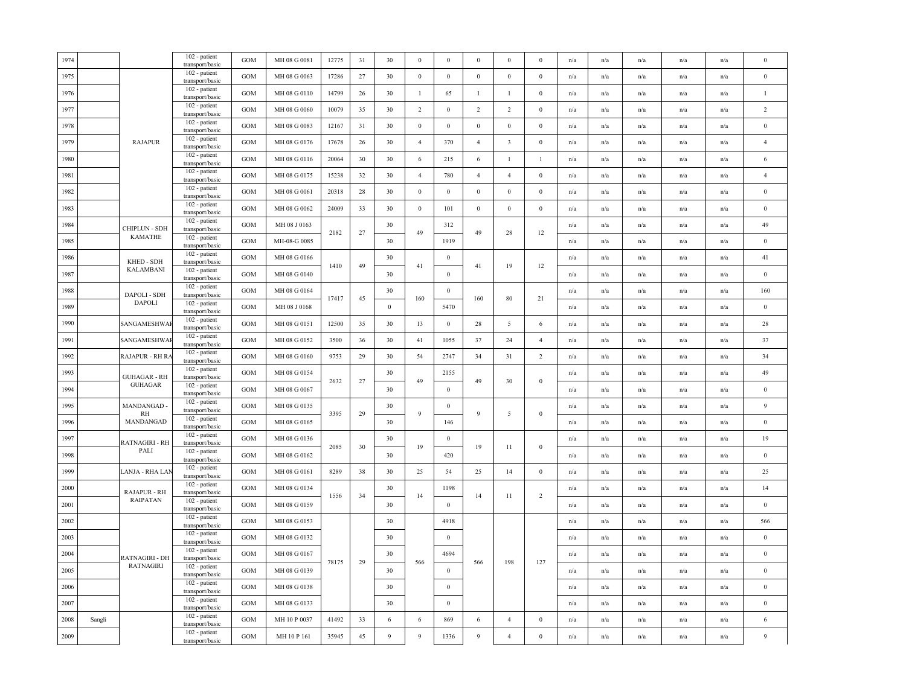| 1974 | | | 102 - patient transport/basic | GOM | MH 08 G 0081 | 12775 | 31 | 30 | 0 | 0 | 0 | 0 | 0 | n/a | n/a | n/a | n/a | n/a | 0 |
|---|---|---|---|---|---|---|---|---|---|---|---|---|---|---|---|---|---|---|---|
| 1975 | | RAJAPUR | 102 - patient transport/basic | GOM | MH 08 G 0063 | 17286 | 27 | 30 | 0 | 0 | 0 | 0 | 0 | n/a | n/a | n/a | n/a | n/a | 0 |
| 1976 | | | 102 - patient transport/basic | GOM | MH 08 G 0110 | 14799 | 26 | 30 | 1 | 65 | 1 | 1 | 0 | n/a | n/a | n/a | n/a | n/a | 1 |
| 1977 | | | 102 - patient transport/basic | GOM | MH 08 G 0060 | 10079 | 35 | 30 | 2 | 0 | 2 | 2 | 0 | n/a | n/a | n/a | n/a | n/a | 2 |
| 1978 | | | 102 - patient transport/basic | GOM | MH 08 G 0083 | 12167 | 31 | 30 | 0 | 0 | 0 | 0 | 0 | n/a | n/a | n/a | n/a | n/a | 0 |
| 1979 | | | 102 - patient transport/basic | GOM | MH 08 G 0176 | 17678 | 26 | 30 | 4 | 370 | 4 | 3 | 0 | n/a | n/a | n/a | n/a | n/a | 4 |
| 1980 | | | 102 - patient transport/basic | GOM | MH 08 G 0116 | 20064 | 30 | 30 | 6 | 215 | 6 | 1 | 1 | n/a | n/a | n/a | n/a | n/a | 6 |
| 1981 | | | 102 - patient transport/basic | GOM | MH 08 G 0175 | 15238 | 32 | 30 | 4 | 780 | 4 | 4 | 0 | n/a | n/a | n/a | n/a | n/a | 4 |
| 1982 | | | 102 - patient transport/basic | GOM | MH 08 G 0061 | 20318 | 28 | 30 | 0 | 0 | 0 | 0 | 0 | n/a | n/a | n/a | n/a | n/a | 0 |
| 1983 | | | 102 - patient transport/basic | GOM | MH 08 G 0062 | 24009 | 33 | 30 | 0 | 101 | 0 | 0 | 0 | n/a | n/a | n/a | n/a | n/a | 0 |
| 1984 | | CHIPLUN - SDH KAMATHE | 102 - patient transport/basic | GOM | MH 08 J 0163 | 2182 | 27 | 30 | 49 | 312 | 49 | 28 | 12 | n/a | n/a | n/a | n/a | n/a | 49 |
| 1985 | | | 102 - patient transport/basic | GOM | MH-08-G 0085 | | | 30 | | 1919 | | | | n/a | n/a | n/a | n/a | n/a | 0 |
| 1986 | | KHED - SDH KALAMBANI | 102 - patient transport/basic | GOM | MH 08 G 0166 | 1410 | 49 | 30 | 41 | 0 | 41 | 19 | 12 | n/a | n/a | n/a | n/a | n/a | 41 |
| 1987 | | | 102 - patient transport/basic | GOM | MH 08 G 0140 | | | 30 | | 0 | | | | n/a | n/a | n/a | n/a | n/a | 0 |
| 1988 | | DAPOLI - SDH DAPOLI | 102 - patient transport/basic | GOM | MH 08 G 0164 | 17417 | 45 | 30 | 160 | 0 | 160 | 80 | 21 | n/a | n/a | n/a | n/a | n/a | 160 |
| 1989 | | | 102 - patient transport/basic | GOM | MH 08 J 0168 | | | 0 | | 5470 | | | | n/a | n/a | n/a | n/a | n/a | 0 |
| 1990 | | SANGAMESHWAR | 102 - patient transport/basic | GOM | MH 08 G 0151 | 12500 | 35 | 30 | 13 | 0 | 28 | 5 | 6 | n/a | n/a | n/a | n/a | n/a | 28 |
| 1991 | | SANGAMESHWAR | 102 - patient transport/basic | GOM | MH 08 G 0152 | 3500 | 36 | 30 | 41 | 1055 | 37 | 24 | 4 | n/a | n/a | n/a | n/a | n/a | 37 |
| 1992 | | RAJAPUR - RH RA | 102 - patient transport/basic | GOM | MH 08 G 0160 | 9753 | 29 | 30 | 54 | 2747 | 34 | 31 | 2 | n/a | n/a | n/a | n/a | n/a | 34 |
| 1993 | | GUHAGAR - RH GUHAGAR | 102 - patient transport/basic | GOM | MH 08 G 0154 | 2632 | 27 | 30 | 49 | 2155 | 49 | 30 | 0 | n/a | n/a | n/a | n/a | n/a | 49 |
| 1994 | | | 102 - patient transport/basic | GOM | MH 08 G 0067 | | | 30 | | 0 | | | | n/a | n/a | n/a | n/a | n/a | 0 |
| 1995 | | MANDANGAD - RH MANDANGAD | 102 - patient transport/basic | GOM | MH 08 G 0135 | 3395 | 29 | 30 | 9 | 0 | 9 | 5 | 0 | n/a | n/a | n/a | n/a | n/a | 9 |
| 1996 | | | 102 - patient transport/basic | GOM | MH 08 G 0165 | | | 30 | | 146 | | | | n/a | n/a | n/a | n/a | n/a | 0 |
| 1997 | | RATNAGIRI - RH PALI | 102 - patient transport/basic | GOM | MH 08 G 0136 | 2085 | 30 | 30 | 19 | 0 | 19 | 11 | 0 | n/a | n/a | n/a | n/a | n/a | 19 |
| 1998 | | | 102 - patient transport/basic | GOM | MH 08 G 0162 | | | 30 | | 420 | | | | n/a | n/a | n/a | n/a | n/a | 0 |
| 1999 | | LANJA - RHA LAN | 102 - patient transport/basic | GOM | MH 08 G 0161 | 8289 | 38 | 30 | 25 | 54 | 25 | 14 | 0 | n/a | n/a | n/a | n/a | n/a | 25 |
| 2000 | | RAJAPUR - RH RAIPATAN | 102 - patient transport/basic | GOM | MH 08 G 0134 | 1556 | 34 | 30 | 14 | 1198 | 14 | 11 | 2 | n/a | n/a | n/a | n/a | n/a | 14 |
| 2001 | | | 102 - patient transport/basic | GOM | MH 08 G 0159 | | | 30 | | 0 | | | | n/a | n/a | n/a | n/a | n/a | 0 |
| 2002 | | RATNAGIRI - DH RATNAGIRI | 102 - patient transport/basic | GOM | MH 08 G 0153 | 78175 | 29 | 30 | 566 | 4918 | 566 | 198 | 127 | n/a | n/a | n/a | n/a | n/a | 566 |
| 2003 | | | 102 - patient transport/basic | GOM | MH 08 G 0132 | | | 30 | | 0 | | | | n/a | n/a | n/a | n/a | n/a | 0 |
| 2004 | | | 102 - patient transport/basic | GOM | MH 08 G 0167 | | | 30 | | 4694 | | | | n/a | n/a | n/a | n/a | n/a | 0 |
| 2005 | | | 102 - patient transport/basic | GOM | MH 08 G 0139 | | | 30 | | 0 | | | | n/a | n/a | n/a | n/a | n/a | 0 |
| 2006 | | | 102 - patient transport/basic | GOM | MH 08 G 0138 | | | 30 | | 0 | | | | n/a | n/a | n/a | n/a | n/a | 0 |
| 2007 | | | 102 - patient transport/basic | GOM | MH 08 G 0133 | | | 30 | | 0 | | | | n/a | n/a | n/a | n/a | n/a | 0 |
| 2008 | Sangli | | 102 - patient transport/basic | GOM | MH 10 P 0037 | 41492 | 33 | 6 | 6 | 869 | 6 | 4 | 0 | n/a | n/a | n/a | n/a | n/a | 6 |
| 2009 | | | 102 - patient transport/basic | GOM | MH 10 P 161 | 35945 | 45 | 9 | 9 | 1336 | 9 | 4 | 0 | n/a | n/a | n/a | n/a | n/a | 9 |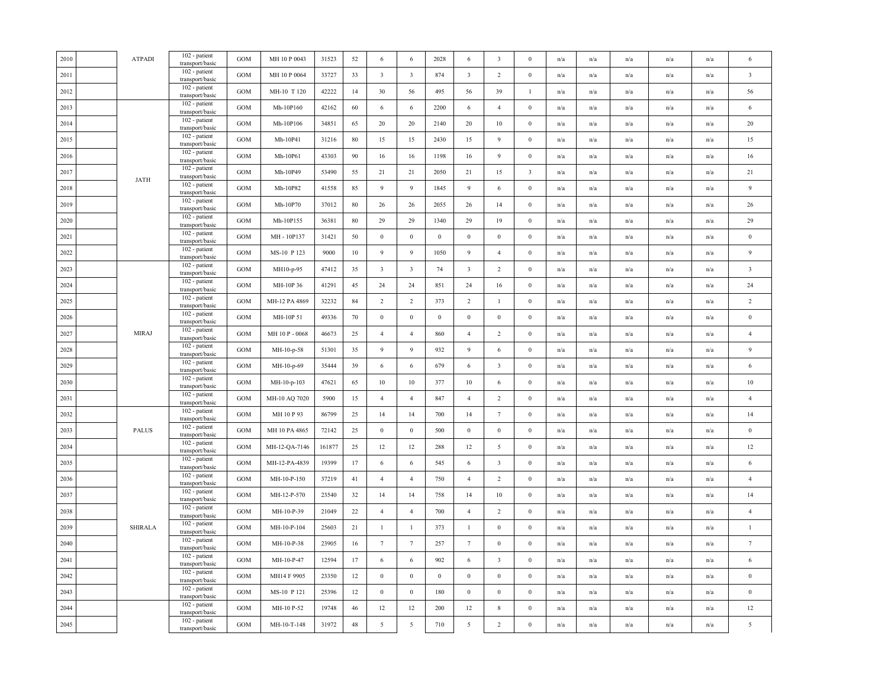| | | | | | | | | | | | | | | | | | | | |
|---|---|---|---|---|---|---|---|---|---|---|---|---|---|---|---|---|---|---|---|
| 2010 | | ATPADI | 102 - patient transport/basic | GOM | MH 10 P 0043 | 31523 | 52 | 6 | 6 | 2028 | 6 | 3 | 0 | n/a | n/a | n/a | n/a | n/a | 6 |
| 2011 | | | 102 - patient transport/basic | GOM | MH 10 P 0064 | 33727 | 33 | 3 | 3 | 874 | 3 | 2 | 0 | n/a | n/a | n/a | n/a | n/a | 3 |
| 2012 | | | 102 - patient transport/basic | GOM | MH-10 T 120 | 42222 | 14 | 30 | 56 | 495 | 56 | 39 | 1 | n/a | n/a | n/a | n/a | n/a | 56 |
| 2013 | | JATH | 102 - patient transport/basic | GOM | Mh-10P160 | 42162 | 60 | 6 | 6 | 2200 | 6 | 4 | 0 | n/a | n/a | n/a | n/a | n/a | 6 |
| 2014 | | | 102 - patient transport/basic | GOM | Mh-10P106 | 34851 | 65 | 20 | 20 | 2140 | 20 | 10 | 0 | n/a | n/a | n/a | n/a | n/a | 20 |
| 2015 | | | 102 - patient transport/basic | GOM | Mh-10P41 | 31216 | 80 | 15 | 15 | 2430 | 15 | 9 | 0 | n/a | n/a | n/a | n/a | n/a | 15 |
| 2016 | | | 102 - patient transport/basic | GOM | Mh-10P61 | 43303 | 90 | 16 | 16 | 1198 | 16 | 9 | 0 | n/a | n/a | n/a | n/a | n/a | 16 |
| 2017 | | | 102 - patient transport/basic | GOM | Mh-10P49 | 53490 | 55 | 21 | 21 | 2050 | 21 | 15 | 3 | n/a | n/a | n/a | n/a | n/a | 21 |
| 2018 | | | 102 - patient transport/basic | GOM | Mh-10P82 | 41558 | 85 | 9 | 9 | 1845 | 9 | 6 | 0 | n/a | n/a | n/a | n/a | n/a | 9 |
| 2019 | | | 102 - patient transport/basic | GOM | Mh-10P70 | 37012 | 80 | 26 | 26 | 2055 | 26 | 14 | 0 | n/a | n/a | n/a | n/a | n/a | 26 |
| 2020 | | | 102 - patient transport/basic | GOM | Mh-10P155 | 36381 | 80 | 29 | 29 | 1340 | 29 | 19 | 0 | n/a | n/a | n/a | n/a | n/a | 29 |
| 2021 | | | 102 - patient transport/basic | GOM | MH - 10P137 | 31421 | 50 | 0 | 0 | 0 | 0 | 0 | 0 | n/a | n/a | n/a | n/a | n/a | 0 |
| 2022 | | | 102 - patient transport/basic | GOM | MS-10 P 123 | 9000 | 10 | 9 | 9 | 1050 | 9 | 4 | 0 | n/a | n/a | n/a | n/a | n/a | 9 |
| 2023 | | MIRAJ | 102 - patient transport/basic | GOM | MH10-p-95 | 47412 | 35 | 3 | 3 | 74 | 3 | 2 | 0 | n/a | n/a | n/a | n/a | n/a | 3 |
| 2024 | | | 102 - patient transport/basic | GOM | MH-10P 36 | 41291 | 45 | 24 | 24 | 851 | 24 | 16 | 0 | n/a | n/a | n/a | n/a | n/a | 24 |
| 2025 | | | 102 - patient transport/basic | GOM | MH-12 PA 4869 | 32232 | 84 | 2 | 2 | 373 | 2 | 1 | 0 | n/a | n/a | n/a | n/a | n/a | 2 |
| 2026 | | | 102 - patient transport/basic | GOM | MH-10P 51 | 49336 | 70 | 0 | 0 | 0 | 0 | 0 | 0 | n/a | n/a | n/a | n/a | n/a | 0 |
| 2027 | | | 102 - patient transport/basic | GOM | MH 10 P - 0068 | 46673 | 25 | 4 | 4 | 860 | 4 | 2 | 0 | n/a | n/a | n/a | n/a | n/a | 4 |
| 2028 | | | 102 - patient transport/basic | GOM | MH-10-p-58 | 51301 | 35 | 9 | 9 | 932 | 9 | 6 | 0 | n/a | n/a | n/a | n/a | n/a | 9 |
| 2029 | | | 102 - patient transport/basic | GOM | MH-10-p-69 | 35444 | 39 | 6 | 6 | 679 | 6 | 3 | 0 | n/a | n/a | n/a | n/a | n/a | 6 |
| 2030 | | | 102 - patient transport/basic | GOM | MH-10-p-103 | 47621 | 65 | 10 | 10 | 377 | 10 | 6 | 0 | n/a | n/a | n/a | n/a | n/a | 10 |
| 2031 | | | 102 - patient transport/basic | GOM | MH-10 AQ 7020 | 5900 | 15 | 4 | 4 | 847 | 4 | 2 | 0 | n/a | n/a | n/a | n/a | n/a | 4 |
| 2032 | | PALUS | 102 - patient transport/basic | GOM | MH 10 P 93 | 86799 | 25 | 14 | 14 | 700 | 14 | 7 | 0 | n/a | n/a | n/a | n/a | n/a | 14 |
| 2033 | | | 102 - patient transport/basic | GOM | MH 10 PA 4865 | 72142 | 25 | 0 | 0 | 500 | 0 | 0 | 0 | n/a | n/a | n/a | n/a | n/a | 0 |
| 2034 | | | 102 - patient transport/basic | GOM | MH-12-QA-7146 | 161877 | 25 | 12 | 12 | 288 | 12 | 5 | 0 | n/a | n/a | n/a | n/a | n/a | 12 |
| 2035 | | SHIRALA | 102 - patient transport/basic | GOM | MH-12-PA-4839 | 19399 | 17 | 6 | 6 | 545 | 6 | 3 | 0 | n/a | n/a | n/a | n/a | n/a | 6 |
| 2036 | | | 102 - patient transport/basic | GOM | MH-10-P-150 | 37219 | 41 | 4 | 4 | 750 | 4 | 2 | 0 | n/a | n/a | n/a | n/a | n/a | 4 |
| 2037 | | | 102 - patient transport/basic | GOM | MH-12-P-570 | 23540 | 32 | 14 | 14 | 758 | 14 | 10 | 0 | n/a | n/a | n/a | n/a | n/a | 14 |
| 2038 | | | 102 - patient transport/basic | GOM | MH-10-P-39 | 21049 | 22 | 4 | 4 | 700 | 4 | 2 | 0 | n/a | n/a | n/a | n/a | n/a | 4 |
| 2039 | | | 102 - patient transport/basic | GOM | MH-10-P-104 | 25603 | 21 | 1 | 1 | 373 | 1 | 0 | 0 | n/a | n/a | n/a | n/a | n/a | 1 |
| 2040 | | | 102 - patient transport/basic | GOM | MH-10-P-38 | 23905 | 16 | 7 | 7 | 257 | 7 | 0 | 0 | n/a | n/a | n/a | n/a | n/a | 7 |
| 2041 | | | 102 - patient transport/basic | GOM | MH-10-P-47 | 12594 | 17 | 6 | 6 | 902 | 6 | 3 | 0 | n/a | n/a | n/a | n/a | n/a | 6 |
| 2042 | | | 102 - patient transport/basic | GOM | MH14 F 9905 | 23350 | 12 | 0 | 0 | 0 | 0 | 0 | 0 | n/a | n/a | n/a | n/a | n/a | 0 |
| 2043 | | | 102 - patient transport/basic | GOM | MS-10 P 121 | 25396 | 12 | 0 | 0 | 180 | 0 | 0 | 0 | n/a | n/a | n/a | n/a | n/a | 0 |
| 2044 | | | 102 - patient transport/basic | GOM | MH-10 P-52 | 19748 | 46 | 12 | 12 | 200 | 12 | 8 | 0 | n/a | n/a | n/a | n/a | n/a | 12 |
| 2045 | | | 102 - patient transport/basic | GOM | MH-10-T-148 | 31972 | 48 | 5 | 5 | 710 | 5 | 2 | 0 | n/a | n/a | n/a | n/a | n/a | 5 |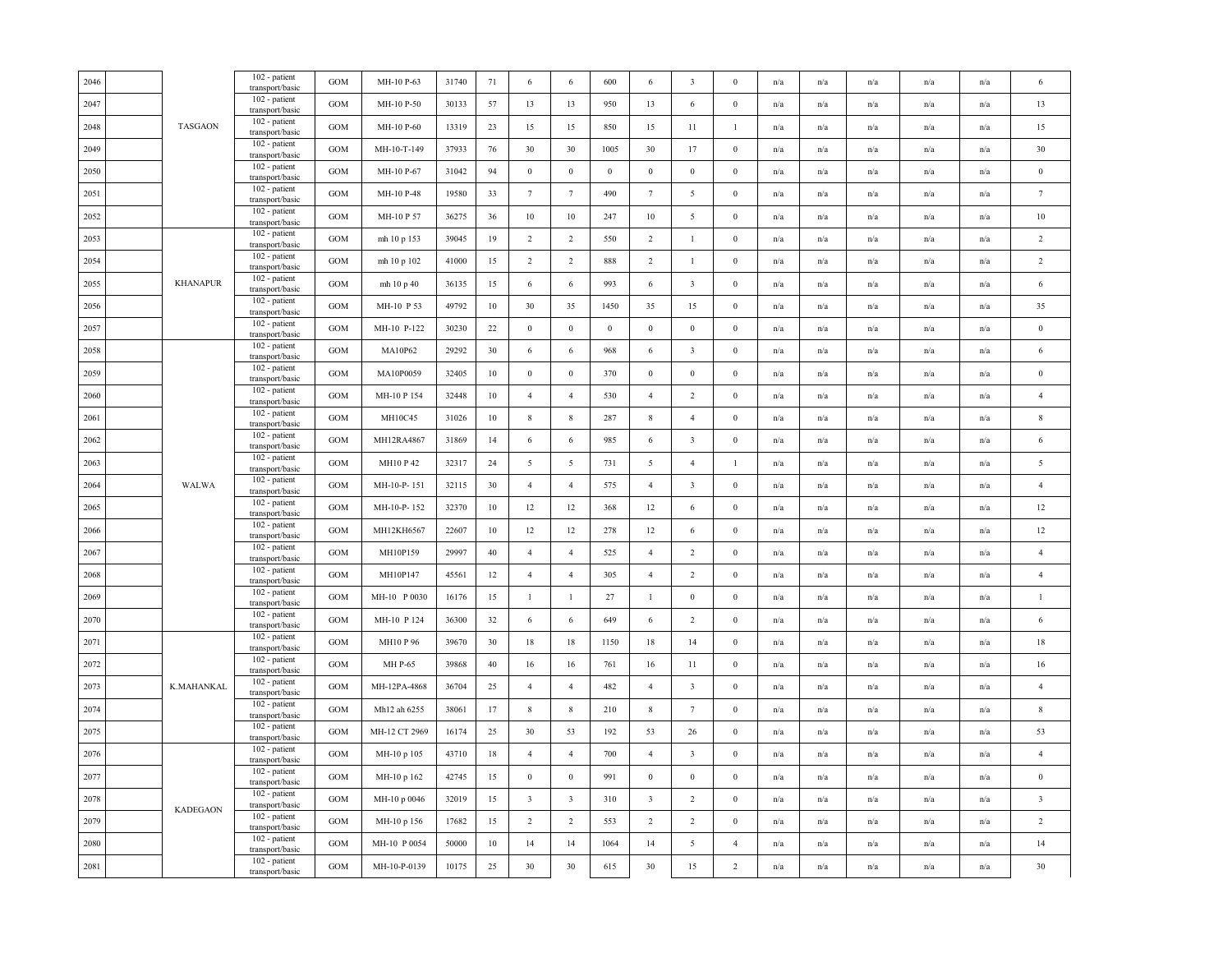| 2046 | | TASGAON | 102 - patient transport/basic | GOM | MH-10 P-63 | 31740 | 71 | 6 | 6 | 600 | 6 | 3 | 0 | n/a | n/a | n/a | n/a | n/a | 6 |
|---|---|---|---|---|---|---|---|---|---|---|---|---|---|---|---|---|---|---|---|
| 2047 | | | 102 - patient transport/basic | GOM | MH-10 P-50 | 30133 | 57 | 13 | 13 | 950 | 13 | 6 | 0 | n/a | n/a | n/a | n/a | n/a | 13 |
| 2048 | | | 102 - patient transport/basic | GOM | MH-10 P-60 | 13319 | 23 | 15 | 15 | 850 | 15 | 11 | 1 | n/a | n/a | n/a | n/a | n/a | 15 |
| 2049 | | | 102 - patient transport/basic | GOM | MH-10-T-149 | 37933 | 76 | 30 | 30 | 1005 | 30 | 17 | 0 | n/a | n/a | n/a | n/a | n/a | 30 |
| 2050 | | | 102 - patient transport/basic | GOM | MH-10 P-67 | 31042 | 94 | 0 | 0 | 0 | 0 | 0 | 0 | n/a | n/a | n/a | n/a | n/a | 0 |
| 2051 | | | 102 - patient transport/basic | GOM | MH-10 P-48 | 19580 | 33 | 7 | 7 | 490 | 7 | 5 | 0 | n/a | n/a | n/a | n/a | n/a | 7 |
| 2052 | | | 102 - patient transport/basic | GOM | MH-10 P 57 | 36275 | 36 | 10 | 10 | 247 | 10 | 5 | 0 | n/a | n/a | n/a | n/a | n/a | 10 |
| 2053 | | KHANAPUR | 102 - patient transport/basic | GOM | mh 10 p 153 | 39045 | 19 | 2 | 2 | 550 | 2 | 1 | 0 | n/a | n/a | n/a | n/a | n/a | 2 |
| 2054 | | | 102 - patient transport/basic | GOM | mh 10 p 102 | 41000 | 15 | 2 | 2 | 888 | 2 | 1 | 0 | n/a | n/a | n/a | n/a | n/a | 2 |
| 2055 | | | 102 - patient transport/basic | GOM | mh 10 p 40 | 36135 | 15 | 6 | 6 | 993 | 6 | 3 | 0 | n/a | n/a | n/a | n/a | n/a | 6 |
| 2056 | | | 102 - patient transport/basic | GOM | MH-10 P 53 | 49792 | 10 | 30 | 35 | 1450 | 35 | 15 | 0 | n/a | n/a | n/a | n/a | n/a | 35 |
| 2057 | | | 102 - patient transport/basic | GOM | MH-10 P-122 | 30230 | 22 | 0 | 0 | 0 | 0 | 0 | 0 | n/a | n/a | n/a | n/a | n/a | 0 |
| 2058 | | WALWA | 102 - patient transport/basic | GOM | MA10P62 | 29292 | 30 | 6 | 6 | 968 | 6 | 3 | 0 | n/a | n/a | n/a | n/a | n/a | 6 |
| 2059 | | | 102 - patient transport/basic | GOM | MA10P0059 | 32405 | 10 | 0 | 0 | 370 | 0 | 0 | 0 | n/a | n/a | n/a | n/a | n/a | 0 |
| 2060 | | | 102 - patient transport/basic | GOM | MH-10 P 154 | 32448 | 10 | 4 | 4 | 530 | 4 | 2 | 0 | n/a | n/a | n/a | n/a | n/a | 4 |
| 2061 | | | 102 - patient transport/basic | GOM | MH10C45 | 31026 | 10 | 8 | 8 | 287 | 8 | 4 | 0 | n/a | n/a | n/a | n/a | n/a | 8 |
| 2062 | | | 102 - patient transport/basic | GOM | MH12RA4867 | 31869 | 14 | 6 | 6 | 985 | 6 | 3 | 0 | n/a | n/a | n/a | n/a | n/a | 6 |
| 2063 | | | 102 - patient transport/basic | GOM | MH10 P 42 | 32317 | 24 | 5 | 5 | 731 | 5 | 4 | 1 | n/a | n/a | n/a | n/a | n/a | 5 |
| 2064 | | | 102 - patient transport/basic | GOM | MH-10-P- 151 | 32115 | 30 | 4 | 4 | 575 | 4 | 3 | 0 | n/a | n/a | n/a | n/a | n/a | 4 |
| 2065 | | | 102 - patient transport/basic | GOM | MH-10-P- 152 | 32370 | 10 | 12 | 12 | 368 | 12 | 6 | 0 | n/a | n/a | n/a | n/a | n/a | 12 |
| 2066 | | | 102 - patient transport/basic | GOM | MH12KH6567 | 22607 | 10 | 12 | 12 | 278 | 12 | 6 | 0 | n/a | n/a | n/a | n/a | n/a | 12 |
| 2067 | | | 102 - patient transport/basic | GOM | MH10P159 | 29997 | 40 | 4 | 4 | 525 | 4 | 2 | 0 | n/a | n/a | n/a | n/a | n/a | 4 |
| 2068 | | | 102 - patient transport/basic | GOM | MH10P147 | 45561 | 12 | 4 | 4 | 305 | 4 | 2 | 0 | n/a | n/a | n/a | n/a | n/a | 4 |
| 2069 | | | 102 - patient transport/basic | GOM | MH-10 P 0030 | 16176 | 15 | 1 | 1 | 27 | 1 | 0 | 0 | n/a | n/a | n/a | n/a | n/a | 1 |
| 2070 | | | 102 - patient transport/basic | GOM | MH-10 P 124 | 36300 | 32 | 6 | 6 | 649 | 6 | 2 | 0 | n/a | n/a | n/a | n/a | n/a | 6 |
| 2071 | | K.MAHANKAL | 102 - patient transport/basic | GOM | MH10 P 96 | 39670 | 30 | 18 | 18 | 1150 | 18 | 14 | 0 | n/a | n/a | n/a | n/a | n/a | 18 |
| 2072 | | | 102 - patient transport/basic | GOM | MH P-65 | 39868 | 40 | 16 | 16 | 761 | 16 | 11 | 0 | n/a | n/a | n/a | n/a | n/a | 16 |
| 2073 | | | 102 - patient transport/basic | GOM | MH-12PA-4868 | 36704 | 25 | 4 | 4 | 482 | 4 | 3 | 0 | n/a | n/a | n/a | n/a | n/a | 4 |
| 2074 | | | 102 - patient transport/basic | GOM | Mh12 ah 6255 | 38061 | 17 | 8 | 8 | 210 | 8 | 7 | 0 | n/a | n/a | n/a | n/a | n/a | 8 |
| 2075 | | | 102 - patient transport/basic | GOM | MH-12 CT 2969 | 16174 | 25 | 30 | 53 | 192 | 53 | 26 | 0 | n/a | n/a | n/a | n/a | n/a | 53 |
| 2076 | | KADEGAON | 102 - patient transport/basic | GOM | MH-10 p 105 | 43710 | 18 | 4 | 4 | 700 | 4 | 3 | 0 | n/a | n/a | n/a | n/a | n/a | 4 |
| 2077 | | | 102 - patient transport/basic | GOM | MH-10 p 162 | 42745 | 15 | 0 | 0 | 991 | 0 | 0 | 0 | n/a | n/a | n/a | n/a | n/a | 0 |
| 2078 | | | 102 - patient transport/basic | GOM | MH-10 p 0046 | 32019 | 15 | 3 | 3 | 310 | 3 | 2 | 0 | n/a | n/a | n/a | n/a | n/a | 3 |
| 2079 | | | 102 - patient transport/basic | GOM | MH-10 p 156 | 17682 | 15 | 2 | 2 | 553 | 2 | 2 | 0 | n/a | n/a | n/a | n/a | n/a | 2 |
| 2080 | | | 102 - patient transport/basic | GOM | MH-10 P 0054 | 50000 | 10 | 14 | 14 | 1064 | 14 | 5 | 4 | n/a | n/a | n/a | n/a | n/a | 14 |
| 2081 | | | 102 - patient transport/basic | GOM | MH-10-P-0139 | 10175 | 25 | 30 | 30 | 615 | 30 | 15 | 2 | n/a | n/a | n/a | n/a | n/a | 30 |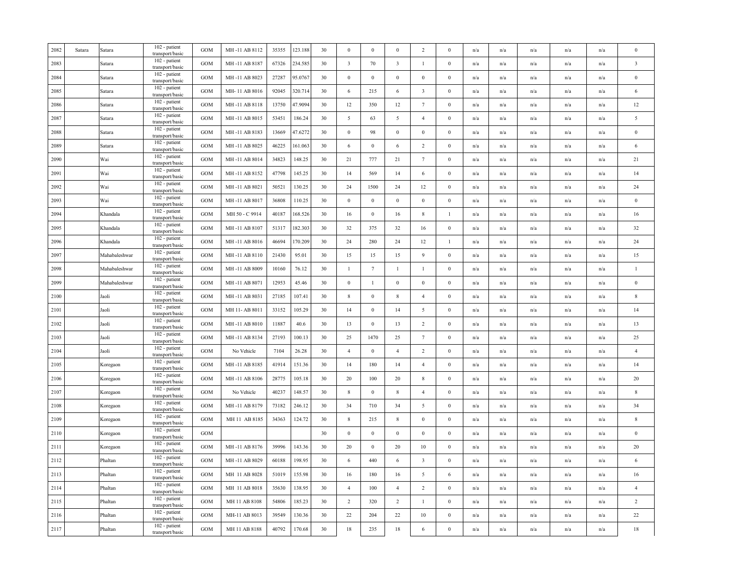| 2082 | Satara | Satara | 102 - patient transport/basic | GOM | MH -11 AB 8112 | 35355 | 123.188 | 30 | 0 | 0 | 0 | 2 | 0 | n/a | n/a | n/a | n/a | n/a | 0 |
|---|---|---|---|---|---|---|---|---|---|---|---|---|---|---|---|---|---|---|---|
| 2083 | | Satara | 102 - patient transport/basic | GOM | MH -11 AB 8187 | 67326 | 234.585 | 30 | 3 | 70 | 3 | 1 | 0 | n/a | n/a | n/a | n/a | n/a | 3 |
| 2084 | | Satara | 102 - patient transport/basic | GOM | MH -11 AB 8023 | 27287 | 95.0767 | 30 | 0 | 0 | 0 | 0 | 0 | n/a | n/a | n/a | n/a | n/a | 0 |
| 2085 | | Satara | 102 - patient transport/basic | GOM | MH- 11 AB 8016 | 92045 | 320.714 | 30 | 6 | 215 | 6 | 3 | 0 | n/a | n/a | n/a | n/a | n/a | 6 |
| 2086 | | Satara | 102 - patient transport/basic | GOM | MH -11 AB 8118 | 13750 | 47.9094 | 30 | 12 | 350 | 12 | 7 | 0 | n/a | n/a | n/a | n/a | n/a | 12 |
| 2087 | | Satara | 102 - patient transport/basic | GOM | MH -11 AB 8015 | 53451 | 186.24 | 30 | 5 | 63 | 5 | 4 | 0 | n/a | n/a | n/a | n/a | n/a | 5 |
| 2088 | | Satara | 102 - patient transport/basic | GOM | MH -11 AB 8183 | 13669 | 47.6272 | 30 | 0 | 98 | 0 | 0 | 0 | n/a | n/a | n/a | n/a | n/a | 0 |
| 2089 | | Satara | 102 - patient transport/basic | GOM | MH -11 AB 8025 | 46225 | 161.063 | 30 | 6 | 0 | 6 | 2 | 0 | n/a | n/a | n/a | n/a | n/a | 6 |
| 2090 | | Wai | 102 - patient transport/basic | GOM | MH -11 AB 8014 | 34823 | 148.25 | 30 | 21 | 777 | 21 | 7 | 0 | n/a | n/a | n/a | n/a | n/a | 21 |
| 2091 | | Wai | 102 - patient transport/basic | GOM | MH -11 AB 8152 | 47798 | 145.25 | 30 | 14 | 569 | 14 | 6 | 0 | n/a | n/a | n/a | n/a | n/a | 14 |
| 2092 | | Wai | 102 - patient transport/basic | GOM | MH -11 AB 8021 | 50521 | 130.25 | 30 | 24 | 1500 | 24 | 12 | 0 | n/a | n/a | n/a | n/a | n/a | 24 |
| 2093 | | Wai | 102 - patient transport/basic | GOM | MH -11 AB 8017 | 36808 | 110.25 | 30 | 0 | 0 | 0 | 0 | 0 | n/a | n/a | n/a | n/a | n/a | 0 |
| 2094 | | Khandala | 102 - patient transport/basic | GOM | MH 50 - C 9914 | 40187 | 168.526 | 30 | 16 | 0 | 16 | 8 | 1 | n/a | n/a | n/a | n/a | n/a | 16 |
| 2095 | | Khandala | 102 - patient transport/basic | GOM | MH -11 AB 8107 | 51317 | 182.303 | 30 | 32 | 375 | 32 | 16 | 0 | n/a | n/a | n/a | n/a | n/a | 32 |
| 2096 | | Khandala | 102 - patient transport/basic | GOM | MH -11 AB 8016 | 46694 | 170.209 | 30 | 24 | 280 | 24 | 12 | 1 | n/a | n/a | n/a | n/a | n/a | 24 |
| 2097 | | Mahabaleshwar | 102 - patient transport/basic | GOM | MH -11 AB 8110 | 21430 | 95.01 | 30 | 15 | 15 | 15 | 9 | 0 | n/a | n/a | n/a | n/a | n/a | 15 |
| 2098 | | Mahabaleshwar | 102 - patient transport/basic | GOM | MH -11 AB 8009 | 10160 | 76.12 | 30 | 1 | 7 | 1 | 1 | 0 | n/a | n/a | n/a | n/a | n/a | 1 |
| 2099 | | Mahabaleshwar | 102 - patient transport/basic | GOM | MH -11 AB 8071 | 12953 | 45.46 | 30 | 0 | 1 | 0 | 0 | 0 | n/a | n/a | n/a | n/a | n/a | 0 |
| 2100 | | Jaoli | 102 - patient transport/basic | GOM | MH -11 AB 8031 | 27185 | 107.41 | 30 | 8 | 0 | 8 | 4 | 0 | n/a | n/a | n/a | n/a | n/a | 8 |
| 2101 | | Jaoli | 102 - patient transport/basic | GOM | MH 11- AB 8011 | 33152 | 105.29 | 30 | 14 | 0 | 14 | 5 | 0 | n/a | n/a | n/a | n/a | n/a | 14 |
| 2102 | | Jaoli | 102 - patient transport/basic | GOM | MH -11 AB 8010 | 11887 | 40.6 | 30 | 13 | 0 | 13 | 2 | 0 | n/a | n/a | n/a | n/a | n/a | 13 |
| 2103 | | Jaoli | 102 - patient transport/basic | GOM | MH -11 AB 8134 | 27193 | 100.13 | 30 | 25 | 1470 | 25 | 7 | 0 | n/a | n/a | n/a | n/a | n/a | 25 |
| 2104 | | Jaoli | 102 - patient transport/basic | GOM | No Vehicle | 7104 | 26.28 | 30 | 4 | 0 | 4 | 2 | 0 | n/a | n/a | n/a | n/a | n/a | 4 |
| 2105 | | Koregaon | 102 - patient transport/basic | GOM | MH -11 AB 8185 | 41914 | 151.36 | 30 | 14 | 180 | 14 | 4 | 0 | n/a | n/a | n/a | n/a | n/a | 14 |
| 2106 | | Koregaon | 102 - patient transport/basic | GOM | MH -11 AB 8106 | 28775 | 105.18 | 30 | 20 | 100 | 20 | 8 | 0 | n/a | n/a | n/a | n/a | n/a | 20 |
| 2107 | | Koregaon | 102 - patient transport/basic | GOM | No Vehicle | 40237 | 148.57 | 30 | 8 | 0 | 8 | 4 | 0 | n/a | n/a | n/a | n/a | n/a | 8 |
| 2108 | | Koregaon | 102 - patient transport/basic | GOM | MH -11 AB 8179 | 73182 | 246.12 | 30 | 34 | 710 | 34 | 5 | 0 | n/a | n/a | n/a | n/a | n/a | 34 |
| 2109 | | Koregaon | 102 - patient transport/basic | GOM | MH 11 AB 8185 | 34363 | 124.72 | 30 | 8 | 215 | 8 | 0 | 0 | n/a | n/a | n/a | n/a | n/a | 8 |
| 2110 | | Koregaon | 102 - patient transport/basic | GOM | | | | 30 | 0 | 0 | 0 | 0 | 0 | n/a | n/a | n/a | n/a | n/a | 0 |
| 2111 | | Koregaon | 102 - patient transport/basic | GOM | MH -11 AB 8176 | 39996 | 143.36 | 30 | 20 | 0 | 20 | 10 | 0 | n/a | n/a | n/a | n/a | n/a | 20 |
| 2112 | | Phaltan | 102 - patient transport/basic | GOM | MH -11 AB 8029 | 60188 | 198.95 | 30 | 6 | 440 | 6 | 3 | 0 | n/a | n/a | n/a | n/a | n/a | 6 |
| 2113 | | Phaltan | 102 - patient transport/basic | GOM | MH 11 AB 8028 | 51019 | 155.98 | 30 | 16 | 180 | 16 | 5 | 6 | n/a | n/a | n/a | n/a | n/a | 16 |
| 2114 | | Phaltan | 102 - patient transport/basic | GOM | MH 11 AB 8018 | 35630 | 138.95 | 30 | 4 | 100 | 4 | 2 | 0 | n/a | n/a | n/a | n/a | n/a | 4 |
| 2115 | | Phaltan | 102 - patient transport/basic | GOM | MH 11 AB 8108 | 54806 | 185.23 | 30 | 2 | 320 | 2 | 1 | 0 | n/a | n/a | n/a | n/a | n/a | 2 |
| 2116 | | Phaltan | 102 - patient transport/basic | GOM | MH-11 AB 8013 | 39549 | 130.36 | 30 | 22 | 204 | 22 | 10 | 0 | n/a | n/a | n/a | n/a | n/a | 22 |
| 2117 | | Phaltan | 102 - patient transport/basic | GOM | MH 11 AB 8188 | 40792 | 170.68 | 30 | 18 | 235 | 18 | 6 | 0 | n/a | n/a | n/a | n/a | n/a | 18 |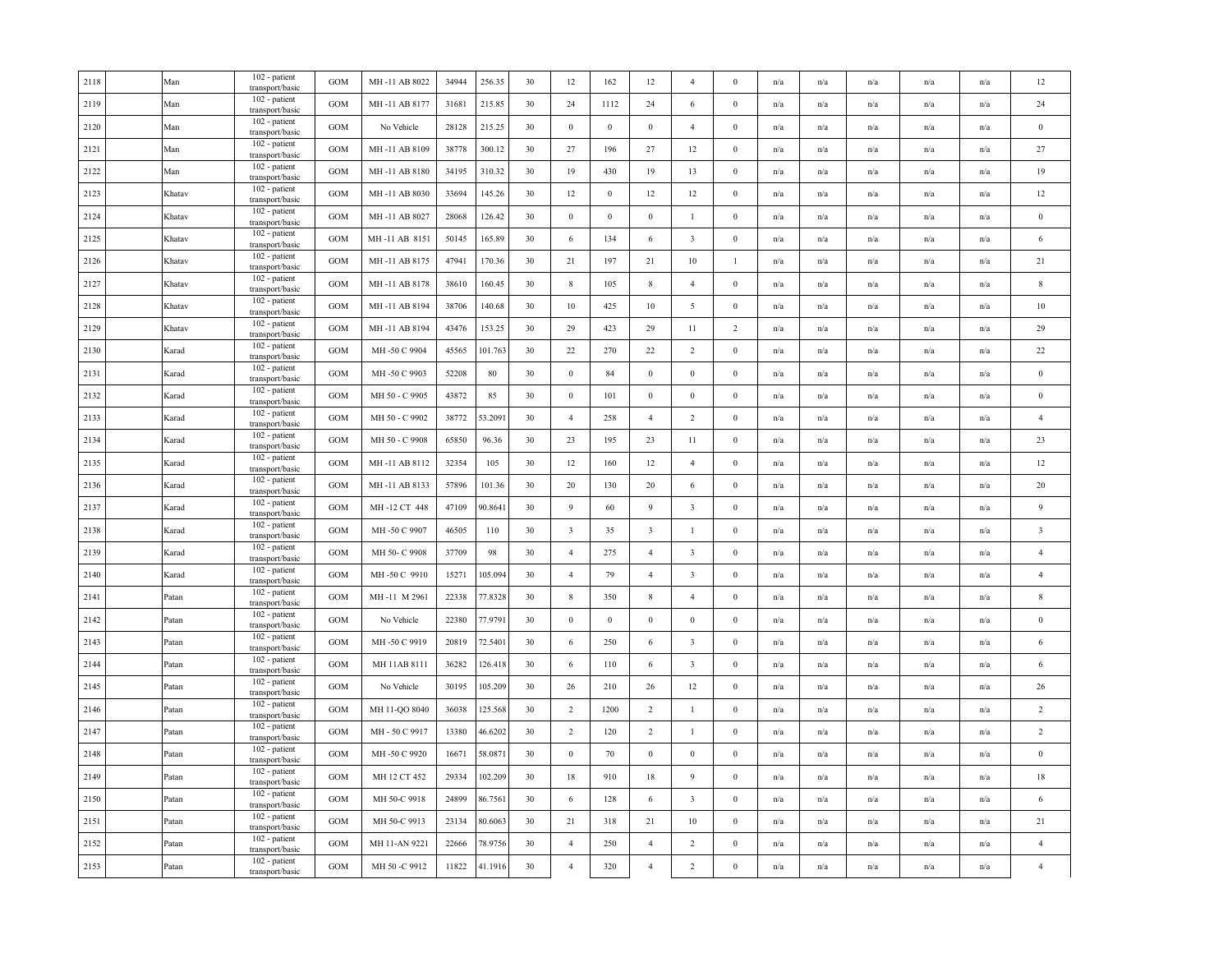| 2118 | | Man | 102 - patient transport/basic | GOM | MH -11 AB 8022 | 34944 | 256.35 | 30 | 12 | 162 | 12 | 4 | 0 | n/a | n/a | n/a | n/a | n/a | 12 |
|---|---|---|---|---|---|---|---|---|---|---|---|---|---|---|---|---|---|---|---|
| 2119 | | Man | 102 - patient transport/basic | GOM | MH -11 AB 8177 | 31681 | 215.85 | 30 | 24 | 1112 | 24 | 6 | 0 | n/a | n/a | n/a | n/a | n/a | 24 |
| 2120 | | Man | 102 - patient transport/basic | GOM | No Vehicle | 28128 | 215.25 | 30 | 0 | 0 | 0 | 4 | 0 | n/a | n/a | n/a | n/a | n/a | 0 |
| 2121 | | Man | 102 - patient transport/basic | GOM | MH -11 AB 8109 | 38778 | 300.12 | 30 | 27 | 196 | 27 | 12 | 0 | n/a | n/a | n/a | n/a | n/a | 27 |
| 2122 | | Man | 102 - patient transport/basic | GOM | MH -11 AB 8180 | 34195 | 310.32 | 30 | 19 | 430 | 19 | 13 | 0 | n/a | n/a | n/a | n/a | n/a | 19 |
| 2123 | | Khatav | 102 - patient transport/basic | GOM | MH -11 AB 8030 | 33694 | 145.26 | 30 | 12 | 0 | 12 | 12 | 0 | n/a | n/a | n/a | n/a | n/a | 12 |
| 2124 | | Khatav | 102 - patient transport/basic | GOM | MH -11 AB 8027 | 28068 | 126.42 | 30 | 0 | 0 | 0 | 1 | 0 | n/a | n/a | n/a | n/a | n/a | 0 |
| 2125 | | Khatav | 102 - patient transport/basic | GOM | MH -11 AB 8151 | 50145 | 165.89 | 30 | 6 | 134 | 6 | 3 | 0 | n/a | n/a | n/a | n/a | n/a | 6 |
| 2126 | | Khatav | 102 - patient transport/basic | GOM | MH -11 AB 8175 | 47941 | 170.36 | 30 | 21 | 197 | 21 | 10 | 1 | n/a | n/a | n/a | n/a | n/a | 21 |
| 2127 | | Khatav | 102 - patient transport/basic | GOM | MH -11 AB 8178 | 38610 | 160.45 | 30 | 8 | 105 | 8 | 4 | 0 | n/a | n/a | n/a | n/a | n/a | 8 |
| 2128 | | Khatav | 102 - patient transport/basic | GOM | MH -11 AB 8194 | 38706 | 140.68 | 30 | 10 | 425 | 10 | 5 | 0 | n/a | n/a | n/a | n/a | n/a | 10 |
| 2129 | | Khatav | 102 - patient transport/basic | GOM | MH -11 AB 8194 | 43476 | 153.25 | 30 | 29 | 423 | 29 | 11 | 2 | n/a | n/a | n/a | n/a | n/a | 29 |
| 2130 | | Karad | 102 - patient transport/basic | GOM | MH -50 C 9904 | 45565 | 101.763 | 30 | 22 | 270 | 22 | 2 | 0 | n/a | n/a | n/a | n/a | n/a | 22 |
| 2131 | | Karad | 102 - patient transport/basic | GOM | MH -50 C 9903 | 52208 | 80 | 30 | 0 | 84 | 0 | 0 | 0 | n/a | n/a | n/a | n/a | n/a | 0 |
| 2132 | | Karad | 102 - patient transport/basic | GOM | MH 50 - C 9905 | 43872 | 85 | 30 | 0 | 101 | 0 | 0 | 0 | n/a | n/a | n/a | n/a | n/a | 0 |
| 2133 | | Karad | 102 - patient transport/basic | GOM | MH 50 - C 9902 | 38772 | 53.2091 | 30 | 4 | 258 | 4 | 2 | 0 | n/a | n/a | n/a | n/a | n/a | 4 |
| 2134 | | Karad | 102 - patient transport/basic | GOM | MH 50 - C 9908 | 65850 | 96.36 | 30 | 23 | 195 | 23 | 11 | 0 | n/a | n/a | n/a | n/a | n/a | 23 |
| 2135 | | Karad | 102 - patient transport/basic | GOM | MH -11 AB 8112 | 32354 | 105 | 30 | 12 | 160 | 12 | 4 | 0 | n/a | n/a | n/a | n/a | n/a | 12 |
| 2136 | | Karad | 102 - patient transport/basic | GOM | MH -11 AB 8133 | 57896 | 101.36 | 30 | 20 | 130 | 20 | 6 | 0 | n/a | n/a | n/a | n/a | n/a | 20 |
| 2137 | | Karad | 102 - patient transport/basic | GOM | MH -12 CT 448 | 47109 | 90.8641 | 30 | 9 | 60 | 9 | 3 | 0 | n/a | n/a | n/a | n/a | n/a | 9 |
| 2138 | | Karad | 102 - patient transport/basic | GOM | MH -50 C 9907 | 46505 | 110 | 30 | 3 | 35 | 3 | 1 | 0 | n/a | n/a | n/a | n/a | n/a | 3 |
| 2139 | | Karad | 102 - patient transport/basic | GOM | MH 50- C 9908 | 37709 | 98 | 30 | 4 | 275 | 4 | 3 | 0 | n/a | n/a | n/a | n/a | n/a | 4 |
| 2140 | | Karad | 102 - patient transport/basic | GOM | MH -50 C 9910 | 15271 | 105.094 | 30 | 4 | 79 | 4 | 3 | 0 | n/a | n/a | n/a | n/a | n/a | 4 |
| 2141 | | Patan | 102 - patient transport/basic | GOM | MH -11 M 2961 | 22338 | 77.8328 | 30 | 8 | 350 | 8 | 4 | 0 | n/a | n/a | n/a | n/a | n/a | 8 |
| 2142 | | Patan | 102 - patient transport/basic | GOM | No Vehicle | 22380 | 77.9791 | 30 | 0 | 0 | 0 | 0 | 0 | n/a | n/a | n/a | n/a | n/a | 0 |
| 2143 | | Patan | 102 - patient transport/basic | GOM | MH -50 C 9919 | 20819 | 72.5401 | 30 | 6 | 250 | 6 | 3 | 0 | n/a | n/a | n/a | n/a | n/a | 6 |
| 2144 | | Patan | 102 - patient transport/basic | GOM | MH 11AB 8111 | 36282 | 126.418 | 30 | 6 | 110 | 6 | 3 | 0 | n/a | n/a | n/a | n/a | n/a | 6 |
| 2145 | | Patan | 102 - patient transport/basic | GOM | No Vehicle | 30195 | 105.209 | 30 | 26 | 210 | 26 | 12 | 0 | n/a | n/a | n/a | n/a | n/a | 26 |
| 2146 | | Patan | 102 - patient transport/basic | GOM | MH 11-QO 8040 | 36038 | 125.568 | 30 | 2 | 1200 | 2 | 1 | 0 | n/a | n/a | n/a | n/a | n/a | 2 |
| 2147 | | Patan | 102 - patient transport/basic | GOM | MH - 50 C 9917 | 13380 | 46.6202 | 30 | 2 | 120 | 2 | 1 | 0 | n/a | n/a | n/a | n/a | n/a | 2 |
| 2148 | | Patan | 102 - patient transport/basic | GOM | MH -50 C 9920 | 16671 | 58.0871 | 30 | 0 | 70 | 0 | 0 | 0 | n/a | n/a | n/a | n/a | n/a | 0 |
| 2149 | | Patan | 102 - patient transport/basic | GOM | MH 12 CT 452 | 29334 | 102.209 | 30 | 18 | 910 | 18 | 9 | 0 | n/a | n/a | n/a | n/a | n/a | 18 |
| 2150 | | Patan | 102 - patient transport/basic | GOM | MH 50-C 9918 | 24899 | 86.7561 | 30 | 6 | 128 | 6 | 3 | 0 | n/a | n/a | n/a | n/a | n/a | 6 |
| 2151 | | Patan | 102 - patient transport/basic | GOM | MH 50-C 9913 | 23134 | 80.6063 | 30 | 21 | 318 | 21 | 10 | 0 | n/a | n/a | n/a | n/a | n/a | 21 |
| 2152 | | Patan | 102 - patient transport/basic | GOM | MH 11-AN 9221 | 22666 | 78.9756 | 30 | 4 | 250 | 4 | 2 | 0 | n/a | n/a | n/a | n/a | n/a | 4 |
| 2153 | | Patan | 102 - patient transport/basic | GOM | MH 50 -C 9912 | 11822 | 41.1916 | 30 | 4 | 320 | 4 | 2 | 0 | n/a | n/a | n/a | n/a | n/a | 4 |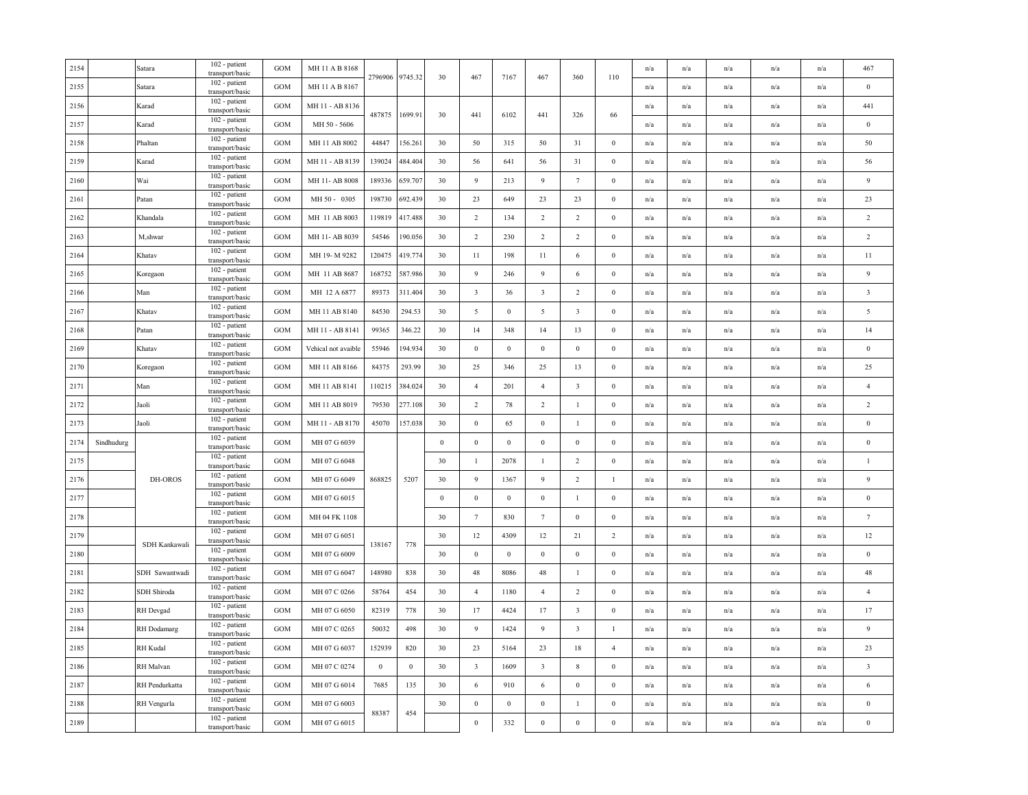| | | | | | | | | | | | | | | | | | | | | |
|---|---|---|---|---|---|---|---|---|---|---|---|---|---|---|---|---|---|---|---|---|
| 2154 | | Satara | 102 - patient transport/basic | GOM | MH 11 A B 8168 | 2796906 | 9745.32 | 30 | 467 | 7167 | 467 | 360 | 110 | n/a | n/a | n/a | n/a | n/a | n/a | 467 |
| 2155 | | Satara | 102 - patient transport/basic | GOM | MH 11 A B 8167 | | | | | | | | | n/a | n/a | n/a | n/a | n/a | n/a | 0 |
| 2156 | | Karad | 102 - patient transport/basic | GOM | MH 11 - AB 8136 | 487875 | 1699.91 | 30 | 441 | 6102 | 441 | 326 | 66 | n/a | n/a | n/a | n/a | n/a | n/a | 441 |
| 2157 | | Karad | 102 - patient transport/basic | GOM | MH 50 - 5606 | | | | | | | | | n/a | n/a | n/a | n/a | n/a | n/a | 0 |
| 2158 | | Phaltan | 102 - patient transport/basic | GOM | MH 11 AB 8002 | 44847 | 156.261 | 30 | 50 | 315 | 50 | 31 | 0 | n/a | n/a | n/a | n/a | n/a | n/a | 50 |
| 2159 | | Karad | 102 - patient transport/basic | GOM | MH 11 - AB 8139 | 139024 | 484.404 | 30 | 56 | 641 | 56 | 31 | 0 | n/a | n/a | n/a | n/a | n/a | n/a | 56 |
| 2160 | | Wai | 102 - patient transport/basic | GOM | MH 11- AB 8008 | 189336 | 659.707 | 30 | 9 | 213 | 9 | 7 | 0 | n/a | n/a | n/a | n/a | n/a | n/a | 9 |
| 2161 | | Patan | 102 - patient transport/basic | GOM | MH 50 - 0305 | 198730 | 692.439 | 30 | 23 | 649 | 23 | 23 | 0 | n/a | n/a | n/a | n/a | n/a | n/a | 23 |
| 2162 | | Khandala | 102 - patient transport/basic | GOM | MH 11 AB 8003 | 119819 | 417.488 | 30 | 2 | 134 | 2 | 2 | 0 | n/a | n/a | n/a | n/a | n/a | n/a | 2 |
| 2163 | | M,shwar | 102 - patient transport/basic | GOM | MH 11- AB 8039 | 54546 | 190.056 | 30 | 2 | 230 | 2 | 2 | 0 | n/a | n/a | n/a | n/a | n/a | n/a | 2 |
| 2164 | | Khatav | 102 - patient transport/basic | GOM | MH 19- M 9282 | 120475 | 419.774 | 30 | 11 | 198 | 11 | 6 | 0 | n/a | n/a | n/a | n/a | n/a | n/a | 11 |
| 2165 | | Koregaon | 102 - patient transport/basic | GOM | MH 11 AB 8687 | 168752 | 587.986 | 30 | 9 | 246 | 9 | 6 | 0 | n/a | n/a | n/a | n/a | n/a | n/a | 9 |
| 2166 | | Man | 102 - patient transport/basic | GOM | MH 12 A 6877 | 89373 | 311.404 | 30 | 3 | 36 | 3 | 2 | 0 | n/a | n/a | n/a | n/a | n/a | n/a | 3 |
| 2167 | | Khatav | 102 - patient transport/basic | GOM | MH 11 AB 8140 | 84530 | 294.53 | 30 | 5 | 0 | 5 | 3 | 0 | n/a | n/a | n/a | n/a | n/a | n/a | 5 |
| 2168 | | Patan | 102 - patient transport/basic | GOM | MH 11 - AB 8141 | 99365 | 346.22 | 30 | 14 | 348 | 14 | 13 | 0 | n/a | n/a | n/a | n/a | n/a | n/a | 14 |
| 2169 | | Khatav | 102 - patient transport/basic | GOM | Vehical not avaible | 55946 | 194.934 | 30 | 0 | 0 | 0 | 0 | 0 | n/a | n/a | n/a | n/a | n/a | n/a | 0 |
| 2170 | | Koregaon | 102 - patient transport/basic | GOM | MH 11 AB 8166 | 84375 | 293.99 | 30 | 25 | 346 | 25 | 13 | 0 | n/a | n/a | n/a | n/a | n/a | n/a | 25 |
| 2171 | | Man | 102 - patient transport/basic | GOM | MH 11 AB 8141 | 110215 | 384.024 | 30 | 4 | 201 | 4 | 3 | 0 | n/a | n/a | n/a | n/a | n/a | n/a | 4 |
| 2172 | | Jaoli | 102 - patient transport/basic | GOM | MH 11 AB 8019 | 79530 | 277.108 | 30 | 2 | 78 | 2 | 1 | 0 | n/a | n/a | n/a | n/a | n/a | n/a | 2 |
| 2173 | | Jaoli | 102 - patient transport/basic | GOM | MH 11 - AB 8170 | 45070 | 157.038 | 30 | 0 | 65 | 0 | 1 | 0 | n/a | n/a | n/a | n/a | n/a | n/a | 0 |
| 2174 | Sindhudurg | DH-OROS | 102 - patient transport/basic | GOM | MH 07 G 6039 | 868825 | 5207 | 0 | 0 | 0 | 0 | 0 | 0 | n/a | n/a | n/a | n/a | n/a | n/a | 0 |
| 2175 | | | 102 - patient transport/basic | GOM | MH 07 G 6048 | | | 30 | 1 | 2078 | 1 | 2 | 0 | n/a | n/a | n/a | n/a | n/a | n/a | 1 |
| 2176 | | | 102 - patient transport/basic | GOM | MH 07 G 6049 | | | 30 | 9 | 1367 | 9 | 2 | 1 | n/a | n/a | n/a | n/a | n/a | n/a | 9 |
| 2177 | | | 102 - patient transport/basic | GOM | MH 07 G 6015 | | | 0 | 0 | 0 | 0 | 1 | 0 | n/a | n/a | n/a | n/a | n/a | n/a | 0 |
| 2178 | | | 102 - patient transport/basic | GOM | MH 04 FK 1108 | | | 30 | 7 | 830 | 7 | 0 | 0 | n/a | n/a | n/a | n/a | n/a | n/a | 7 |
| 2179 | | SDH Kankawali | 102 - patient transport/basic | GOM | MH 07 G 6051 | 138167 | 778 | 30 | 12 | 4309 | 12 | 21 | 2 | n/a | n/a | n/a | n/a | n/a | n/a | 12 |
| 2180 | | | 102 - patient transport/basic | GOM | MH 07 G 6009 | | | 30 | 0 | 0 | 0 | 0 | 0 | n/a | n/a | n/a | n/a | n/a | n/a | 0 |
| 2181 | | SDH Sawantwadi | 102 - patient transport/basic | GOM | MH 07 G 6047 | 148980 | 838 | 30 | 48 | 8086 | 48 | 1 | 0 | n/a | n/a | n/a | n/a | n/a | n/a | 48 |
| 2182 | | SDH Shiroda | 102 - patient transport/basic | GOM | MH 07 C 0266 | 58764 | 454 | 30 | 4 | 1180 | 4 | 2 | 0 | n/a | n/a | n/a | n/a | n/a | n/a | 4 |
| 2183 | | RH Devgad | 102 - patient transport/basic | GOM | MH 07 G 6050 | 82319 | 778 | 30 | 17 | 4424 | 17 | 3 | 0 | n/a | n/a | n/a | n/a | n/a | n/a | 17 |
| 2184 | | RH Dodamarg | 102 - patient transport/basic | GOM | MH 07 C 0265 | 50032 | 498 | 30 | 9 | 1424 | 9 | 3 | 1 | n/a | n/a | n/a | n/a | n/a | n/a | 9 |
| 2185 | | RH Kudal | 102 - patient transport/basic | GOM | MH 07 G 6037 | 152939 | 820 | 30 | 23 | 5164 | 23 | 18 | 4 | n/a | n/a | n/a | n/a | n/a | n/a | 23 |
| 2186 | | RH Malvan | 102 - patient transport/basic | GOM | MH 07 C 0274 | 0 | 0 | 30 | 3 | 1609 | 3 | 8 | 0 | n/a | n/a | n/a | n/a | n/a | n/a | 3 |
| 2187 | | RH Pendurkatta | 102 - patient transport/basic | GOM | MH 07 G 6014 | 7685 | 135 | 30 | 6 | 910 | 6 | 0 | 0 | n/a | n/a | n/a | n/a | n/a | n/a | 6 |
| 2188 | | RH Vengurla | 102 - patient transport/basic | GOM | MH 07 G 6003 | 88387 | 454 | 30 | 0 | 0 | 0 | 1 | 0 | n/a | n/a | n/a | n/a | n/a | n/a | 0 |
| 2189 | | | 102 - patient transport/basic | GOM | MH 07 G 6015 | | | | 0 | 332 | 0 | 0 | 0 | n/a | n/a | n/a | n/a | n/a | n/a | 0 |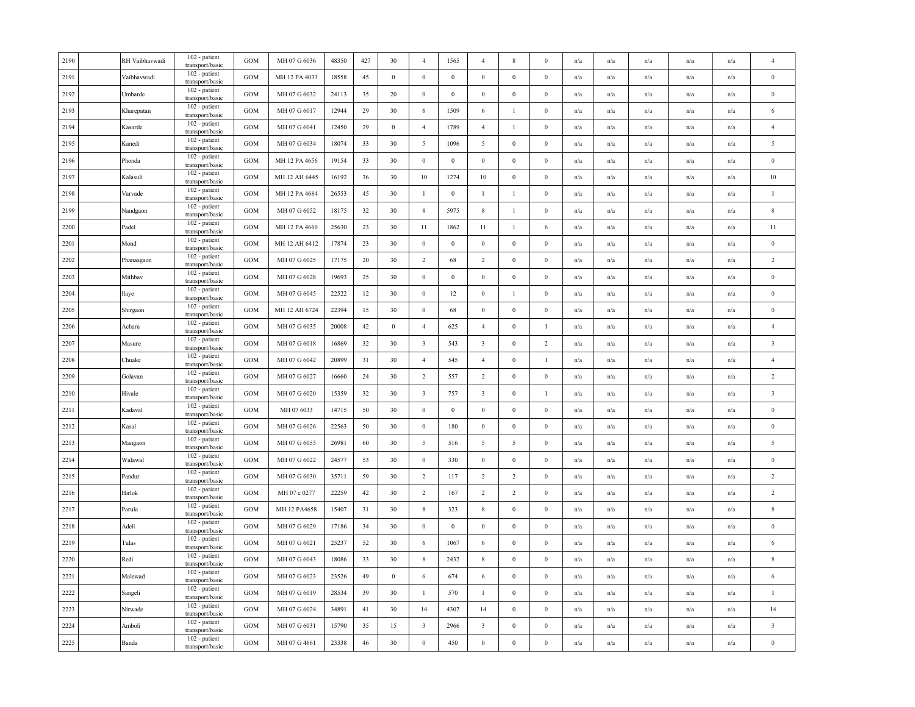| 2190 | | RH Vaibhavwadi | 102 - patient transport/basic | GOM | MH 07 G 6036 | 48350 | 427 | 30 | 4 | 1565 | 4 | 8 | 0 | n/a | n/a | n/a | n/a | n/a | 4 |
|---|---|---|---|---|---|---|---|---|---|---|---|---|---|---|---|---|---|---|---|
| 2191 | | Vaibhavwadi | 102 - patient transport/basic | GOM | MH 12 PA 4033 | 18558 | 45 | 0 | 0 | 0 | 0 | 0 | 0 | n/a | n/a | n/a | n/a | n/a | 0 |
| 2192 | | Umbarde | 102 - patient transport/basic | GOM | MH 07 G 6032 | 24113 | 35 | 20 | 0 | 0 | 0 | 0 | 0 | n/a | n/a | n/a | n/a | n/a | 0 |
| 2193 | | Kharepatan | 102 - patient transport/basic | GOM | MH 07 G 6017 | 12944 | 29 | 30 | 6 | 1509 | 6 | 1 | 0 | n/a | n/a | n/a | n/a | n/a | 6 |
| 2194 | | Kasarde | 102 - patient transport/basic | GOM | MH 07 G 6041 | 12450 | 29 | 0 | 4 | 1789 | 4 | 1 | 0 | n/a | n/a | n/a | n/a | n/a | 4 |
| 2195 | | Kanedi | 102 - patient transport/basic | GOM | MH 07 G 6034 | 18074 | 33 | 30 | 5 | 1096 | 5 | 0 | 0 | n/a | n/a | n/a | n/a | n/a | 5 |
| 2196 | | Phonda | 102 - patient transport/basic | GOM | MH 12 PA 4656 | 19154 | 33 | 30 | 0 | 0 | 0 | 0 | 0 | n/a | n/a | n/a | n/a | n/a | 0 |
| 2197 | | Kalasuli | 102 - patient transport/basic | GOM | MH 12 AH 6445 | 16192 | 36 | 30 | 10 | 1274 | 10 | 0 | 0 | n/a | n/a | n/a | n/a | n/a | 10 |
| 2198 | | Varvade | 102 - patient transport/basic | GOM | MH 12 PA 4684 | 26553 | 45 | 30 | 1 | 0 | 1 | 1 | 0 | n/a | n/a | n/a | n/a | n/a | 1 |
| 2199 | | Nandgaon | 102 - patient transport/basic | GOM | MH 07 G 6052 | 18175 | 32 | 30 | 8 | 5975 | 8 | 1 | 0 | n/a | n/a | n/a | n/a | n/a | 8 |
| 2200 | | Padel | 102 - patient transport/basic | GOM | MH 12 PA 4660 | 25630 | 23 | 30 | 11 | 1862 | 11 | 1 | 6 | n/a | n/a | n/a | n/a | n/a | 11 |
| 2201 | | Mond | 102 - patient transport/basic | GOM | MH 12 AH 6412 | 17874 | 23 | 30 | 0 | 0 | 0 | 0 | 0 | n/a | n/a | n/a | n/a | n/a | 0 |
| 2202 | | Phanasgaon | 102 - patient transport/basic | GOM | MH 07 G 6025 | 17175 | 20 | 30 | 2 | 68 | 2 | 0 | 0 | n/a | n/a | n/a | n/a | n/a | 2 |
| 2203 | | Mithbav | 102 - patient transport/basic | GOM | MH 07 G 6028 | 19693 | 25 | 30 | 0 | 0 | 0 | 0 | 0 | n/a | n/a | n/a | n/a | n/a | 0 |
| 2204 | | Ilaye | 102 - patient transport/basic | GOM | MH 07 G 6045 | 22522 | 12 | 30 | 0 | 12 | 0 | 1 | 0 | n/a | n/a | n/a | n/a | n/a | 0 |
| 2205 | | Shirgaon | 102 - patient transport/basic | GOM | MH 12 AH 6724 | 22394 | 15 | 30 | 0 | 68 | 0 | 0 | 0 | n/a | n/a | n/a | n/a | n/a | 0 |
| 2206 | | Achara | 102 - patient transport/basic | GOM | MH 07 G 6035 | 20008 | 42 | 0 | 4 | 625 | 4 | 0 | 1 | n/a | n/a | n/a | n/a | n/a | 4 |
| 2207 | | Masure | 102 - patient transport/basic | GOM | MH 07 G 6018 | 16869 | 32 | 30 | 3 | 543 | 3 | 0 | 2 | n/a | n/a | n/a | n/a | n/a | 3 |
| 2208 | | Chuake | 102 - patient transport/basic | GOM | MH 07 G 6042 | 20899 | 31 | 30 | 4 | 545 | 4 | 0 | 1 | n/a | n/a | n/a | n/a | n/a | 4 |
| 2209 | | Golavan | 102 - patient transport/basic | GOM | MH 07 G 6027 | 16660 | 24 | 30 | 2 | 557 | 2 | 0 | 0 | n/a | n/a | n/a | n/a | n/a | 2 |
| 2210 | | Hivale | 102 - patient transport/basic | GOM | MH 07 G 6020 | 15359 | 32 | 30 | 3 | 757 | 3 | 0 | 1 | n/a | n/a | n/a | n/a | n/a | 3 |
| 2211 | | Kadaval | 102 - patient transport/basic | GOM | MH 07 6033 | 14715 | 50 | 30 | 0 | 0 | 0 | 0 | 0 | n/a | n/a | n/a | n/a | n/a | 0 |
| 2212 | | Kasal | 102 - patient transport/basic | GOM | MH 07 G 6026 | 22563 | 50 | 30 | 0 | 180 | 0 | 0 | 0 | n/a | n/a | n/a | n/a | n/a | 0 |
| 2213 | | Mangaon | 102 - patient transport/basic | GOM | MH 07 G 6053 | 26981 | 60 | 30 | 5 | 516 | 5 | 5 | 0 | n/a | n/a | n/a | n/a | n/a | 5 |
| 2214 | | Walawal | 102 - patient transport/basic | GOM | MH 07 G 6022 | 24577 | 53 | 30 | 0 | 330 | 0 | 0 | 0 | n/a | n/a | n/a | n/a | n/a | 0 |
| 2215 | | Pandur | 102 - patient transport/basic | GOM | MH 07 G 6030 | 35711 | 59 | 30 | 2 | 117 | 2 | 2 | 0 | n/a | n/a | n/a | n/a | n/a | 2 |
| 2216 | | Hirlok | 102 - patient transport/basic | GOM | MH 07 c 0277 | 22259 | 42 | 30 | 2 | 167 | 2 | 2 | 0 | n/a | n/a | n/a | n/a | n/a | 2 |
| 2217 | | Parula | 102 - patient transport/basic | GOM | MH 12 PA4658 | 15407 | 31 | 30 | 8 | 323 | 8 | 0 | 0 | n/a | n/a | n/a | n/a | n/a | 8 |
| 2218 | | Adeli | 102 - patient transport/basic | GOM | MH 07 G 6029 | 17186 | 34 | 30 | 0 | 0 | 0 | 0 | 0 | n/a | n/a | n/a | n/a | n/a | 0 |
| 2219 | | Tulas | 102 - patient transport/basic | GOM | MH 07 G 6021 | 25237 | 52 | 30 | 6 | 1067 | 6 | 0 | 0 | n/a | n/a | n/a | n/a | n/a | 6 |
| 2220 | | Redi | 102 - patient transport/basic | GOM | MH 07 G 6043 | 18086 | 33 | 30 | 8 | 2432 | 8 | 0 | 0 | n/a | n/a | n/a | n/a | n/a | 8 |
| 2221 | | Malewad | 102 - patient transport/basic | GOM | MH 07 G 6023 | 23526 | 49 | 0 | 6 | 674 | 6 | 0 | 0 | n/a | n/a | n/a | n/a | n/a | 6 |
| 2222 | | Sangeli | 102 - patient transport/basic | GOM | MH 07 G 6019 | 28534 | 39 | 30 | 1 | 570 | 1 | 0 | 0 | n/a | n/a | n/a | n/a | n/a | 1 |
| 2223 | | Nirwade | 102 - patient transport/basic | GOM | MH 07 G 6024 | 34891 | 41 | 30 | 14 | 4307 | 14 | 0 | 0 | n/a | n/a | n/a | n/a | n/a | 14 |
| 2224 | | Amboli | 102 - patient transport/basic | GOM | MH 07 G 6031 | 15790 | 35 | 15 | 3 | 2966 | 3 | 0 | 0 | n/a | n/a | n/a | n/a | n/a | 3 |
| 2225 | | Banda | 102 - patient transport/basic | GOM | MH 07 G 4661 | 23338 | 46 | 30 | 0 | 450 | 0 | 0 | 0 | n/a | n/a | n/a | n/a | n/a | 0 |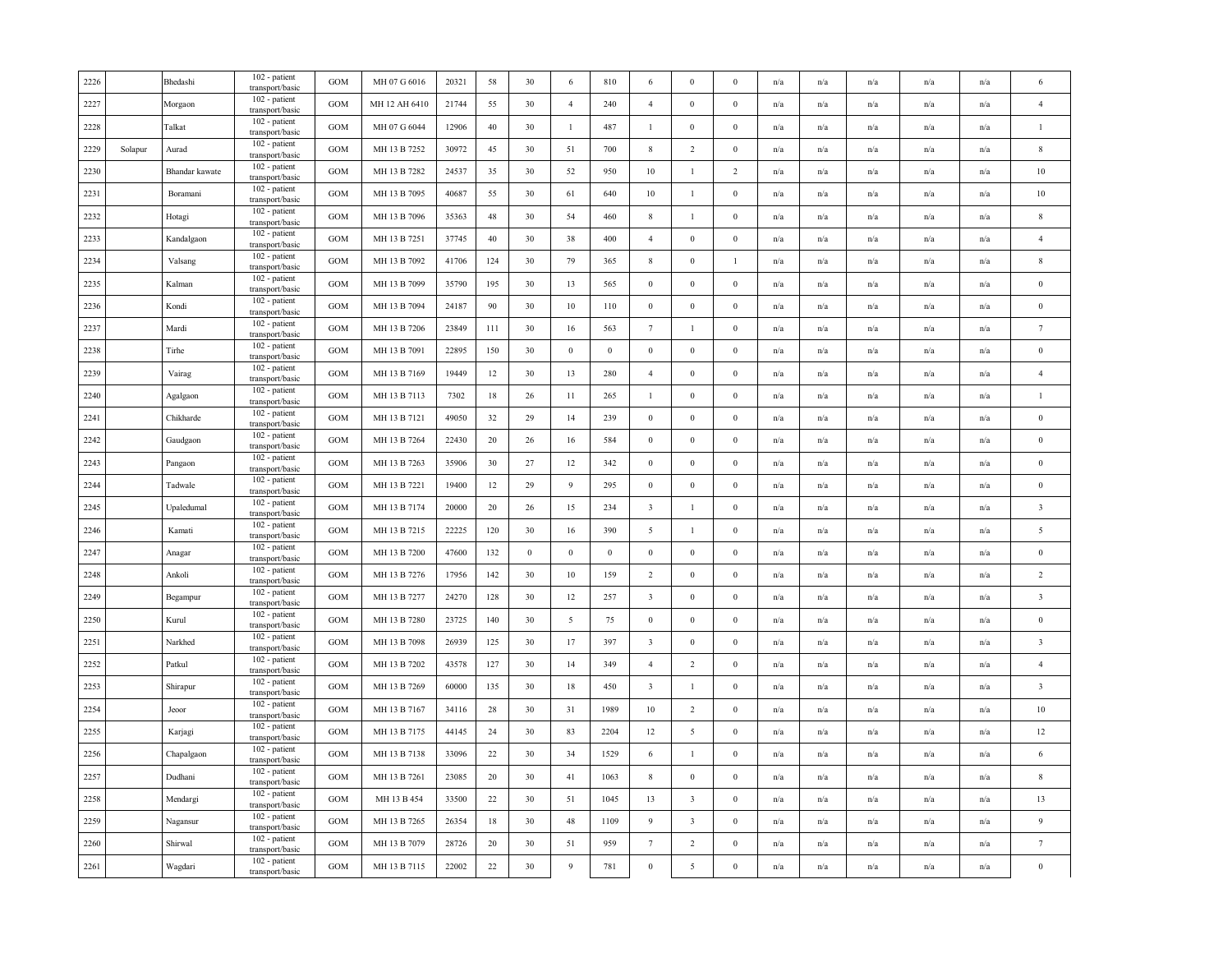| 2226 | | Bhedashi | 102 - patient transport/basic | GOM | MH 07 G 6016 | 20321 | 58 | 30 | 6 | 810 | 6 | 0 | 0 | n/a | n/a | n/a | n/a | n/a | 6 |
|---|---|---|---|---|---|---|---|---|---|---|---|---|---|---|---|---|---|---|---|
| 2227 | | Morgaon | 102 - patient transport/basic | GOM | MH 12 AH 6410 | 21744 | 55 | 30 | 4 | 240 | 4 | 0 | 0 | n/a | n/a | n/a | n/a | n/a | 4 |
| 2228 | | Talkat | 102 - patient transport/basic | GOM | MH 07 G 6044 | 12906 | 40 | 30 | 1 | 487 | 1 | 0 | 0 | n/a | n/a | n/a | n/a | n/a | 1 |
| 2229 | Solapur | Aurad | 102 - patient transport/basic | GOM | MH 13 B 7252 | 30972 | 45 | 30 | 51 | 700 | 8 | 2 | 0 | n/a | n/a | n/a | n/a | n/a | 8 |
| 2230 | | Bhandar kawate | 102 - patient transport/basic | GOM | MH 13 B 7282 | 24537 | 35 | 30 | 52 | 950 | 10 | 1 | 2 | n/a | n/a | n/a | n/a | n/a | 10 |
| 2231 | | Boramani | 102 - patient transport/basic | GOM | MH 13 B 7095 | 40687 | 55 | 30 | 61 | 640 | 10 | 1 | 0 | n/a | n/a | n/a | n/a | n/a | 10 |
| 2232 | | Hotagi | 102 - patient transport/basic | GOM | MH 13 B 7096 | 35363 | 48 | 30 | 54 | 460 | 8 | 1 | 0 | n/a | n/a | n/a | n/a | n/a | 8 |
| 2233 | | Kandalgaon | 102 - patient transport/basic | GOM | MH 13 B 7251 | 37745 | 40 | 30 | 38 | 400 | 4 | 0 | 0 | n/a | n/a | n/a | n/a | n/a | 4 |
| 2234 | | Valsang | 102 - patient transport/basic | GOM | MH 13 B 7092 | 41706 | 124 | 30 | 79 | 365 | 8 | 0 | 1 | n/a | n/a | n/a | n/a | n/a | 8 |
| 2235 | | Kalman | 102 - patient transport/basic | GOM | MH 13 B 7099 | 35790 | 195 | 30 | 13 | 565 | 0 | 0 | 0 | n/a | n/a | n/a | n/a | n/a | 0 |
| 2236 | | Kondi | 102 - patient transport/basic | GOM | MH 13 B 7094 | 24187 | 90 | 30 | 10 | 110 | 0 | 0 | 0 | n/a | n/a | n/a | n/a | n/a | 0 |
| 2237 | | Mardi | 102 - patient transport/basic | GOM | MH 13 B 7206 | 23849 | 111 | 30 | 16 | 563 | 7 | 1 | 0 | n/a | n/a | n/a | n/a | n/a | 7 |
| 2238 | | Tirhe | 102 - patient transport/basic | GOM | MH 13 B 7091 | 22895 | 150 | 30 | 0 | 0 | 0 | 0 | 0 | n/a | n/a | n/a | n/a | n/a | 0 |
| 2239 | | Vairag | 102 - patient transport/basic | GOM | MH 13 B 7169 | 19449 | 12 | 30 | 13 | 280 | 4 | 0 | 0 | n/a | n/a | n/a | n/a | n/a | 4 |
| 2240 | | Agalgaon | 102 - patient transport/basic | GOM | MH 13 B 7113 | 7302 | 18 | 26 | 11 | 265 | 1 | 0 | 0 | n/a | n/a | n/a | n/a | n/a | 1 |
| 2241 | | Chikharde | 102 - patient transport/basic | GOM | MH 13 B 7121 | 49050 | 32 | 29 | 14 | 239 | 0 | 0 | 0 | n/a | n/a | n/a | n/a | n/a | 0 |
| 2242 | | Gaudgaon | 102 - patient transport/basic | GOM | MH 13 B 7264 | 22430 | 20 | 26 | 16 | 584 | 0 | 0 | 0 | n/a | n/a | n/a | n/a | n/a | 0 |
| 2243 | | Pangaon | 102 - patient transport/basic | GOM | MH 13 B 7263 | 35906 | 30 | 27 | 12 | 342 | 0 | 0 | 0 | n/a | n/a | n/a | n/a | n/a | 0 |
| 2244 | | Tadwale | 102 - patient transport/basic | GOM | MH 13 B 7221 | 19400 | 12 | 29 | 9 | 295 | 0 | 0 | 0 | n/a | n/a | n/a | n/a | n/a | 0 |
| 2245 | | Upaledumal | 102 - patient transport/basic | GOM | MH 13 B 7174 | 20000 | 20 | 26 | 15 | 234 | 3 | 1 | 0 | n/a | n/a | n/a | n/a | n/a | 3 |
| 2246 | | Kamati | 102 - patient transport/basic | GOM | MH 13 B 7215 | 22225 | 120 | 30 | 16 | 390 | 5 | 1 | 0 | n/a | n/a | n/a | n/a | n/a | 5 |
| 2247 | | Anagar | 102 - patient transport/basic | GOM | MH 13 B 7200 | 47600 | 132 | 0 | 0 | 0 | 0 | 0 | 0 | n/a | n/a | n/a | n/a | n/a | 0 |
| 2248 | | Ankoli | 102 - patient transport/basic | GOM | MH 13 B 7276 | 17956 | 142 | 30 | 10 | 159 | 2 | 0 | 0 | n/a | n/a | n/a | n/a | n/a | 2 |
| 2249 | | Begampur | 102 - patient transport/basic | GOM | MH 13 B 7277 | 24270 | 128 | 30 | 12 | 257 | 3 | 0 | 0 | n/a | n/a | n/a | n/a | n/a | 3 |
| 2250 | | Kurul | 102 - patient transport/basic | GOM | MH 13 B 7280 | 23725 | 140 | 30 | 5 | 75 | 0 | 0 | 0 | n/a | n/a | n/a | n/a | n/a | 0 |
| 2251 | | Narkhed | 102 - patient transport/basic | GOM | MH 13 B 7098 | 26939 | 125 | 30 | 17 | 397 | 3 | 0 | 0 | n/a | n/a | n/a | n/a | n/a | 3 |
| 2252 | | Patkul | 102 - patient transport/basic | GOM | MH 13 B 7202 | 43578 | 127 | 30 | 14 | 349 | 4 | 2 | 0 | n/a | n/a | n/a | n/a | n/a | 4 |
| 2253 | | Shirapur | 102 - patient transport/basic | GOM | MH 13 B 7269 | 60000 | 135 | 30 | 18 | 450 | 3 | 1 | 0 | n/a | n/a | n/a | n/a | n/a | 3 |
| 2254 | | Jeoor | 102 - patient transport/basic | GOM | MH 13 B 7167 | 34116 | 28 | 30 | 31 | 1989 | 10 | 2 | 0 | n/a | n/a | n/a | n/a | n/a | 10 |
| 2255 | | Karjagi | 102 - patient transport/basic | GOM | MH 13 B 7175 | 44145 | 24 | 30 | 83 | 2204 | 12 | 5 | 0 | n/a | n/a | n/a | n/a | n/a | 12 |
| 2256 | | Chapalgaon | 102 - patient transport/basic | GOM | MH 13 B 7138 | 33096 | 22 | 30 | 34 | 1529 | 6 | 1 | 0 | n/a | n/a | n/a | n/a | n/a | 6 |
| 2257 | | Dudhani | 102 - patient transport/basic | GOM | MH 13 B 7261 | 23085 | 20 | 30 | 41 | 1063 | 8 | 0 | 0 | n/a | n/a | n/a | n/a | n/a | 8 |
| 2258 | | Mendargi | 102 - patient transport/basic | GOM | MH 13 B 454 | 33500 | 22 | 30 | 51 | 1045 | 13 | 3 | 0 | n/a | n/a | n/a | n/a | n/a | 13 |
| 2259 | | Nagansur | 102 - patient transport/basic | GOM | MH 13 B 7265 | 26354 | 18 | 30 | 48 | 1109 | 9 | 3 | 0 | n/a | n/a | n/a | n/a | n/a | 9 |
| 2260 | | Shirwal | 102 - patient transport/basic | GOM | MH 13 B 7079 | 28726 | 20 | 30 | 51 | 959 | 7 | 2 | 0 | n/a | n/a | n/a | n/a | n/a | 7 |
| 2261 | | Wagdari | 102 - patient transport/basic | GOM | MH 13 B 7115 | 22002 | 22 | 30 | 9 | 781 | 0 | 5 | 0 | n/a | n/a | n/a | n/a | n/a | 0 |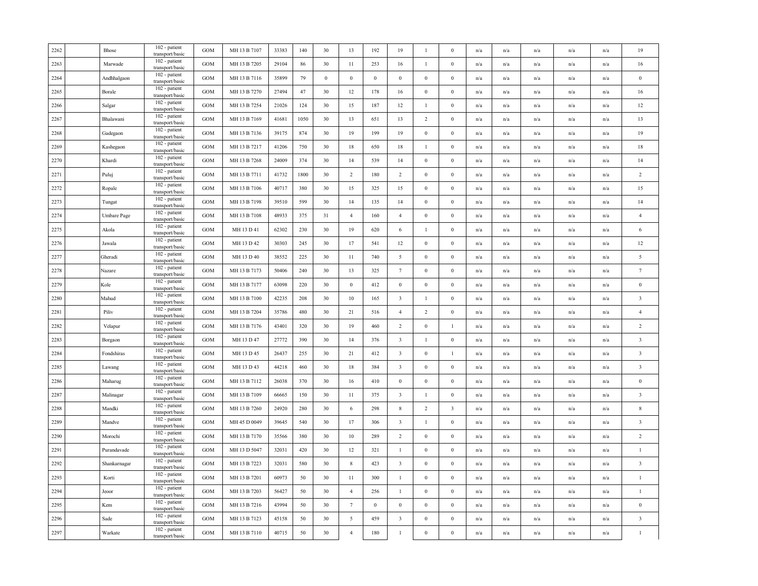| | | | | | | | | | | | | | | | | | | | |
|---|---|---|---|---|---|---|---|---|---|---|---|---|---|---|---|---|---|---|---|
| 2262 | | Bhose | 102 - patient transport/basic | GOM | MH 13 B 7107 | 33383 | 140 | 30 | 13 | 192 | 19 | 1 | 0 | n/a | n/a | n/a | n/a | n/a | 19 |
| 2263 | | Marwade | 102 - patient transport/basic | GOM | MH 13 B 7205 | 29104 | 86 | 30 | 11 | 253 | 16 | 1 | 0 | n/a | n/a | n/a | n/a | n/a | 16 |
| 2264 | | Andhhalgaon | 102 - patient transport/basic | GOM | MH 13 B 7116 | 35899 | 79 | 0 | 0 | 0 | 0 | 0 | 0 | n/a | n/a | n/a | n/a | n/a | 0 |
| 2265 | | Borale | 102 - patient transport/basic | GOM | MH 13 B 7270 | 27494 | 47 | 30 | 12 | 178 | 16 | 0 | 0 | n/a | n/a | n/a | n/a | n/a | 16 |
| 2266 | | Salgar | 102 - patient transport/basic | GOM | MH 13 B 7254 | 21026 | 124 | 30 | 15 | 187 | 12 | 1 | 0 | n/a | n/a | n/a | n/a | n/a | 12 |
| 2267 | | Bhalawani | 102 - patient transport/basic | GOM | MH 13 B 7169 | 41681 | 1050 | 30 | 13 | 651 | 13 | 2 | 0 | n/a | n/a | n/a | n/a | n/a | 13 |
| 2268 | | Gadegaon | 102 - patient transport/basic | GOM | MH 13 B 7136 | 39175 | 874 | 30 | 19 | 199 | 19 | 0 | 0 | n/a | n/a | n/a | n/a | n/a | 19 |
| 2269 | | Kashegaon | 102 - patient transport/basic | GOM | MH 13 B 7217 | 41206 | 750 | 30 | 18 | 650 | 18 | 1 | 0 | n/a | n/a | n/a | n/a | n/a | 18 |
| 2270 | | Khardi | 102 - patient transport/basic | GOM | MH 13 B 7268 | 24009 | 374 | 30 | 14 | 539 | 14 | 0 | 0 | n/a | n/a | n/a | n/a | n/a | 14 |
| 2271 | | Puluj | 102 - patient transport/basic | GOM | MH 13 B 7711 | 41732 | 1800 | 30 | 2 | 180 | 2 | 0 | 0 | n/a | n/a | n/a | n/a | n/a | 2 |
| 2272 | | Ropale | 102 - patient transport/basic | GOM | MH 13 B 7106 | 40717 | 380 | 30 | 15 | 325 | 15 | 0 | 0 | n/a | n/a | n/a | n/a | n/a | 15 |
| 2273 | | Tungat | 102 - patient transport/basic | GOM | MH 13 B 7198 | 39510 | 599 | 30 | 14 | 135 | 14 | 0 | 0 | n/a | n/a | n/a | n/a | n/a | 14 |
| 2274 | | Umbare Page | 102 - patient transport/basic | GOM | MH 13 B 7108 | 48933 | 375 | 31 | 4 | 160 | 4 | 0 | 0 | n/a | n/a | n/a | n/a | n/a | 4 |
| 2275 | | Akola | 102 - patient transport/basic | GOM | MH 13 D 41 | 62302 | 230 | 30 | 19 | 620 | 6 | 1 | 0 | n/a | n/a | n/a | n/a | n/a | 6 |
| 2276 | | Jawala | 102 - patient transport/basic | GOM | MH 13 D 42 | 30303 | 245 | 30 | 17 | 541 | 12 | 0 | 0 | n/a | n/a | n/a | n/a | n/a | 12 |
| 2277 | | Gheradi | 102 - patient transport/basic | GOM | MH 13 D 40 | 38552 | 225 | 30 | 11 | 740 | 5 | 0 | 0 | n/a | n/a | n/a | n/a | n/a | 5 |
| 2278 | | Nazare | 102 - patient transport/basic | GOM | MH 13 B 7173 | 50406 | 240 | 30 | 13 | 325 | 7 | 0 | 0 | n/a | n/a | n/a | n/a | n/a | 7 |
| 2279 | | Kole | 102 - patient transport/basic | GOM | MH 13 B 7177 | 63098 | 220 | 30 | 0 | 412 | 0 | 0 | 0 | n/a | n/a | n/a | n/a | n/a | 0 |
| 2280 | | Mahud | 102 - patient transport/basic | GOM | MH 13 B 7100 | 42235 | 208 | 30 | 10 | 165 | 3 | 1 | 0 | n/a | n/a | n/a | n/a | n/a | 3 |
| 2281 | | Piliv | 102 - patient transport/basic | GOM | MH 13 B 7204 | 35786 | 480 | 30 | 21 | 516 | 4 | 2 | 0 | n/a | n/a | n/a | n/a | n/a | 4 |
| 2282 | | Velapur | 102 - patient transport/basic | GOM | MH 13 B 7176 | 43401 | 320 | 30 | 19 | 460 | 2 | 0 | 1 | n/a | n/a | n/a | n/a | n/a | 2 |
| 2283 | | Borgaon | 102 - patient transport/basic | GOM | MH 13 D 47 | 27772 | 390 | 30 | 14 | 376 | 3 | 1 | 0 | n/a | n/a | n/a | n/a | n/a | 3 |
| 2284 | | Fondshiras | 102 - patient transport/basic | GOM | MH 13 D 45 | 26437 | 255 | 30 | 21 | 412 | 3 | 0 | 1 | n/a | n/a | n/a | n/a | n/a | 3 |
| 2285 | | Lawang | 102 - patient transport/basic | GOM | MH 13 D 43 | 44218 | 460 | 30 | 18 | 384 | 3 | 0 | 0 | n/a | n/a | n/a | n/a | n/a | 3 |
| 2286 | | Maharug | 102 - patient transport/basic | GOM | MH 13 B 7112 | 26038 | 370 | 30 | 16 | 410 | 0 | 0 | 0 | n/a | n/a | n/a | n/a | n/a | 0 |
| 2287 | | Malinagar | 102 - patient transport/basic | GOM | MH 13 B 7109 | 66665 | 150 | 30 | 11 | 375 | 3 | 1 | 0 | n/a | n/a | n/a | n/a | n/a | 3 |
| 2288 | | Mandki | 102 - patient transport/basic | GOM | MH 13 B 7260 | 24920 | 280 | 30 | 6 | 298 | 8 | 2 | 3 | n/a | n/a | n/a | n/a | n/a | 8 |
| 2289 | | Mandve | 102 - patient transport/basic | GOM | MH 45 D 0049 | 39645 | 540 | 30 | 17 | 306 | 3 | 1 | 0 | n/a | n/a | n/a | n/a | n/a | 3 |
| 2290 | | Morochi | 102 - patient transport/basic | GOM | MH 13 B 7170 | 35566 | 380 | 30 | 10 | 289 | 2 | 0 | 0 | n/a | n/a | n/a | n/a | n/a | 2 |
| 2291 | | Purandavade | 102 - patient transport/basic | GOM | MH 13 D 5047 | 32031 | 420 | 30 | 12 | 321 | 1 | 0 | 0 | n/a | n/a | n/a | n/a | n/a | 1 |
| 2292 | | Shankarnagar | 102 - patient transport/basic | GOM | MH 13 B 7223 | 32031 | 580 | 30 | 8 | 423 | 3 | 0 | 0 | n/a | n/a | n/a | n/a | n/a | 3 |
| 2293 | | Korti | 102 - patient transport/basic | GOM | MH 13 B 7201 | 60973 | 50 | 30 | 11 | 300 | 1 | 0 | 0 | n/a | n/a | n/a | n/a | n/a | 1 |
| 2294 | | Jeoor | 102 - patient transport/basic | GOM | MH 13 B 7203 | 56427 | 50 | 30 | 4 | 256 | 1 | 0 | 0 | n/a | n/a | n/a | n/a | n/a | 1 |
| 2295 | | Kem | 102 - patient transport/basic | GOM | MH 13 B 7216 | 43994 | 50 | 30 | 7 | 0 | 0 | 0 | 0 | n/a | n/a | n/a | n/a | n/a | 0 |
| 2296 | | Sade | 102 - patient transport/basic | GOM | MH 13 B 7123 | 45158 | 50 | 30 | 5 | 459 | 3 | 0 | 0 | n/a | n/a | n/a | n/a | n/a | 3 |
| 2297 | | Warkate | 102 - patient transport/basic | GOM | MH 13 B 7110 | 40715 | 50 | 30 | 4 | 180 | 1 | 0 | 0 | n/a | n/a | n/a | n/a | n/a | 1 |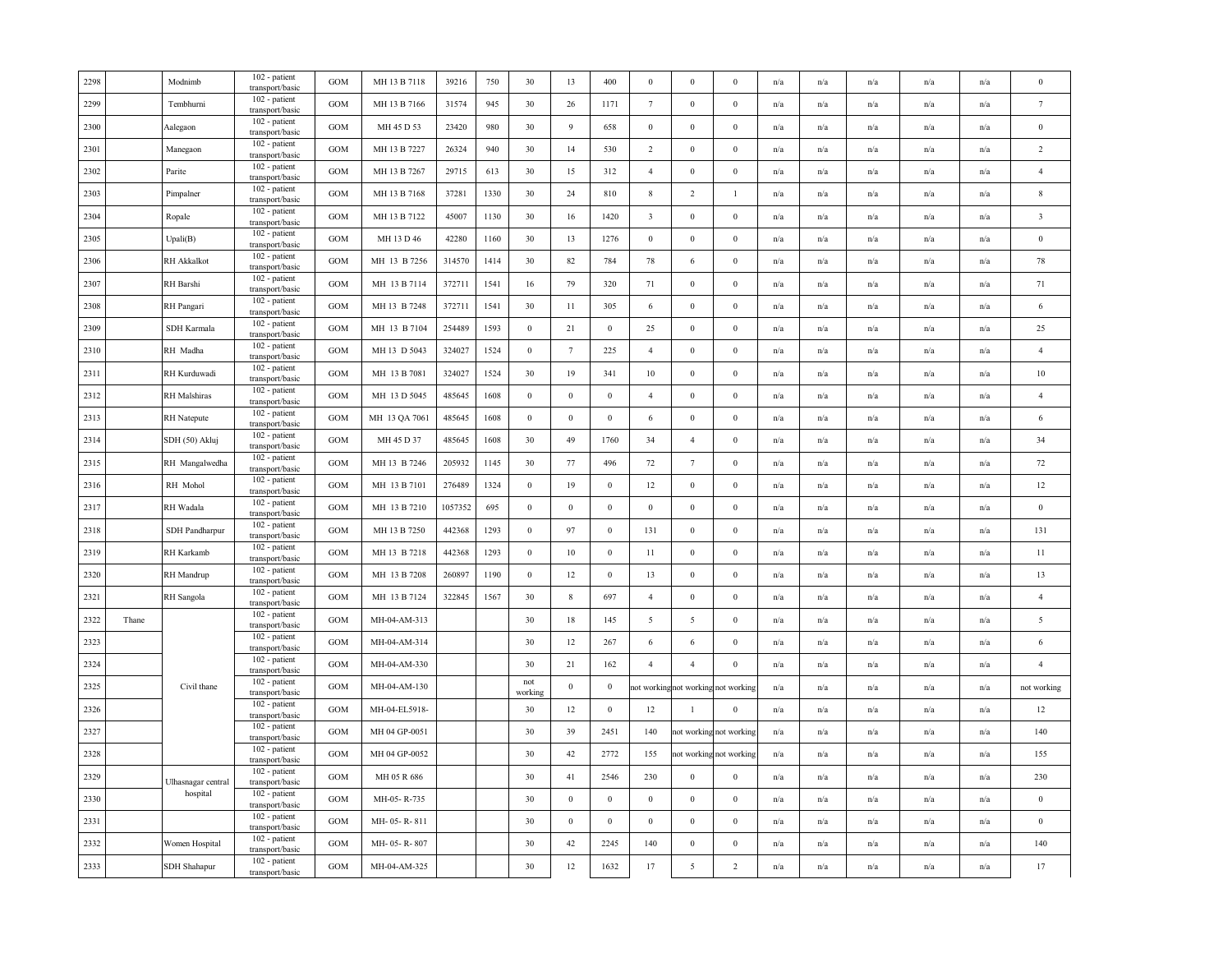| | | | | | | | | | | | | | | | | | | | | |
|---|---|---|---|---|---|---|---|---|---|---|---|---|---|---|---|---|---|---|---|---|
| 2298 | | Modnimb | 102 - patient transport/basic | GOM | MH 13 B 7118 | 39216 | 750 | 30 | 13 | 400 | 0 | 0 | 0 | n/a | n/a | n/a | n/a | n/a | 0 |
| 2299 | | Tembhurni | 102 - patient transport/basic | GOM | MH 13 B 7166 | 31574 | 945 | 30 | 26 | 1171 | 7 | 0 | 0 | n/a | n/a | n/a | n/a | n/a | 7 |
| 2300 | | Aalegaon | 102 - patient transport/basic | GOM | MH 45 D 53 | 23420 | 980 | 30 | 9 | 658 | 0 | 0 | 0 | n/a | n/a | n/a | n/a | n/a | 0 |
| 2301 | | Manegaon | 102 - patient transport/basic | GOM | MH 13 B 7227 | 26324 | 940 | 30 | 14 | 530 | 2 | 0 | 0 | n/a | n/a | n/a | n/a | n/a | 2 |
| 2302 | | Parite | 102 - patient transport/basic | GOM | MH 13 B 7267 | 29715 | 613 | 30 | 15 | 312 | 4 | 0 | 0 | n/a | n/a | n/a | n/a | n/a | 4 |
| 2303 | | Pimpalner | 102 - patient transport/basic | GOM | MH 13 B 7168 | 37281 | 1330 | 30 | 24 | 810 | 8 | 2 | 1 | n/a | n/a | n/a | n/a | n/a | 8 |
| 2304 | | Ropale | 102 - patient transport/basic | GOM | MH 13 B 7122 | 45007 | 1130 | 30 | 16 | 1420 | 3 | 0 | 0 | n/a | n/a | n/a | n/a | n/a | 3 |
| 2305 | | Upali(B) | 102 - patient transport/basic | GOM | MH 13 D 46 | 42280 | 1160 | 30 | 13 | 1276 | 0 | 0 | 0 | n/a | n/a | n/a | n/a | n/a | 0 |
| 2306 | | RH Akkalkot | 102 - patient transport/basic | GOM | MH 13 B 7256 | 314570 | 1414 | 30 | 82 | 784 | 78 | 6 | 0 | n/a | n/a | n/a | n/a | n/a | 78 |
| 2307 | | RH Barshi | 102 - patient transport/basic | GOM | MH 13 B 7114 | 372711 | 1541 | 16 | 79 | 320 | 71 | 0 | 0 | n/a | n/a | n/a | n/a | n/a | 71 |
| 2308 | | RH Pangari | 102 - patient transport/basic | GOM | MH 13 B 7248 | 372711 | 1541 | 30 | 11 | 305 | 6 | 0 | 0 | n/a | n/a | n/a | n/a | n/a | 6 |
| 2309 | | SDH Karmala | 102 - patient transport/basic | GOM | MH 13 B 7104 | 254489 | 1593 | 0 | 21 | 0 | 25 | 0 | 0 | n/a | n/a | n/a | n/a | n/a | 25 |
| 2310 | | RH Madha | 102 - patient transport/basic | GOM | MH 13 D 5043 | 324027 | 1524 | 0 | 7 | 225 | 4 | 0 | 0 | n/a | n/a | n/a | n/a | n/a | 4 |
| 2311 | | RH Kurduwadi | 102 - patient transport/basic | GOM | MH 13 B 7081 | 324027 | 1524 | 30 | 19 | 341 | 10 | 0 | 0 | n/a | n/a | n/a | n/a | n/a | 10 |
| 2312 | | RH Malshiras | 102 - patient transport/basic | GOM | MH 13 D 5045 | 485645 | 1608 | 0 | 0 | 0 | 4 | 0 | 0 | n/a | n/a | n/a | n/a | n/a | 4 |
| 2313 | | RH Natepute | 102 - patient transport/basic | GOM | MH 13 QA 7061 | 485645 | 1608 | 0 | 0 | 0 | 6 | 0 | 0 | n/a | n/a | n/a | n/a | n/a | 6 |
| 2314 | | SDH (50) Akluj | 102 - patient transport/basic | GOM | MH 45 D 37 | 485645 | 1608 | 30 | 49 | 1760 | 34 | 4 | 0 | n/a | n/a | n/a | n/a | n/a | 34 |
| 2315 | | RH Mangalwedha | 102 - patient transport/basic | GOM | MH 13 B 7246 | 205932 | 1145 | 30 | 77 | 496 | 72 | 7 | 0 | n/a | n/a | n/a | n/a | n/a | 72 |
| 2316 | | RH Mohol | 102 - patient transport/basic | GOM | MH 13 B 7101 | 276489 | 1324 | 0 | 19 | 0 | 12 | 0 | 0 | n/a | n/a | n/a | n/a | n/a | 12 |
| 2317 | | RH Wadala | 102 - patient transport/basic | GOM | MH 13 B 7210 | 1057352 | 695 | 0 | 0 | 0 | 0 | 0 | 0 | n/a | n/a | n/a | n/a | n/a | 0 |
| 2318 | | SDH Pandharpur | 102 - patient transport/basic | GOM | MH 13 B 7250 | 442368 | 1293 | 0 | 97 | 0 | 131 | 0 | 0 | n/a | n/a | n/a | n/a | n/a | 131 |
| 2319 | | RH Karkamb | 102 - patient transport/basic | GOM | MH 13 B 7218 | 442368 | 1293 | 0 | 10 | 0 | 11 | 0 | 0 | n/a | n/a | n/a | n/a | n/a | 11 |
| 2320 | | RH Mandrup | 102 - patient transport/basic | GOM | MH 13 B 7208 | 260897 | 1190 | 0 | 12 | 0 | 13 | 0 | 0 | n/a | n/a | n/a | n/a | n/a | 13 |
| 2321 | | RH Sangola | 102 - patient transport/basic | GOM | MH 13 B 7124 | 322845 | 1567 | 30 | 8 | 697 | 4 | 0 | 0 | n/a | n/a | n/a | n/a | n/a | 4 |
| 2322 | Thane | Civil thane | 102 - patient transport/basic | GOM | MH-04-AM-313 | | | 30 | 18 | 145 | 5 | 5 | 0 | n/a | n/a | n/a | n/a | n/a | 5 |
| 2323 | | | 102 - patient transport/basic | GOM | MH-04-AM-314 | | | 30 | 12 | 267 | 6 | 6 | 0 | n/a | n/a | n/a | n/a | n/a | 6 |
| 2324 | | | 102 - patient transport/basic | GOM | MH-04-AM-330 | | | 30 | 21 | 162 | 4 | 4 | 0 | n/a | n/a | n/a | n/a | n/a | 4 |
| 2325 | | | 102 - patient transport/basic | GOM | MH-04-AM-130 | | | not working | 0 | 0 | not working | not working | not working | n/a | n/a | n/a | n/a | n/a | not working |
| 2326 | | | 102 - patient transport/basic | GOM | MH-04-EL5918- | | | 30 | 12 | 0 | 12 | 1 | 0 | n/a | n/a | n/a | n/a | n/a | 12 |
| 2327 | | | 102 - patient transport/basic | GOM | MH 04 GP-0051 | | | 30 | 39 | 2451 | 140 | not working | not working | n/a | n/a | n/a | n/a | n/a | 140 |
| 2328 | | | 102 - patient transport/basic | GOM | MH 04 GP-0052 | | | 30 | 42 | 2772 | 155 | not working | not working | n/a | n/a | n/a | n/a | n/a | 155 |
| 2329 | | Ulhasnagar central hospital | 102 - patient transport/basic | GOM | MH 05 R 686 | | | 30 | 41 | 2546 | 230 | 0 | 0 | n/a | n/a | n/a | n/a | n/a | 230 |
| 2330 | | | 102 - patient transport/basic | GOM | MH-05- R-735 | | | 30 | 0 | 0 | 0 | 0 | 0 | n/a | n/a | n/a | n/a | n/a | 0 |
| 2331 | | | 102 - patient transport/basic | GOM | MH- 05- R- 811 | | | 30 | 0 | 0 | 0 | 0 | 0 | n/a | n/a | n/a | n/a | n/a | 0 |
| 2332 | | Women Hospital | 102 - patient transport/basic | GOM | MH- 05- R- 807 | | | 30 | 42 | 2245 | 140 | 0 | 0 | n/a | n/a | n/a | n/a | n/a | 140 |
| 2333 | | SDH Shahapur | 102 - patient transport/basic | GOM | MH-04-AM-325 | | | 30 | 12 | 1632 | 17 | 5 | 2 | n/a | n/a | n/a | n/a | n/a | 17 |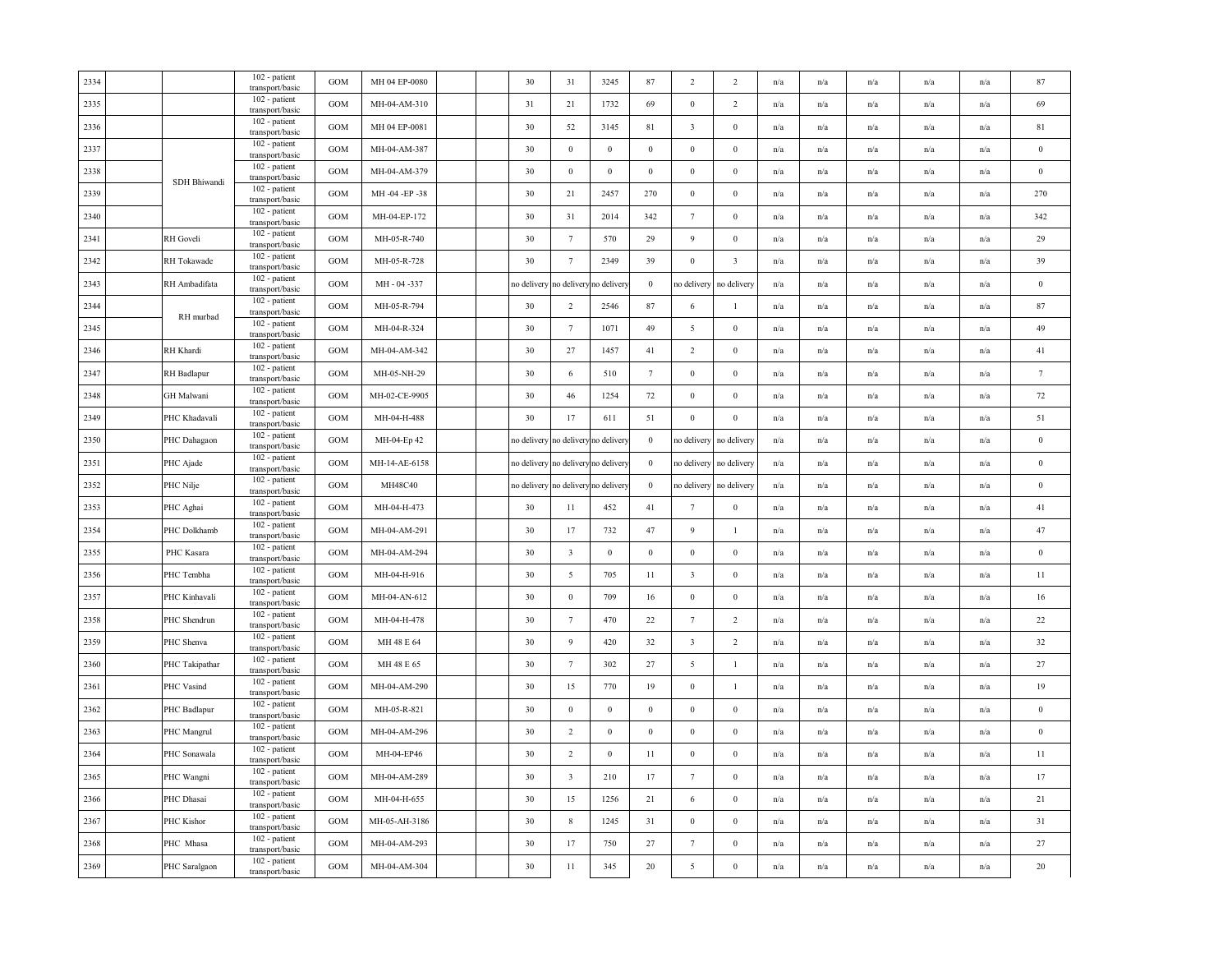| | | | | | | | | | | | | | | | | | | | |
|---|---|---|---|---|---|---|---|---|---|---|---|---|---|---|---|---|---|---|---|
| 2334 | | | 102 - patient transport/basic | GOM | MH 04 EP-0080 | | | 30 | 31 | 3245 | 87 | 2 | 2 | n/a | n/a | n/a | n/a | n/a | 87 |
| 2335 | | | 102 - patient transport/basic | GOM | MH-04-AM-310 | | | 31 | 21 | 1732 | 69 | 0 | 2 | n/a | n/a | n/a | n/a | n/a | 69 |
| 2336 | | | 102 - patient transport/basic | GOM | MH 04 EP-0081 | | | 30 | 52 | 3145 | 81 | 3 | 0 | n/a | n/a | n/a | n/a | n/a | 81 |
| 2337 | | SDH Bhiwandi | 102 - patient transport/basic | GOM | MH-04-AM-387 | | | 30 | 0 | 0 | 0 | 0 | 0 | n/a | n/a | n/a | n/a | n/a | 0 |
| 2338 | | | 102 - patient transport/basic | GOM | MH-04-AM-379 | | | 30 | 0 | 0 | 0 | 0 | 0 | n/a | n/a | n/a | n/a | n/a | 0 |
| 2339 | | | 102 - patient transport/basic | GOM | MH -04 -EP -38 | | | 30 | 21 | 2457 | 270 | 0 | 0 | n/a | n/a | n/a | n/a | n/a | 270 |
| 2340 | | | 102 - patient transport/basic | GOM | MH-04-EP-172 | | | 30 | 31 | 2014 | 342 | 7 | 0 | n/a | n/a | n/a | n/a | n/a | 342 |
| 2341 | | RH Goveli | 102 - patient transport/basic | GOM | MH-05-R-740 | | | 30 | 7 | 570 | 29 | 9 | 0 | n/a | n/a | n/a | n/a | n/a | 29 |
| 2342 | | RH Tokawade | 102 - patient transport/basic | GOM | MH-05-R-728 | | | 30 | 7 | 2349 | 39 | 0 | 3 | n/a | n/a | n/a | n/a | n/a | 39 |
| 2343 | | RH Ambadifata | 102 - patient transport/basic | GOM | MH - 04 -337 | | | no delivery | no delivery | no delivery | 0 | no delivery | no delivery | n/a | n/a | n/a | n/a | n/a | 0 |
| 2344 | | RH murbad | 102 - patient transport/basic | GOM | MH-05-R-794 | | | 30 | 2 | 2546 | 87 | 6 | 1 | n/a | n/a | n/a | n/a | n/a | 87 |
| 2345 | | | 102 - patient transport/basic | GOM | MH-04-R-324 | | | 30 | 7 | 1071 | 49 | 5 | 0 | n/a | n/a | n/a | n/a | n/a | 49 |
| 2346 | | RH Khardi | 102 - patient transport/basic | GOM | MH-04-AM-342 | | | 30 | 27 | 1457 | 41 | 2 | 0 | n/a | n/a | n/a | n/a | n/a | 41 |
| 2347 | | RH Badlapur | 102 - patient transport/basic | GOM | MH-05-NH-29 | | | 30 | 6 | 510 | 7 | 0 | 0 | n/a | n/a | n/a | n/a | n/a | 7 |
| 2348 | | GH Malwani | 102 - patient transport/basic | GOM | MH-02-CE-9905 | | | 30 | 46 | 1254 | 72 | 0 | 0 | n/a | n/a | n/a | n/a | n/a | 72 |
| 2349 | | PHC Khadavali | 102 - patient transport/basic | GOM | MH-04-H-488 | | | 30 | 17 | 611 | 51 | 0 | 0 | n/a | n/a | n/a | n/a | n/a | 51 |
| 2350 | | PHC Dahagaon | 102 - patient transport/basic | GOM | MH-04-Ep 42 | | | no delivery | no delivery | no delivery | 0 | no delivery | no delivery | n/a | n/a | n/a | n/a | n/a | 0 |
| 2351 | | PHC Ajade | 102 - patient transport/basic | GOM | MH-14-AE-6158 | | | no delivery | no delivery | no delivery | 0 | no delivery | no delivery | n/a | n/a | n/a | n/a | n/a | 0 |
| 2352 | | PHC Nilje | 102 - patient transport/basic | GOM | MH48C40 | | | no delivery | no delivery | no delivery | 0 | no delivery | no delivery | n/a | n/a | n/a | n/a | n/a | 0 |
| 2353 | | PHC Aghai | 102 - patient transport/basic | GOM | MH-04-H-473 | | | 30 | 11 | 452 | 41 | 7 | 0 | n/a | n/a | n/a | n/a | n/a | 41 |
| 2354 | | PHC Dolkhamb | 102 - patient transport/basic | GOM | MH-04-AM-291 | | | 30 | 17 | 732 | 47 | 9 | 1 | n/a | n/a | n/a | n/a | n/a | 47 |
| 2355 | | PHC Kasara | 102 - patient transport/basic | GOM | MH-04-AM-294 | | | 30 | 3 | 0 | 0 | 0 | 0 | n/a | n/a | n/a | n/a | n/a | 0 |
| 2356 | | PHC Tembha | 102 - patient transport/basic | GOM | MH-04-H-916 | | | 30 | 5 | 705 | 11 | 3 | 0 | n/a | n/a | n/a | n/a | n/a | 11 |
| 2357 | | PHC Kinhavali | 102 - patient transport/basic | GOM | MH-04-AN-612 | | | 30 | 0 | 709 | 16 | 0 | 0 | n/a | n/a | n/a | n/a | n/a | 16 |
| 2358 | | PHC Shendrun | 102 - patient transport/basic | GOM | MH-04-H-478 | | | 30 | 7 | 470 | 22 | 7 | 2 | n/a | n/a | n/a | n/a | n/a | 22 |
| 2359 | | PHC Shenva | 102 - patient transport/basic | GOM | MH 48 E 64 | | | 30 | 9 | 420 | 32 | 3 | 2 | n/a | n/a | n/a | n/a | n/a | 32 |
| 2360 | | PHC Takipathar | 102 - patient transport/basic | GOM | MH 48 E 65 | | | 30 | 7 | 302 | 27 | 5 | 1 | n/a | n/a | n/a | n/a | n/a | 27 |
| 2361 | | PHC Vasind | 102 - patient transport/basic | GOM | MH-04-AM-290 | | | 30 | 15 | 770 | 19 | 0 | 1 | n/a | n/a | n/a | n/a | n/a | 19 |
| 2362 | | PHC Badlapur | 102 - patient transport/basic | GOM | MH-05-R-821 | | | 30 | 0 | 0 | 0 | 0 | 0 | n/a | n/a | n/a | n/a | n/a | 0 |
| 2363 | | PHC Mangrul | 102 - patient transport/basic | GOM | MH-04-AM-296 | | | 30 | 2 | 0 | 0 | 0 | 0 | n/a | n/a | n/a | n/a | n/a | 0 |
| 2364 | | PHC Sonawala | 102 - patient transport/basic | GOM | MH-04-EP46 | | | 30 | 2 | 0 | 11 | 0 | 0 | n/a | n/a | n/a | n/a | n/a | 11 |
| 2365 | | PHC Wangni | 102 - patient transport/basic | GOM | MH-04-AM-289 | | | 30 | 3 | 210 | 17 | 7 | 0 | n/a | n/a | n/a | n/a | n/a | 17 |
| 2366 | | PHC Dhasai | 102 - patient transport/basic | GOM | MH-04-H-655 | | | 30 | 15 | 1256 | 21 | 6 | 0 | n/a | n/a | n/a | n/a | n/a | 21 |
| 2367 | | PHC Kishor | 102 - patient transport/basic | GOM | MH-05-AH-3186 | | | 30 | 8 | 1245 | 31 | 0 | 0 | n/a | n/a | n/a | n/a | n/a | 31 |
| 2368 | | PHC Mhasa | 102 - patient transport/basic | GOM | MH-04-AM-293 | | | 30 | 17 | 750 | 27 | 7 | 0 | n/a | n/a | n/a | n/a | n/a | 27 |
| 2369 | | PHC Saralgaon | 102 - patient transport/basic | GOM | MH-04-AM-304 | | | 30 | 11 | 345 | 20 | 5 | 0 | n/a | n/a | n/a | n/a | n/a | 20 |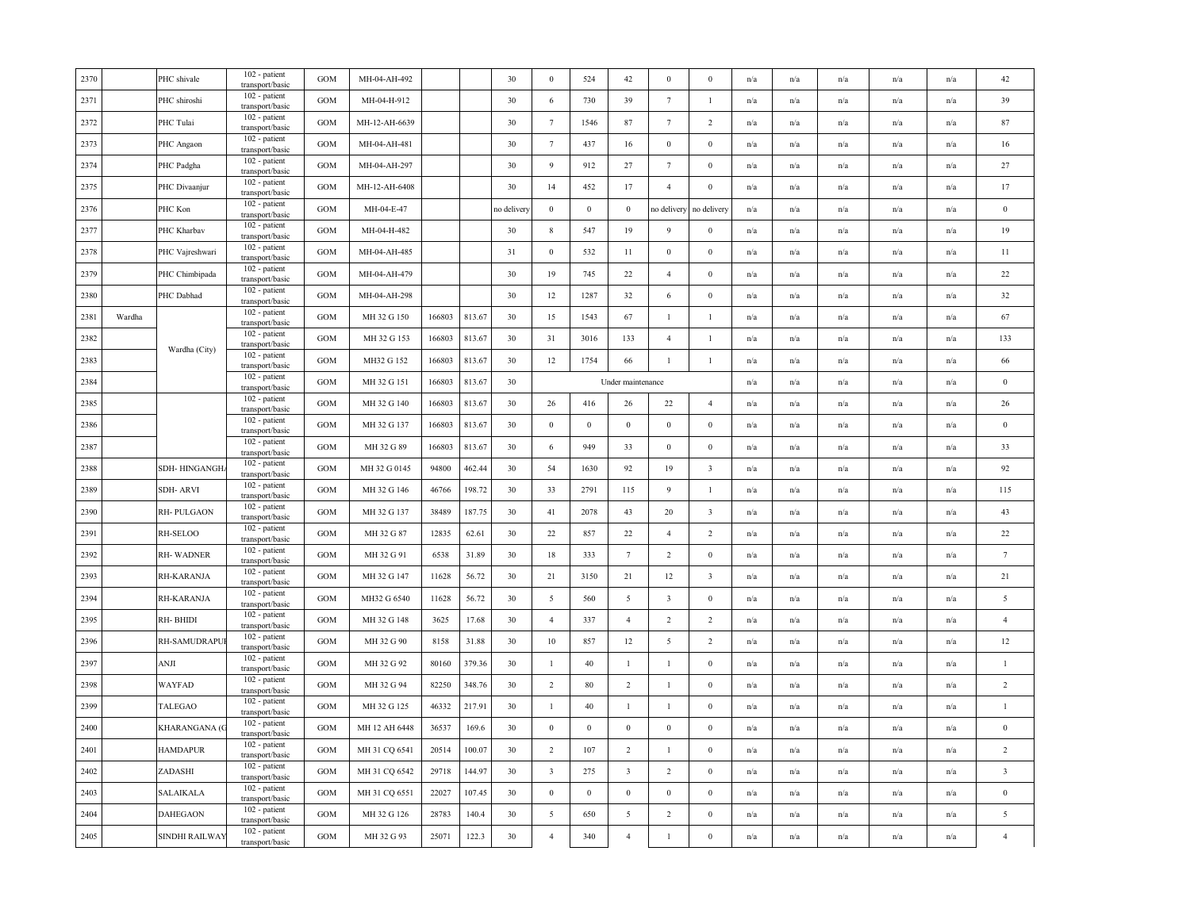| | | | | | | | | | | | | | | | | | | | | | |
|---|---|---|---|---|---|---|---|---|---|---|---|---|---|---|---|---|---|---|---|---|---|
| 2370 | | PHC shivale | 102 - patient transport/basic | GOM | MH-04-AH-492 | | | 30 | 0 | 524 | 42 | 0 | 0 | n/a | n/a | n/a | n/a | n/a | 42 |
| 2371 | | PHC shiroshi | 102 - patient transport/basic | GOM | MH-04-H-912 | | | 30 | 6 | 730 | 39 | 7 | 1 | n/a | n/a | n/a | n/a | n/a | 39 |
| 2372 | | PHC Tulai | 102 - patient transport/basic | GOM | MH-12-AH-6639 | | | 30 | 7 | 1546 | 87 | 7 | 2 | n/a | n/a | n/a | n/a | n/a | 87 |
| 2373 | | PHC Angaon | 102 - patient transport/basic | GOM | MH-04-AH-481 | | | 30 | 7 | 437 | 16 | 0 | 0 | n/a | n/a | n/a | n/a | n/a | 16 |
| 2374 | | PHC Padgha | 102 - patient transport/basic | GOM | MH-04-AH-297 | | | 30 | 9 | 912 | 27 | 7 | 0 | n/a | n/a | n/a | n/a | n/a | 27 |
| 2375 | | PHC Divaanjur | 102 - patient transport/basic | GOM | MH-12-AH-6408 | | | 30 | 14 | 452 | 17 | 4 | 0 | n/a | n/a | n/a | n/a | n/a | 17 |
| 2376 | | PHC Kon | 102 - patient transport/basic | GOM | MH-04-E-47 | | | no delivery | 0 | 0 | 0 | no delivery | no delivery | n/a | n/a | n/a | n/a | n/a | 0 |
| 2377 | | PHC Kharbav | 102 - patient transport/basic | GOM | MH-04-H-482 | | | 30 | 8 | 547 | 19 | 9 | 0 | n/a | n/a | n/a | n/a | n/a | 19 |
| 2378 | | PHC Vajreshwari | 102 - patient transport/basic | GOM | MH-04-AH-485 | | | 31 | 0 | 532 | 11 | 0 | 0 | n/a | n/a | n/a | n/a | n/a | 11 |
| 2379 | | PHC Chimbipada | 102 - patient transport/basic | GOM | MH-04-AH-479 | | | 30 | 19 | 745 | 22 | 4 | 0 | n/a | n/a | n/a | n/a | n/a | 22 |
| 2380 | | PHC Dabhad | 102 - patient transport/basic | GOM | MH-04-AH-298 | | | 30 | 12 | 1287 | 32 | 6 | 0 | n/a | n/a | n/a | n/a | n/a | 32 |
| 2381 | Wardha | Wardha (City) | 102 - patient transport/basic | GOM | MH 32 G 150 | 166803 | 813.67 | 30 | 15 | 1543 | 67 | 1 | 1 | n/a | n/a | n/a | n/a | n/a | 67 |
| 2382 | | | 102 - patient transport/basic | GOM | MH 32 G 153 | 166803 | 813.67 | 30 | 31 | 3016 | 133 | 4 | 1 | n/a | n/a | n/a | n/a | n/a | 133 |
| 2383 | | | 102 - patient transport/basic | GOM | MH32 G 152 | 166803 | 813.67 | 30 | 12 | 1754 | 66 | 1 | 1 | n/a | n/a | n/a | n/a | n/a | 66 |
| 2384 | | | 102 - patient transport/basic | GOM | MH 32 G 151 | 166803 | 813.67 | 30 | Under maintenance | | | | | n/a | n/a | n/a | n/a | n/a | 0 |
| 2385 | | | 102 - patient transport/basic | GOM | MH 32 G 140 | 166803 | 813.67 | 30 | 26 | 416 | 26 | 22 | 4 | n/a | n/a | n/a | n/a | n/a | 26 |
| 2386 | | | 102 - patient transport/basic | GOM | MH 32 G 137 | 166803 | 813.67 | 30 | 0 | 0 | 0 | 0 | 0 | n/a | n/a | n/a | n/a | n/a | 0 |
| 2387 | | | 102 - patient transport/basic | GOM | MH 32 G 89 | 166803 | 813.67 | 30 | 6 | 949 | 33 | 0 | 0 | n/a | n/a | n/a | n/a | n/a | 33 |
| 2388 | | SDH- HINGANGHA | 102 - patient transport/basic | GOM | MH 32 G 0145 | 94800 | 462.44 | 30 | 54 | 1630 | 92 | 19 | 3 | n/a | n/a | n/a | n/a | n/a | 92 |
| 2389 | | SDH- ARVI | 102 - patient transport/basic | GOM | MH 32 G 146 | 46766 | 198.72 | 30 | 33 | 2791 | 115 | 9 | 1 | n/a | n/a | n/a | n/a | n/a | 115 |
| 2390 | | RH- PULGAON | 102 - patient transport/basic | GOM | MH 32 G 137 | 38489 | 187.75 | 30 | 41 | 2078 | 43 | 20 | 3 | n/a | n/a | n/a | n/a | n/a | 43 |
| 2391 | | RH-SELOO | 102 - patient transport/basic | GOM | MH 32 G 87 | 12835 | 62.61 | 30 | 22 | 857 | 22 | 4 | 2 | n/a | n/a | n/a | n/a | n/a | 22 |
| 2392 | | RH- WADNER | 102 - patient transport/basic | GOM | MH 32 G 91 | 6538 | 31.89 | 30 | 18 | 333 | 7 | 2 | 0 | n/a | n/a | n/a | n/a | n/a | 7 |
| 2393 | | RH-KARANJA | 102 - patient transport/basic | GOM | MH 32 G 147 | 11628 | 56.72 | 30 | 21 | 3150 | 21 | 12 | 3 | n/a | n/a | n/a | n/a | n/a | 21 |
| 2394 | | RH-KARANJA | 102 - patient transport/basic | GOM | MH32 G 6540 | 11628 | 56.72 | 30 | 5 | 560 | 5 | 3 | 0 | n/a | n/a | n/a | n/a | n/a | 5 |
| 2395 | | RH- BHIDI | 102 - patient transport/basic | GOM | MH 32 G 148 | 3625 | 17.68 | 30 | 4 | 337 | 4 | 2 | 2 | n/a | n/a | n/a | n/a | n/a | 4 |
| 2396 | | RH-SAMUDRAPUR | 102 - patient transport/basic | GOM | MH 32 G 90 | 8158 | 31.88 | 30 | 10 | 857 | 12 | 5 | 2 | n/a | n/a | n/a | n/a | n/a | 12 |
| 2397 | | ANJI | 102 - patient transport/basic | GOM | MH 32 G 92 | 80160 | 379.36 | 30 | 1 | 40 | 1 | 1 | 0 | n/a | n/a | n/a | n/a | n/a | 1 |
| 2398 | | WAYFAD | 102 - patient transport/basic | GOM | MH 32 G 94 | 82250 | 348.76 | 30 | 2 | 80 | 2 | 1 | 0 | n/a | n/a | n/a | n/a | n/a | 2 |
| 2399 | | TALEGAO | 102 - patient transport/basic | GOM | MH 32 G 125 | 46332 | 217.91 | 30 | 1 | 40 | 1 | 1 | 0 | n/a | n/a | n/a | n/a | n/a | 1 |
| 2400 | | KHARANGANA (G | 102 - patient transport/basic | GOM | MH 12 AH 6448 | 36537 | 169.6 | 30 | 0 | 0 | 0 | 0 | 0 | n/a | n/a | n/a | n/a | n/a | 0 |
| 2401 | | HAMDAPUR | 102 - patient transport/basic | GOM | MH 31 CQ 6541 | 20514 | 100.07 | 30 | 2 | 107 | 2 | 1 | 0 | n/a | n/a | n/a | n/a | n/a | 2 |
| 2402 | | ZADASHI | 102 - patient transport/basic | GOM | MH 31 CQ 6542 | 29718 | 144.97 | 30 | 3 | 275 | 3 | 2 | 0 | n/a | n/a | n/a | n/a | n/a | 3 |
| 2403 | | SALAIKALA | 102 - patient transport/basic | GOM | MH 31 CQ 6551 | 22027 | 107.45 | 30 | 0 | 0 | 0 | 0 | 0 | n/a | n/a | n/a | n/a | n/a | 0 |
| 2404 | | DAHEGAON | 102 - patient transport/basic | GOM | MH 32 G 126 | 28783 | 140.4 | 30 | 5 | 650 | 5 | 2 | 0 | n/a | n/a | n/a | n/a | n/a | 5 |
| 2405 | | SINDHI RAILWAY | 102 - patient transport/basic | GOM | MH 32 G 93 | 25071 | 122.3 | 30 | 4 | 340 | 4 | 1 | 0 | n/a | n/a | n/a | n/a | n/a | 4 |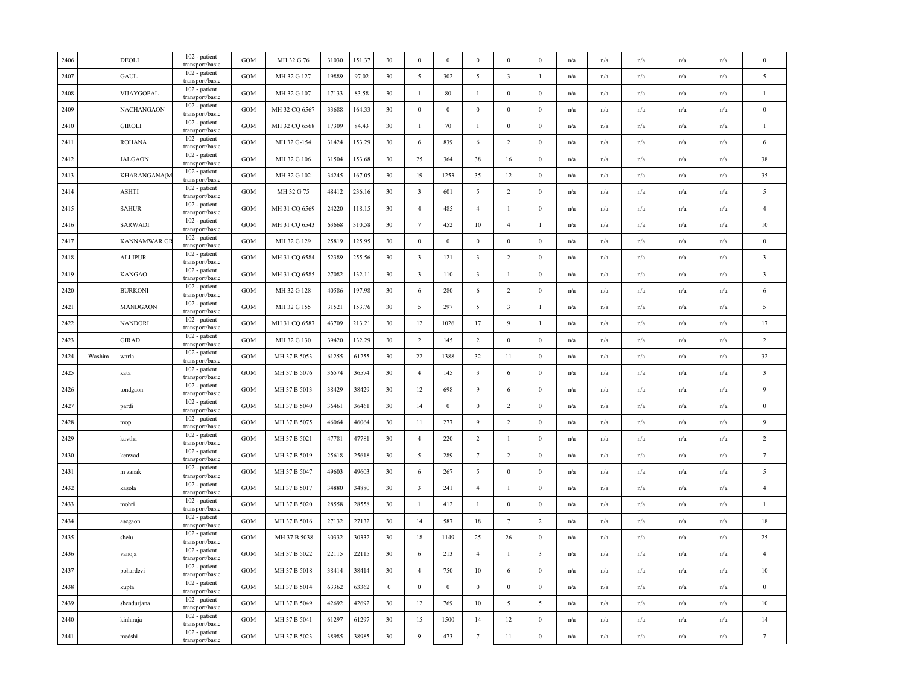| 2406 | | DEOLI | 102 - patient transport/basic | GOM | MH 32 G 76 | 31030 | 151.37 | 30 | 0 | 0 | 0 | 0 | 0 | n/a | n/a | n/a | n/a | n/a | 0 |
|---|---|---|---|---|---|---|---|---|---|---|---|---|---|---|---|---|---|---|---|
| 2407 | | GAUL | 102 - patient transport/basic | GOM | MH 32 G 127 | 19889 | 97.02 | 30 | 5 | 302 | 5 | 3 | 1 | n/a | n/a | n/a | n/a | n/a | 5 |
| 2408 | | VIJAYGOPAL | 102 - patient transport/basic | GOM | MH 32 G 107 | 17133 | 83.58 | 30 | 1 | 80 | 1 | 0 | 0 | n/a | n/a | n/a | n/a | n/a | 1 |
| 2409 | | NACHANGAON | 102 - patient transport/basic | GOM | MH 32 CQ 6567 | 33688 | 164.33 | 30 | 0 | 0 | 0 | 0 | 0 | n/a | n/a | n/a | n/a | n/a | 0 |
| 2410 | | GIROLI | 102 - patient transport/basic | GOM | MH 32 CQ 6568 | 17309 | 84.43 | 30 | 1 | 70 | 1 | 0 | 0 | n/a | n/a | n/a | n/a | n/a | 1 |
| 2411 | | ROHANA | 102 - patient transport/basic | GOM | MH 32 G-154 | 31424 | 153.29 | 30 | 6 | 839 | 6 | 2 | 0 | n/a | n/a | n/a | n/a | n/a | 6 |
| 2412 | | JALGAON | 102 - patient transport/basic | GOM | MH 32 G 106 | 31504 | 153.68 | 30 | 25 | 364 | 38 | 16 | 0 | n/a | n/a | n/a | n/a | n/a | 38 |
| 2413 | | KHARANGANA(M | 102 - patient transport/basic | GOM | MH 32 G 102 | 34245 | 167.05 | 30 | 19 | 1253 | 35 | 12 | 0 | n/a | n/a | n/a | n/a | n/a | 35 |
| 2414 | | ASHTI | 102 - patient transport/basic | GOM | MH 32 G 75 | 48412 | 236.16 | 30 | 3 | 601 | 5 | 2 | 0 | n/a | n/a | n/a | n/a | n/a | 5 |
| 2415 | | SAHUR | 102 - patient transport/basic | GOM | MH 31 CQ 6569 | 24220 | 118.15 | 30 | 4 | 485 | 4 | 1 | 0 | n/a | n/a | n/a | n/a | n/a | 4 |
| 2416 | | SARWADI | 102 - patient transport/basic | GOM | MH 31 CQ 6543 | 63668 | 310.58 | 30 | 7 | 452 | 10 | 4 | 1 | n/a | n/a | n/a | n/a | n/a | 10 |
| 2417 | | KANNAMWAR GR | 102 - patient transport/basic | GOM | MH 32 G 129 | 25819 | 125.95 | 30 | 0 | 0 | 0 | 0 | 0 | n/a | n/a | n/a | n/a | n/a | 0 |
| 2418 | | ALLIPUR | 102 - patient transport/basic | GOM | MH 31 CQ 6584 | 52389 | 255.56 | 30 | 3 | 121 | 3 | 2 | 0 | n/a | n/a | n/a | n/a | n/a | 3 |
| 2419 | | KANGAO | 102 - patient transport/basic | GOM | MH 31 CQ 6585 | 27082 | 132.11 | 30 | 3 | 110 | 3 | 1 | 0 | n/a | n/a | n/a | n/a | n/a | 3 |
| 2420 | | BURKONI | 102 - patient transport/basic | GOM | MH 32 G 128 | 40586 | 197.98 | 30 | 6 | 280 | 6 | 2 | 0 | n/a | n/a | n/a | n/a | n/a | 6 |
| 2421 | | MANDGAON | 102 - patient transport/basic | GOM | MH 32 G 155 | 31521 | 153.76 | 30 | 5 | 297 | 5 | 3 | 1 | n/a | n/a | n/a | n/a | n/a | 5 |
| 2422 | | NANDORI | 102 - patient transport/basic | GOM | MH 31 CQ 6587 | 43709 | 213.21 | 30 | 12 | 1026 | 17 | 9 | 1 | n/a | n/a | n/a | n/a | n/a | 17 |
| 2423 | | GIRAD | 102 - patient transport/basic | GOM | MH 32 G 130 | 39420 | 132.29 | 30 | 2 | 145 | 2 | 0 | 0 | n/a | n/a | n/a | n/a | n/a | 2 |
| 2424 | Washim | warla | 102 - patient transport/basic | GOM | MH 37 B 5053 | 61255 | 61255 | 30 | 22 | 1388 | 32 | 11 | 0 | n/a | n/a | n/a | n/a | n/a | 32 |
| 2425 | | kata | 102 - patient transport/basic | GOM | MH 37 B 5076 | 36574 | 36574 | 30 | 4 | 145 | 3 | 6 | 0 | n/a | n/a | n/a | n/a | n/a | 3 |
| 2426 | | tondgaon | 102 - patient transport/basic | GOM | MH 37 B 5013 | 38429 | 38429 | 30 | 12 | 698 | 9 | 6 | 0 | n/a | n/a | n/a | n/a | n/a | 9 |
| 2427 | | pardi | 102 - patient transport/basic | GOM | MH 37 B 5040 | 36461 | 36461 | 30 | 14 | 0 | 0 | 2 | 0 | n/a | n/a | n/a | n/a | n/a | 0 |
| 2428 | | mop | 102 - patient transport/basic | GOM | MH 37 B 5075 | 46064 | 46064 | 30 | 11 | 277 | 9 | 2 | 0 | n/a | n/a | n/a | n/a | n/a | 9 |
| 2429 | | kavtha | 102 - patient transport/basic | GOM | MH 37 B 5021 | 47781 | 47781 | 30 | 4 | 220 | 2 | 1 | 0 | n/a | n/a | n/a | n/a | n/a | 2 |
| 2430 | | kenwad | 102 - patient transport/basic | GOM | MH 37 B 5019 | 25618 | 25618 | 30 | 5 | 289 | 7 | 2 | 0 | n/a | n/a | n/a | n/a | n/a | 7 |
| 2431 | | m zanak | 102 - patient transport/basic | GOM | MH 37 B 5047 | 49603 | 49603 | 30 | 6 | 267 | 5 | 0 | 0 | n/a | n/a | n/a | n/a | n/a | 5 |
| 2432 | | kasola | 102 - patient transport/basic | GOM | MH 37 B 5017 | 34880 | 34880 | 30 | 3 | 241 | 4 | 1 | 0 | n/a | n/a | n/a | n/a | n/a | 4 |
| 2433 | | mohri | 102 - patient transport/basic | GOM | MH 37 B 5020 | 28558 | 28558 | 30 | 1 | 412 | 1 | 0 | 0 | n/a | n/a | n/a | n/a | n/a | 1 |
| 2434 | | asegaon | 102 - patient transport/basic | GOM | MH 37 B 5016 | 27132 | 27132 | 30 | 14 | 587 | 18 | 7 | 2 | n/a | n/a | n/a | n/a | n/a | 18 |
| 2435 | | shelu | 102 - patient transport/basic | GOM | MH 37 B 5038 | 30332 | 30332 | 30 | 18 | 1149 | 25 | 26 | 0 | n/a | n/a | n/a | n/a | n/a | 25 |
| 2436 | | vanoja | 102 - patient transport/basic | GOM | MH 37 B 5022 | 22115 | 22115 | 30 | 6 | 213 | 4 | 1 | 3 | n/a | n/a | n/a | n/a | n/a | 4 |
| 2437 | | pohardevi | 102 - patient transport/basic | GOM | MH 37 B 5018 | 38414 | 38414 | 30 | 4 | 750 | 10 | 6 | 0 | n/a | n/a | n/a | n/a | n/a | 10 |
| 2438 | | kupta | 102 - patient transport/basic | GOM | MH 37 B 5014 | 63362 | 63362 | 0 | 0 | 0 | 0 | 0 | 0 | n/a | n/a | n/a | n/a | n/a | 0 |
| 2439 | | shendurjana | 102 - patient transport/basic | GOM | MH 37 B 5049 | 42692 | 42692 | 30 | 12 | 769 | 10 | 5 | 5 | n/a | n/a | n/a | n/a | n/a | 10 |
| 2440 | | kinhiraja | 102 - patient transport/basic | GOM | MH 37 B 5041 | 61297 | 61297 | 30 | 15 | 1500 | 14 | 12 | 0 | n/a | n/a | n/a | n/a | n/a | 14 |
| 2441 | | medshi | 102 - patient transport/basic | GOM | MH 37 B 5023 | 38985 | 38985 | 30 | 9 | 473 | 7 | 11 | 0 | n/a | n/a | n/a | n/a | n/a | 7 |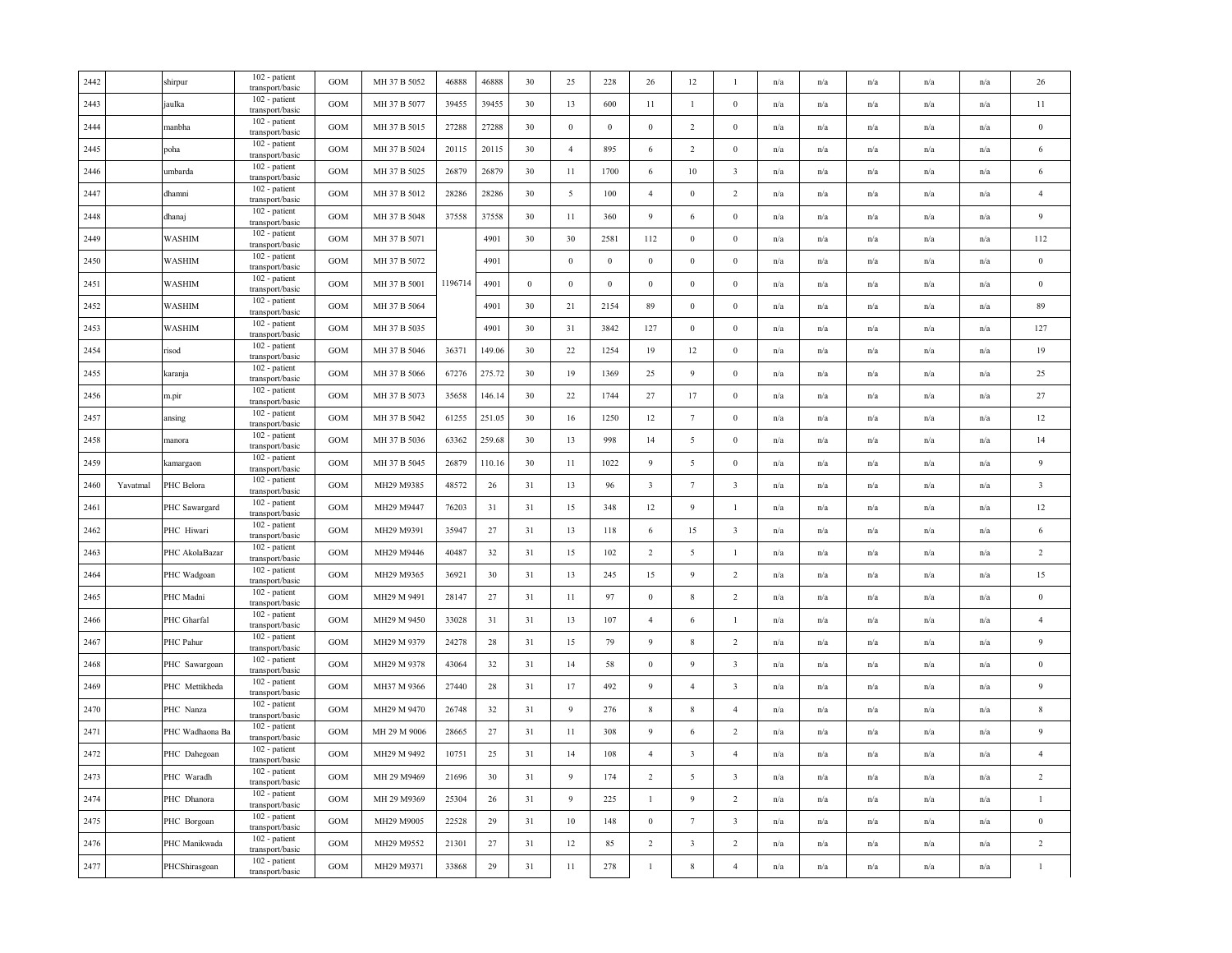| | | | | | | | | | | | | | | | | | | | |
|---|---|---|---|---|---|---|---|---|---|---|---|---|---|---|---|---|---|---|---|
| 2442 | | shirpur | 102 - patient transport/basic | GOM | MH 37 B 5052 | 46888 | 46888 | 30 | 25 | 228 | 26 | 12 | 1 | n/a | n/a | n/a | n/a | n/a | 26 |
| 2443 | | jaulka | 102 - patient transport/basic | GOM | MH 37 B 5077 | 39455 | 39455 | 30 | 13 | 600 | 11 | 1 | 0 | n/a | n/a | n/a | n/a | n/a | 11 |
| 2444 | | manbha | 102 - patient transport/basic | GOM | MH 37 B 5015 | 27288 | 27288 | 30 | 0 | 0 | 0 | 2 | 0 | n/a | n/a | n/a | n/a | n/a | 0 |
| 2445 | | poha | 102 - patient transport/basic | GOM | MH 37 B 5024 | 20115 | 20115 | 30 | 4 | 895 | 6 | 2 | 0 | n/a | n/a | n/a | n/a | n/a | 6 |
| 2446 | | umbarda | 102 - patient transport/basic | GOM | MH 37 B 5025 | 26879 | 26879 | 30 | 11 | 1700 | 6 | 10 | 3 | n/a | n/a | n/a | n/a | n/a | 6 |
| 2447 | | dhamni | 102 - patient transport/basic | GOM | MH 37 B 5012 | 28286 | 28286 | 30 | 5 | 100 | 4 | 0 | 2 | n/a | n/a | n/a | n/a | n/a | 4 |
| 2448 | | dhanaj | 102 - patient transport/basic | GOM | MH 37 B 5048 | 37558 | 37558 | 30 | 11 | 360 | 9 | 6 | 0 | n/a | n/a | n/a | n/a | n/a | 9 |
| 2449 | | WASHIM | 102 - patient transport/basic | GOM | MH 37 B 5071 | | 4901 | 30 | 30 | 2581 | 112 | 0 | 0 | n/a | n/a | n/a | n/a | n/a | 112 |
| 2450 | | WASHIM | 102 - patient transport/basic | GOM | MH 37 B 5072 | | 4901 | | 0 | 0 | 0 | 0 | 0 | n/a | n/a | n/a | n/a | n/a | 0 |
| 2451 | | WASHIM | 102 - patient transport/basic | GOM | MH 37 B 5001 | 1196714 | 4901 | 0 | 0 | 0 | 0 | 0 | 0 | n/a | n/a | n/a | n/a | n/a | 0 |
| 2452 | | WASHIM | 102 - patient transport/basic | GOM | MH 37 B 5064 | | 4901 | 30 | 21 | 2154 | 89 | 0 | 0 | n/a | n/a | n/a | n/a | n/a | 89 |
| 2453 | | WASHIM | 102 - patient transport/basic | GOM | MH 37 B 5035 | | 4901 | 30 | 31 | 3842 | 127 | 0 | 0 | n/a | n/a | n/a | n/a | n/a | 127 |
| 2454 | | risod | 102 - patient transport/basic | GOM | MH 37 B 5046 | 36371 | 149.06 | 30 | 22 | 1254 | 19 | 12 | 0 | n/a | n/a | n/a | n/a | n/a | 19 |
| 2455 | | karanja | 102 - patient transport/basic | GOM | MH 37 B 5066 | 67276 | 275.72 | 30 | 19 | 1369 | 25 | 9 | 0 | n/a | n/a | n/a | n/a | n/a | 25 |
| 2456 | | m.pir | 102 - patient transport/basic | GOM | MH 37 B 5073 | 35658 | 146.14 | 30 | 22 | 1744 | 27 | 17 | 0 | n/a | n/a | n/a | n/a | n/a | 27 |
| 2457 | | ansing | 102 - patient transport/basic | GOM | MH 37 B 5042 | 61255 | 251.05 | 30 | 16 | 1250 | 12 | 7 | 0 | n/a | n/a | n/a | n/a | n/a | 12 |
| 2458 | | manora | 102 - patient transport/basic | GOM | MH 37 B 5036 | 63362 | 259.68 | 30 | 13 | 998 | 14 | 5 | 0 | n/a | n/a | n/a | n/a | n/a | 14 |
| 2459 | | kamargaon | 102 - patient transport/basic | GOM | MH 37 B 5045 | 26879 | 110.16 | 30 | 11 | 1022 | 9 | 5 | 0 | n/a | n/a | n/a | n/a | n/a | 9 |
| 2460 | Yavatmal | PHC Belora | 102 - patient transport/basic | GOM | MH29 M9385 | 48572 | 26 | 31 | 13 | 96 | 3 | 7 | 3 | n/a | n/a | n/a | n/a | n/a | 3 |
| 2461 | | PHC Sawargard | 102 - patient transport/basic | GOM | MH29 M9447 | 76203 | 31 | 31 | 15 | 348 | 12 | 9 | 1 | n/a | n/a | n/a | n/a | n/a | 12 |
| 2462 | | PHC Hiwari | 102 - patient transport/basic | GOM | MH29 M9391 | 35947 | 27 | 31 | 13 | 118 | 6 | 15 | 3 | n/a | n/a | n/a | n/a | n/a | 6 |
| 2463 | | PHC AkolaBazar | 102 - patient transport/basic | GOM | MH29 M9446 | 40487 | 32 | 31 | 15 | 102 | 2 | 5 | 1 | n/a | n/a | n/a | n/a | n/a | 2 |
| 2464 | | PHC Wadgoan | 102 - patient transport/basic | GOM | MH29 M9365 | 36921 | 30 | 31 | 13 | 245 | 15 | 9 | 2 | n/a | n/a | n/a | n/a | n/a | 15 |
| 2465 | | PHC Madni | 102 - patient transport/basic | GOM | MH29 M 9491 | 28147 | 27 | 31 | 11 | 97 | 0 | 8 | 2 | n/a | n/a | n/a | n/a | n/a | 0 |
| 2466 | | PHC Gharfal | 102 - patient transport/basic | GOM | MH29 M 9450 | 33028 | 31 | 31 | 13 | 107 | 4 | 6 | 1 | n/a | n/a | n/a | n/a | n/a | 4 |
| 2467 | | PHC Pahur | 102 - patient transport/basic | GOM | MH29 M 9379 | 24278 | 28 | 31 | 15 | 79 | 9 | 8 | 2 | n/a | n/a | n/a | n/a | n/a | 9 |
| 2468 | | PHC Sawargoan | 102 - patient transport/basic | GOM | MH29 M 9378 | 43064 | 32 | 31 | 14 | 58 | 0 | 9 | 3 | n/a | n/a | n/a | n/a | n/a | 0 |
| 2469 | | PHC Mettikheda | 102 - patient transport/basic | GOM | MH37 M 9366 | 27440 | 28 | 31 | 17 | 492 | 9 | 4 | 3 | n/a | n/a | n/a | n/a | n/a | 9 |
| 2470 | | PHC Nanza | 102 - patient transport/basic | GOM | MH29 M 9470 | 26748 | 32 | 31 | 9 | 276 | 8 | 8 | 4 | n/a | n/a | n/a | n/a | n/a | 8 |
| 2471 | | PHC Wadhaona Ba | 102 - patient transport/basic | GOM | MH 29 M 9006 | 28665 | 27 | 31 | 11 | 308 | 9 | 6 | 2 | n/a | n/a | n/a | n/a | n/a | 9 |
| 2472 | | PHC Dahegoan | 102 - patient transport/basic | GOM | MH29 M 9492 | 10751 | 25 | 31 | 14 | 108 | 4 | 3 | 4 | n/a | n/a | n/a | n/a | n/a | 4 |
| 2473 | | PHC Waradh | 102 - patient transport/basic | GOM | MH 29 M9469 | 21696 | 30 | 31 | 9 | 174 | 2 | 5 | 3 | n/a | n/a | n/a | n/a | n/a | 2 |
| 2474 | | PHC Dhanora | 102 - patient transport/basic | GOM | MH 29 M9369 | 25304 | 26 | 31 | 9 | 225 | 1 | 9 | 2 | n/a | n/a | n/a | n/a | n/a | 1 |
| 2475 | | PHC Borgoan | 102 - patient transport/basic | GOM | MH29 M9005 | 22528 | 29 | 31 | 10 | 148 | 0 | 7 | 3 | n/a | n/a | n/a | n/a | n/a | 0 |
| 2476 | | PHC Manikwada | 102 - patient transport/basic | GOM | MH29 M9552 | 21301 | 27 | 31 | 12 | 85 | 2 | 3 | 2 | n/a | n/a | n/a | n/a | n/a | 2 |
| 2477 | | PHCShirasgoan | 102 - patient transport/basic | GOM | MH29 M9371 | 33868 | 29 | 31 | 11 | 278 | 1 | 8 | 4 | n/a | n/a | n/a | n/a | n/a | 1 |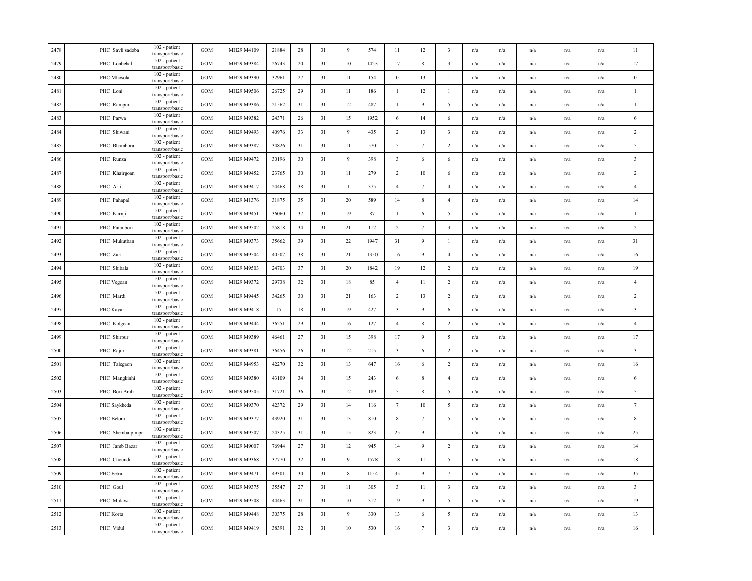| 2478 | | PHC Savli sadoba | 102 - patient transport/basic | GOM | MH29 M4109 | 21884 | 28 | 31 | 9 | 574 | 11 | 12 | 3 | n/a | n/a | n/a | n/a | n/a | 11 |
|---|---|---|---|---|---|---|---|---|---|---|---|---|---|---|---|---|---|---|---|
| 2479 | | PHC Lonbehal | 102 - patient transport/basic | GOM | MH29 M9384 | 26743 | 20 | 31 | 10 | 1423 | 17 | 8 | 3 | n/a | n/a | n/a | n/a | n/a | 17 |
| 2480 | | PHC Mhosola | 102 - patient transport/basic | GOM | MH29 M9390 | 32961 | 27 | 31 | 11 | 154 | 0 | 13 | 1 | n/a | n/a | n/a | n/a | n/a | 0 |
| 2481 | | PHC Loni | 102 - patient transport/basic | GOM | MH29 M9506 | 26725 | 29 | 31 | 11 | 186 | 1 | 12 | 1 | n/a | n/a | n/a | n/a | n/a | 1 |
| 2482 | | PHC Rampur | 102 - patient transport/basic | GOM | MH29 M9386 | 21562 | 31 | 31 | 12 | 487 | 1 | 9 | 5 | n/a | n/a | n/a | n/a | n/a | 1 |
| 2483 | | PHC Parwa | 102 - patient transport/basic | GOM | MH29 M9382 | 24371 | 26 | 31 | 15 | 1952 | 6 | 14 | 6 | n/a | n/a | n/a | n/a | n/a | 6 |
| 2484 | | PHC Shiwani | 102 - patient transport/basic | GOM | MH29 M9493 | 40976 | 33 | 31 | 9 | 435 | 2 | 13 | 3 | n/a | n/a | n/a | n/a | n/a | 2 |
| 2485 | | PHC Bhambora | 102 - patient transport/basic | GOM | MH29 M9387 | 34826 | 31 | 31 | 11 | 570 | 5 | 7 | 2 | n/a | n/a | n/a | n/a | n/a | 5 |
| 2486 | | PHC Runza | 102 - patient transport/basic | GOM | MH29 M9472 | 30196 | 30 | 31 | 9 | 398 | 3 | 6 | 6 | n/a | n/a | n/a | n/a | n/a | 3 |
| 2487 | | PHC Khairgoan | 102 - patient transport/basic | GOM | MH29 M9452 | 23765 | 30 | 31 | 11 | 279 | 2 | 10 | 6 | n/a | n/a | n/a | n/a | n/a | 2 |
| 2488 | | PHC Arli | 102 - patient transport/basic | GOM | MH29 M9417 | 24468 | 38 | 31 | 1 | 375 | 4 | 7 | 4 | n/a | n/a | n/a | n/a | n/a | 4 |
| 2489 | | PHC Pahapal | 102 - patient transport/basic | GOM | MH29 M1376 | 31875 | 35 | 31 | 20 | 589 | 14 | 8 | 4 | n/a | n/a | n/a | n/a | n/a | 14 |
| 2490 | | PHC Karnji | 102 - patient transport/basic | GOM | MH29 M9451 | 36060 | 37 | 31 | 19 | 87 | 1 | 6 | 5 | n/a | n/a | n/a | n/a | n/a | 1 |
| 2491 | | PHC Patanbori | 102 - patient transport/basic | GOM | MH29 M9502 | 25818 | 34 | 31 | 21 | 112 | 2 | 7 | 3 | n/a | n/a | n/a | n/a | n/a | 2 |
| 2492 | | PHC Mukutban | 102 - patient transport/basic | GOM | MH29 M9373 | 35662 | 39 | 31 | 22 | 1947 | 31 | 9 | 1 | n/a | n/a | n/a | n/a | n/a | 31 |
| 2493 | | PHC Zari | 102 - patient transport/basic | GOM | MH29 M9504 | 40507 | 38 | 31 | 21 | 1350 | 16 | 9 | 4 | n/a | n/a | n/a | n/a | n/a | 16 |
| 2494 | | PHC Shibala | 102 - patient transport/basic | GOM | MH29 M9503 | 24703 | 37 | 31 | 20 | 1842 | 19 | 12 | 2 | n/a | n/a | n/a | n/a | n/a | 19 |
| 2495 | | PHC Vegoan | 102 - patient transport/basic | GOM | MH29 M9372 | 29738 | 32 | 31 | 18 | 85 | 4 | 11 | 2 | n/a | n/a | n/a | n/a | n/a | 4 |
| 2496 | | PHC Mardi | 102 - patient transport/basic | GOM | MH29 M9445 | 34265 | 30 | 31 | 21 | 163 | 2 | 13 | 2 | n/a | n/a | n/a | n/a | n/a | 2 |
| 2497 | | PHC Kayar | 102 - patient transport/basic | GOM | MH29 M9418 | 15 | 18 | 31 | 19 | 427 | 3 | 9 | 6 | n/a | n/a | n/a | n/a | n/a | 3 |
| 2498 | | PHC Kolgoan | 102 - patient transport/basic | GOM | MH29 M9444 | 36251 | 29 | 31 | 16 | 127 | 4 | 8 | 2 | n/a | n/a | n/a | n/a | n/a | 4 |
| 2499 | | PHC Shirpur | 102 - patient transport/basic | GOM | MH29 M9389 | 46461 | 27 | 31 | 15 | 398 | 17 | 9 | 5 | n/a | n/a | n/a | n/a | n/a | 17 |
| 2500 | | PHC Rajur | 102 - patient transport/basic | GOM | MH29 M9381 | 36456 | 26 | 31 | 12 | 215 | 3 | 6 | 2 | n/a | n/a | n/a | n/a | n/a | 3 |
| 2501 | | PHC Talegaon | 102 - patient transport/basic | GOM | MH29 M4953 | 42270 | 32 | 31 | 13 | 647 | 16 | 6 | 2 | n/a | n/a | n/a | n/a | n/a | 16 |
| 2502 | | PHC Mangkinhi | 102 - patient transport/basic | GOM | MH29 M9380 | 43109 | 34 | 31 | 15 | 243 | 6 | 8 | 4 | n/a | n/a | n/a | n/a | n/a | 6 |
| 2503 | | PHC Bori Arab | 102 - patient transport/basic | GOM | MH29 M9505 | 31721 | 36 | 31 | 12 | 189 | 5 | 8 | 5 | n/a | n/a | n/a | n/a | n/a | 5 |
| 2504 | | PHC Saykheda | 102 - patient transport/basic | GOM | MH29 M9370 | 42372 | 29 | 31 | 14 | 116 | 7 | 10 | 5 | n/a | n/a | n/a | n/a | n/a | 7 |
| 2505 | | PHC Belora | 102 - patient transport/basic | GOM | MH29 M9377 | 43920 | 31 | 31 | 13 | 810 | 8 | 7 | 5 | n/a | n/a | n/a | n/a | n/a | 8 |
| 2506 | | PHC Shembalpimpr | 102 - patient transport/basic | GOM | MH29 M9507 | 24325 | 31 | 31 | 15 | 823 | 25 | 9 | 1 | n/a | n/a | n/a | n/a | n/a | 25 |
| 2507 | | PHC Jamb Bazar | 102 - patient transport/basic | GOM | MH29 M9007 | 76944 | 27 | 31 | 12 | 945 | 14 | 9 | 2 | n/a | n/a | n/a | n/a | n/a | 14 |
| 2508 | | PHC Choundi | 102 - patient transport/basic | GOM | MH29 M9368 | 37770 | 32 | 31 | 9 | 1578 | 18 | 11 | 5 | n/a | n/a | n/a | n/a | n/a | 18 |
| 2509 | | PHC Fetra | 102 - patient transport/basic | GOM | MH29 M9471 | 49301 | 30 | 31 | 8 | 1154 | 35 | 9 | 7 | n/a | n/a | n/a | n/a | n/a | 35 |
| 2510 | | PHC Goul | 102 - patient transport/basic | GOM | MH29 M9375 | 35547 | 27 | 31 | 11 | 305 | 3 | 11 | 3 | n/a | n/a | n/a | n/a | n/a | 3 |
| 2511 | | PHC Mulawa | 102 - patient transport/basic | GOM | MH29 M9508 | 44463 | 31 | 31 | 10 | 312 | 19 | 9 | 5 | n/a | n/a | n/a | n/a | n/a | 19 |
| 2512 | | PHC Korta | 102 - patient transport/basic | GOM | MH29 M9448 | 30375 | 28 | 31 | 9 | 330 | 13 | 6 | 5 | n/a | n/a | n/a | n/a | n/a | 13 |
| 2513 | | PHC Vidul | 102 - patient transport/basic | GOM | MH29 M9419 | 38391 | 32 | 31 | 10 | 530 | 16 | 7 | 3 | n/a | n/a | n/a | n/a | n/a | 16 |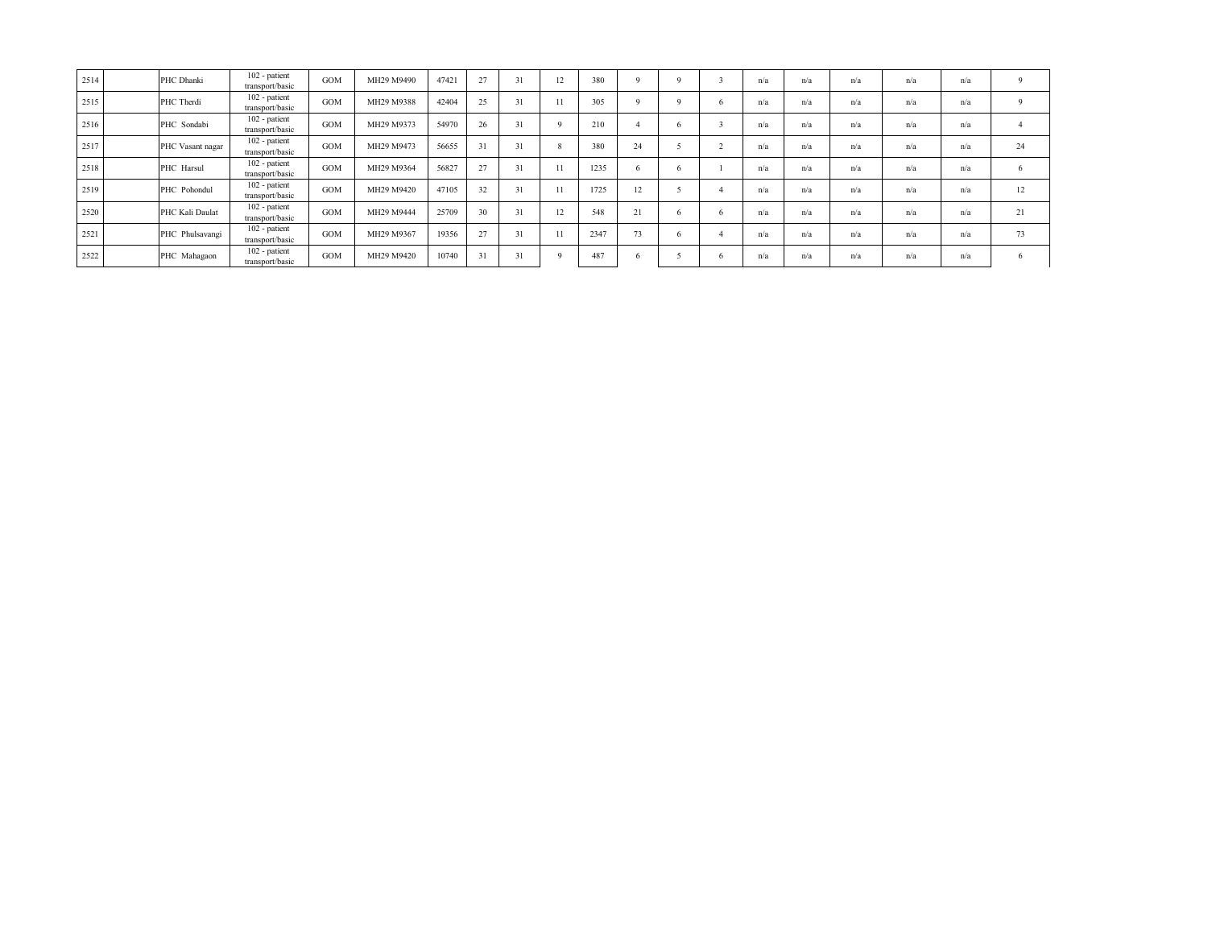| | | | | | | | | | | | | | | | | | | | | |
|---|---|---|---|---|---|---|---|---|---|---|---|---|---|---|---|---|---|---|---|---|
| 2514 | | PHC Dhanki | 102 - patient transport/basic | GOM | MH29 M9490 | 47421 | 27 | 31 | 12 | 380 | 9 | 9 | 3 | n/a | n/a | n/a | n/a | n/a | 9 |
| 2515 | | PHC Therdi | 102 - patient transport/basic | GOM | MH29 M9388 | 42404 | 25 | 31 | 11 | 305 | 9 | 9 | 6 | n/a | n/a | n/a | n/a | n/a | 9 |
| 2516 | | PHC Sondabi | 102 - patient transport/basic | GOM | MH29 M9373 | 54970 | 26 | 31 | 9 | 210 | 4 | 6 | 3 | n/a | n/a | n/a | n/a | n/a | 4 |
| 2517 | | PHC Vasant nagar | 102 - patient transport/basic | GOM | MH29 M9473 | 56655 | 31 | 31 | 8 | 380 | 24 | 5 | 2 | n/a | n/a | n/a | n/a | n/a | 24 |
| 2518 | | PHC Harsul | 102 - patient transport/basic | GOM | MH29 M9364 | 56827 | 27 | 31 | 11 | 1235 | 6 | 6 | 1 | n/a | n/a | n/a | n/a | n/a | 6 |
| 2519 | | PHC Pohondul | 102 - patient transport/basic | GOM | MH29 M9420 | 47105 | 32 | 31 | 11 | 1725 | 12 | 5 | 4 | n/a | n/a | n/a | n/a | n/a | 12 |
| 2520 | | PHC Kali Daulat | 102 - patient transport/basic | GOM | MH29 M9444 | 25709 | 30 | 31 | 12 | 548 | 21 | 6 | 6 | n/a | n/a | n/a | n/a | n/a | 21 |
| 2521 | | PHC Phulsavangi | 102 - patient transport/basic | GOM | MH29 M9367 | 19356 | 27 | 31 | 11 | 2347 | 73 | 6 | 4 | n/a | n/a | n/a | n/a | n/a | 73 |
| 2522 | | PHC Mahagaon | 102 - patient transport/basic | GOM | MH29 M9420 | 10740 | 31 | 31 | 9 | 487 | 6 | 5 | 6 | n/a | n/a | n/a | n/a | n/a | 6 |